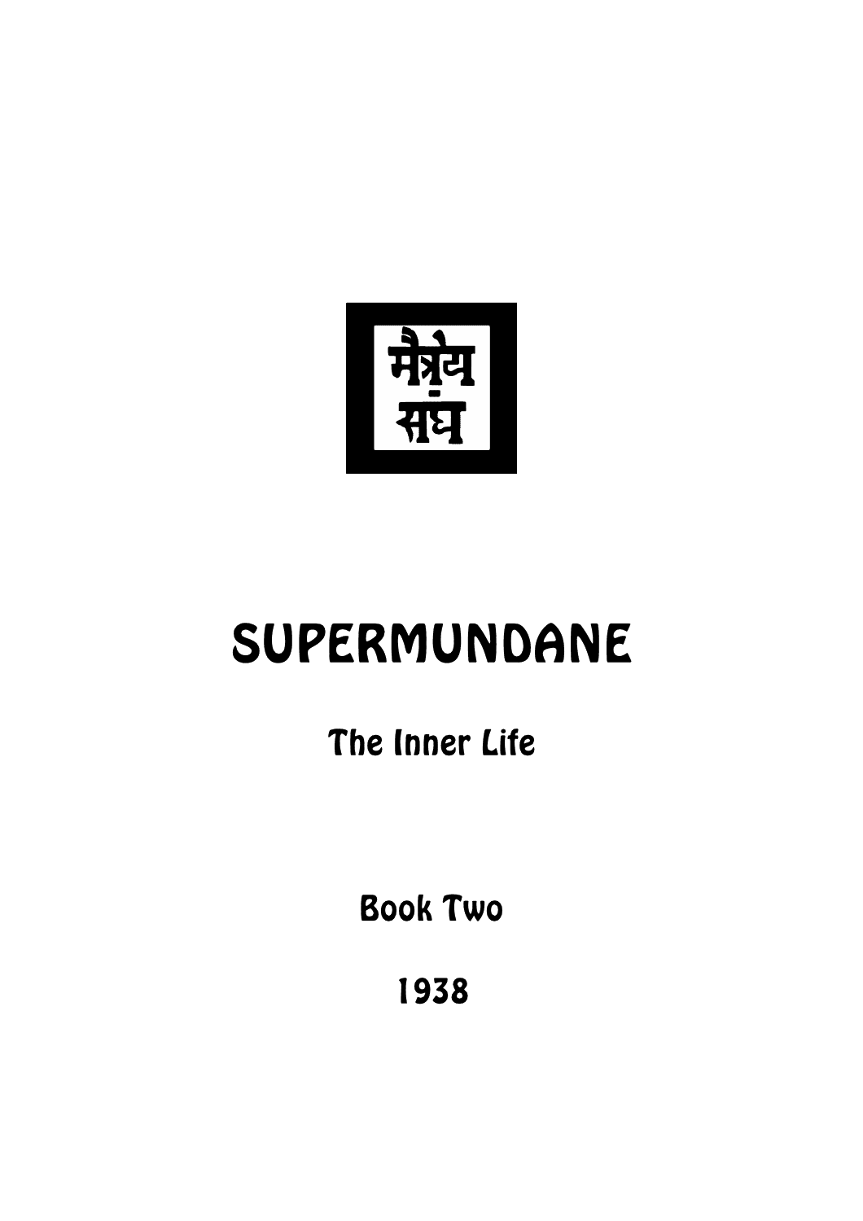मैत्रेय संघ

# SUPERMUNDANE

## The Inner Life

Book Two

1938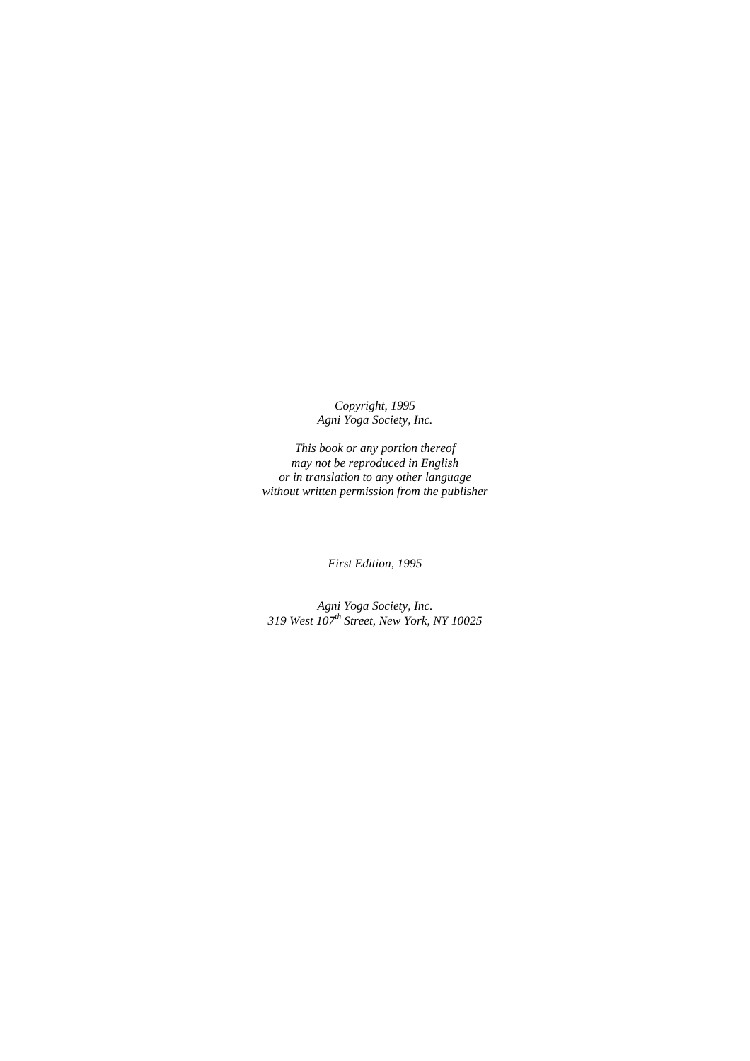*Copyright, 1995*
*Agni Yoga Society, Inc.*

*This book or any portion thereof*
*may not be reproduced in English*
*or in translation to any other language*
*without written permission from the publisher*

*First Edition, 1995*

*Agni Yoga Society, Inc.*
*319 West 107th Street, New York, NY 10025*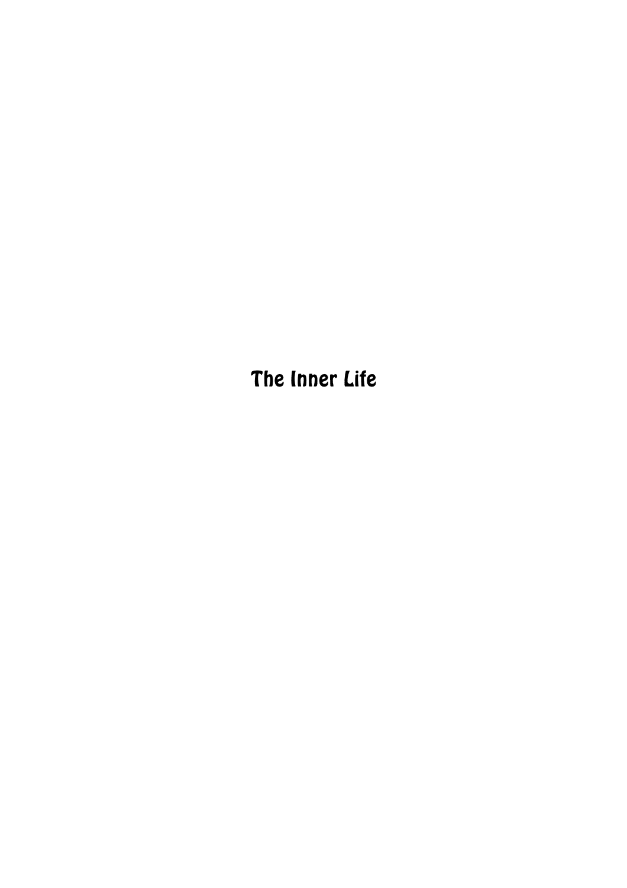# The Inner Life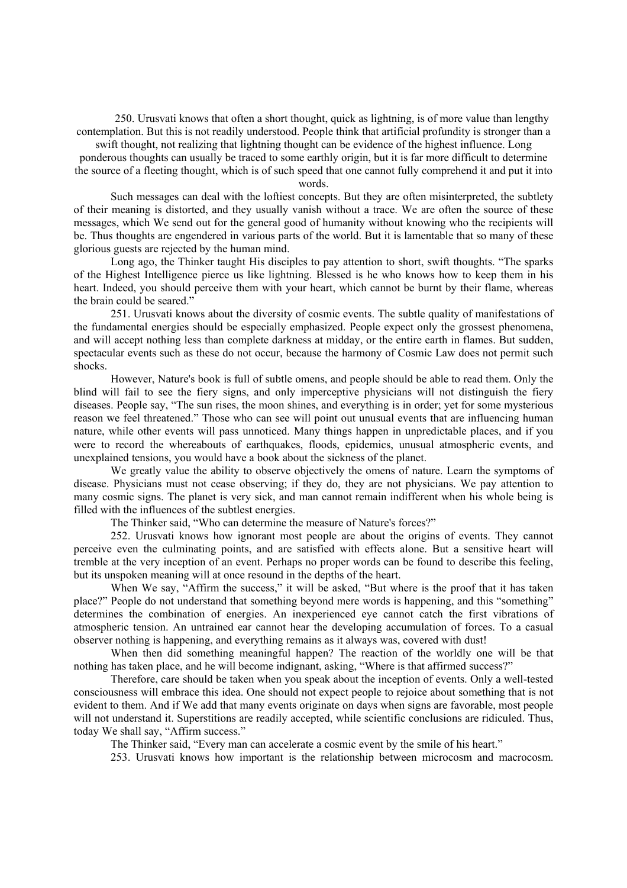250. Urusvati knows that often a short thought, quick as lightning, is of more value than lengthy contemplation. But this is not readily understood. People think that artificial profundity is stronger than a swift thought, not realizing that lightning thought can be evidence of the highest influence. Long ponderous thoughts can usually be traced to some earthly origin, but it is far more difficult to determine the source of a fleeting thought, which is of such speed that one cannot fully comprehend it and put it into words.

Such messages can deal with the loftiest concepts. But they are often misinterpreted, the subtlety of their meaning is distorted, and they usually vanish without a trace. We are often the source of these messages, which We send out for the general good of humanity without knowing who the recipients will be. Thus thoughts are engendered in various parts of the world. But it is lamentable that so many of these glorious guests are rejected by the human mind.

Long ago, the Thinker taught His disciples to pay attention to short, swift thoughts. "The sparks of the Highest Intelligence pierce us like lightning. Blessed is he who knows how to keep them in his heart. Indeed, you should perceive them with your heart, which cannot be burnt by their flame, whereas the brain could be seared."

251. Urusvati knows about the diversity of cosmic events. The subtle quality of manifestations of the fundamental energies should be especially emphasized. People expect only the grossest phenomena, and will accept nothing less than complete darkness at midday, or the entire earth in flames. But sudden, spectacular events such as these do not occur, because the harmony of Cosmic Law does not permit such shocks.

However, Nature's book is full of subtle omens, and people should be able to read them. Only the blind will fail to see the fiery signs, and only imperceptive physicians will not distinguish the fiery diseases. People say, "The sun rises, the moon shines, and everything is in order; yet for some mysterious reason we feel threatened." Those who can see will point out unusual events that are influencing human nature, while other events will pass unnoticed. Many things happen in unpredictable places, and if you were to record the whereabouts of earthquakes, floods, epidemics, unusual atmospheric events, and unexplained tensions, you would have a book about the sickness of the planet.

We greatly value the ability to observe objectively the omens of nature. Learn the symptoms of disease. Physicians must not cease observing; if they do, they are not physicians. We pay attention to many cosmic signs. The planet is very sick, and man cannot remain indifferent when his whole being is filled with the influences of the subtlest energies.

The Thinker said, "Who can determine the measure of Nature's forces?"

252. Urusvati knows how ignorant most people are about the origins of events. They cannot perceive even the culminating points, and are satisfied with effects alone. But a sensitive heart will tremble at the very inception of an event. Perhaps no proper words can be found to describe this feeling, but its unspoken meaning will at once resound in the depths of the heart.

When We say, "Affirm the success," it will be asked, "But where is the proof that it has taken place?" People do not understand that something beyond mere words is happening, and this "something" determines the combination of energies. An inexperienced eye cannot catch the first vibrations of atmospheric tension. An untrained ear cannot hear the developing accumulation of forces. To a casual observer nothing is happening, and everything remains as it always was, covered with dust!

When then did something meaningful happen? The reaction of the worldly one will be that nothing has taken place, and he will become indignant, asking, "Where is that affirmed success?"

Therefore, care should be taken when you speak about the inception of events. Only a well-tested consciousness will embrace this idea. One should not expect people to rejoice about something that is not evident to them. And if We add that many events originate on days when signs are favorable, most people will not understand it. Superstitions are readily accepted, while scientific conclusions are ridiculed. Thus, today We shall say, "Affirm success."

The Thinker said, "Every man can accelerate a cosmic event by the smile of his heart."

253. Urusvati knows how important is the relationship between microcosm and macrocosm.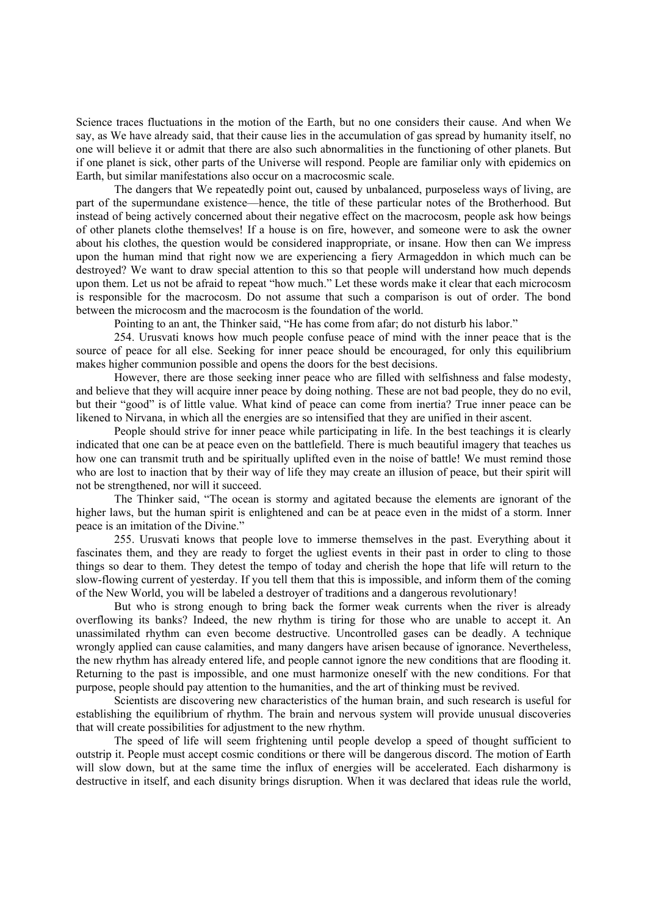Science traces fluctuations in the motion of the Earth, but no one considers their cause. And when We say, as We have already said, that their cause lies in the accumulation of gas spread by humanity itself, no one will believe it or admit that there are also such abnormalities in the functioning of other planets. But if one planet is sick, other parts of the Universe will respond. People are familiar only with epidemics on Earth, but similar manifestations also occur on a macrocosmic scale.

The dangers that We repeatedly point out, caused by unbalanced, purposeless ways of living, are part of the supermundane existence—hence, the title of these particular notes of the Brotherhood. But instead of being actively concerned about their negative effect on the macrocosm, people ask how beings of other planets clothe themselves! If a house is on fire, however, and someone were to ask the owner about his clothes, the question would be considered inappropriate, or insane. How then can We impress upon the human mind that right now we are experiencing a fiery Armageddon in which much can be destroyed? We want to draw special attention to this so that people will understand how much depends upon them. Let us not be afraid to repeat "how much." Let these words make it clear that each microcosm is responsible for the macrocosm. Do not assume that such a comparison is out of order. The bond between the microcosm and the macrocosm is the foundation of the world.

Pointing to an ant, the Thinker said, "He has come from afar; do not disturb his labor."

254. Urusvati knows how much people confuse peace of mind with the inner peace that is the source of peace for all else. Seeking for inner peace should be encouraged, for only this equilibrium makes higher communion possible and opens the doors for the best decisions.

However, there are those seeking inner peace who are filled with selfishness and false modesty, and believe that they will acquire inner peace by doing nothing. These are not bad people, they do no evil, but their "good" is of little value. What kind of peace can come from inertia? True inner peace can be likened to Nirvana, in which all the energies are so intensified that they are unified in their ascent.

People should strive for inner peace while participating in life. In the best teachings it is clearly indicated that one can be at peace even on the battlefield. There is much beautiful imagery that teaches us how one can transmit truth and be spiritually uplifted even in the noise of battle! We must remind those who are lost to inaction that by their way of life they may create an illusion of peace, but their spirit will not be strengthened, nor will it succeed.

The Thinker said, "The ocean is stormy and agitated because the elements are ignorant of the higher laws, but the human spirit is enlightened and can be at peace even in the midst of a storm. Inner peace is an imitation of the Divine."

255. Urusvati knows that people love to immerse themselves in the past. Everything about it fascinates them, and they are ready to forget the ugliest events in their past in order to cling to those things so dear to them. They detest the tempo of today and cherish the hope that life will return to the slow-flowing current of yesterday. If you tell them that this is impossible, and inform them of the coming of the New World, you will be labeled a destroyer of traditions and a dangerous revolutionary!

But who is strong enough to bring back the former weak currents when the river is already overflowing its banks? Indeed, the new rhythm is tiring for those who are unable to accept it. An unassimilated rhythm can even become destructive. Uncontrolled gases can be deadly. A technique wrongly applied can cause calamities, and many dangers have arisen because of ignorance. Nevertheless, the new rhythm has already entered life, and people cannot ignore the new conditions that are flooding it. Returning to the past is impossible, and one must harmonize oneself with the new conditions. For that purpose, people should pay attention to the humanities, and the art of thinking must be revived.

Scientists are discovering new characteristics of the human brain, and such research is useful for establishing the equilibrium of rhythm. The brain and nervous system will provide unusual discoveries that will create possibilities for adjustment to the new rhythm.

The speed of life will seem frightening until people develop a speed of thought sufficient to outstrip it. People must accept cosmic conditions or there will be dangerous discord. The motion of Earth will slow down, but at the same time the influx of energies will be accelerated. Each disharmony is destructive in itself, and each disunity brings disruption. When it was declared that ideas rule the world,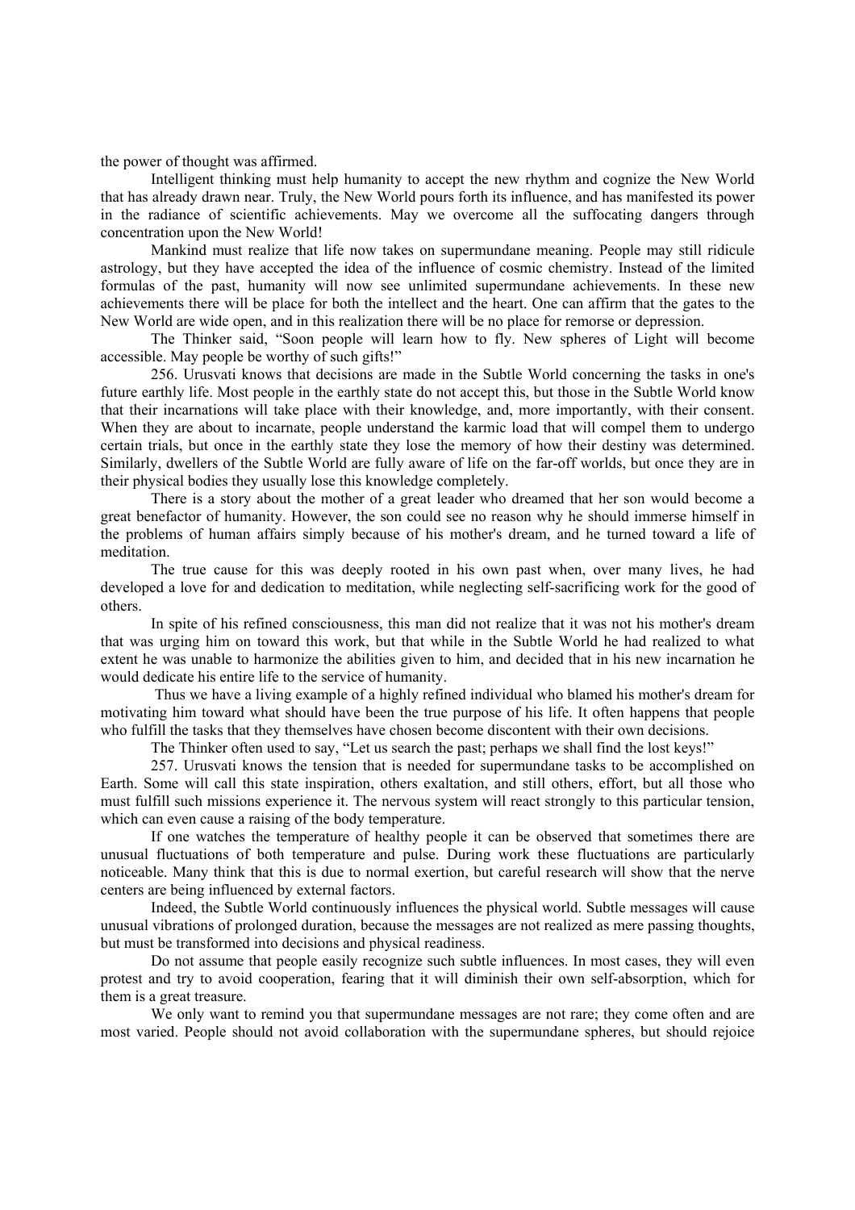the power of thought was affirmed.

Intelligent thinking must help humanity to accept the new rhythm and cognize the New World that has already drawn near. Truly, the New World pours forth its influence, and has manifested its power in the radiance of scientific achievements. May we overcome all the suffocating dangers through concentration upon the New World!

Mankind must realize that life now takes on supermundane meaning. People may still ridicule astrology, but they have accepted the idea of the influence of cosmic chemistry. Instead of the limited formulas of the past, humanity will now see unlimited supermundane achievements. In these new achievements there will be place for both the intellect and the heart. One can affirm that the gates to the New World are wide open, and in this realization there will be no place for remorse or depression.

The Thinker said, "Soon people will learn how to fly. New spheres of Light will become accessible. May people be worthy of such gifts!"

256. Urusvati knows that decisions are made in the Subtle World concerning the tasks in one's future earthly life. Most people in the earthly state do not accept this, but those in the Subtle World know that their incarnations will take place with their knowledge, and, more importantly, with their consent. When they are about to incarnate, people understand the karmic load that will compel them to undergo certain trials, but once in the earthly state they lose the memory of how their destiny was determined. Similarly, dwellers of the Subtle World are fully aware of life on the far-off worlds, but once they are in their physical bodies they usually lose this knowledge completely.

There is a story about the mother of a great leader who dreamed that her son would become a great benefactor of humanity. However, the son could see no reason why he should immerse himself in the problems of human affairs simply because of his mother's dream, and he turned toward a life of meditation.

The true cause for this was deeply rooted in his own past when, over many lives, he had developed a love for and dedication to meditation, while neglecting self-sacrificing work for the good of others.

In spite of his refined consciousness, this man did not realize that it was not his mother's dream that was urging him on toward this work, but that while in the Subtle World he had realized to what extent he was unable to harmonize the abilities given to him, and decided that in his new incarnation he would dedicate his entire life to the service of humanity.

Thus we have a living example of a highly refined individual who blamed his mother's dream for motivating him toward what should have been the true purpose of his life. It often happens that people who fulfill the tasks that they themselves have chosen become discontent with their own decisions.

The Thinker often used to say, "Let us search the past; perhaps we shall find the lost keys!"

257. Urusvati knows the tension that is needed for supermundane tasks to be accomplished on Earth. Some will call this state inspiration, others exaltation, and still others, effort, but all those who must fulfill such missions experience it. The nervous system will react strongly to this particular tension, which can even cause a raising of the body temperature.

If one watches the temperature of healthy people it can be observed that sometimes there are unusual fluctuations of both temperature and pulse. During work these fluctuations are particularly noticeable. Many think that this is due to normal exertion, but careful research will show that the nerve centers are being influenced by external factors.

Indeed, the Subtle World continuously influences the physical world. Subtle messages will cause unusual vibrations of prolonged duration, because the messages are not realized as mere passing thoughts, but must be transformed into decisions and physical readiness.

Do not assume that people easily recognize such subtle influences. In most cases, they will even protest and try to avoid cooperation, fearing that it will diminish their own self-absorption, which for them is a great treasure.

We only want to remind you that supermundane messages are not rare; they come often and are most varied. People should not avoid collaboration with the supermundane spheres, but should rejoice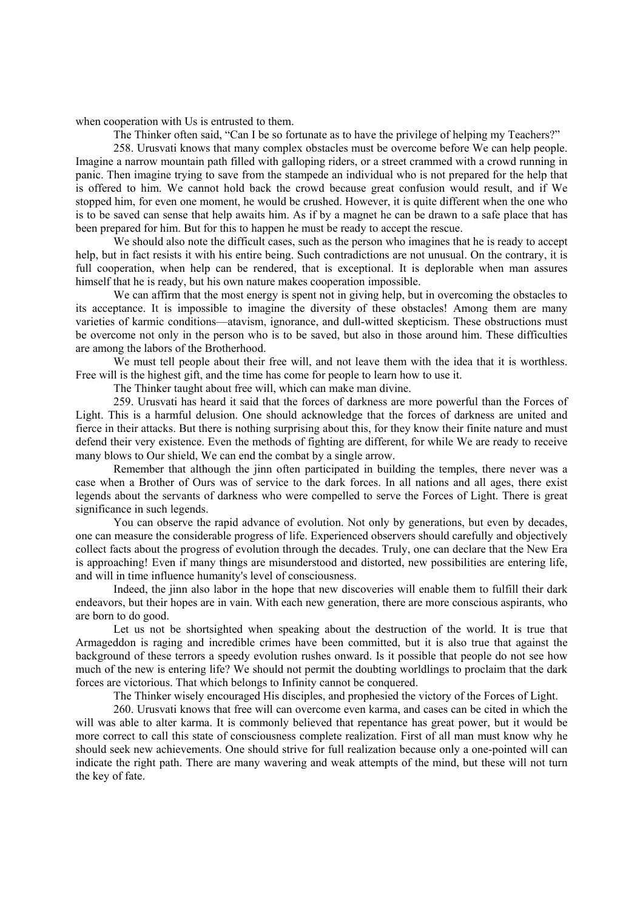when cooperation with Us is entrusted to them.

The Thinker often said, “Can I be so fortunate as to have the privilege of helping my Teachers?”

258. Urusvati knows that many complex obstacles must be overcome before We can help people. Imagine a narrow mountain path filled with galloping riders, or a street crammed with a crowd running in panic. Then imagine trying to save from the stampede an individual who is not prepared for the help that is offered to him. We cannot hold back the crowd because great confusion would result, and if We stopped him, for even one moment, he would be crushed. However, it is quite different when the one who is to be saved can sense that help awaits him. As if by a magnet he can be drawn to a safe place that has been prepared for him. But for this to happen he must be ready to accept the rescue.

We should also note the difficult cases, such as the person who imagines that he is ready to accept help, but in fact resists it with his entire being. Such contradictions are not unusual. On the contrary, it is full cooperation, when help can be rendered, that is exceptional. It is deplorable when man assures himself that he is ready, but his own nature makes cooperation impossible.

We can affirm that the most energy is spent not in giving help, but in overcoming the obstacles to its acceptance. It is impossible to imagine the diversity of these obstacles! Among them are many varieties of karmic conditions—atavism, ignorance, and dull-witted skepticism. These obstructions must be overcome not only in the person who is to be saved, but also in those around him. These difficulties are among the labors of the Brotherhood.

We must tell people about their free will, and not leave them with the idea that it is worthless. Free will is the highest gift, and the time has come for people to learn how to use it.

The Thinker taught about free will, which can make man divine.

259. Urusvati has heard it said that the forces of darkness are more powerful than the Forces of Light. This is a harmful delusion. One should acknowledge that the forces of darkness are united and fierce in their attacks. But there is nothing surprising about this, for they know their finite nature and must defend their very existence. Even the methods of fighting are different, for while We are ready to receive many blows to Our shield, We can end the combat by a single arrow.

Remember that although the jinn often participated in building the temples, there never was a case when a Brother of Ours was of service to the dark forces. In all nations and all ages, there exist legends about the servants of darkness who were compelled to serve the Forces of Light. There is great significance in such legends.

You can observe the rapid advance of evolution. Not only by generations, but even by decades, one can measure the considerable progress of life. Experienced observers should carefully and objectively collect facts about the progress of evolution through the decades. Truly, one can declare that the New Era is approaching! Even if many things are misunderstood and distorted, new possibilities are entering life, and will in time influence humanity's level of consciousness.

Indeed, the jinn also labor in the hope that new discoveries will enable them to fulfill their dark endeavors, but their hopes are in vain. With each new generation, there are more conscious aspirants, who are born to do good.

Let us not be shortsighted when speaking about the destruction of the world. It is true that Armageddon is raging and incredible crimes have been committed, but it is also true that against the background of these terrors a speedy evolution rushes onward. Is it possible that people do not see how much of the new is entering life? We should not permit the doubting worldlings to proclaim that the dark forces are victorious. That which belongs to Infinity cannot be conquered.

The Thinker wisely encouraged His disciples, and prophesied the victory of the Forces of Light.

260. Urusvati knows that free will can overcome even karma, and cases can be cited in which the will was able to alter karma. It is commonly believed that repentance has great power, but it would be more correct to call this state of consciousness complete realization. First of all man must know why he should seek new achievements. One should strive for full realization because only a one-pointed will can indicate the right path. There are many wavering and weak attempts of the mind, but these will not turn the key of fate.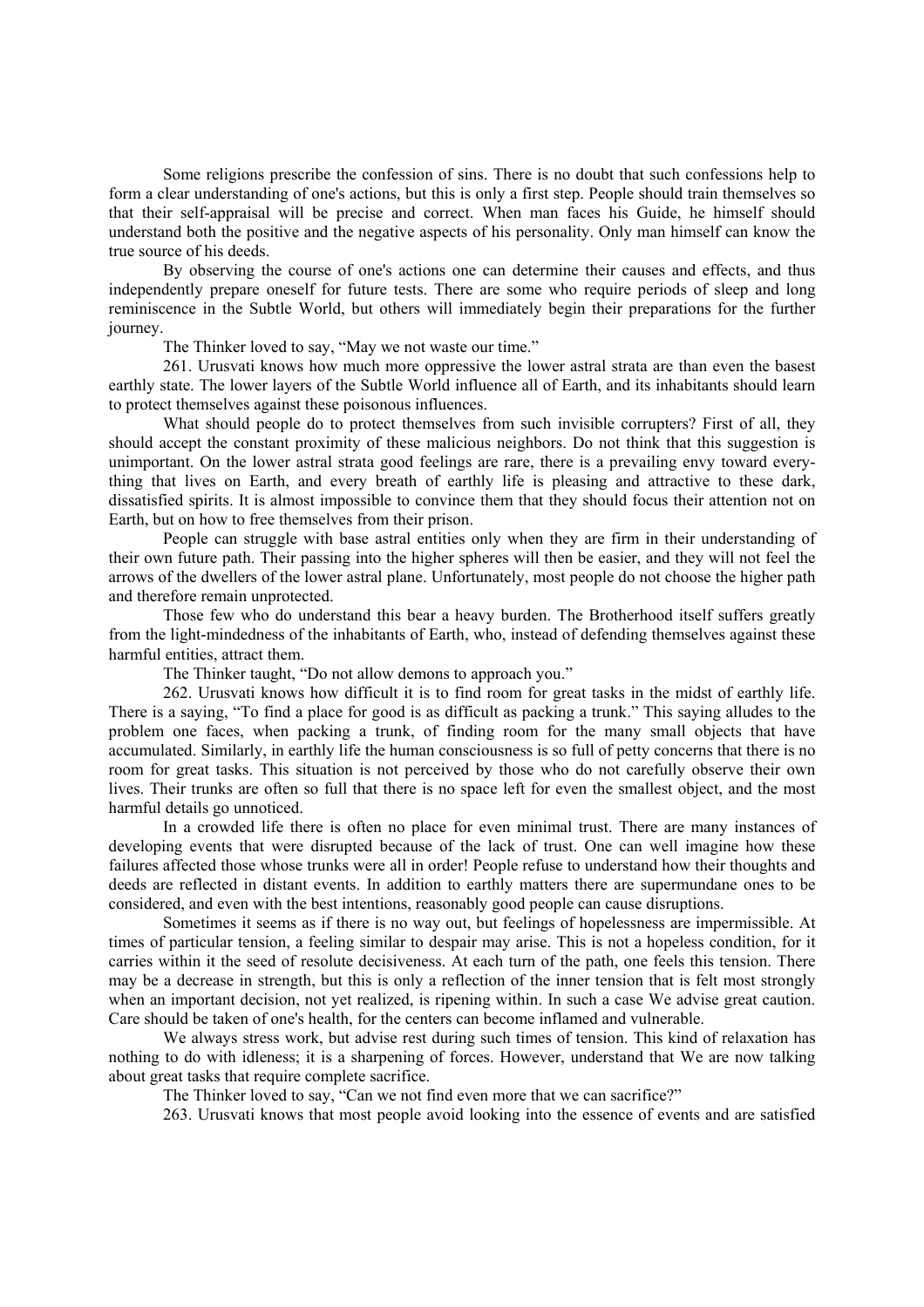Some religions prescribe the confession of sins. There is no doubt that such confessions help to form a clear understanding of one's actions, but this is only a first step. People should train themselves so that their self-appraisal will be precise and correct. When man faces his Guide, he himself should understand both the positive and the negative aspects of his personality. Only man himself can know the true source of his deeds.

By observing the course of one's actions one can determine their causes and effects, and thus independently prepare oneself for future tests. There are some who require periods of sleep and long reminiscence in the Subtle World, but others will immediately begin their preparations for the further journey.

The Thinker loved to say, "May we not waste our time."

261. Urusvati knows how much more oppressive the lower astral strata are than even the basest earthly state. The lower layers of the Subtle World influence all of Earth, and its inhabitants should learn to protect themselves against these poisonous influences.

What should people do to protect themselves from such invisible corrupters? First of all, they should accept the constant proximity of these malicious neighbors. Do not think that this suggestion is unimportant. On the lower astral strata good feelings are rare, there is a prevailing envy toward everything that lives on Earth, and every breath of earthly life is pleasing and attractive to these dark, dissatisfied spirits. It is almost impossible to convince them that they should focus their attention not on Earth, but on how to free themselves from their prison.

People can struggle with base astral entities only when they are firm in their understanding of their own future path. Their passing into the higher spheres will then be easier, and they will not feel the arrows of the dwellers of the lower astral plane. Unfortunately, most people do not choose the higher path and therefore remain unprotected.

Those few who do understand this bear a heavy burden. The Brotherhood itself suffers greatly from the light-mindedness of the inhabitants of Earth, who, instead of defending themselves against these harmful entities, attract them.

The Thinker taught, "Do not allow demons to approach you."

262. Urusvati knows how difficult it is to find room for great tasks in the midst of earthly life. There is a saying, "To find a place for good is as difficult as packing a trunk." This saying alludes to the problem one faces, when packing a trunk, of finding room for the many small objects that have accumulated. Similarly, in earthly life the human consciousness is so full of petty concerns that there is no room for great tasks. This situation is not perceived by those who do not carefully observe their own lives. Their trunks are often so full that there is no space left for even the smallest object, and the most harmful details go unnoticed.

In a crowded life there is often no place for even minimal trust. There are many instances of developing events that were disrupted because of the lack of trust. One can well imagine how these failures affected those whose trunks were all in order! People refuse to understand how their thoughts and deeds are reflected in distant events. In addition to earthly matters there are supermundane ones to be considered, and even with the best intentions, reasonably good people can cause disruptions.

Sometimes it seems as if there is no way out, but feelings of hopelessness are impermissible. At times of particular tension, a feeling similar to despair may arise. This is not a hopeless condition, for it carries within it the seed of resolute decisiveness. At each turn of the path, one feels this tension. There may be a decrease in strength, but this is only a reflection of the inner tension that is felt most strongly when an important decision, not yet realized, is ripening within. In such a case We advise great caution. Care should be taken of one's health, for the centers can become inflamed and vulnerable.

We always stress work, but advise rest during such times of tension. This kind of relaxation has nothing to do with idleness; it is a sharpening of forces. However, understand that We are now talking about great tasks that require complete sacrifice.

The Thinker loved to say, "Can we not find even more that we can sacrifice?"

263. Urusvati knows that most people avoid looking into the essence of events and are satisfied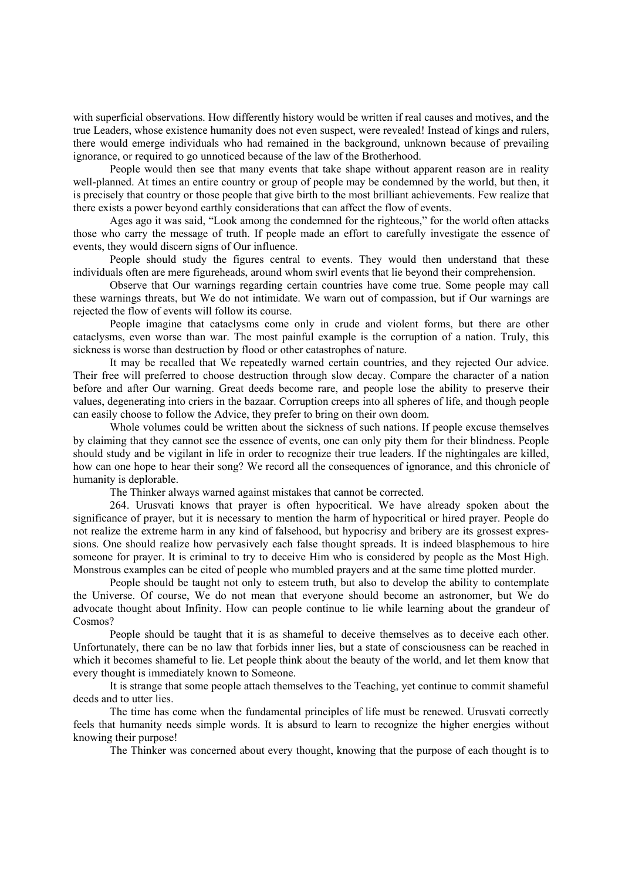with superficial observations. How differently history would be written if real causes and motives, and the true Leaders, whose existence humanity does not even suspect, were revealed! Instead of kings and rulers, there would emerge individuals who had remained in the background, unknown because of prevailing ignorance, or required to go unnoticed because of the law of the Brotherhood.

People would then see that many events that take shape without apparent reason are in reality well-planned. At times an entire country or group of people may be condemned by the world, but then, it is precisely that country or those people that give birth to the most brilliant achievements. Few realize that there exists a power beyond earthly considerations that can affect the flow of events.

Ages ago it was said, "Look among the condemned for the righteous," for the world often attacks those who carry the message of truth. If people made an effort to carefully investigate the essence of events, they would discern signs of Our influence.

People should study the figures central to events. They would then understand that these individuals often are mere figureheads, around whom swirl events that lie beyond their comprehension.

Observe that Our warnings regarding certain countries have come true. Some people may call these warnings threats, but We do not intimidate. We warn out of compassion, but if Our warnings are rejected the flow of events will follow its course.

People imagine that cataclysms come only in crude and violent forms, but there are other cataclysms, even worse than war. The most painful example is the corruption of a nation. Truly, this sickness is worse than destruction by flood or other catastrophes of nature.

It may be recalled that We repeatedly warned certain countries, and they rejected Our advice. Their free will preferred to choose destruction through slow decay. Compare the character of a nation before and after Our warning. Great deeds become rare, and people lose the ability to preserve their values, degenerating into criers in the bazaar. Corruption creeps into all spheres of life, and though people can easily choose to follow the Advice, they prefer to bring on their own doom.

Whole volumes could be written about the sickness of such nations. If people excuse themselves by claiming that they cannot see the essence of events, one can only pity them for their blindness. People should study and be vigilant in life in order to recognize their true leaders. If the nightingales are killed, how can one hope to hear their song? We record all the consequences of ignorance, and this chronicle of humanity is deplorable.

The Thinker always warned against mistakes that cannot be corrected.

264. Urusvati knows that prayer is often hypocritical. We have already spoken about the significance of prayer, but it is necessary to mention the harm of hypocritical or hired prayer. People do not realize the extreme harm in any kind of falsehood, but hypocrisy and bribery are its grossest expressions. One should realize how pervasively each false thought spreads. It is indeed blasphemous to hire someone for prayer. It is criminal to try to deceive Him who is considered by people as the Most High. Monstrous examples can be cited of people who mumbled prayers and at the same time plotted murder.

People should be taught not only to esteem truth, but also to develop the ability to contemplate the Universe. Of course, We do not mean that everyone should become an astronomer, but We do advocate thought about Infinity. How can people continue to lie while learning about the grandeur of Cosmos?

People should be taught that it is as shameful to deceive themselves as to deceive each other. Unfortunately, there can be no law that forbids inner lies, but a state of consciousness can be reached in which it becomes shameful to lie. Let people think about the beauty of the world, and let them know that every thought is immediately known to Someone.

It is strange that some people attach themselves to the Teaching, yet continue to commit shameful deeds and to utter lies.

The time has come when the fundamental principles of life must be renewed. Urusvati correctly feels that humanity needs simple words. It is absurd to learn to recognize the higher energies without knowing their purpose!

The Thinker was concerned about every thought, knowing that the purpose of each thought is to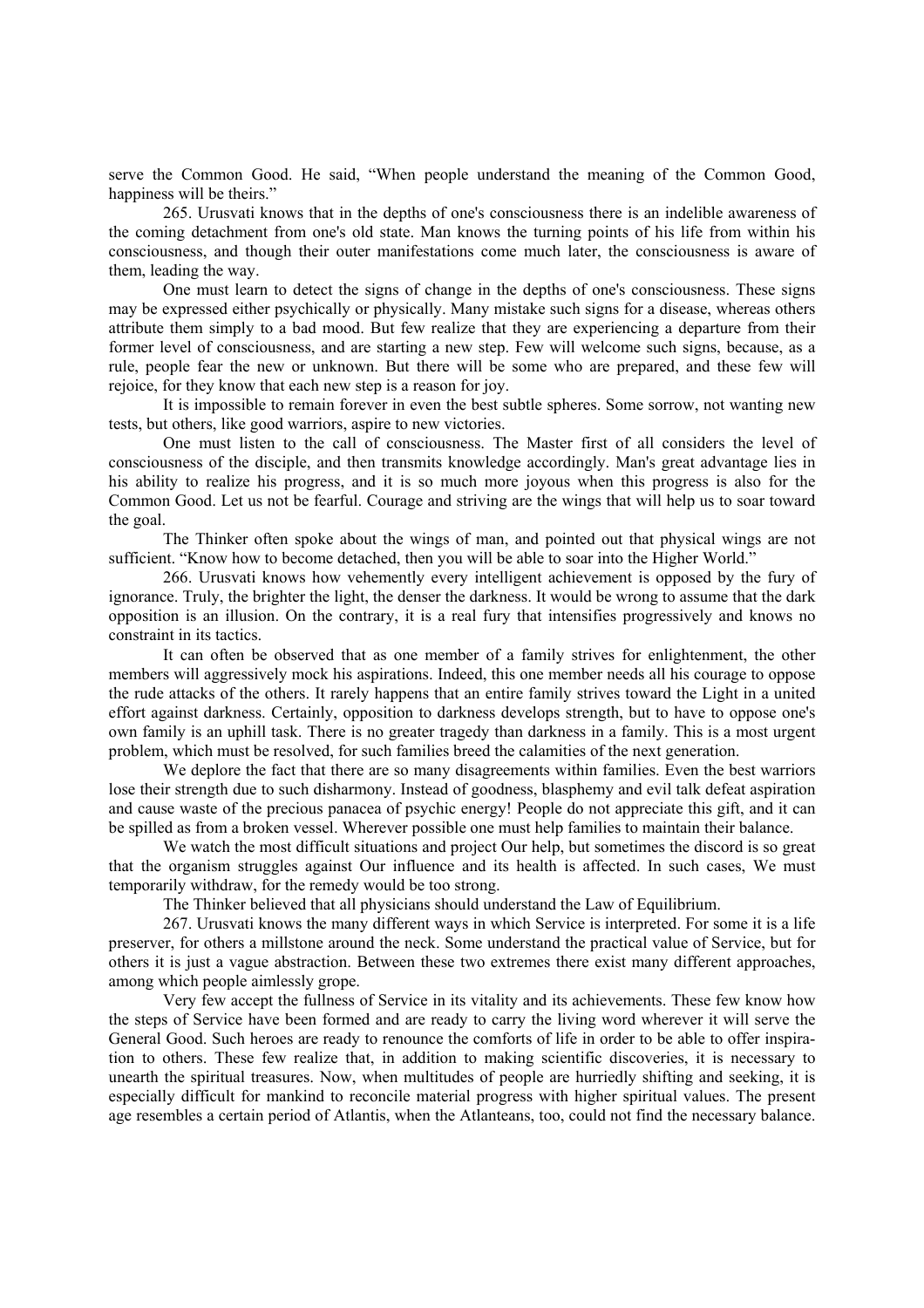serve the Common Good. He said, “When people understand the meaning of the Common Good, happiness will be theirs.”

265. Urusvati knows that in the depths of one's consciousness there is an indelible awareness of the coming detachment from one's old state. Man knows the turning points of his life from within his consciousness, and though their outer manifestations come much later, the consciousness is aware of them, leading the way.

One must learn to detect the signs of change in the depths of one's consciousness. These signs may be expressed either psychically or physically. Many mistake such signs for a disease, whereas others attribute them simply to a bad mood. But few realize that they are experiencing a departure from their former level of consciousness, and are starting a new step. Few will welcome such signs, because, as a rule, people fear the new or unknown. But there will be some who are prepared, and these few will rejoice, for they know that each new step is a reason for joy.

It is impossible to remain forever in even the best subtle spheres. Some sorrow, not wanting new tests, but others, like good warriors, aspire to new victories.

One must listen to the call of consciousness. The Master first of all considers the level of consciousness of the disciple, and then transmits knowledge accordingly. Man's great advantage lies in his ability to realize his progress, and it is so much more joyous when this progress is also for the Common Good. Let us not be fearful. Courage and striving are the wings that will help us to soar toward the goal.

The Thinker often spoke about the wings of man, and pointed out that physical wings are not sufficient. “Know how to become detached, then you will be able to soar into the Higher World.”

266. Urusvati knows how vehemently every intelligent achievement is opposed by the fury of ignorance. Truly, the brighter the light, the denser the darkness. It would be wrong to assume that the dark opposition is an illusion. On the contrary, it is a real fury that intensifies progressively and knows no constraint in its tactics.

It can often be observed that as one member of a family strives for enlightenment, the other members will aggressively mock his aspirations. Indeed, this one member needs all his courage to oppose the rude attacks of the others. It rarely happens that an entire family strives toward the Light in a united effort against darkness. Certainly, opposition to darkness develops strength, but to have to oppose one's own family is an uphill task. There is no greater tragedy than darkness in a family. This is a most urgent problem, which must be resolved, for such families breed the calamities of the next generation.

We deplore the fact that there are so many disagreements within families. Even the best warriors lose their strength due to such disharmony. Instead of goodness, blasphemy and evil talk defeat aspiration and cause waste of the precious panacea of psychic energy! People do not appreciate this gift, and it can be spilled as from a broken vessel. Wherever possible one must help families to maintain their balance.

We watch the most difficult situations and project Our help, but sometimes the discord is so great that the organism struggles against Our influence and its health is affected. In such cases, We must temporarily withdraw, for the remedy would be too strong.

The Thinker believed that all physicians should understand the Law of Equilibrium.

267. Urusvati knows the many different ways in which Service is interpreted. For some it is a life preserver, for others a millstone around the neck. Some understand the practical value of Service, but for others it is just a vague abstraction. Between these two extremes there exist many different approaches, among which people aimlessly grope.

Very few accept the fullness of Service in its vitality and its achievements. These few know how the steps of Service have been formed and are ready to carry the living word wherever it will serve the General Good. Such heroes are ready to renounce the comforts of life in order to be able to offer inspiration to others. These few realize that, in addition to making scientific discoveries, it is necessary to unearth the spiritual treasures. Now, when multitudes of people are hurriedly shifting and seeking, it is especially difficult for mankind to reconcile material progress with higher spiritual values. The present age resembles a certain period of Atlantis, when the Atlanteans, too, could not find the necessary balance.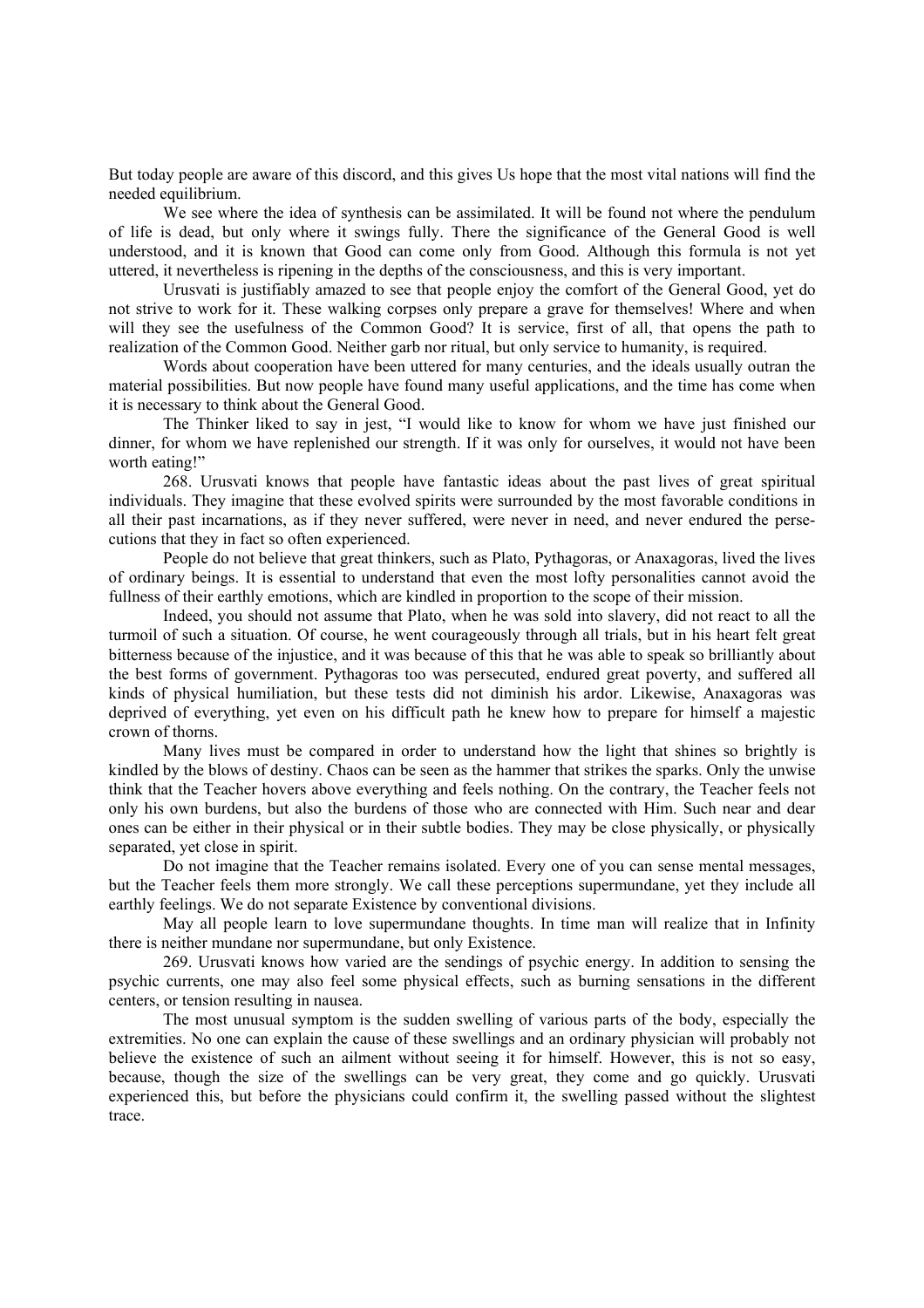But today people are aware of this discord, and this gives Us hope that the most vital nations will find the needed equilibrium.

We see where the idea of synthesis can be assimilated. It will be found not where the pendulum of life is dead, but only where it swings fully. There the significance of the General Good is well understood, and it is known that Good can come only from Good. Although this formula is not yet uttered, it nevertheless is ripening in the depths of the consciousness, and this is very important.

Urusvati is justifiably amazed to see that people enjoy the comfort of the General Good, yet do not strive to work for it. These walking corpses only prepare a grave for themselves! Where and when will they see the usefulness of the Common Good? It is service, first of all, that opens the path to realization of the Common Good. Neither garb nor ritual, but only service to humanity, is required.

Words about cooperation have been uttered for many centuries, and the ideals usually outran the material possibilities. But now people have found many useful applications, and the time has come when it is necessary to think about the General Good.

The Thinker liked to say in jest, "I would like to know for whom we have just finished our dinner, for whom we have replenished our strength. If it was only for ourselves, it would not have been worth eating!"

268. Urusvati knows that people have fantastic ideas about the past lives of great spiritual individuals. They imagine that these evolved spirits were surrounded by the most favorable conditions in all their past incarnations, as if they never suffered, were never in need, and never endured the persecutions that they in fact so often experienced.

People do not believe that great thinkers, such as Plato, Pythagoras, or Anaxagoras, lived the lives of ordinary beings. It is essential to understand that even the most lofty personalities cannot avoid the fullness of their earthly emotions, which are kindled in proportion to the scope of their mission.

Indeed, you should not assume that Plato, when he was sold into slavery, did not react to all the turmoil of such a situation. Of course, he went courageously through all trials, but in his heart felt great bitterness because of the injustice, and it was because of this that he was able to speak so brilliantly about the best forms of government. Pythagoras too was persecuted, endured great poverty, and suffered all kinds of physical humiliation, but these tests did not diminish his ardor. Likewise, Anaxagoras was deprived of everything, yet even on his difficult path he knew how to prepare for himself a majestic crown of thorns.

Many lives must be compared in order to understand how the light that shines so brightly is kindled by the blows of destiny. Chaos can be seen as the hammer that strikes the sparks. Only the unwise think that the Teacher hovers above everything and feels nothing. On the contrary, the Teacher feels not only his own burdens, but also the burdens of those who are connected with Him. Such near and dear ones can be either in their physical or in their subtle bodies. They may be close physically, or physically separated, yet close in spirit.

Do not imagine that the Teacher remains isolated. Every one of you can sense mental messages, but the Teacher feels them more strongly. We call these perceptions supermundane, yet they include all earthly feelings. We do not separate Existence by conventional divisions.

May all people learn to love supermundane thoughts. In time man will realize that in Infinity there is neither mundane nor supermundane, but only Existence.

269. Urusvati knows how varied are the sendings of psychic energy. In addition to sensing the psychic currents, one may also feel some physical effects, such as burning sensations in the different centers, or tension resulting in nausea.

The most unusual symptom is the sudden swelling of various parts of the body, especially the extremities. No one can explain the cause of these swellings and an ordinary physician will probably not believe the existence of such an ailment without seeing it for himself. However, this is not so easy, because, though the size of the swellings can be very great, they come and go quickly. Urusvati experienced this, but before the physicians could confirm it, the swelling passed without the slightest trace.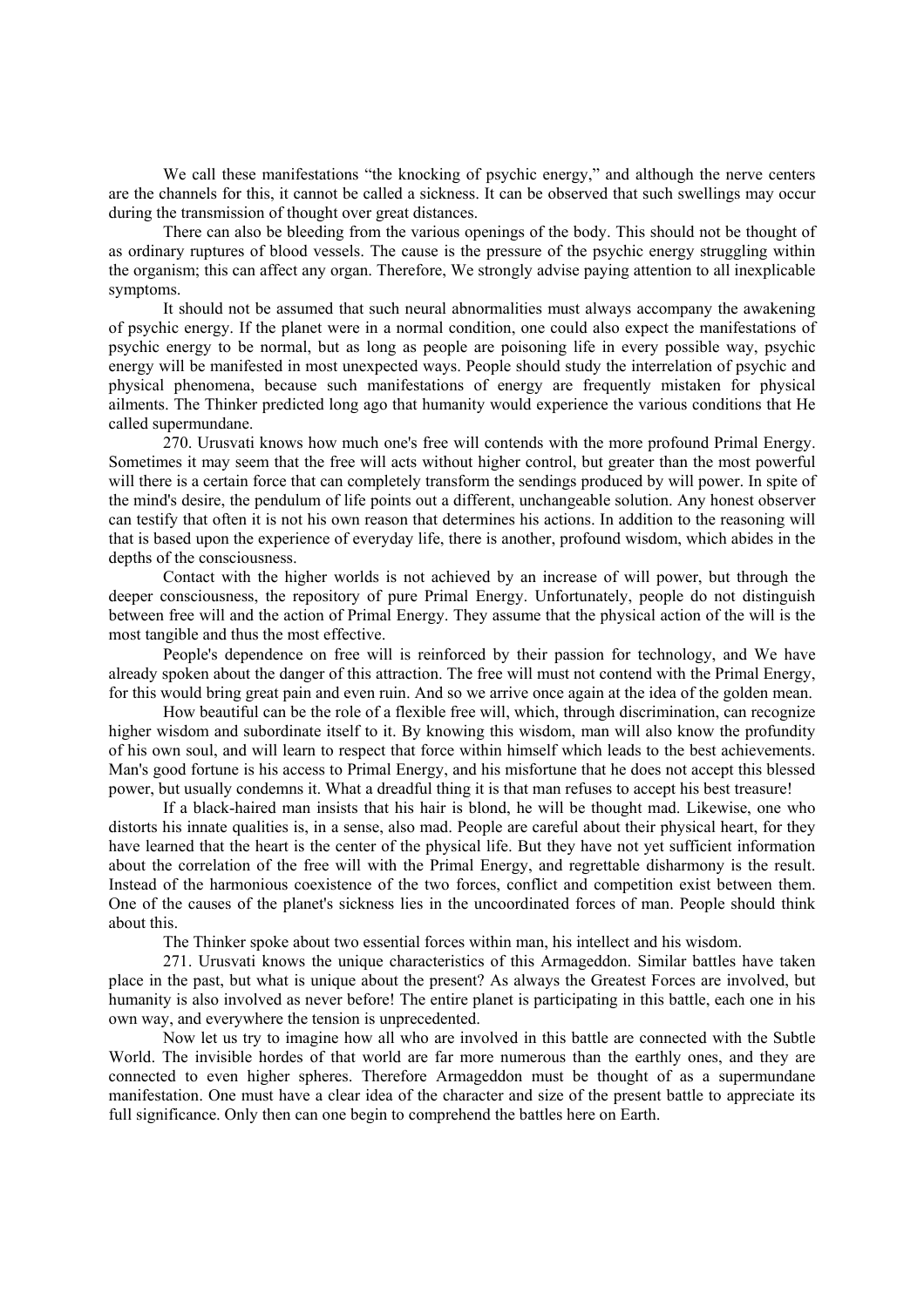We call these manifestations “the knocking of psychic energy,” and although the nerve centers are the channels for this, it cannot be called a sickness. It can be observed that such swellings may occur during the transmission of thought over great distances.

There can also be bleeding from the various openings of the body. This should not be thought of as ordinary ruptures of blood vessels. The cause is the pressure of the psychic energy struggling within the organism; this can affect any organ. Therefore, We strongly advise paying attention to all inexplicable symptoms.

It should not be assumed that such neural abnormalities must always accompany the awakening of psychic energy. If the planet were in a normal condition, one could also expect the manifestations of psychic energy to be normal, but as long as people are poisoning life in every possible way, psychic energy will be manifested in most unexpected ways. People should study the interrelation of psychic and physical phenomena, because such manifestations of energy are frequently mistaken for physical ailments. The Thinker predicted long ago that humanity would experience the various conditions that He called supermundane.

270. Urusvati knows how much one's free will contends with the more profound Primal Energy. Sometimes it may seem that the free will acts without higher control, but greater than the most powerful will there is a certain force that can completely transform the sendings produced by will power. In spite of the mind's desire, the pendulum of life points out a different, unchangeable solution. Any honest observer can testify that often it is not his own reason that determines his actions. In addition to the reasoning will that is based upon the experience of everyday life, there is another, profound wisdom, which abides in the depths of the consciousness.

Contact with the higher worlds is not achieved by an increase of will power, but through the deeper consciousness, the repository of pure Primal Energy. Unfortunately, people do not distinguish between free will and the action of Primal Energy. They assume that the physical action of the will is the most tangible and thus the most effective.

People's dependence on free will is reinforced by their passion for technology, and We have already spoken about the danger of this attraction. The free will must not contend with the Primal Energy, for this would bring great pain and even ruin. And so we arrive once again at the idea of the golden mean.

How beautiful can be the role of a flexible free will, which, through discrimination, can recognize higher wisdom and subordinate itself to it. By knowing this wisdom, man will also know the profundity of his own soul, and will learn to respect that force within himself which leads to the best achievements. Man's good fortune is his access to Primal Energy, and his misfortune that he does not accept this blessed power, but usually condemns it. What a dreadful thing it is that man refuses to accept his best treasure!

If a black-haired man insists that his hair is blond, he will be thought mad. Likewise, one who distorts his innate qualities is, in a sense, also mad. People are careful about their physical heart, for they have learned that the heart is the center of the physical life. But they have not yet sufficient information about the correlation of the free will with the Primal Energy, and regrettable disharmony is the result. Instead of the harmonious coexistence of the two forces, conflict and competition exist between them. One of the causes of the planet's sickness lies in the uncoordinated forces of man. People should think about this.

The Thinker spoke about two essential forces within man, his intellect and his wisdom.

271. Urusvati knows the unique characteristics of this Armageddon. Similar battles have taken place in the past, but what is unique about the present? As always the Greatest Forces are involved, but humanity is also involved as never before! The entire planet is participating in this battle, each one in his own way, and everywhere the tension is unprecedented.

Now let us try to imagine how all who are involved in this battle are connected with the Subtle World. The invisible hordes of that world are far more numerous than the earthly ones, and they are connected to even higher spheres. Therefore Armageddon must be thought of as a supermundane manifestation. One must have a clear idea of the character and size of the present battle to appreciate its full significance. Only then can one begin to comprehend the battles here on Earth.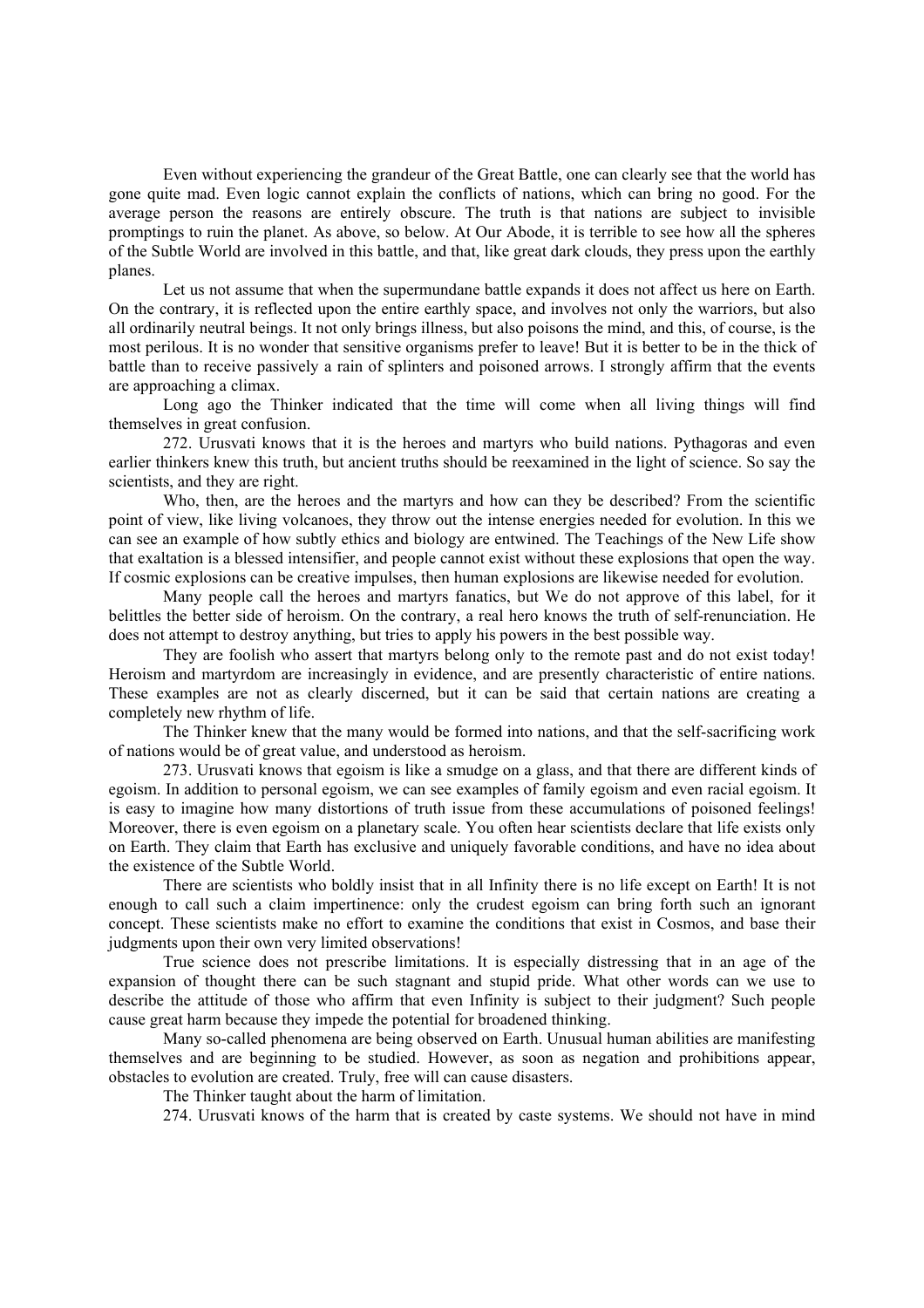Even without experiencing the grandeur of the Great Battle, one can clearly see that the world has gone quite mad. Even logic cannot explain the conflicts of nations, which can bring no good. For the average person the reasons are entirely obscure. The truth is that nations are subject to invisible promptings to ruin the planet. As above, so below. At Our Abode, it is terrible to see how all the spheres of the Subtle World are involved in this battle, and that, like great dark clouds, they press upon the earthly planes.

Let us not assume that when the supermundane battle expands it does not affect us here on Earth. On the contrary, it is reflected upon the entire earthly space, and involves not only the warriors, but also all ordinarily neutral beings. It not only brings illness, but also poisons the mind, and this, of course, is the most perilous. It is no wonder that sensitive organisms prefer to leave! But it is better to be in the thick of battle than to receive passively a rain of splinters and poisoned arrows. I strongly affirm that the events are approaching a climax.

Long ago the Thinker indicated that the time will come when all living things will find themselves in great confusion.

272. Urusvati knows that it is the heroes and martyrs who build nations. Pythagoras and even earlier thinkers knew this truth, but ancient truths should be reexamined in the light of science. So say the scientists, and they are right.

Who, then, are the heroes and the martyrs and how can they be described? From the scientific point of view, like living volcanoes, they throw out the intense energies needed for evolution. In this we can see an example of how subtly ethics and biology are entwined. The Teachings of the New Life show that exaltation is a blessed intensifier, and people cannot exist without these explosions that open the way. If cosmic explosions can be creative impulses, then human explosions are likewise needed for evolution.

Many people call the heroes and martyrs fanatics, but We do not approve of this label, for it belittles the better side of heroism. On the contrary, a real hero knows the truth of self-renunciation. He does not attempt to destroy anything, but tries to apply his powers in the best possible way.

They are foolish who assert that martyrs belong only to the remote past and do not exist today! Heroism and martyrdom are increasingly in evidence, and are presently characteristic of entire nations. These examples are not as clearly discerned, but it can be said that certain nations are creating a completely new rhythm of life.

The Thinker knew that the many would be formed into nations, and that the self-sacrificing work of nations would be of great value, and understood as heroism.

273. Urusvati knows that egoism is like a smudge on a glass, and that there are different kinds of egoism. In addition to personal egoism, we can see examples of family egoism and even racial egoism. It is easy to imagine how many distortions of truth issue from these accumulations of poisoned feelings! Moreover, there is even egoism on a planetary scale. You often hear scientists declare that life exists only on Earth. They claim that Earth has exclusive and uniquely favorable conditions, and have no idea about the existence of the Subtle World.

There are scientists who boldly insist that in all Infinity there is no life except on Earth! It is not enough to call such a claim impertinence: only the crudest egoism can bring forth such an ignorant concept. These scientists make no effort to examine the conditions that exist in Cosmos, and base their judgments upon their own very limited observations!

True science does not prescribe limitations. It is especially distressing that in an age of the expansion of thought there can be such stagnant and stupid pride. What other words can we use to describe the attitude of those who affirm that even Infinity is subject to their judgment? Such people cause great harm because they impede the potential for broadened thinking.

Many so-called phenomena are being observed on Earth. Unusual human abilities are manifesting themselves and are beginning to be studied. However, as soon as negation and prohibitions appear, obstacles to evolution are created. Truly, free will can cause disasters.

The Thinker taught about the harm of limitation.

274. Urusvati knows of the harm that is created by caste systems. We should not have in mind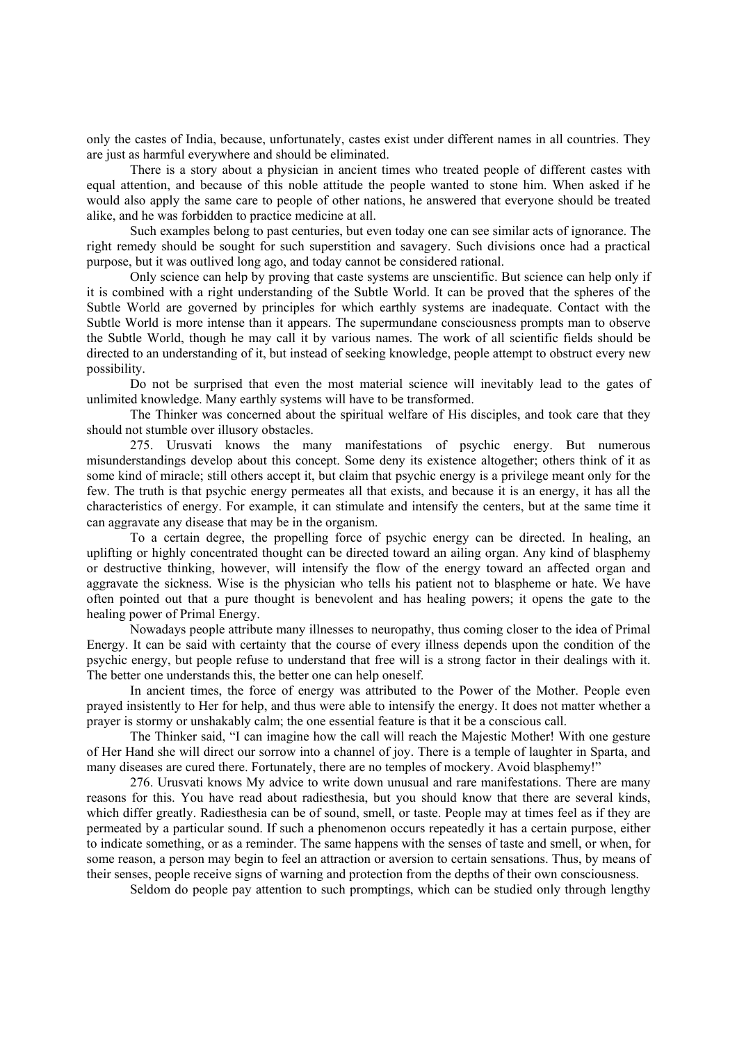only the castes of India, because, unfortunately, castes exist under different names in all countries. They are just as harmful everywhere and should be eliminated.

There is a story about a physician in ancient times who treated people of different castes with equal attention, and because of this noble attitude the people wanted to stone him. When asked if he would also apply the same care to people of other nations, he answered that everyone should be treated alike, and he was forbidden to practice medicine at all.

Such examples belong to past centuries, but even today one can see similar acts of ignorance. The right remedy should be sought for such superstition and savagery. Such divisions once had a practical purpose, but it was outlived long ago, and today cannot be considered rational.

Only science can help by proving that caste systems are unscientific. But science can help only if it is combined with a right understanding of the Subtle World. It can be proved that the spheres of the Subtle World are governed by principles for which earthly systems are inadequate. Contact with the Subtle World is more intense than it appears. The supermundane consciousness prompts man to observe the Subtle World, though he may call it by various names. The work of all scientific fields should be directed to an understanding of it, but instead of seeking knowledge, people attempt to obstruct every new possibility.

Do not be surprised that even the most material science will inevitably lead to the gates of unlimited knowledge. Many earthly systems will have to be transformed.

The Thinker was concerned about the spiritual welfare of His disciples, and took care that they should not stumble over illusory obstacles.

275. Urusvati knows the many manifestations of psychic energy. But numerous misunderstandings develop about this concept. Some deny its existence altogether; others think of it as some kind of miracle; still others accept it, but claim that psychic energy is a privilege meant only for the few. The truth is that psychic energy permeates all that exists, and because it is an energy, it has all the characteristics of energy. For example, it can stimulate and intensify the centers, but at the same time it can aggravate any disease that may be in the organism.

To a certain degree, the propelling force of psychic energy can be directed. In healing, an uplifting or highly concentrated thought can be directed toward an ailing organ. Any kind of blasphemy or destructive thinking, however, will intensify the flow of the energy toward an affected organ and aggravate the sickness. Wise is the physician who tells his patient not to blaspheme or hate. We have often pointed out that a pure thought is benevolent and has healing powers; it opens the gate to the healing power of Primal Energy.

Nowadays people attribute many illnesses to neuropathy, thus coming closer to the idea of Primal Energy. It can be said with certainty that the course of every illness depends upon the condition of the psychic energy, but people refuse to understand that free will is a strong factor in their dealings with it. The better one understands this, the better one can help oneself.

In ancient times, the force of energy was attributed to the Power of the Mother. People even prayed insistently to Her for help, and thus were able to intensify the energy. It does not matter whether a prayer is stormy or unshakably calm; the one essential feature is that it be a conscious call.

The Thinker said, "I can imagine how the call will reach the Majestic Mother! With one gesture of Her Hand she will direct our sorrow into a channel of joy. There is a temple of laughter in Sparta, and many diseases are cured there. Fortunately, there are no temples of mockery. Avoid blasphemy!"

276. Urusvati knows My advice to write down unusual and rare manifestations. There are many reasons for this. You have read about radiesthesia, but you should know that there are several kinds, which differ greatly. Radiesthesia can be of sound, smell, or taste. People may at times feel as if they are permeated by a particular sound. If such a phenomenon occurs repeatedly it has a certain purpose, either to indicate something, or as a reminder. The same happens with the senses of taste and smell, or when, for some reason, a person may begin to feel an attraction or aversion to certain sensations. Thus, by means of their senses, people receive signs of warning and protection from the depths of their own consciousness.

Seldom do people pay attention to such promptings, which can be studied only through lengthy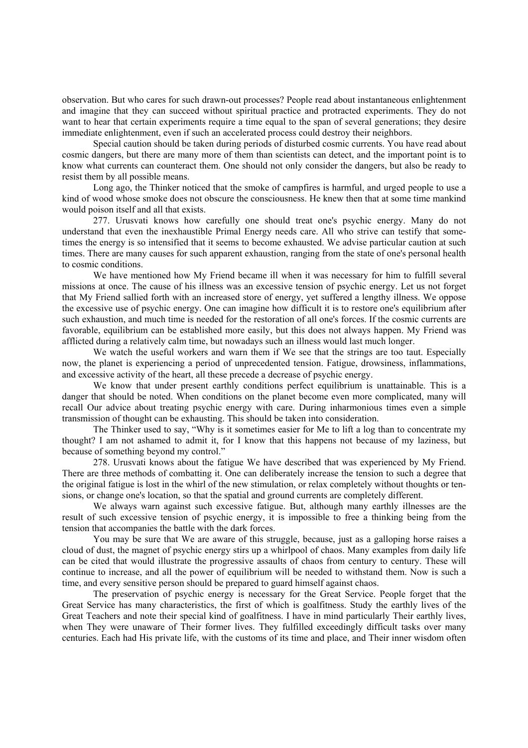observation. But who cares for such drawn-out processes? People read about instantaneous enlightenment and imagine that they can succeed without spiritual practice and protracted experiments. They do not want to hear that certain experiments require a time equal to the span of several generations; they desire immediate enlightenment, even if such an accelerated process could destroy their neighbors.

Special caution should be taken during periods of disturbed cosmic currents. You have read about cosmic dangers, but there are many more of them than scientists can detect, and the important point is to know what currents can counteract them. One should not only consider the dangers, but also be ready to resist them by all possible means.

Long ago, the Thinker noticed that the smoke of campfires is harmful, and urged people to use a kind of wood whose smoke does not obscure the consciousness. He knew then that at some time mankind would poison itself and all that exists.

277. Urusvati knows how carefully one should treat one's psychic energy. Many do not understand that even the inexhaustible Primal Energy needs care. All who strive can testify that sometimes the energy is so intensified that it seems to become exhausted. We advise particular caution at such times. There are many causes for such apparent exhaustion, ranging from the state of one's personal health to cosmic conditions.

We have mentioned how My Friend became ill when it was necessary for him to fulfill several missions at once. The cause of his illness was an excessive tension of psychic energy. Let us not forget that My Friend sallied forth with an increased store of energy, yet suffered a lengthy illness. We oppose the excessive use of psychic energy. One can imagine how difficult it is to restore one's equilibrium after such exhaustion, and much time is needed for the restoration of all one's forces. If the cosmic currents are favorable, equilibrium can be established more easily, but this does not always happen. My Friend was afflicted during a relatively calm time, but nowadays such an illness would last much longer.

We watch the useful workers and warn them if We see that the strings are too taut. Especially now, the planet is experiencing a period of unprecedented tension. Fatigue, drowsiness, inflammations, and excessive activity of the heart, all these precede a decrease of psychic energy.

We know that under present earthly conditions perfect equilibrium is unattainable. This is a danger that should be noted. When conditions on the planet become even more complicated, many will recall Our advice about treating psychic energy with care. During inharmonious times even a simple transmission of thought can be exhausting. This should be taken into consideration.

The Thinker used to say, "Why is it sometimes easier for Me to lift a log than to concentrate my thought? I am not ashamed to admit it, for I know that this happens not because of my laziness, but because of something beyond my control."

278. Urusvati knows about the fatigue We have described that was experienced by My Friend. There are three methods of combatting it. One can deliberately increase the tension to such a degree that the original fatigue is lost in the whirl of the new stimulation, or relax completely without thoughts or tensions, or change one's location, so that the spatial and ground currents are completely different.

We always warn against such excessive fatigue. But, although many earthly illnesses are the result of such excessive tension of psychic energy, it is impossible to free a thinking being from the tension that accompanies the battle with the dark forces.

You may be sure that We are aware of this struggle, because, just as a galloping horse raises a cloud of dust, the magnet of psychic energy stirs up a whirlpool of chaos. Many examples from daily life can be cited that would illustrate the progressive assaults of chaos from century to century. These will continue to increase, and all the power of equilibrium will be needed to withstand them. Now is such a time, and every sensitive person should be prepared to guard himself against chaos.

The preservation of psychic energy is necessary for the Great Service. People forget that the Great Service has many characteristics, the first of which is goalfitness. Study the earthly lives of the Great Teachers and note their special kind of goalfitness. I have in mind particularly Their earthly lives, when They were unaware of Their former lives. They fulfilled exceedingly difficult tasks over many centuries. Each had His private life, with the customs of its time and place, and Their inner wisdom often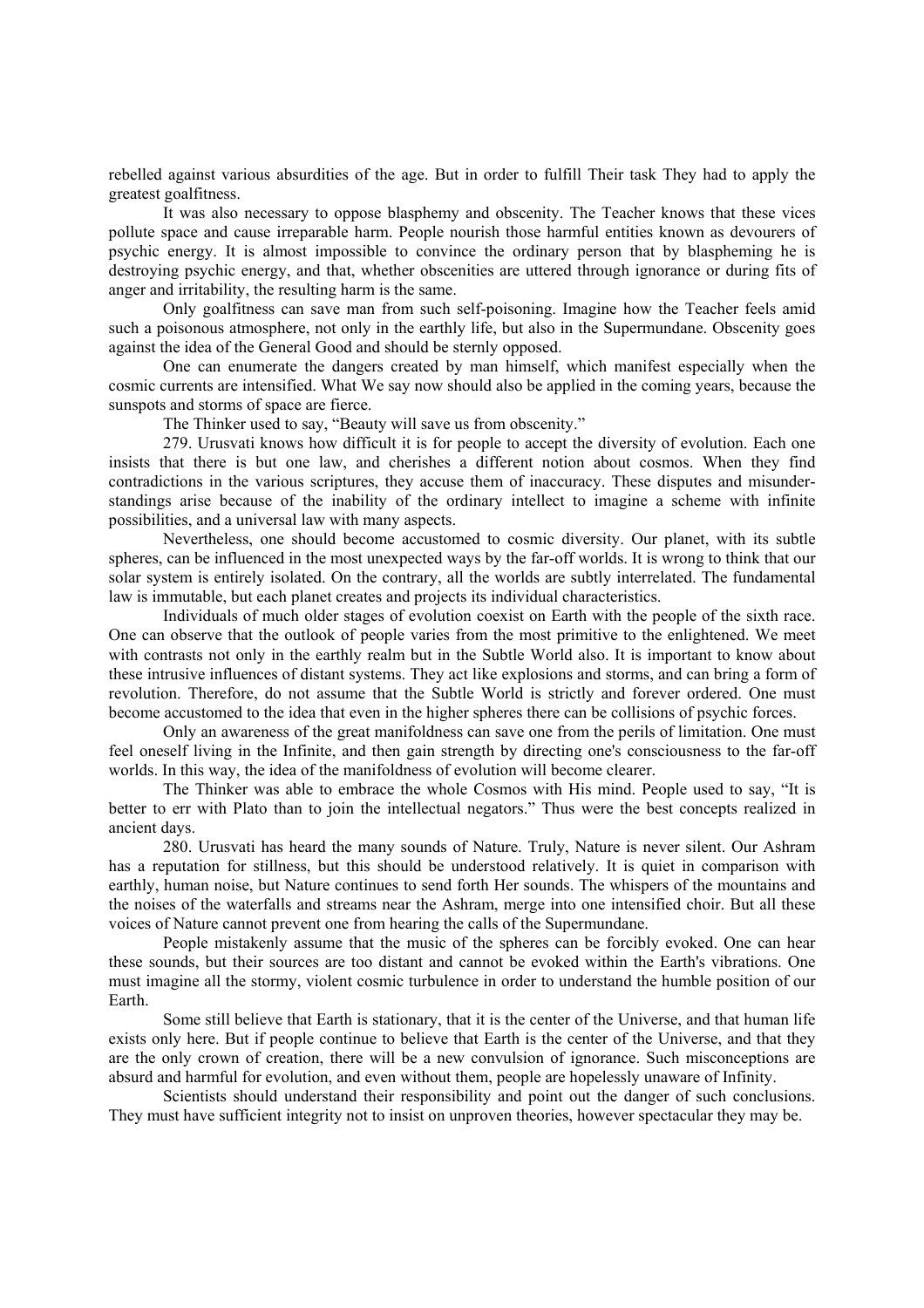rebelled against various absurdities of the age. But in order to fulfill Their task They had to apply the greatest goalfitness.

It was also necessary to oppose blasphemy and obscenity. The Teacher knows that these vices pollute space and cause irreparable harm. People nourish those harmful entities known as devourers of psychic energy. It is almost impossible to convince the ordinary person that by blaspheming he is destroying psychic energy, and that, whether obscenities are uttered through ignorance or during fits of anger and irritability, the resulting harm is the same.

Only goalfitness can save man from such self-poisoning. Imagine how the Teacher feels amid such a poisonous atmosphere, not only in the earthly life, but also in the Supermundane. Obscenity goes against the idea of the General Good and should be sternly opposed.

One can enumerate the dangers created by man himself, which manifest especially when the cosmic currents are intensified. What We say now should also be applied in the coming years, because the sunspots and storms of space are fierce.

The Thinker used to say, "Beauty will save us from obscenity."

279. Urusvati knows how difficult it is for people to accept the diversity of evolution. Each one insists that there is but one law, and cherishes a different notion about cosmos. When they find contradictions in the various scriptures, they accuse them of inaccuracy. These disputes and misunderstandings arise because of the inability of the ordinary intellect to imagine a scheme with infinite possibilities, and a universal law with many aspects.

Nevertheless, one should become accustomed to cosmic diversity. Our planet, with its subtle spheres, can be influenced in the most unexpected ways by the far-off worlds. It is wrong to think that our solar system is entirely isolated. On the contrary, all the worlds are subtly interrelated. The fundamental law is immutable, but each planet creates and projects its individual characteristics.

Individuals of much older stages of evolution coexist on Earth with the people of the sixth race. One can observe that the outlook of people varies from the most primitive to the enlightened. We meet with contrasts not only in the earthly realm but in the Subtle World also. It is important to know about these intrusive influences of distant systems. They act like explosions and storms, and can bring a form of revolution. Therefore, do not assume that the Subtle World is strictly and forever ordered. One must become accustomed to the idea that even in the higher spheres there can be collisions of psychic forces.

Only an awareness of the great manifoldness can save one from the perils of limitation. One must feel oneself living in the Infinite, and then gain strength by directing one's consciousness to the far-off worlds. In this way, the idea of the manifoldness of evolution will become clearer.

The Thinker was able to embrace the whole Cosmos with His mind. People used to say, "It is better to err with Plato than to join the intellectual negators." Thus were the best concepts realized in ancient days.

280. Urusvati has heard the many sounds of Nature. Truly, Nature is never silent. Our Ashram has a reputation for stillness, but this should be understood relatively. It is quiet in comparison with earthly, human noise, but Nature continues to send forth Her sounds. The whispers of the mountains and the noises of the waterfalls and streams near the Ashram, merge into one intensified choir. But all these voices of Nature cannot prevent one from hearing the calls of the Supermundane.

People mistakenly assume that the music of the spheres can be forcibly evoked. One can hear these sounds, but their sources are too distant and cannot be evoked within the Earth's vibrations. One must imagine all the stormy, violent cosmic turbulence in order to understand the humble position of our Earth.

Some still believe that Earth is stationary, that it is the center of the Universe, and that human life exists only here. But if people continue to believe that Earth is the center of the Universe, and that they are the only crown of creation, there will be a new convulsion of ignorance. Such misconceptions are absurd and harmful for evolution, and even without them, people are hopelessly unaware of Infinity.

Scientists should understand their responsibility and point out the danger of such conclusions. They must have sufficient integrity not to insist on unproven theories, however spectacular they may be.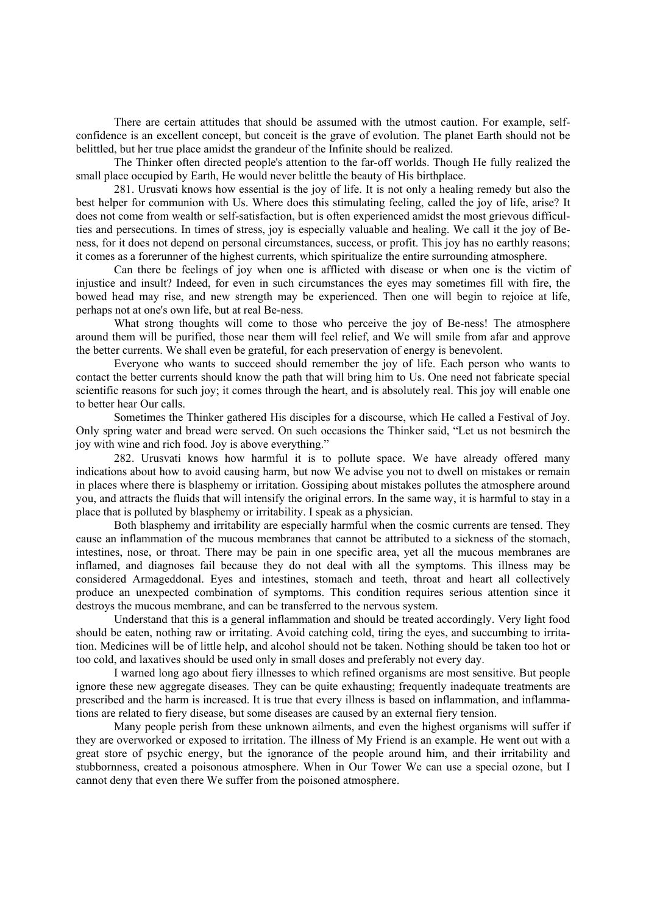There are certain attitudes that should be assumed with the utmost caution. For example, self-confidence is an excellent concept, but conceit is the grave of evolution. The planet Earth should not be belittled, but her true place amidst the grandeur of the Infinite should be realized.

The Thinker often directed people's attention to the far-off worlds. Though He fully realized the small place occupied by Earth, He would never belittle the beauty of His birthplace.

281. Urusvati knows how essential is the joy of life. It is not only a healing remedy but also the best helper for communion with Us. Where does this stimulating feeling, called the joy of life, arise? It does not come from wealth or self-satisfaction, but is often experienced amidst the most grievous difficulties and persecutions. In times of stress, joy is especially valuable and healing. We call it the joy of Be-ness, for it does not depend on personal circumstances, success, or profit. This joy has no earthly reasons; it comes as a forerunner of the highest currents, which spiritualize the entire surrounding atmosphere.

Can there be feelings of joy when one is afflicted with disease or when one is the victim of injustice and insult? Indeed, for even in such circumstances the eyes may sometimes fill with fire, the bowed head may rise, and new strength may be experienced. Then one will begin to rejoice at life, perhaps not at one's own life, but at real Be-ness.

What strong thoughts will come to those who perceive the joy of Be-ness! The atmosphere around them will be purified, those near them will feel relief, and We will smile from afar and approve the better currents. We shall even be grateful, for each preservation of energy is benevolent.

Everyone who wants to succeed should remember the joy of life. Each person who wants to contact the better currents should know the path that will bring him to Us. One need not fabricate special scientific reasons for such joy; it comes through the heart, and is absolutely real. This joy will enable one to better hear Our calls.

Sometimes the Thinker gathered His disciples for a discourse, which He called a Festival of Joy. Only spring water and bread were served. On such occasions the Thinker said, "Let us not besmirch the joy with wine and rich food. Joy is above everything."

282. Urusvati knows how harmful it is to pollute space. We have already offered many indications about how to avoid causing harm, but now We advise you not to dwell on mistakes or remain in places where there is blasphemy or irritation. Gossiping about mistakes pollutes the atmosphere around you, and attracts the fluids that will intensify the original errors. In the same way, it is harmful to stay in a place that is polluted by blasphemy or irritability. I speak as a physician.

Both blasphemy and irritability are especially harmful when the cosmic currents are tensed. They cause an inflammation of the mucous membranes that cannot be attributed to a sickness of the stomach, intestines, nose, or throat. There may be pain in one specific area, yet all the mucous membranes are inflamed, and diagnoses fail because they do not deal with all the symptoms. This illness may be considered Armageddonal. Eyes and intestines, stomach and teeth, throat and heart all collectively produce an unexpected combination of symptoms. This condition requires serious attention since it destroys the mucous membrane, and can be transferred to the nervous system.

Understand that this is a general inflammation and should be treated accordingly. Very light food should be eaten, nothing raw or irritating. Avoid catching cold, tiring the eyes, and succumbing to irritation. Medicines will be of little help, and alcohol should not be taken. Nothing should be taken too hot or too cold, and laxatives should be used only in small doses and preferably not every day.

I warned long ago about fiery illnesses to which refined organisms are most sensitive. But people ignore these new aggregate diseases. They can be quite exhausting; frequently inadequate treatments are prescribed and the harm is increased. It is true that every illness is based on inflammation, and inflammations are related to fiery disease, but some diseases are caused by an external fiery tension.

Many people perish from these unknown ailments, and even the highest organisms will suffer if they are overworked or exposed to irritation. The illness of My Friend is an example. He went out with a great store of psychic energy, but the ignorance of the people around him, and their irritability and stubbornness, created a poisonous atmosphere. When in Our Tower We can use a special ozone, but I cannot deny that even there We suffer from the poisoned atmosphere.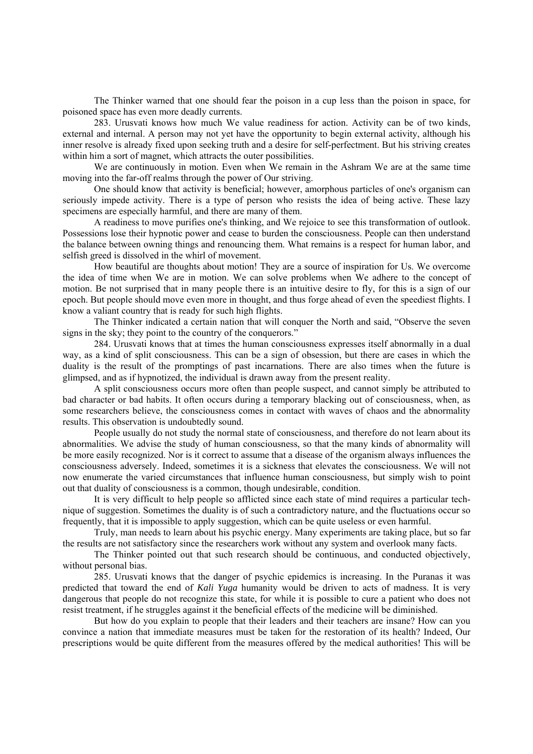The Thinker warned that one should fear the poison in a cup less than the poison in space, for poisoned space has even more deadly currents.

283. Urusvati knows how much We value readiness for action. Activity can be of two kinds, external and internal. A person may not yet have the opportunity to begin external activity, although his inner resolve is already fixed upon seeking truth and a desire for self-perfectment. But his striving creates within him a sort of magnet, which attracts the outer possibilities.

We are continuously in motion. Even when We remain in the Ashram We are at the same time moving into the far-off realms through the power of Our striving.

One should know that activity is beneficial; however, amorphous particles of one's organism can seriously impede activity. There is a type of person who resists the idea of being active. These lazy specimens are especially harmful, and there are many of them.

A readiness to move purifies one's thinking, and We rejoice to see this transformation of outlook. Possessions lose their hypnotic power and cease to burden the consciousness. People can then understand the balance between owning things and renouncing them. What remains is a respect for human labor, and selfish greed is dissolved in the whirl of movement.

How beautiful are thoughts about motion! They are a source of inspiration for Us. We overcome the idea of time when We are in motion. We can solve problems when We adhere to the concept of motion. Be not surprised that in many people there is an intuitive desire to fly, for this is a sign of our epoch. But people should move even more in thought, and thus forge ahead of even the speediest flights. I know a valiant country that is ready for such high flights.

The Thinker indicated a certain nation that will conquer the North and said, "Observe the seven signs in the sky; they point to the country of the conquerors."

284. Urusvati knows that at times the human consciousness expresses itself abnormally in a dual way, as a kind of split consciousness. This can be a sign of obsession, but there are cases in which the duality is the result of the promptings of past incarnations. There are also times when the future is glimpsed, and as if hypnotized, the individual is drawn away from the present reality.

A split consciousness occurs more often than people suspect, and cannot simply be attributed to bad character or bad habits. It often occurs during a temporary blacking out of consciousness, when, as some researchers believe, the consciousness comes in contact with waves of chaos and the abnormality results. This observation is undoubtedly sound.

People usually do not study the normal state of consciousness, and therefore do not learn about its abnormalities. We advise the study of human consciousness, so that the many kinds of abnormality will be more easily recognized. Nor is it correct to assume that a disease of the organism always influences the consciousness adversely. Indeed, sometimes it is a sickness that elevates the consciousness. We will not now enumerate the varied circumstances that influence human consciousness, but simply wish to point out that duality of consciousness is a common, though undesirable, condition.

It is very difficult to help people so afflicted since each state of mind requires a particular technique of suggestion. Sometimes the duality is of such a contradictory nature, and the fluctuations occur so frequently, that it is impossible to apply suggestion, which can be quite useless or even harmful.

Truly, man needs to learn about his psychic energy. Many experiments are taking place, but so far the results are not satisfactory since the researchers work without any system and overlook many facts.

The Thinker pointed out that such research should be continuous, and conducted objectively, without personal bias.

285. Urusvati knows that the danger of psychic epidemics is increasing. In the Puranas it was predicted that toward the end of *Kali Yuga* humanity would be driven to acts of madness. It is very dangerous that people do not recognize this state, for while it is possible to cure a patient who does not resist treatment, if he struggles against it the beneficial effects of the medicine will be diminished.

But how do you explain to people that their leaders and their teachers are insane? How can you convince a nation that immediate measures must be taken for the restoration of its health? Indeed, Our prescriptions would be quite different from the measures offered by the medical authorities! This will be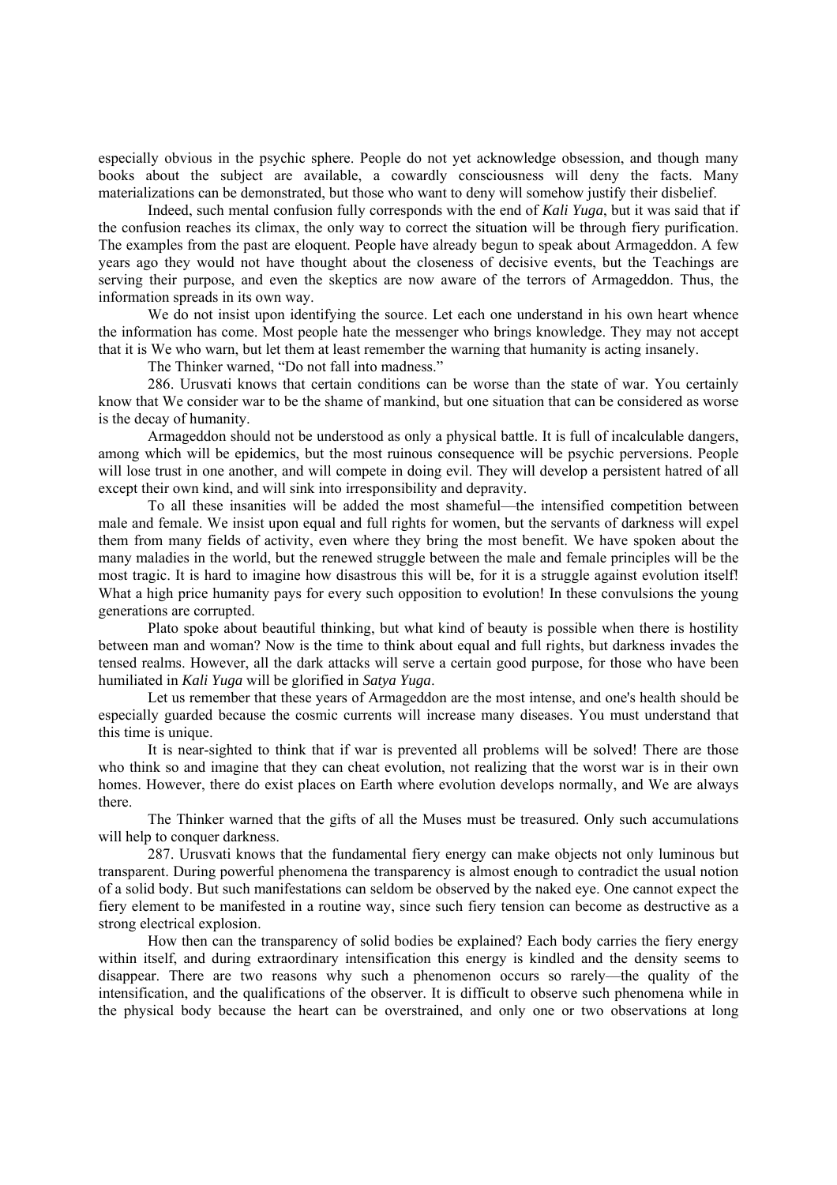especially obvious in the psychic sphere. People do not yet acknowledge obsession, and though many books about the subject are available, a cowardly consciousness will deny the facts. Many materializations can be demonstrated, but those who want to deny will somehow justify their disbelief.

Indeed, such mental confusion fully corresponds with the end of *Kali Yuga*, but it was said that if the confusion reaches its climax, the only way to correct the situation will be through fiery purification. The examples from the past are eloquent. People have already begun to speak about Armageddon. A few years ago they would not have thought about the closeness of decisive events, but the Teachings are serving their purpose, and even the skeptics are now aware of the terrors of Armageddon. Thus, the information spreads in its own way.

We do not insist upon identifying the source. Let each one understand in his own heart whence the information has come. Most people hate the messenger who brings knowledge. They may not accept that it is We who warn, but let them at least remember the warning that humanity is acting insanely.

The Thinker warned, "Do not fall into madness."

286. Urusvati knows that certain conditions can be worse than the state of war. You certainly know that We consider war to be the shame of mankind, but one situation that can be considered as worse is the decay of humanity.

Armageddon should not be understood as only a physical battle. It is full of incalculable dangers, among which will be epidemics, but the most ruinous consequence will be psychic perversions. People will lose trust in one another, and will compete in doing evil. They will develop a persistent hatred of all except their own kind, and will sink into irresponsibility and depravity.

To all these insanities will be added the most shameful—the intensified competition between male and female. We insist upon equal and full rights for women, but the servants of darkness will expel them from many fields of activity, even where they bring the most benefit. We have spoken about the many maladies in the world, but the renewed struggle between the male and female principles will be the most tragic. It is hard to imagine how disastrous this will be, for it is a struggle against evolution itself! What a high price humanity pays for every such opposition to evolution! In these convulsions the young generations are corrupted.

Plato spoke about beautiful thinking, but what kind of beauty is possible when there is hostility between man and woman? Now is the time to think about equal and full rights, but darkness invades the tensed realms. However, all the dark attacks will serve a certain good purpose, for those who have been humiliated in *Kali Yuga* will be glorified in *Satya Yuga*.

Let us remember that these years of Armageddon are the most intense, and one's health should be especially guarded because the cosmic currents will increase many diseases. You must understand that this time is unique.

It is near-sighted to think that if war is prevented all problems will be solved! There are those who think so and imagine that they can cheat evolution, not realizing that the worst war is in their own homes. However, there do exist places on Earth where evolution develops normally, and We are always there.

The Thinker warned that the gifts of all the Muses must be treasured. Only such accumulations will help to conquer darkness.

287. Urusvati knows that the fundamental fiery energy can make objects not only luminous but transparent. During powerful phenomena the transparency is almost enough to contradict the usual notion of a solid body. But such manifestations can seldom be observed by the naked eye. One cannot expect the fiery element to be manifested in a routine way, since such fiery tension can become as destructive as a strong electrical explosion.

How then can the transparency of solid bodies be explained? Each body carries the fiery energy within itself, and during extraordinary intensification this energy is kindled and the density seems to disappear. There are two reasons why such a phenomenon occurs so rarely—the quality of the intensification, and the qualifications of the observer. It is difficult to observe such phenomena while in the physical body because the heart can be overstrained, and only one or two observations at long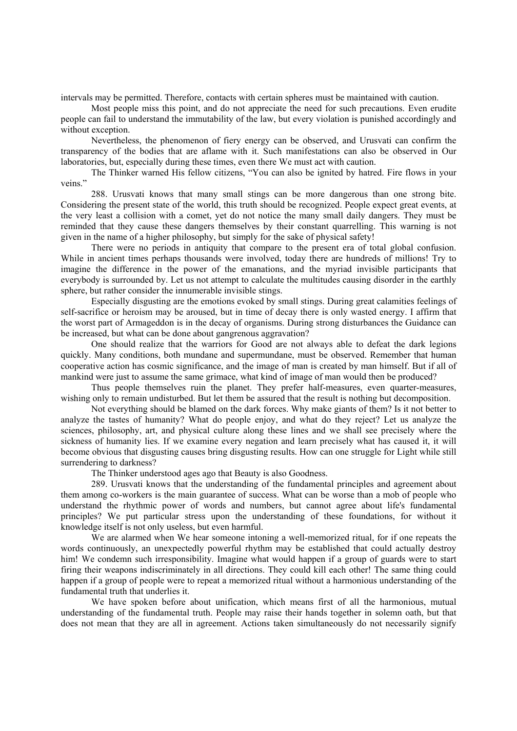intervals may be permitted. Therefore, contacts with certain spheres must be maintained with caution.

Most people miss this point, and do not appreciate the need for such precautions. Even erudite people can fail to understand the immutability of the law, but every violation is punished accordingly and without exception.

Nevertheless, the phenomenon of fiery energy can be observed, and Urusvati can confirm the transparency of the bodies that are aflame with it. Such manifestations can also be observed in Our laboratories, but, especially during these times, even there We must act with caution.

The Thinker warned His fellow citizens, "You can also be ignited by hatred. Fire flows in your veins."

288. Urusvati knows that many small stings can be more dangerous than one strong bite. Considering the present state of the world, this truth should be recognized. People expect great events, at the very least a collision with a comet, yet do not notice the many small daily dangers. They must be reminded that they cause these dangers themselves by their constant quarrelling. This warning is not given in the name of a higher philosophy, but simply for the sake of physical safety!

There were no periods in antiquity that compare to the present era of total global confusion. While in ancient times perhaps thousands were involved, today there are hundreds of millions! Try to imagine the difference in the power of the emanations, and the myriad invisible participants that everybody is surrounded by. Let us not attempt to calculate the multitudes causing disorder in the earthly sphere, but rather consider the innumerable invisible stings.

Especially disgusting are the emotions evoked by small stings. During great calamities feelings of self-sacrifice or heroism may be aroused, but in time of decay there is only wasted energy. I affirm that the worst part of Armageddon is in the decay of organisms. During strong disturbances the Guidance can be increased, but what can be done about gangrenous aggravation?

One should realize that the warriors for Good are not always able to defeat the dark legions quickly. Many conditions, both mundane and supermundane, must be observed. Remember that human cooperative action has cosmic significance, and the image of man is created by man himself. But if all of mankind were just to assume the same grimace, what kind of image of man would then be produced?

Thus people themselves ruin the planet. They prefer half-measures, even quarter-measures, wishing only to remain undisturbed. But let them be assured that the result is nothing but decomposition.

Not everything should be blamed on the dark forces. Why make giants of them? Is it not better to analyze the tastes of humanity? What do people enjoy, and what do they reject? Let us analyze the sciences, philosophy, art, and physical culture along these lines and we shall see precisely where the sickness of humanity lies. If we examine every negation and learn precisely what has caused it, it will become obvious that disgusting causes bring disgusting results. How can one struggle for Light while still surrendering to darkness?

The Thinker understood ages ago that Beauty is also Goodness.

289. Urusvati knows that the understanding of the fundamental principles and agreement about them among co-workers is the main guarantee of success. What can be worse than a mob of people who understand the rhythmic power of words and numbers, but cannot agree about life's fundamental principles? We put particular stress upon the understanding of these foundations, for without it knowledge itself is not only useless, but even harmful.

We are alarmed when We hear someone intoning a well-memorized ritual, for if one repeats the words continuously, an unexpectedly powerful rhythm may be established that could actually destroy him! We condemn such irresponsibility. Imagine what would happen if a group of guards were to start firing their weapons indiscriminately in all directions. They could kill each other! The same thing could happen if a group of people were to repeat a memorized ritual without a harmonious understanding of the fundamental truth that underlies it.

We have spoken before about unification, which means first of all the harmonious, mutual understanding of the fundamental truth. People may raise their hands together in solemn oath, but that does not mean that they are all in agreement. Actions taken simultaneously do not necessarily signify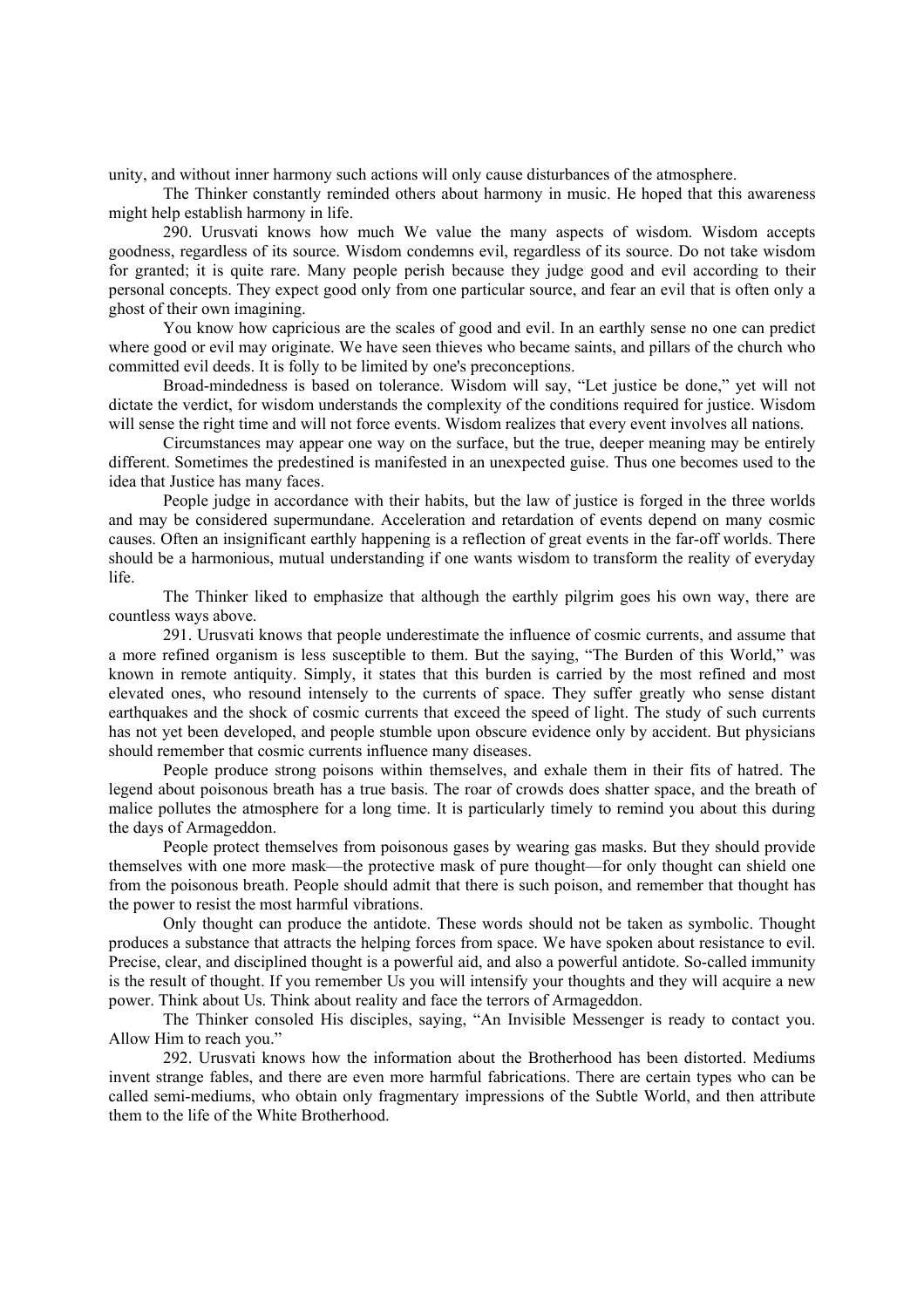unity, and without inner harmony such actions will only cause disturbances of the atmosphere.

The Thinker constantly reminded others about harmony in music. He hoped that this awareness might help establish harmony in life.

290. Urusvati knows how much We value the many aspects of wisdom. Wisdom accepts goodness, regardless of its source. Wisdom condemns evil, regardless of its source. Do not take wisdom for granted; it is quite rare. Many people perish because they judge good and evil according to their personal concepts. They expect good only from one particular source, and fear an evil that is often only a ghost of their own imagining.

You know how capricious are the scales of good and evil. In an earthly sense no one can predict where good or evil may originate. We have seen thieves who became saints, and pillars of the church who committed evil deeds. It is folly to be limited by one's preconceptions.

Broad-mindedness is based on tolerance. Wisdom will say, "Let justice be done," yet will not dictate the verdict, for wisdom understands the complexity of the conditions required for justice. Wisdom will sense the right time and will not force events. Wisdom realizes that every event involves all nations.

Circumstances may appear one way on the surface, but the true, deeper meaning may be entirely different. Sometimes the predestined is manifested in an unexpected guise. Thus one becomes used to the idea that Justice has many faces.

People judge in accordance with their habits, but the law of justice is forged in the three worlds and may be considered supermundane. Acceleration and retardation of events depend on many cosmic causes. Often an insignificant earthly happening is a reflection of great events in the far-off worlds. There should be a harmonious, mutual understanding if one wants wisdom to transform the reality of everyday life.

The Thinker liked to emphasize that although the earthly pilgrim goes his own way, there are countless ways above.

291. Urusvati knows that people underestimate the influence of cosmic currents, and assume that a more refined organism is less susceptible to them. But the saying, "The Burden of this World," was known in remote antiquity. Simply, it states that this burden is carried by the most refined and most elevated ones, who resound intensely to the currents of space. They suffer greatly who sense distant earthquakes and the shock of cosmic currents that exceed the speed of light. The study of such currents has not yet been developed, and people stumble upon obscure evidence only by accident. But physicians should remember that cosmic currents influence many diseases.

People produce strong poisons within themselves, and exhale them in their fits of hatred. The legend about poisonous breath has a true basis. The roar of crowds does shatter space, and the breath of malice pollutes the atmosphere for a long time. It is particularly timely to remind you about this during the days of Armageddon.

People protect themselves from poisonous gases by wearing gas masks. But they should provide themselves with one more mask—the protective mask of pure thought—for only thought can shield one from the poisonous breath. People should admit that there is such poison, and remember that thought has the power to resist the most harmful vibrations.

Only thought can produce the antidote. These words should not be taken as symbolic. Thought produces a substance that attracts the helping forces from space. We have spoken about resistance to evil. Precise, clear, and disciplined thought is a powerful aid, and also a powerful antidote. So-called immunity is the result of thought. If you remember Us you will intensify your thoughts and they will acquire a new power. Think about Us. Think about reality and face the terrors of Armageddon.

The Thinker consoled His disciples, saying, "An Invisible Messenger is ready to contact you. Allow Him to reach you."

292. Urusvati knows how the information about the Brotherhood has been distorted. Mediums invent strange fables, and there are even more harmful fabrications. There are certain types who can be called semi-mediums, who obtain only fragmentary impressions of the Subtle World, and then attribute them to the life of the White Brotherhood.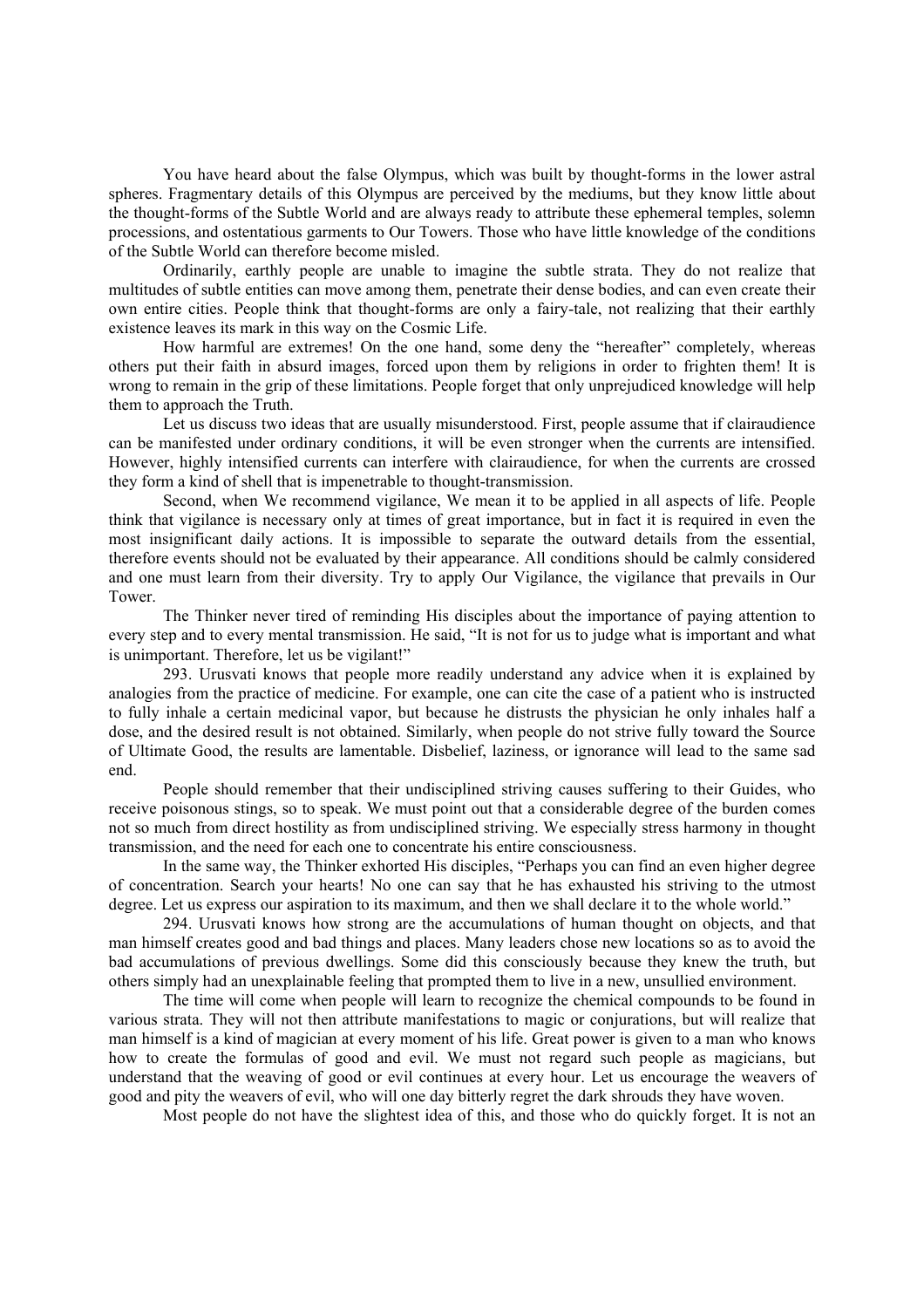You have heard about the false Olympus, which was built by thought-forms in the lower astral spheres. Fragmentary details of this Olympus are perceived by the mediums, but they know little about the thought-forms of the Subtle World and are always ready to attribute these ephemeral temples, solemn processions, and ostentatious garments to Our Towers. Those who have little knowledge of the conditions of the Subtle World can therefore become misled.

Ordinarily, earthly people are unable to imagine the subtle strata. They do not realize that multitudes of subtle entities can move among them, penetrate their dense bodies, and can even create their own entire cities. People think that thought-forms are only a fairy-tale, not realizing that their earthly existence leaves its mark in this way on the Cosmic Life.

How harmful are extremes! On the one hand, some deny the "hereafter" completely, whereas others put their faith in absurd images, forced upon them by religions in order to frighten them! It is wrong to remain in the grip of these limitations. People forget that only unprejudiced knowledge will help them to approach the Truth.

Let us discuss two ideas that are usually misunderstood. First, people assume that if clairaudience can be manifested under ordinary conditions, it will be even stronger when the currents are intensified. However, highly intensified currents can interfere with clairaudience, for when the currents are crossed they form a kind of shell that is impenetrable to thought-transmission.

Second, when We recommend vigilance, We mean it to be applied in all aspects of life. People think that vigilance is necessary only at times of great importance, but in fact it is required in even the most insignificant daily actions. It is impossible to separate the outward details from the essential, therefore events should not be evaluated by their appearance. All conditions should be calmly considered and one must learn from their diversity. Try to apply Our Vigilance, the vigilance that prevails in Our Tower.

The Thinker never tired of reminding His disciples about the importance of paying attention to every step and to every mental transmission. He said, "It is not for us to judge what is important and what is unimportant. Therefore, let us be vigilant!"

293. Urusvati knows that people more readily understand any advice when it is explained by analogies from the practice of medicine. For example, one can cite the case of a patient who is instructed to fully inhale a certain medicinal vapor, but because he distrusts the physician he only inhales half a dose, and the desired result is not obtained. Similarly, when people do not strive fully toward the Source of Ultimate Good, the results are lamentable. Disbelief, laziness, or ignorance will lead to the same sad end.

People should remember that their undisciplined striving causes suffering to their Guides, who receive poisonous stings, so to speak. We must point out that a considerable degree of the burden comes not so much from direct hostility as from undisciplined striving. We especially stress harmony in thought transmission, and the need for each one to concentrate his entire consciousness.

In the same way, the Thinker exhorted His disciples, "Perhaps you can find an even higher degree of concentration. Search your hearts! No one can say that he has exhausted his striving to the utmost degree. Let us express our aspiration to its maximum, and then we shall declare it to the whole world."

294. Urusvati knows how strong are the accumulations of human thought on objects, and that man himself creates good and bad things and places. Many leaders chose new locations so as to avoid the bad accumulations of previous dwellings. Some did this consciously because they knew the truth, but others simply had an unexplainable feeling that prompted them to live in a new, unsullied environment.

The time will come when people will learn to recognize the chemical compounds to be found in various strata. They will not then attribute manifestations to magic or conjurations, but will realize that man himself is a kind of magician at every moment of his life. Great power is given to a man who knows how to create the formulas of good and evil. We must not regard such people as magicians, but understand that the weaving of good or evil continues at every hour. Let us encourage the weavers of good and pity the weavers of evil, who will one day bitterly regret the dark shrouds they have woven.

Most people do not have the slightest idea of this, and those who do quickly forget. It is not an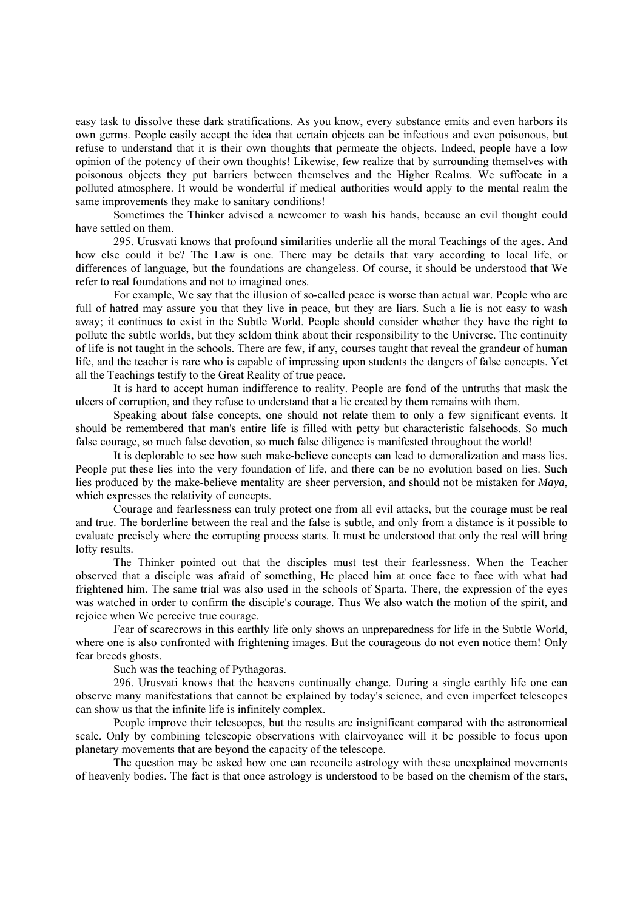easy task to dissolve these dark stratifications. As you know, every substance emits and even harbors its own germs. People easily accept the idea that certain objects can be infectious and even poisonous, but refuse to understand that it is their own thoughts that permeate the objects. Indeed, people have a low opinion of the potency of their own thoughts! Likewise, few realize that by surrounding themselves with poisonous objects they put barriers between themselves and the Higher Realms. We suffocate in a polluted atmosphere. It would be wonderful if medical authorities would apply to the mental realm the same improvements they make to sanitary conditions!

Sometimes the Thinker advised a newcomer to wash his hands, because an evil thought could have settled on them.

295. Urusvati knows that profound similarities underlie all the moral Teachings of the ages. And how else could it be? The Law is one. There may be details that vary according to local life, or differences of language, but the foundations are changeless. Of course, it should be understood that We refer to real foundations and not to imagined ones.

For example, We say that the illusion of so-called peace is worse than actual war. People who are full of hatred may assure you that they live in peace, but they are liars. Such a lie is not easy to wash away; it continues to exist in the Subtle World. People should consider whether they have the right to pollute the subtle worlds, but they seldom think about their responsibility to the Universe. The continuity of life is not taught in the schools. There are few, if any, courses taught that reveal the grandeur of human life, and the teacher is rare who is capable of impressing upon students the dangers of false concepts. Yet all the Teachings testify to the Great Reality of true peace.

It is hard to accept human indifference to reality. People are fond of the untruths that mask the ulcers of corruption, and they refuse to understand that a lie created by them remains with them.

Speaking about false concepts, one should not relate them to only a few significant events. It should be remembered that man's entire life is filled with petty but characteristic falsehoods. So much false courage, so much false devotion, so much false diligence is manifested throughout the world!

It is deplorable to see how such make-believe concepts can lead to demoralization and mass lies. People put these lies into the very foundation of life, and there can be no evolution based on lies. Such lies produced by the make-believe mentality are sheer perversion, and should not be mistaken for *Maya*, which expresses the relativity of concepts.

Courage and fearlessness can truly protect one from all evil attacks, but the courage must be real and true. The borderline between the real and the false is subtle, and only from a distance is it possible to evaluate precisely where the corrupting process starts. It must be understood that only the real will bring lofty results.

The Thinker pointed out that the disciples must test their fearlessness. When the Teacher observed that a disciple was afraid of something, He placed him at once face to face with what had frightened him. The same trial was also used in the schools of Sparta. There, the expression of the eyes was watched in order to confirm the disciple's courage. Thus We also watch the motion of the spirit, and rejoice when We perceive true courage.

Fear of scarecrows in this earthly life only shows an unpreparedness for life in the Subtle World, where one is also confronted with frightening images. But the courageous do not even notice them! Only fear breeds ghosts.

Such was the teaching of Pythagoras.

296. Urusvati knows that the heavens continually change. During a single earthly life one can observe many manifestations that cannot be explained by today's science, and even imperfect telescopes can show us that the infinite life is infinitely complex.

People improve their telescopes, but the results are insignificant compared with the astronomical scale. Only by combining telescopic observations with clairvoyance will it be possible to focus upon planetary movements that are beyond the capacity of the telescope.

The question may be asked how one can reconcile astrology with these unexplained movements of heavenly bodies. The fact is that once astrology is understood to be based on the chemism of the stars,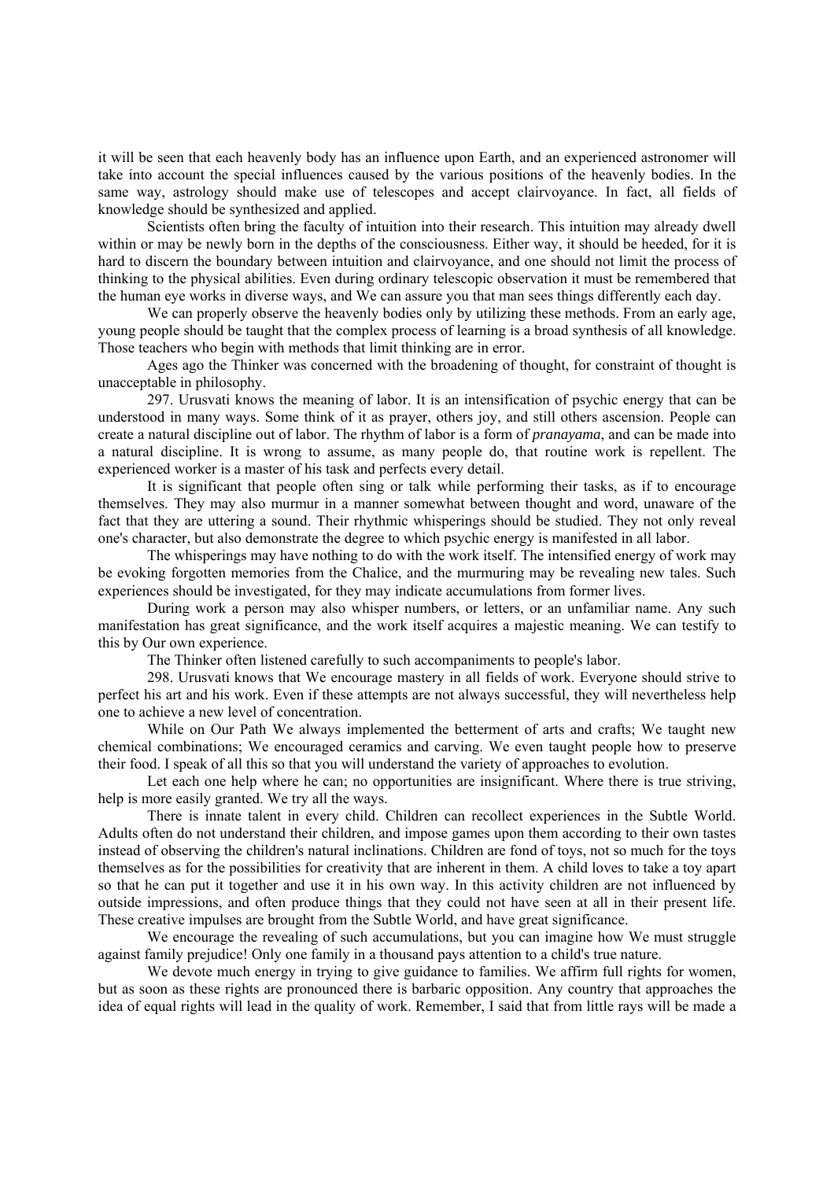it will be seen that each heavenly body has an influence upon Earth, and an experienced astronomer will take into account the special influences caused by the various positions of the heavenly bodies. In the same way, astrology should make use of telescopes and accept clairvoyance. In fact, all fields of knowledge should be synthesized and applied.

Scientists often bring the faculty of intuition into their research. This intuition may already dwell within or may be newly born in the depths of the consciousness. Either way, it should be heeded, for it is hard to discern the boundary between intuition and clairvoyance, and one should not limit the process of thinking to the physical abilities. Even during ordinary telescopic observation it must be remembered that the human eye works in diverse ways, and We can assure you that man sees things differently each day.

We can properly observe the heavenly bodies only by utilizing these methods. From an early age, young people should be taught that the complex process of learning is a broad synthesis of all knowledge. Those teachers who begin with methods that limit thinking are in error.

Ages ago the Thinker was concerned with the broadening of thought, for constraint of thought is unacceptable in philosophy.

297. Urusvati knows the meaning of labor. It is an intensification of psychic energy that can be understood in many ways. Some think of it as prayer, others joy, and still others ascension. People can create a natural discipline out of labor. The rhythm of labor is a form of *pranayama*, and can be made into a natural discipline. It is wrong to assume, as many people do, that routine work is repellent. The experienced worker is a master of his task and perfects every detail.

It is significant that people often sing or talk while performing their tasks, as if to encourage themselves. They may also murmur in a manner somewhat between thought and word, unaware of the fact that they are uttering a sound. Their rhythmic whisperings should be studied. They not only reveal one's character, but also demonstrate the degree to which psychic energy is manifested in all labor.

The whisperings may have nothing to do with the work itself. The intensified energy of work may be evoking forgotten memories from the Chalice, and the murmuring may be revealing new tales. Such experiences should be investigated, for they may indicate accumulations from former lives.

During work a person may also whisper numbers, or letters, or an unfamiliar name. Any such manifestation has great significance, and the work itself acquires a majestic meaning. We can testify to this by Our own experience.

The Thinker often listened carefully to such accompaniments to people's labor.

298. Urusvati knows that We encourage mastery in all fields of work. Everyone should strive to perfect his art and his work. Even if these attempts are not always successful, they will nevertheless help one to achieve a new level of concentration.

While on Our Path We always implemented the betterment of arts and crafts; We taught new chemical combinations; We encouraged ceramics and carving. We even taught people how to preserve their food. I speak of all this so that you will understand the variety of approaches to evolution.

Let each one help where he can; no opportunities are insignificant. Where there is true striving, help is more easily granted. We try all the ways.

There is innate talent in every child. Children can recollect experiences in the Subtle World. Adults often do not understand their children, and impose games upon them according to their own tastes instead of observing the children's natural inclinations. Children are fond of toys, not so much for the toys themselves as for the possibilities for creativity that are inherent in them. A child loves to take a toy apart so that he can put it together and use it in his own way. In this activity children are not influenced by outside impressions, and often produce things that they could not have seen at all in their present life. These creative impulses are brought from the Subtle World, and have great significance.

We encourage the revealing of such accumulations, but you can imagine how We must struggle against family prejudice! Only one family in a thousand pays attention to a child's true nature.

We devote much energy in trying to give guidance to families. We affirm full rights for women, but as soon as these rights are pronounced there is barbaric opposition. Any country that approaches the idea of equal rights will lead in the quality of work. Remember, I said that from little rays will be made a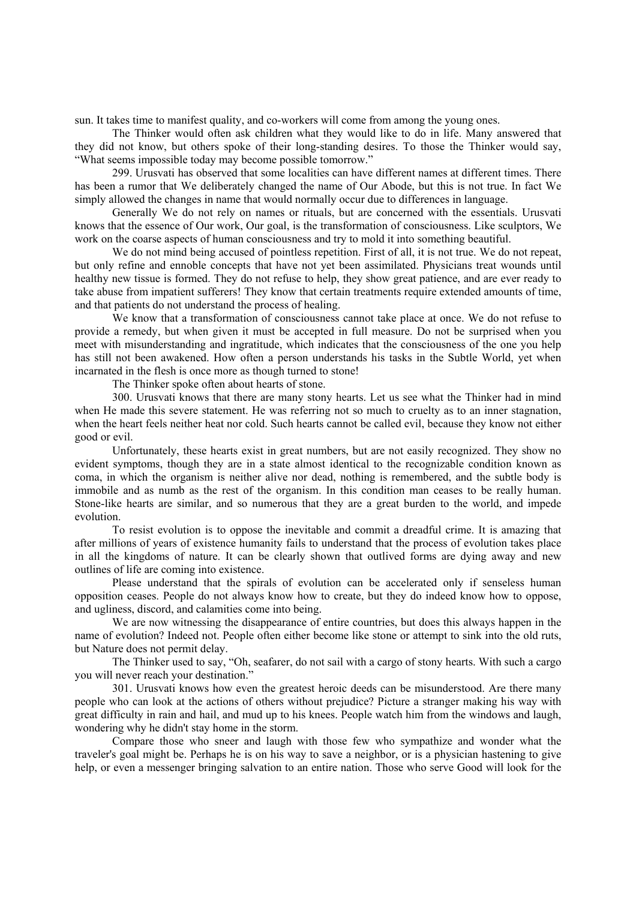sun. It takes time to manifest quality, and co-workers will come from among the young ones.

The Thinker would often ask children what they would like to do in life. Many answered that they did not know, but others spoke of their long-standing desires. To those the Thinker would say, "What seems impossible today may become possible tomorrow."

299. Urusvati has observed that some localities can have different names at different times. There has been a rumor that We deliberately changed the name of Our Abode, but this is not true. In fact We simply allowed the changes in name that would normally occur due to differences in language.

Generally We do not rely on names or rituals, but are concerned with the essentials. Urusvati knows that the essence of Our work, Our goal, is the transformation of consciousness. Like sculptors, We work on the coarse aspects of human consciousness and try to mold it into something beautiful.

We do not mind being accused of pointless repetition. First of all, it is not true. We do not repeat, but only refine and ennoble concepts that have not yet been assimilated. Physicians treat wounds until healthy new tissue is formed. They do not refuse to help, they show great patience, and are ever ready to take abuse from impatient sufferers! They know that certain treatments require extended amounts of time, and that patients do not understand the process of healing.

We know that a transformation of consciousness cannot take place at once. We do not refuse to provide a remedy, but when given it must be accepted in full measure. Do not be surprised when you meet with misunderstanding and ingratitude, which indicates that the consciousness of the one you help has still not been awakened. How often a person understands his tasks in the Subtle World, yet when incarnated in the flesh is once more as though turned to stone!

The Thinker spoke often about hearts of stone.

300. Urusvati knows that there are many stony hearts. Let us see what the Thinker had in mind when He made this severe statement. He was referring not so much to cruelty as to an inner stagnation, when the heart feels neither heat nor cold. Such hearts cannot be called evil, because they know not either good or evil.

Unfortunately, these hearts exist in great numbers, but are not easily recognized. They show no evident symptoms, though they are in a state almost identical to the recognizable condition known as coma, in which the organism is neither alive nor dead, nothing is remembered, and the subtle body is immobile and as numb as the rest of the organism. In this condition man ceases to be really human. Stone-like hearts are similar, and so numerous that they are a great burden to the world, and impede evolution.

To resist evolution is to oppose the inevitable and commit a dreadful crime. It is amazing that after millions of years of existence humanity fails to understand that the process of evolution takes place in all the kingdoms of nature. It can be clearly shown that outlived forms are dying away and new outlines of life are coming into existence.

Please understand that the spirals of evolution can be accelerated only if senseless human opposition ceases. People do not always know how to create, but they do indeed know how to oppose, and ugliness, discord, and calamities come into being.

We are now witnessing the disappearance of entire countries, but does this always happen in the name of evolution? Indeed not. People often either become like stone or attempt to sink into the old ruts, but Nature does not permit delay.

The Thinker used to say, "Oh, seafarer, do not sail with a cargo of stony hearts. With such a cargo you will never reach your destination."

301. Urusvati knows how even the greatest heroic deeds can be misunderstood. Are there many people who can look at the actions of others without prejudice? Picture a stranger making his way with great difficulty in rain and hail, and mud up to his knees. People watch him from the windows and laugh, wondering why he didn't stay home in the storm.

Compare those who sneer and laugh with those few who sympathize and wonder what the traveler's goal might be. Perhaps he is on his way to save a neighbor, or is a physician hastening to give help, or even a messenger bringing salvation to an entire nation. Those who serve Good will look for the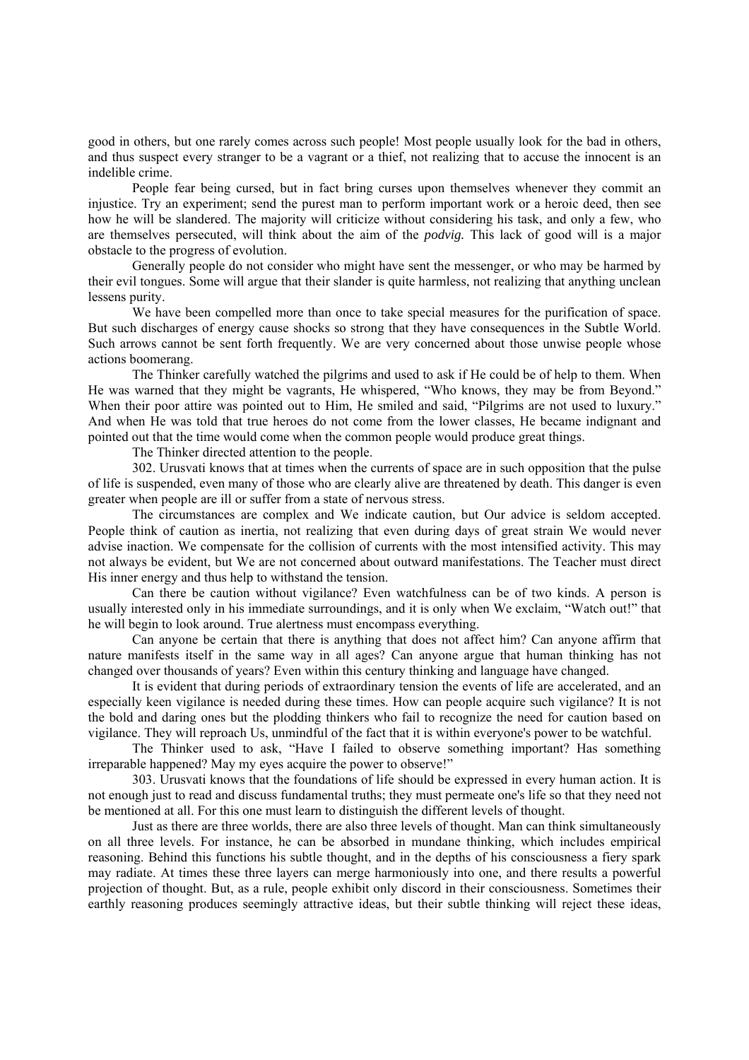good in others, but one rarely comes across such people! Most people usually look for the bad in others, and thus suspect every stranger to be a vagrant or a thief, not realizing that to accuse the innocent is an indelible crime.

People fear being cursed, but in fact bring curses upon themselves whenever they commit an injustice. Try an experiment; send the purest man to perform important work or a heroic deed, then see how he will be slandered. The majority will criticize without considering his task, and only a few, who are themselves persecuted, will think about the aim of the *podvig.* This lack of good will is a major obstacle to the progress of evolution.

Generally people do not consider who might have sent the messenger, or who may be harmed by their evil tongues. Some will argue that their slander is quite harmless, not realizing that anything unclean lessens purity.

We have been compelled more than once to take special measures for the purification of space. But such discharges of energy cause shocks so strong that they have consequences in the Subtle World. Such arrows cannot be sent forth frequently. We are very concerned about those unwise people whose actions boomerang.

The Thinker carefully watched the pilgrims and used to ask if He could be of help to them. When He was warned that they might be vagrants, He whispered, "Who knows, they may be from Beyond." When their poor attire was pointed out to Him, He smiled and said, "Pilgrims are not used to luxury." And when He was told that true heroes do not come from the lower classes, He became indignant and pointed out that the time would come when the common people would produce great things.

The Thinker directed attention to the people.

302. Urusvati knows that at times when the currents of space are in such opposition that the pulse of life is suspended, even many of those who are clearly alive are threatened by death. This danger is even greater when people are ill or suffer from a state of nervous stress.

The circumstances are complex and We indicate caution, but Our advice is seldom accepted. People think of caution as inertia, not realizing that even during days of great strain We would never advise inaction. We compensate for the collision of currents with the most intensified activity. This may not always be evident, but We are not concerned about outward manifestations. The Teacher must direct His inner energy and thus help to withstand the tension.

Can there be caution without vigilance? Even watchfulness can be of two kinds. A person is usually interested only in his immediate surroundings, and it is only when We exclaim, "Watch out!" that he will begin to look around. True alertness must encompass everything.

Can anyone be certain that there is anything that does not affect him? Can anyone affirm that nature manifests itself in the same way in all ages? Can anyone argue that human thinking has not changed over thousands of years? Even within this century thinking and language have changed.

It is evident that during periods of extraordinary tension the events of life are accelerated, and an especially keen vigilance is needed during these times. How can people acquire such vigilance? It is not the bold and daring ones but the plodding thinkers who fail to recognize the need for caution based on vigilance. They will reproach Us, unmindful of the fact that it is within everyone's power to be watchful.

The Thinker used to ask, "Have I failed to observe something important? Has something irreparable happened? May my eyes acquire the power to observe!"

303. Urusvati knows that the foundations of life should be expressed in every human action. It is not enough just to read and discuss fundamental truths; they must permeate one's life so that they need not be mentioned at all. For this one must learn to distinguish the different levels of thought.

Just as there are three worlds, there are also three levels of thought. Man can think simultaneously on all three levels. For instance, he can be absorbed in mundane thinking, which includes empirical reasoning. Behind this functions his subtle thought, and in the depths of his consciousness a fiery spark may radiate. At times these three layers can merge harmoniously into one, and there results a powerful projection of thought. But, as a rule, people exhibit only discord in their consciousness. Sometimes their earthly reasoning produces seemingly attractive ideas, but their subtle thinking will reject these ideas,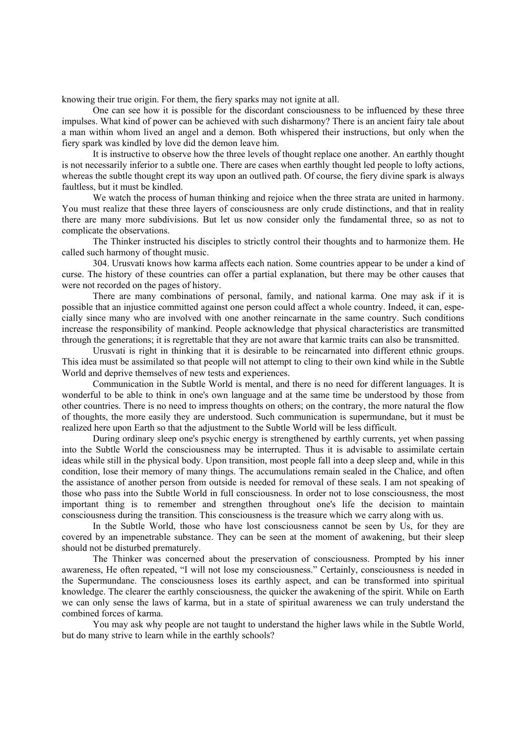knowing their true origin. For them, the fiery sparks may not ignite at all.

One can see how it is possible for the discordant consciousness to be influenced by these three impulses. What kind of power can be achieved with such disharmony? There is an ancient fairy tale about a man within whom lived an angel and a demon. Both whispered their instructions, but only when the fiery spark was kindled by love did the demon leave him.

It is instructive to observe how the three levels of thought replace one another. An earthly thought is not necessarily inferior to a subtle one. There are cases when earthly thought led people to lofty actions, whereas the subtle thought crept its way upon an outlived path. Of course, the fiery divine spark is always faultless, but it must be kindled.

We watch the process of human thinking and rejoice when the three strata are united in harmony. You must realize that these three layers of consciousness are only crude distinctions, and that in reality there are many more subdivisions. But let us now consider only the fundamental three, so as not to complicate the observations.

The Thinker instructed his disciples to strictly control their thoughts and to harmonize them. He called such harmony of thought music.

304. Urusvati knows how karma affects each nation. Some countries appear to be under a kind of curse. The history of these countries can offer a partial explanation, but there may be other causes that were not recorded on the pages of history.

There are many combinations of personal, family, and national karma. One may ask if it is possible that an injustice committed against one person could affect a whole country. Indeed, it can, especially since many who are involved with one another reincarnate in the same country. Such conditions increase the responsibility of mankind. People acknowledge that physical characteristics are transmitted through the generations; it is regrettable that they are not aware that karmic traits can also be transmitted.

Urusvati is right in thinking that it is desirable to be reincarnated into different ethnic groups. This idea must be assimilated so that people will not attempt to cling to their own kind while in the Subtle World and deprive themselves of new tests and experiences.

Communication in the Subtle World is mental, and there is no need for different languages. It is wonderful to be able to think in one's own language and at the same time be understood by those from other countries. There is no need to impress thoughts on others; on the contrary, the more natural the flow of thoughts, the more easily they are understood. Such communication is supermundane, but it must be realized here upon Earth so that the adjustment to the Subtle World will be less difficult.

During ordinary sleep one's psychic energy is strengthened by earthly currents, yet when passing into the Subtle World the consciousness may be interrupted. Thus it is advisable to assimilate certain ideas while still in the physical body. Upon transition, most people fall into a deep sleep and, while in this condition, lose their memory of many things. The accumulations remain sealed in the Chalice, and often the assistance of another person from outside is needed for removal of these seals. I am not speaking of those who pass into the Subtle World in full consciousness. In order not to lose consciousness, the most important thing is to remember and strengthen throughout one's life the decision to maintain consciousness during the transition. This consciousness is the treasure which we carry along with us.

In the Subtle World, those who have lost consciousness cannot be seen by Us, for they are covered by an impenetrable substance. They can be seen at the moment of awakening, but their sleep should not be disturbed prematurely.

The Thinker was concerned about the preservation of consciousness. Prompted by his inner awareness, He often repeated, "I will not lose my consciousness." Certainly, consciousness is needed in the Supermundane. The consciousness loses its earthly aspect, and can be transformed into spiritual knowledge. The clearer the earthly consciousness, the quicker the awakening of the spirit. While on Earth we can only sense the laws of karma, but in a state of spiritual awareness we can truly understand the combined forces of karma.

You may ask why people are not taught to understand the higher laws while in the Subtle World, but do many strive to learn while in the earthly schools?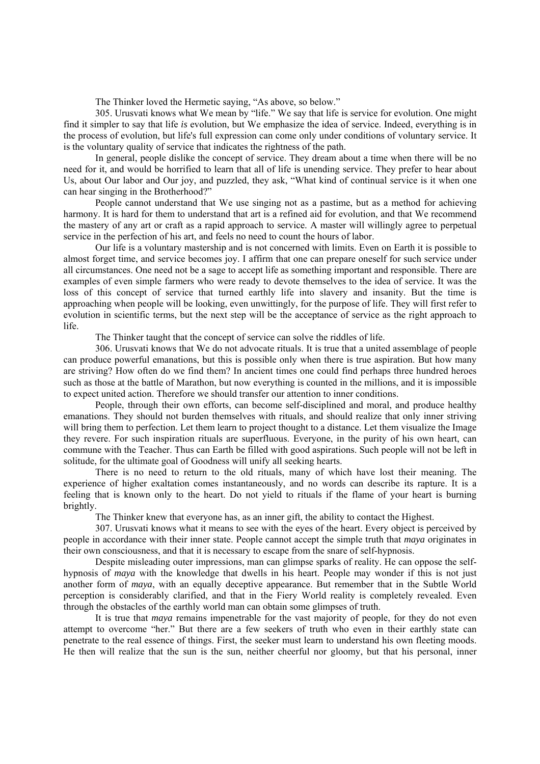The Thinker loved the Hermetic saying, "As above, so below."

305. Urusvati knows what We mean by "life." We say that life is service for evolution. One might find it simpler to say that life *is* evolution, but We emphasize the idea of service. Indeed, everything is in the process of evolution, but life's full expression can come only under conditions of voluntary service. It is the voluntary quality of service that indicates the rightness of the path.

In general, people dislike the concept of service. They dream about a time when there will be no need for it, and would be horrified to learn that all of life is unending service. They prefer to hear about Us, about Our labor and Our joy, and puzzled, they ask, "What kind of continual service is it when one can hear singing in the Brotherhood?"

People cannot understand that We use singing not as a pastime, but as a method for achieving harmony. It is hard for them to understand that art is a refined aid for evolution, and that We recommend the mastery of any art or craft as a rapid approach to service. A master will willingly agree to perpetual service in the perfection of his art, and feels no need to count the hours of labor.

Our life is a voluntary mastership and is not concerned with limits. Even on Earth it is possible to almost forget time, and service becomes joy. I affirm that one can prepare oneself for such service under all circumstances. One need not be a sage to accept life as something important and responsible. There are examples of even simple farmers who were ready to devote themselves to the idea of service. It was the loss of this concept of service that turned earthly life into slavery and insanity. But the time is approaching when people will be looking, even unwittingly, for the purpose of life. They will first refer to evolution in scientific terms, but the next step will be the acceptance of service as the right approach to life.

The Thinker taught that the concept of service can solve the riddles of life.

306. Urusvati knows that We do not advocate rituals. It is true that a united assemblage of people can produce powerful emanations, but this is possible only when there is true aspiration. But how many are striving? How often do we find them? In ancient times one could find perhaps three hundred heroes such as those at the battle of Marathon, but now everything is counted in the millions, and it is impossible to expect united action. Therefore we should transfer our attention to inner conditions.

People, through their own efforts, can become self-disciplined and moral, and produce healthy emanations. They should not burden themselves with rituals, and should realize that only inner striving will bring them to perfection. Let them learn to project thought to a distance. Let them visualize the Image they revere. For such inspiration rituals are superfluous. Everyone, in the purity of his own heart, can commune with the Teacher. Thus can Earth be filled with good aspirations. Such people will not be left in solitude, for the ultimate goal of Goodness will unify all seeking hearts.

There is no need to return to the old rituals, many of which have lost their meaning. The experience of higher exaltation comes instantaneously, and no words can describe its rapture. It is a feeling that is known only to the heart. Do not yield to rituals if the flame of your heart is burning brightly.

The Thinker knew that everyone has, as an inner gift, the ability to contact the Highest.

307. Urusvati knows what it means to see with the eyes of the heart. Every object is perceived by people in accordance with their inner state. People cannot accept the simple truth that *maya* originates in their own consciousness, and that it is necessary to escape from the snare of self-hypnosis.

Despite misleading outer impressions, man can glimpse sparks of reality. He can oppose the self-hypnosis of *maya* with the knowledge that dwells in his heart. People may wonder if this is not just another form of *maya*, with an equally deceptive appearance. But remember that in the Subtle World perception is considerably clarified, and that in the Fiery World reality is completely revealed. Even through the obstacles of the earthly world man can obtain some glimpses of truth.

It is true that *maya* remains impenetrable for the vast majority of people, for they do not even attempt to overcome "her." But there are a few seekers of truth who even in their earthly state can penetrate to the real essence of things. First, the seeker must learn to understand his own fleeting moods. He then will realize that the sun is the sun, neither cheerful nor gloomy, but that his personal, inner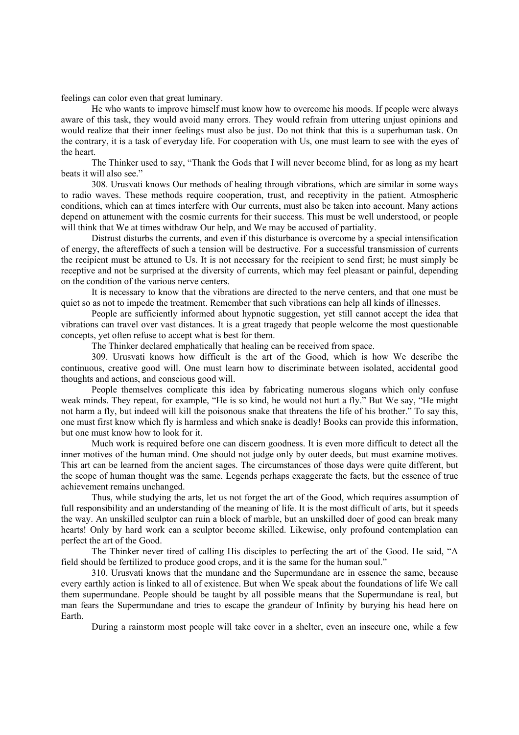feelings can color even that great luminary.

He who wants to improve himself must know how to overcome his moods. If people were always aware of this task, they would avoid many errors. They would refrain from uttering unjust opinions and would realize that their inner feelings must also be just. Do not think that this is a superhuman task. On the contrary, it is a task of everyday life. For cooperation with Us, one must learn to see with the eyes of the heart.

The Thinker used to say, "Thank the Gods that I will never become blind, for as long as my heart beats it will also see."

308. Urusvati knows Our methods of healing through vibrations, which are similar in some ways to radio waves. These methods require cooperation, trust, and receptivity in the patient. Atmospheric conditions, which can at times interfere with Our currents, must also be taken into account. Many actions depend on attunement with the cosmic currents for their success. This must be well understood, or people will think that We at times withdraw Our help, and We may be accused of partiality.

Distrust disturbs the currents, and even if this disturbance is overcome by a special intensification of energy, the aftereffects of such a tension will be destructive. For a successful transmission of currents the recipient must be attuned to Us. It is not necessary for the recipient to send first; he must simply be receptive and not be surprised at the diversity of currents, which may feel pleasant or painful, depending on the condition of the various nerve centers.

It is necessary to know that the vibrations are directed to the nerve centers, and that one must be quiet so as not to impede the treatment. Remember that such vibrations can help all kinds of illnesses.

People are sufficiently informed about hypnotic suggestion, yet still cannot accept the idea that vibrations can travel over vast distances. It is a great tragedy that people welcome the most questionable concepts, yet often refuse to accept what is best for them.

The Thinker declared emphatically that healing can be received from space.

309. Urusvati knows how difficult is the art of the Good, which is how We describe the continuous, creative good will. One must learn how to discriminate between isolated, accidental good thoughts and actions, and conscious good will.

People themselves complicate this idea by fabricating numerous slogans which only confuse weak minds. They repeat, for example, "He is so kind, he would not hurt a fly." But We say, "He might not harm a fly, but indeed will kill the poisonous snake that threatens the life of his brother." To say this, one must first know which fly is harmless and which snake is deadly! Books can provide this information, but one must know how to look for it.

Much work is required before one can discern goodness. It is even more difficult to detect all the inner motives of the human mind. One should not judge only by outer deeds, but must examine motives. This art can be learned from the ancient sages. The circumstances of those days were quite different, but the scope of human thought was the same. Legends perhaps exaggerate the facts, but the essence of true achievement remains unchanged.

Thus, while studying the arts, let us not forget the art of the Good, which requires assumption of full responsibility and an understanding of the meaning of life. It is the most difficult of arts, but it speeds the way. An unskilled sculptor can ruin a block of marble, but an unskilled doer of good can break many hearts! Only by hard work can a sculptor become skilled. Likewise, only profound contemplation can perfect the art of the Good.

The Thinker never tired of calling His disciples to perfecting the art of the Good. He said, "A field should be fertilized to produce good crops, and it is the same for the human soul."

310. Urusvati knows that the mundane and the Supermundane are in essence the same, because every earthly action is linked to all of existence. But when We speak about the foundations of life We call them supermundane. People should be taught by all possible means that the Supermundane is real, but man fears the Supermundane and tries to escape the grandeur of Infinity by burying his head here on Earth.

During a rainstorm most people will take cover in a shelter, even an insecure one, while a few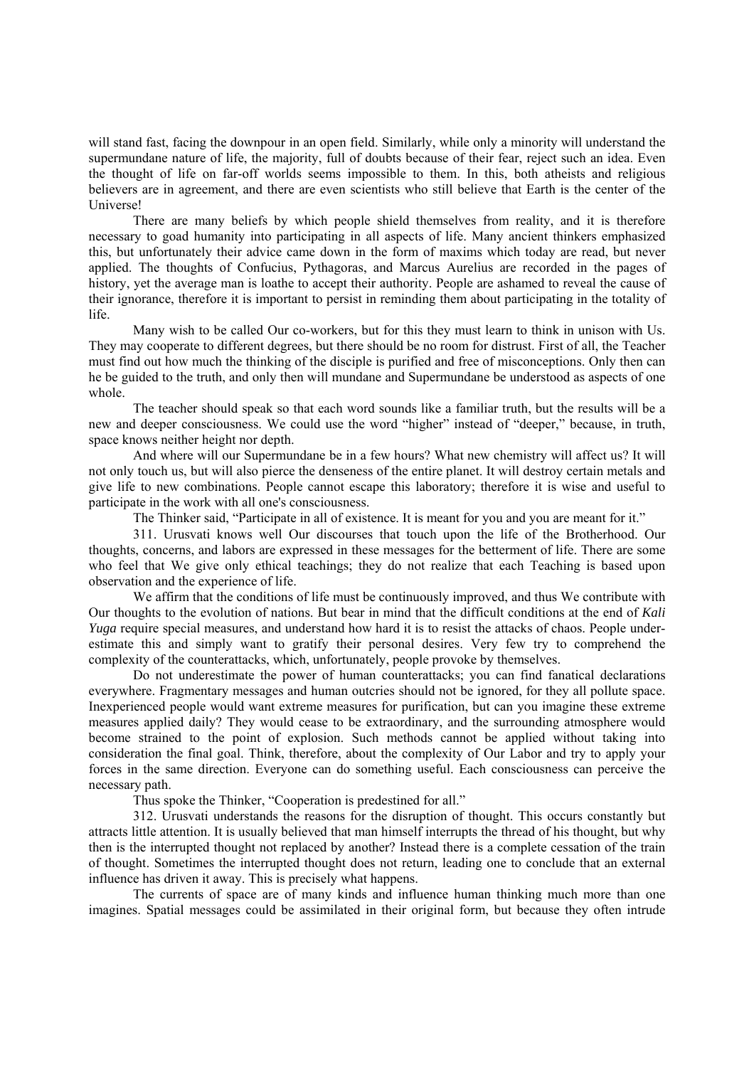will stand fast, facing the downpour in an open field. Similarly, while only a minority will understand the supermundane nature of life, the majority, full of doubts because of their fear, reject such an idea. Even the thought of life on far-off worlds seems impossible to them. In this, both atheists and religious believers are in agreement, and there are even scientists who still believe that Earth is the center of the Universe!

There are many beliefs by which people shield themselves from reality, and it is therefore necessary to goad humanity into participating in all aspects of life. Many ancient thinkers emphasized this, but unfortunately their advice came down in the form of maxims which today are read, but never applied. The thoughts of Confucius, Pythagoras, and Marcus Aurelius are recorded in the pages of history, yet the average man is loathe to accept their authority. People are ashamed to reveal the cause of their ignorance, therefore it is important to persist in reminding them about participating in the totality of life.

Many wish to be called Our co-workers, but for this they must learn to think in unison with Us. They may cooperate to different degrees, but there should be no room for distrust. First of all, the Teacher must find out how much the thinking of the disciple is purified and free of misconceptions. Only then can he be guided to the truth, and only then will mundane and Supermundane be understood as aspects of one whole.

The teacher should speak so that each word sounds like a familiar truth, but the results will be a new and deeper consciousness. We could use the word "higher" instead of "deeper," because, in truth, space knows neither height nor depth.

And where will our Supermundane be in a few hours? What new chemistry will affect us? It will not only touch us, but will also pierce the denseness of the entire planet. It will destroy certain metals and give life to new combinations. People cannot escape this laboratory; therefore it is wise and useful to participate in the work with all one's consciousness.

The Thinker said, "Participate in all of existence. It is meant for you and you are meant for it."

311. Urusvati knows well Our discourses that touch upon the life of the Brotherhood. Our thoughts, concerns, and labors are expressed in these messages for the betterment of life. There are some who feel that We give only ethical teachings; they do not realize that each Teaching is based upon observation and the experience of life.

We affirm that the conditions of life must be continuously improved, and thus We contribute with Our thoughts to the evolution of nations. But bear in mind that the difficult conditions at the end of *Kali Yuga* require special measures, and understand how hard it is to resist the attacks of chaos. People underestimate this and simply want to gratify their personal desires. Very few try to comprehend the complexity of the counterattacks, which, unfortunately, people provoke by themselves.

Do not underestimate the power of human counterattacks; you can find fanatical declarations everywhere. Fragmentary messages and human outcries should not be ignored, for they all pollute space. Inexperienced people would want extreme measures for purification, but can you imagine these extreme measures applied daily? They would cease to be extraordinary, and the surrounding atmosphere would become strained to the point of explosion. Such methods cannot be applied without taking into consideration the final goal. Think, therefore, about the complexity of Our Labor and try to apply your forces in the same direction. Everyone can do something useful. Each consciousness can perceive the necessary path.

Thus spoke the Thinker, "Cooperation is predestined for all."

312. Urusvati understands the reasons for the disruption of thought. This occurs constantly but attracts little attention. It is usually believed that man himself interrupts the thread of his thought, but why then is the interrupted thought not replaced by another? Instead there is a complete cessation of the train of thought. Sometimes the interrupted thought does not return, leading one to conclude that an external influence has driven it away. This is precisely what happens.

The currents of space are of many kinds and influence human thinking much more than one imagines. Spatial messages could be assimilated in their original form, but because they often intrude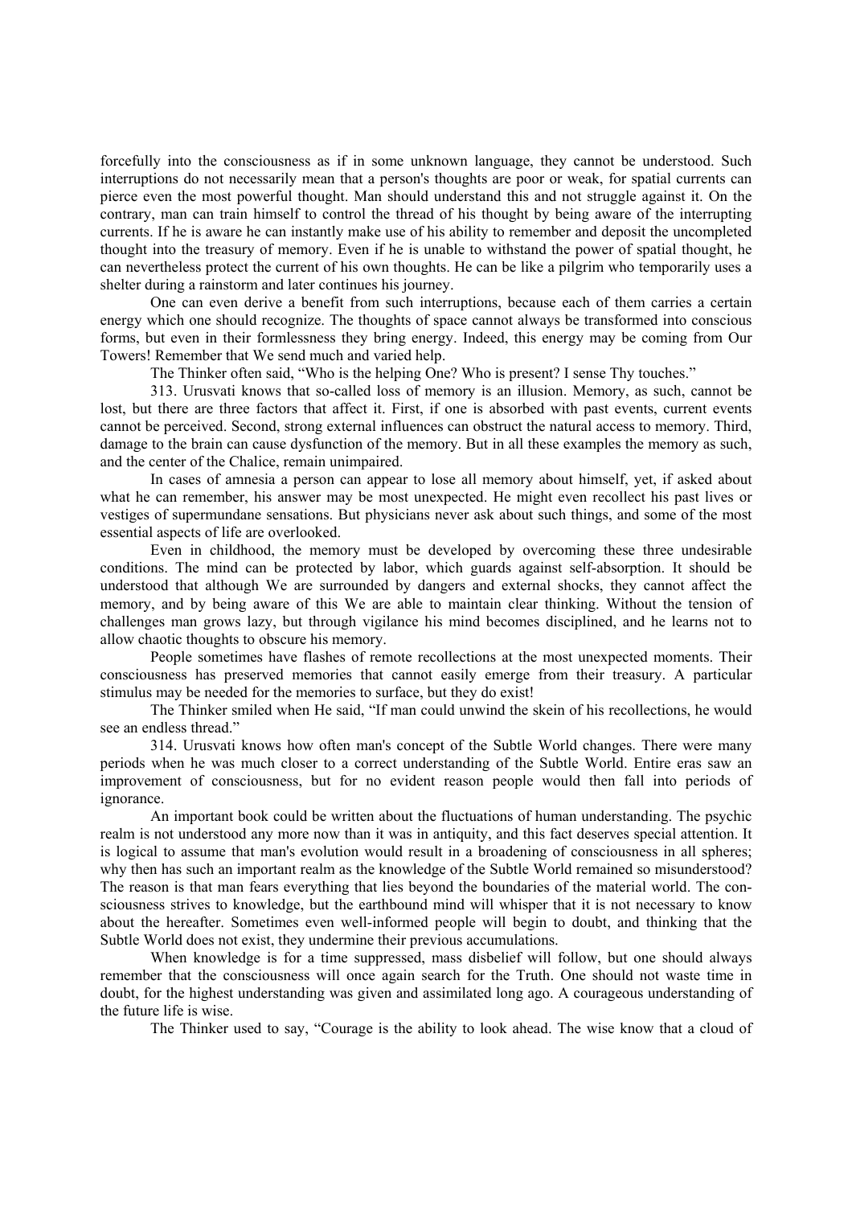forcefully into the consciousness as if in some unknown language, they cannot be understood. Such interruptions do not necessarily mean that a person's thoughts are poor or weak, for spatial currents can pierce even the most powerful thought. Man should understand this and not struggle against it. On the contrary, man can train himself to control the thread of his thought by being aware of the interrupting currents. If he is aware he can instantly make use of his ability to remember and deposit the uncompleted thought into the treasury of memory. Even if he is unable to withstand the power of spatial thought, he can nevertheless protect the current of his own thoughts. He can be like a pilgrim who temporarily uses a shelter during a rainstorm and later continues his journey.

One can even derive a benefit from such interruptions, because each of them carries a certain energy which one should recognize. The thoughts of space cannot always be transformed into conscious forms, but even in their formlessness they bring energy. Indeed, this energy may be coming from Our Towers! Remember that We send much and varied help.

The Thinker often said, "Who is the helping One? Who is present? I sense Thy touches."

313. Urusvati knows that so-called loss of memory is an illusion. Memory, as such, cannot be lost, but there are three factors that affect it. First, if one is absorbed with past events, current events cannot be perceived. Second, strong external influences can obstruct the natural access to memory. Third, damage to the brain can cause dysfunction of the memory. But in all these examples the memory as such, and the center of the Chalice, remain unimpaired.

In cases of amnesia a person can appear to lose all memory about himself, yet, if asked about what he can remember, his answer may be most unexpected. He might even recollect his past lives or vestiges of supermundane sensations. But physicians never ask about such things, and some of the most essential aspects of life are overlooked.

Even in childhood, the memory must be developed by overcoming these three undesirable conditions. The mind can be protected by labor, which guards against self-absorption. It should be understood that although We are surrounded by dangers and external shocks, they cannot affect the memory, and by being aware of this We are able to maintain clear thinking. Without the tension of challenges man grows lazy, but through vigilance his mind becomes disciplined, and he learns not to allow chaotic thoughts to obscure his memory.

People sometimes have flashes of remote recollections at the most unexpected moments. Their consciousness has preserved memories that cannot easily emerge from their treasury. A particular stimulus may be needed for the memories to surface, but they do exist!

The Thinker smiled when He said, "If man could unwind the skein of his recollections, he would see an endless thread."

314. Urusvati knows how often man's concept of the Subtle World changes. There were many periods when he was much closer to a correct understanding of the Subtle World. Entire eras saw an improvement of consciousness, but for no evident reason people would then fall into periods of ignorance.

An important book could be written about the fluctuations of human understanding. The psychic realm is not understood any more now than it was in antiquity, and this fact deserves special attention. It is logical to assume that man's evolution would result in a broadening of consciousness in all spheres; why then has such an important realm as the knowledge of the Subtle World remained so misunderstood? The reason is that man fears everything that lies beyond the boundaries of the material world. The consciousness strives to knowledge, but the earthbound mind will whisper that it is not necessary to know about the hereafter. Sometimes even well-informed people will begin to doubt, and thinking that the Subtle World does not exist, they undermine their previous accumulations.

When knowledge is for a time suppressed, mass disbelief will follow, but one should always remember that the consciousness will once again search for the Truth. One should not waste time in doubt, for the highest understanding was given and assimilated long ago. A courageous understanding of the future life is wise.

The Thinker used to say, "Courage is the ability to look ahead. The wise know that a cloud of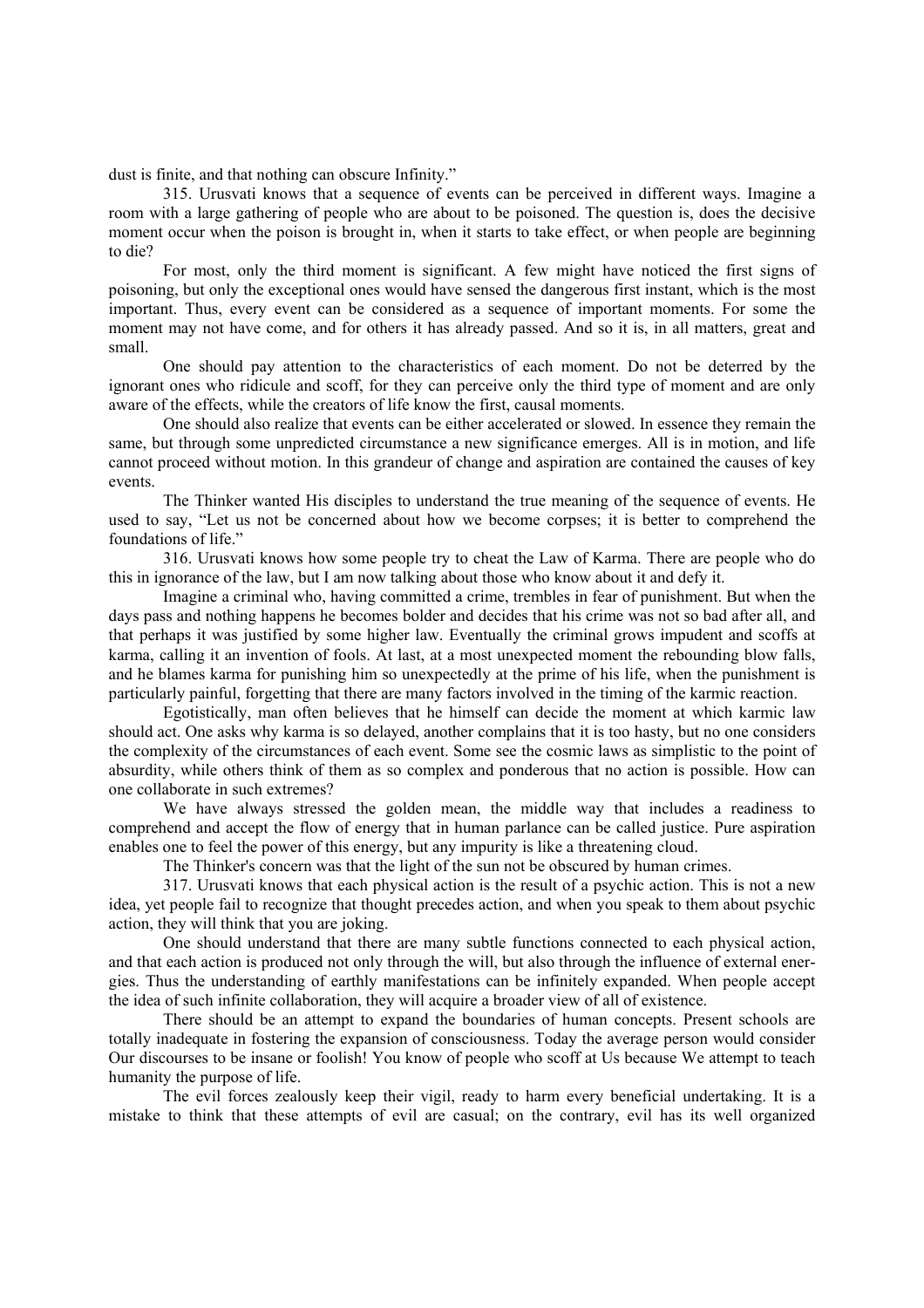dust is finite, and that nothing can obscure Infinity."

315. Urusvati knows that a sequence of events can be perceived in different ways. Imagine a room with a large gathering of people who are about to be poisoned. The question is, does the decisive moment occur when the poison is brought in, when it starts to take effect, or when people are beginning to die?

For most, only the third moment is significant. A few might have noticed the first signs of poisoning, but only the exceptional ones would have sensed the dangerous first instant, which is the most important. Thus, every event can be considered as a sequence of important moments. For some the moment may not have come, and for others it has already passed. And so it is, in all matters, great and small.

One should pay attention to the characteristics of each moment. Do not be deterred by the ignorant ones who ridicule and scoff, for they can perceive only the third type of moment and are only aware of the effects, while the creators of life know the first, causal moments.

One should also realize that events can be either accelerated or slowed. In essence they remain the same, but through some unpredicted circumstance a new significance emerges. All is in motion, and life cannot proceed without motion. In this grandeur of change and aspiration are contained the causes of key events.

The Thinker wanted His disciples to understand the true meaning of the sequence of events. He used to say, "Let us not be concerned about how we become corpses; it is better to comprehend the foundations of life."

316. Urusvati knows how some people try to cheat the Law of Karma. There are people who do this in ignorance of the law, but I am now talking about those who know about it and defy it.

Imagine a criminal who, having committed a crime, trembles in fear of punishment. But when the days pass and nothing happens he becomes bolder and decides that his crime was not so bad after all, and that perhaps it was justified by some higher law. Eventually the criminal grows impudent and scoffs at karma, calling it an invention of fools. At last, at a most unexpected moment the rebounding blow falls, and he blames karma for punishing him so unexpectedly at the prime of his life, when the punishment is particularly painful, forgetting that there are many factors involved in the timing of the karmic reaction.

Egotistically, man often believes that he himself can decide the moment at which karmic law should act. One asks why karma is so delayed, another complains that it is too hasty, but no one considers the complexity of the circumstances of each event. Some see the cosmic laws as simplistic to the point of absurdity, while others think of them as so complex and ponderous that no action is possible. How can one collaborate in such extremes?

We have always stressed the golden mean, the middle way that includes a readiness to comprehend and accept the flow of energy that in human parlance can be called justice. Pure aspiration enables one to feel the power of this energy, but any impurity is like a threatening cloud.

The Thinker's concern was that the light of the sun not be obscured by human crimes.

317. Urusvati knows that each physical action is the result of a psychic action. This is not a new idea, yet people fail to recognize that thought precedes action, and when you speak to them about psychic action, they will think that you are joking.

One should understand that there are many subtle functions connected to each physical action, and that each action is produced not only through the will, but also through the influence of external energies. Thus the understanding of earthly manifestations can be infinitely expanded. When people accept the idea of such infinite collaboration, they will acquire a broader view of all of existence.

There should be an attempt to expand the boundaries of human concepts. Present schools are totally inadequate in fostering the expansion of consciousness. Today the average person would consider Our discourses to be insane or foolish! You know of people who scoff at Us because We attempt to teach humanity the purpose of life.

The evil forces zealously keep their vigil, ready to harm every beneficial undertaking. It is a mistake to think that these attempts of evil are casual; on the contrary, evil has its well organized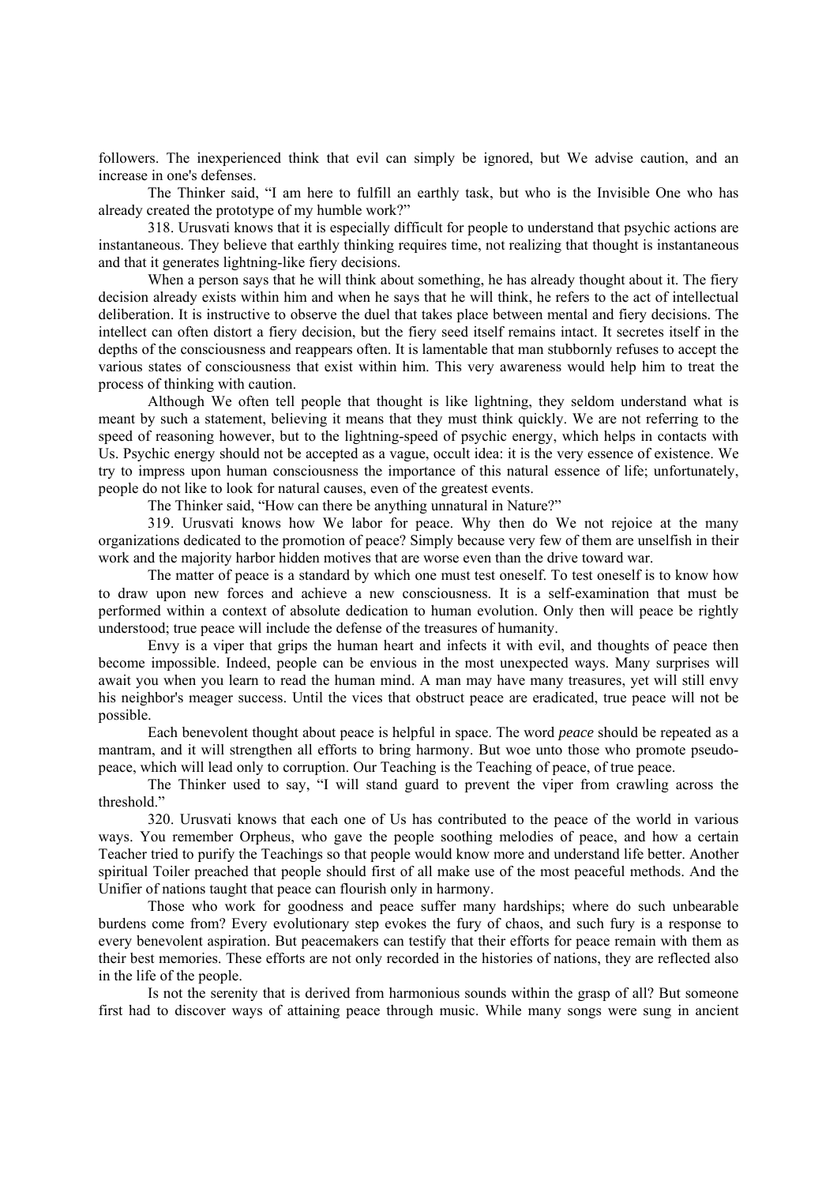followers. The inexperienced think that evil can simply be ignored, but We advise caution, and an increase in one's defenses.

The Thinker said, "I am here to fulfill an earthly task, but who is the Invisible One who has already created the prototype of my humble work?"

318. Urusvati knows that it is especially difficult for people to understand that psychic actions are instantaneous. They believe that earthly thinking requires time, not realizing that thought is instantaneous and that it generates lightning-like fiery decisions.

When a person says that he will think about something, he has already thought about it. The fiery decision already exists within him and when he says that he will think, he refers to the act of intellectual deliberation. It is instructive to observe the duel that takes place between mental and fiery decisions. The intellect can often distort a fiery decision, but the fiery seed itself remains intact. It secretes itself in the depths of the consciousness and reappears often. It is lamentable that man stubbornly refuses to accept the various states of consciousness that exist within him. This very awareness would help him to treat the process of thinking with caution.

Although We often tell people that thought is like lightning, they seldom understand what is meant by such a statement, believing it means that they must think quickly. We are not referring to the speed of reasoning however, but to the lightning-speed of psychic energy, which helps in contacts with Us. Psychic energy should not be accepted as a vague, occult idea: it is the very essence of existence. We try to impress upon human consciousness the importance of this natural essence of life; unfortunately, people do not like to look for natural causes, even of the greatest events.

The Thinker said, "How can there be anything unnatural in Nature?"

319. Urusvati knows how We labor for peace. Why then do We not rejoice at the many organizations dedicated to the promotion of peace? Simply because very few of them are unselfish in their work and the majority harbor hidden motives that are worse even than the drive toward war.

The matter of peace is a standard by which one must test oneself. To test oneself is to know how to draw upon new forces and achieve a new consciousness. It is a self-examination that must be performed within a context of absolute dedication to human evolution. Only then will peace be rightly understood; true peace will include the defense of the treasures of humanity.

Envy is a viper that grips the human heart and infects it with evil, and thoughts of peace then become impossible. Indeed, people can be envious in the most unexpected ways. Many surprises will await you when you learn to read the human mind. A man may have many treasures, yet will still envy his neighbor's meager success. Until the vices that obstruct peace are eradicated, true peace will not be possible.

Each benevolent thought about peace is helpful in space. The word *peace* should be repeated as a mantram, and it will strengthen all efforts to bring harmony. But woe unto those who promote pseudo-peace, which will lead only to corruption. Our Teaching is the Teaching of peace, of true peace.

The Thinker used to say, "I will stand guard to prevent the viper from crawling across the threshold."

320. Urusvati knows that each one of Us has contributed to the peace of the world in various ways. You remember Orpheus, who gave the people soothing melodies of peace, and how a certain Teacher tried to purify the Teachings so that people would know more and understand life better. Another spiritual Toiler preached that people should first of all make use of the most peaceful methods. And the Unifier of nations taught that peace can flourish only in harmony.

Those who work for goodness and peace suffer many hardships; where do such unbearable burdens come from? Every evolutionary step evokes the fury of chaos, and such fury is a response to every benevolent aspiration. But peacemakers can testify that their efforts for peace remain with them as their best memories. These efforts are not only recorded in the histories of nations, they are reflected also in the life of the people.

Is not the serenity that is derived from harmonious sounds within the grasp of all? But someone first had to discover ways of attaining peace through music. While many songs were sung in ancient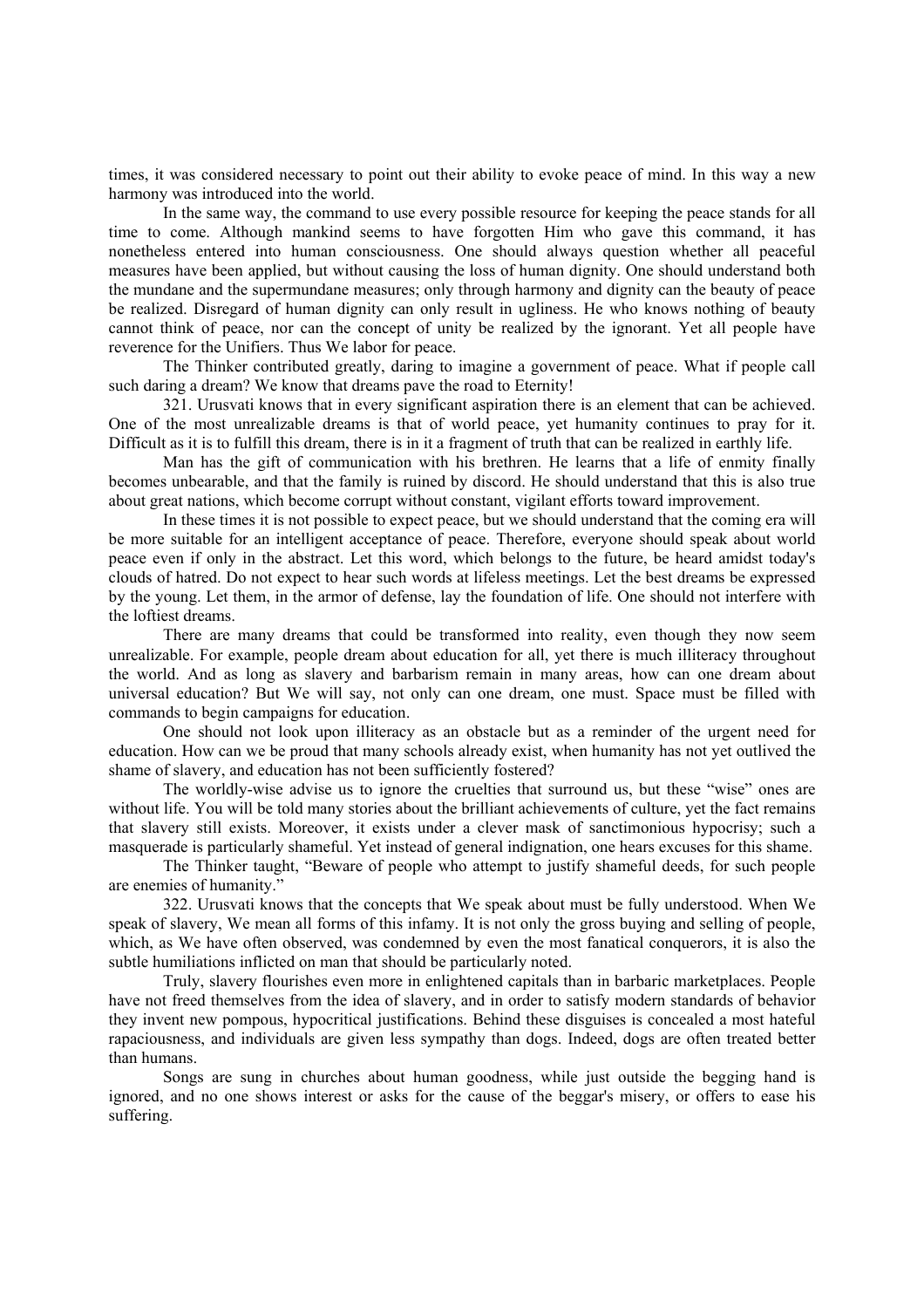times, it was considered necessary to point out their ability to evoke peace of mind. In this way a new harmony was introduced into the world.

In the same way, the command to use every possible resource for keeping the peace stands for all time to come. Although mankind seems to have forgotten Him who gave this command, it has nonetheless entered into human consciousness. One should always question whether all peaceful measures have been applied, but without causing the loss of human dignity. One should understand both the mundane and the supermundane measures; only through harmony and dignity can the beauty of peace be realized. Disregard of human dignity can only result in ugliness. He who knows nothing of beauty cannot think of peace, nor can the concept of unity be realized by the ignorant. Yet all people have reverence for the Unifiers. Thus We labor for peace.

The Thinker contributed greatly, daring to imagine a government of peace. What if people call such daring a dream? We know that dreams pave the road to Eternity!

321. Urusvati knows that in every significant aspiration there is an element that can be achieved. One of the most unrealizable dreams is that of world peace, yet humanity continues to pray for it. Difficult as it is to fulfill this dream, there is in it a fragment of truth that can be realized in earthly life.

Man has the gift of communication with his brethren. He learns that a life of enmity finally becomes unbearable, and that the family is ruined by discord. He should understand that this is also true about great nations, which become corrupt without constant, vigilant efforts toward improvement.

In these times it is not possible to expect peace, but we should understand that the coming era will be more suitable for an intelligent acceptance of peace. Therefore, everyone should speak about world peace even if only in the abstract. Let this word, which belongs to the future, be heard amidst today's clouds of hatred. Do not expect to hear such words at lifeless meetings. Let the best dreams be expressed by the young. Let them, in the armor of defense, lay the foundation of life. One should not interfere with the loftiest dreams.

There are many dreams that could be transformed into reality, even though they now seem unrealizable. For example, people dream about education for all, yet there is much illiteracy throughout the world. And as long as slavery and barbarism remain in many areas, how can one dream about universal education? But We will say, not only can one dream, one must. Space must be filled with commands to begin campaigns for education.

One should not look upon illiteracy as an obstacle but as a reminder of the urgent need for education. How can we be proud that many schools already exist, when humanity has not yet outlived the shame of slavery, and education has not been sufficiently fostered?

The worldly-wise advise us to ignore the cruelties that surround us, but these "wise" ones are without life. You will be told many stories about the brilliant achievements of culture, yet the fact remains that slavery still exists. Moreover, it exists under a clever mask of sanctimonious hypocrisy; such a masquerade is particularly shameful. Yet instead of general indignation, one hears excuses for this shame.

The Thinker taught, "Beware of people who attempt to justify shameful deeds, for such people are enemies of humanity."

322. Urusvati knows that the concepts that We speak about must be fully understood. When We speak of slavery, We mean all forms of this infamy. It is not only the gross buying and selling of people, which, as We have often observed, was condemned by even the most fanatical conquerors, it is also the subtle humiliations inflicted on man that should be particularly noted.

Truly, slavery flourishes even more in enlightened capitals than in barbaric marketplaces. People have not freed themselves from the idea of slavery, and in order to satisfy modern standards of behavior they invent new pompous, hypocritical justifications. Behind these disguises is concealed a most hateful rapaciousness, and individuals are given less sympathy than dogs. Indeed, dogs are often treated better than humans.

Songs are sung in churches about human goodness, while just outside the begging hand is ignored, and no one shows interest or asks for the cause of the beggar's misery, or offers to ease his suffering.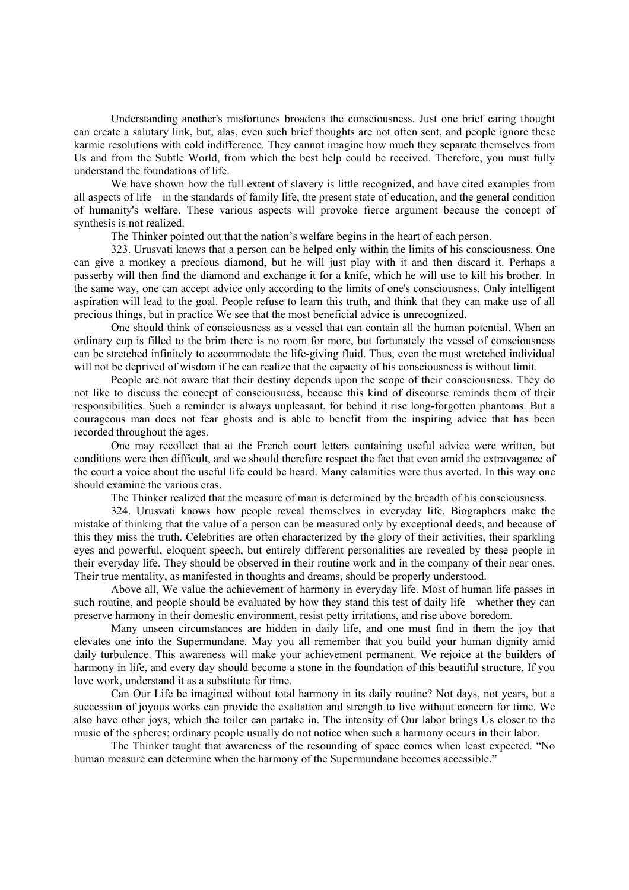Understanding another's misfortunes broadens the consciousness. Just one brief caring thought can create a salutary link, but, alas, even such brief thoughts are not often sent, and people ignore these karmic resolutions with cold indifference. They cannot imagine how much they separate themselves from Us and from the Subtle World, from which the best help could be received. Therefore, you must fully understand the foundations of life.

We have shown how the full extent of slavery is little recognized, and have cited examples from all aspects of life—in the standards of family life, the present state of education, and the general condition of humanity's welfare. These various aspects will provoke fierce argument because the concept of synthesis is not realized.

The Thinker pointed out that the nation's welfare begins in the heart of each person.

323. Urusvati knows that a person can be helped only within the limits of his consciousness. One can give a monkey a precious diamond, but he will just play with it and then discard it. Perhaps a passerby will then find the diamond and exchange it for a knife, which he will use to kill his brother. In the same way, one can accept advice only according to the limits of one's consciousness. Only intelligent aspiration will lead to the goal. People refuse to learn this truth, and think that they can make use of all precious things, but in practice We see that the most beneficial advice is unrecognized.

One should think of consciousness as a vessel that can contain all the human potential. When an ordinary cup is filled to the brim there is no room for more, but fortunately the vessel of consciousness can be stretched infinitely to accommodate the life-giving fluid. Thus, even the most wretched individual will not be deprived of wisdom if he can realize that the capacity of his consciousness is without limit.

People are not aware that their destiny depends upon the scope of their consciousness. They do not like to discuss the concept of consciousness, because this kind of discourse reminds them of their responsibilities. Such a reminder is always unpleasant, for behind it rise long-forgotten phantoms. But a courageous man does not fear ghosts and is able to benefit from the inspiring advice that has been recorded throughout the ages.

One may recollect that at the French court letters containing useful advice were written, but conditions were then difficult, and we should therefore respect the fact that even amid the extravagance of the court a voice about the useful life could be heard. Many calamities were thus averted. In this way one should examine the various eras.

The Thinker realized that the measure of man is determined by the breadth of his consciousness.

324. Urusvati knows how people reveal themselves in everyday life. Biographers make the mistake of thinking that the value of a person can be measured only by exceptional deeds, and because of this they miss the truth. Celebrities are often characterized by the glory of their activities, their sparkling eyes and powerful, eloquent speech, but entirely different personalities are revealed by these people in their everyday life. They should be observed in their routine work and in the company of their near ones. Their true mentality, as manifested in thoughts and dreams, should be properly understood.

Above all, We value the achievement of harmony in everyday life. Most of human life passes in such routine, and people should be evaluated by how they stand this test of daily life—whether they can preserve harmony in their domestic environment, resist petty irritations, and rise above boredom.

Many unseen circumstances are hidden in daily life, and one must find in them the joy that elevates one into the Supermundane. May you all remember that you build your human dignity amid daily turbulence. This awareness will make your achievement permanent. We rejoice at the builders of harmony in life, and every day should become a stone in the foundation of this beautiful structure. If you love work, understand it as a substitute for time.

Can Our Life be imagined without total harmony in its daily routine? Not days, not years, but a succession of joyous works can provide the exaltation and strength to live without concern for time. We also have other joys, which the toiler can partake in. The intensity of Our labor brings Us closer to the music of the spheres; ordinary people usually do not notice when such a harmony occurs in their labor.

The Thinker taught that awareness of the resounding of space comes when least expected. "No human measure can determine when the harmony of the Supermundane becomes accessible."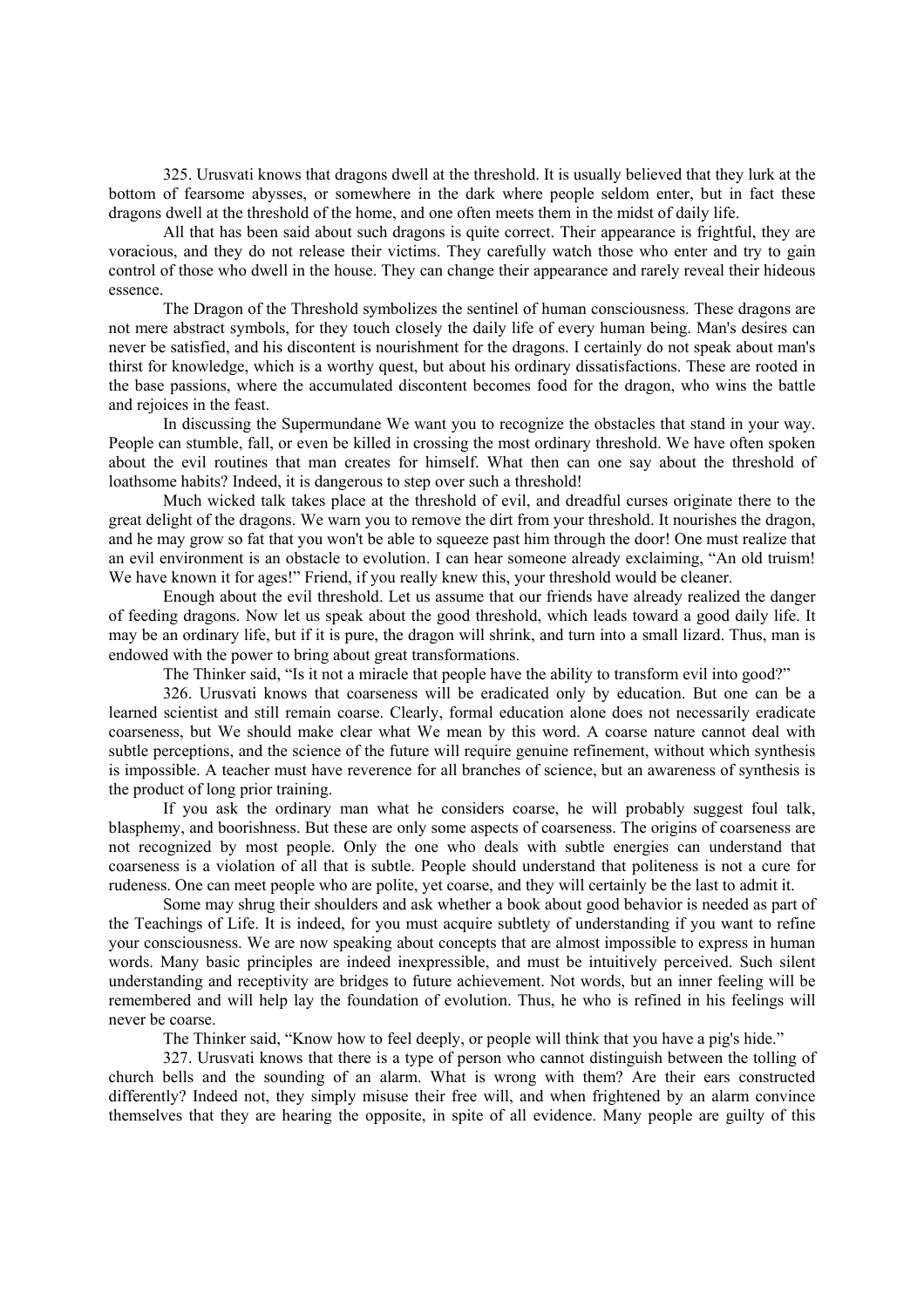325. Urusvati knows that dragons dwell at the threshold. It is usually believed that they lurk at the bottom of fearsome abysses, or somewhere in the dark where people seldom enter, but in fact these dragons dwell at the threshold of the home, and one often meets them in the midst of daily life.

All that has been said about such dragons is quite correct. Their appearance is frightful, they are voracious, and they do not release their victims. They carefully watch those who enter and try to gain control of those who dwell in the house. They can change their appearance and rarely reveal their hideous essence.

The Dragon of the Threshold symbolizes the sentinel of human consciousness. These dragons are not mere abstract symbols, for they touch closely the daily life of every human being. Man's desires can never be satisfied, and his discontent is nourishment for the dragons. I certainly do not speak about man's thirst for knowledge, which is a worthy quest, but about his ordinary dissatisfactions. These are rooted in the base passions, where the accumulated discontent becomes food for the dragon, who wins the battle and rejoices in the feast.

In discussing the Supermundane We want you to recognize the obstacles that stand in your way. People can stumble, fall, or even be killed in crossing the most ordinary threshold. We have often spoken about the evil routines that man creates for himself. What then can one say about the threshold of loathsome habits? Indeed, it is dangerous to step over such a threshold!

Much wicked talk takes place at the threshold of evil, and dreadful curses originate there to the great delight of the dragons. We warn you to remove the dirt from your threshold. It nourishes the dragon, and he may grow so fat that you won't be able to squeeze past him through the door! One must realize that an evil environment is an obstacle to evolution. I can hear someone already exclaiming, "An old truism! We have known it for ages!" Friend, if you really knew this, your threshold would be cleaner.

Enough about the evil threshold. Let us assume that our friends have already realized the danger of feeding dragons. Now let us speak about the good threshold, which leads toward a good daily life. It may be an ordinary life, but if it is pure, the dragon will shrink, and turn into a small lizard. Thus, man is endowed with the power to bring about great transformations.

The Thinker said, "Is it not a miracle that people have the ability to transform evil into good?"

326. Urusvati knows that coarseness will be eradicated only by education. But one can be a learned scientist and still remain coarse. Clearly, formal education alone does not necessarily eradicate coarseness, but We should make clear what We mean by this word. A coarse nature cannot deal with subtle perceptions, and the science of the future will require genuine refinement, without which synthesis is impossible. A teacher must have reverence for all branches of science, but an awareness of synthesis is the product of long prior training.

If you ask the ordinary man what he considers coarse, he will probably suggest foul talk, blasphemy, and boorishness. But these are only some aspects of coarseness. The origins of coarseness are not recognized by most people. Only the one who deals with subtle energies can understand that coarseness is a violation of all that is subtle. People should understand that politeness is not a cure for rudeness. One can meet people who are polite, yet coarse, and they will certainly be the last to admit it.

Some may shrug their shoulders and ask whether a book about good behavior is needed as part of the Teachings of Life. It is indeed, for you must acquire subtlety of understanding if you want to refine your consciousness. We are now speaking about concepts that are almost impossible to express in human words. Many basic principles are indeed inexpressible, and must be intuitively perceived. Such silent understanding and receptivity are bridges to future achievement. Not words, but an inner feeling will be remembered and will help lay the foundation of evolution. Thus, he who is refined in his feelings will never be coarse.

The Thinker said, "Know how to feel deeply, or people will think that you have a pig's hide."

327. Urusvati knows that there is a type of person who cannot distinguish between the tolling of church bells and the sounding of an alarm. What is wrong with them? Are their ears constructed differently? Indeed not, they simply misuse their free will, and when frightened by an alarm convince themselves that they are hearing the opposite, in spite of all evidence. Many people are guilty of this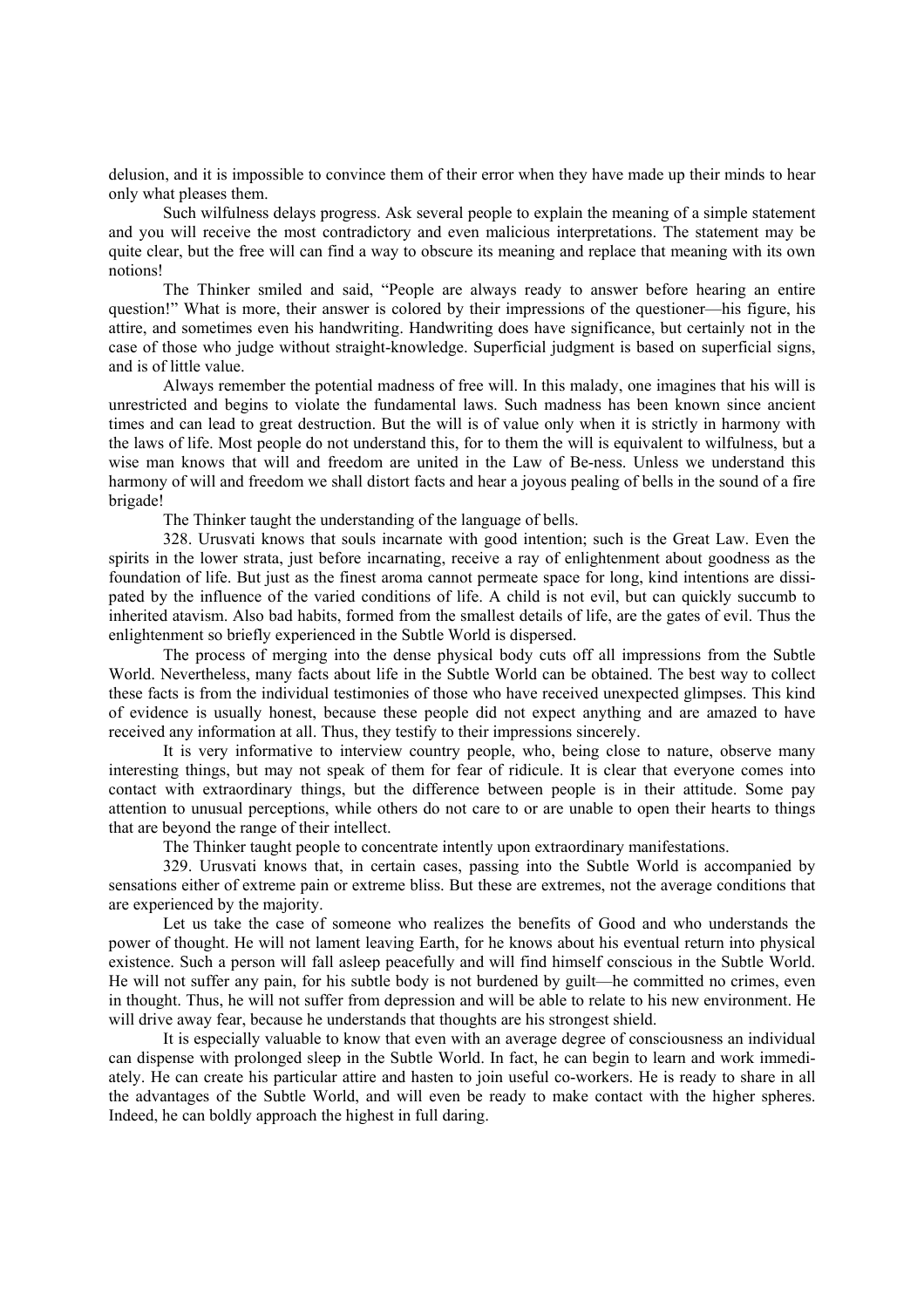delusion, and it is impossible to convince them of their error when they have made up their minds to hear only what pleases them.

Such wilfulness delays progress. Ask several people to explain the meaning of a simple statement and you will receive the most contradictory and even malicious interpretations. The statement may be quite clear, but the free will can find a way to obscure its meaning and replace that meaning with its own notions!

The Thinker smiled and said, "People are always ready to answer before hearing an entire question!" What is more, their answer is colored by their impressions of the questioner—his figure, his attire, and sometimes even his handwriting. Handwriting does have significance, but certainly not in the case of those who judge without straight-knowledge. Superficial judgment is based on superficial signs, and is of little value.

Always remember the potential madness of free will. In this malady, one imagines that his will is unrestricted and begins to violate the fundamental laws. Such madness has been known since ancient times and can lead to great destruction. But the will is of value only when it is strictly in harmony with the laws of life. Most people do not understand this, for to them the will is equivalent to wilfulness, but a wise man knows that will and freedom are united in the Law of Be-ness. Unless we understand this harmony of will and freedom we shall distort facts and hear a joyous pealing of bells in the sound of a fire brigade!

The Thinker taught the understanding of the language of bells.

328. Urusvati knows that souls incarnate with good intention; such is the Great Law. Even the spirits in the lower strata, just before incarnating, receive a ray of enlightenment about goodness as the foundation of life. But just as the finest aroma cannot permeate space for long, kind intentions are dissipated by the influence of the varied conditions of life. A child is not evil, but can quickly succumb to inherited atavism. Also bad habits, formed from the smallest details of life, are the gates of evil. Thus the enlightenment so briefly experienced in the Subtle World is dispersed.

The process of merging into the dense physical body cuts off all impressions from the Subtle World. Nevertheless, many facts about life in the Subtle World can be obtained. The best way to collect these facts is from the individual testimonies of those who have received unexpected glimpses. This kind of evidence is usually honest, because these people did not expect anything and are amazed to have received any information at all. Thus, they testify to their impressions sincerely.

It is very informative to interview country people, who, being close to nature, observe many interesting things, but may not speak of them for fear of ridicule. It is clear that everyone comes into contact with extraordinary things, but the difference between people is in their attitude. Some pay attention to unusual perceptions, while others do not care to or are unable to open their hearts to things that are beyond the range of their intellect.

The Thinker taught people to concentrate intently upon extraordinary manifestations.

329. Urusvati knows that, in certain cases, passing into the Subtle World is accompanied by sensations either of extreme pain or extreme bliss. But these are extremes, not the average conditions that are experienced by the majority.

Let us take the case of someone who realizes the benefits of Good and who understands the power of thought. He will not lament leaving Earth, for he knows about his eventual return into physical existence. Such a person will fall asleep peacefully and will find himself conscious in the Subtle World. He will not suffer any pain, for his subtle body is not burdened by guilt—he committed no crimes, even in thought. Thus, he will not suffer from depression and will be able to relate to his new environment. He will drive away fear, because he understands that thoughts are his strongest shield.

It is especially valuable to know that even with an average degree of consciousness an individual can dispense with prolonged sleep in the Subtle World. In fact, he can begin to learn and work immediately. He can create his particular attire and hasten to join useful co-workers. He is ready to share in all the advantages of the Subtle World, and will even be ready to make contact with the higher spheres. Indeed, he can boldly approach the highest in full daring.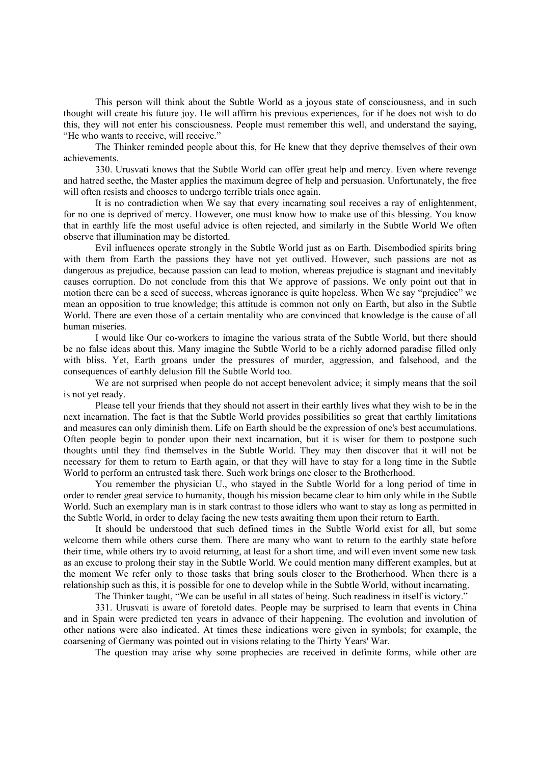This person will think about the Subtle World as a joyous state of consciousness, and in such thought will create his future joy. He will affirm his previous experiences, for if he does not wish to do this, they will not enter his consciousness. People must remember this well, and understand the saying, “He who wants to receive, will receive.”

The Thinker reminded people about this, for He knew that they deprive themselves of their own achievements.

330. Urusvati knows that the Subtle World can offer great help and mercy. Even where revenge and hatred seethe, the Master applies the maximum degree of help and persuasion. Unfortunately, the free will often resists and chooses to undergo terrible trials once again.

It is no contradiction when We say that every incarnating soul receives a ray of enlightenment, for no one is deprived of mercy. However, one must know how to make use of this blessing. You know that in earthly life the most useful advice is often rejected, and similarly in the Subtle World We often observe that illumination may be distorted.

Evil influences operate strongly in the Subtle World just as on Earth. Disembodied spirits bring with them from Earth the passions they have not yet outlived. However, such passions are not as dangerous as prejudice, because passion can lead to motion, whereas prejudice is stagnant and inevitably causes corruption. Do not conclude from this that We approve of passions. We only point out that in motion there can be a seed of success, whereas ignorance is quite hopeless. When We say “prejudice” we mean an opposition to true knowledge; this attitude is common not only on Earth, but also in the Subtle World. There are even those of a certain mentality who are convinced that knowledge is the cause of all human miseries.

I would like Our co-workers to imagine the various strata of the Subtle World, but there should be no false ideas about this. Many imagine the Subtle World to be a richly adorned paradise filled only with bliss. Yet, Earth groans under the pressures of murder, aggression, and falsehood, and the consequences of earthly delusion fill the Subtle World too.

We are not surprised when people do not accept benevolent advice; it simply means that the soil is not yet ready.

Please tell your friends that they should not assert in their earthly lives what they wish to be in the next incarnation. The fact is that the Subtle World provides possibilities so great that earthly limitations and measures can only diminish them. Life on Earth should be the expression of one's best accumulations. Often people begin to ponder upon their next incarnation, but it is wiser for them to postpone such thoughts until they find themselves in the Subtle World. They may then discover that it will not be necessary for them to return to Earth again, or that they will have to stay for a long time in the Subtle World to perform an entrusted task there. Such work brings one closer to the Brotherhood.

You remember the physician U., who stayed in the Subtle World for a long period of time in order to render great service to humanity, though his mission became clear to him only while in the Subtle World. Such an exemplary man is in stark contrast to those idlers who want to stay as long as permitted in the Subtle World, in order to delay facing the new tests awaiting them upon their return to Earth.

It should be understood that such defined times in the Subtle World exist for all, but some welcome them while others curse them. There are many who want to return to the earthly state before their time, while others try to avoid returning, at least for a short time, and will even invent some new task as an excuse to prolong their stay in the Subtle World. We could mention many different examples, but at the moment We refer only to those tasks that bring souls closer to the Brotherhood. When there is a relationship such as this, it is possible for one to develop while in the Subtle World, without incarnating.

The Thinker taught, “We can be useful in all states of being. Such readiness in itself is victory.”

331. Urusvati is aware of foretold dates. People may be surprised to learn that events in China and in Spain were predicted ten years in advance of their happening. The evolution and involution of other nations were also indicated. At times these indications were given in symbols; for example, the coarsening of Germany was pointed out in visions relating to the Thirty Years' War.

The question may arise why some prophecies are received in definite forms, while other are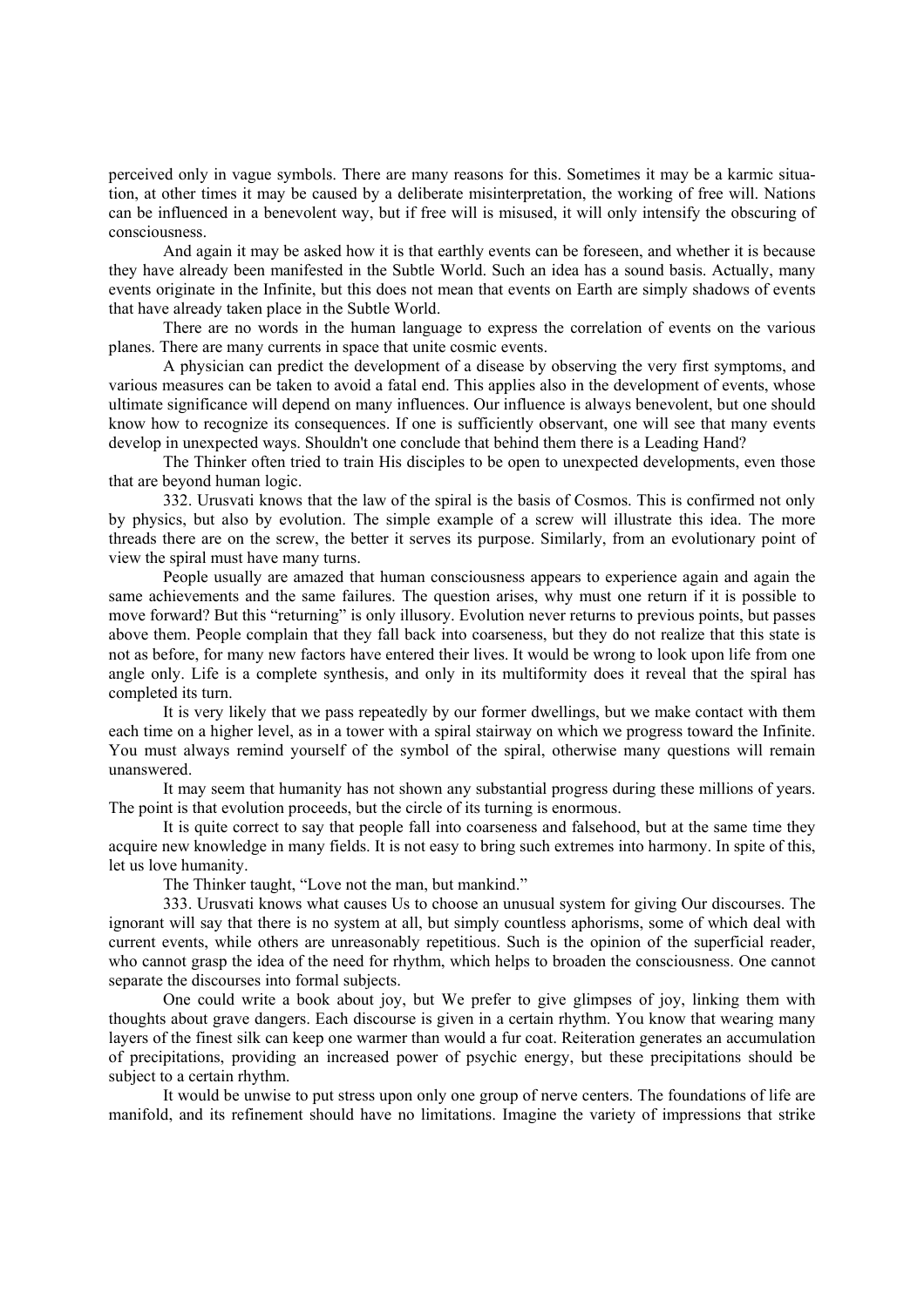perceived only in vague symbols. There are many reasons for this. Sometimes it may be a karmic situation, at other times it may be caused by a deliberate misinterpretation, the working of free will. Nations can be influenced in a benevolent way, but if free will is misused, it will only intensify the obscuring of consciousness.

And again it may be asked how it is that earthly events can be foreseen, and whether it is because they have already been manifested in the Subtle World. Such an idea has a sound basis. Actually, many events originate in the Infinite, but this does not mean that events on Earth are simply shadows of events that have already taken place in the Subtle World.

There are no words in the human language to express the correlation of events on the various planes. There are many currents in space that unite cosmic events.

A physician can predict the development of a disease by observing the very first symptoms, and various measures can be taken to avoid a fatal end. This applies also in the development of events, whose ultimate significance will depend on many influences. Our influence is always benevolent, but one should know how to recognize its consequences. If one is sufficiently observant, one will see that many events develop in unexpected ways. Shouldn't one conclude that behind them there is a Leading Hand?

The Thinker often tried to train His disciples to be open to unexpected developments, even those that are beyond human logic.

332. Urusvati knows that the law of the spiral is the basis of Cosmos. This is confirmed not only by physics, but also by evolution. The simple example of a screw will illustrate this idea. The more threads there are on the screw, the better it serves its purpose. Similarly, from an evolutionary point of view the spiral must have many turns.

People usually are amazed that human consciousness appears to experience again and again the same achievements and the same failures. The question arises, why must one return if it is possible to move forward? But this "returning" is only illusory. Evolution never returns to previous points, but passes above them. People complain that they fall back into coarseness, but they do not realize that this state is not as before, for many new factors have entered their lives. It would be wrong to look upon life from one angle only. Life is a complete synthesis, and only in its multiformity does it reveal that the spiral has completed its turn.

It is very likely that we pass repeatedly by our former dwellings, but we make contact with them each time on a higher level, as in a tower with a spiral stairway on which we progress toward the Infinite. You must always remind yourself of the symbol of the spiral, otherwise many questions will remain unanswered.

It may seem that humanity has not shown any substantial progress during these millions of years. The point is that evolution proceeds, but the circle of its turning is enormous.

It is quite correct to say that people fall into coarseness and falsehood, but at the same time they acquire new knowledge in many fields. It is not easy to bring such extremes into harmony. In spite of this, let us love humanity.

The Thinker taught, "Love not the man, but mankind."

333. Urusvati knows what causes Us to choose an unusual system for giving Our discourses. The ignorant will say that there is no system at all, but simply countless aphorisms, some of which deal with current events, while others are unreasonably repetitious. Such is the opinion of the superficial reader, who cannot grasp the idea of the need for rhythm, which helps to broaden the consciousness. One cannot separate the discourses into formal subjects.

One could write a book about joy, but We prefer to give glimpses of joy, linking them with thoughts about grave dangers. Each discourse is given in a certain rhythm. You know that wearing many layers of the finest silk can keep one warmer than would a fur coat. Reiteration generates an accumulation of precipitations, providing an increased power of psychic energy, but these precipitations should be subject to a certain rhythm.

It would be unwise to put stress upon only one group of nerve centers. The foundations of life are manifold, and its refinement should have no limitations. Imagine the variety of impressions that strike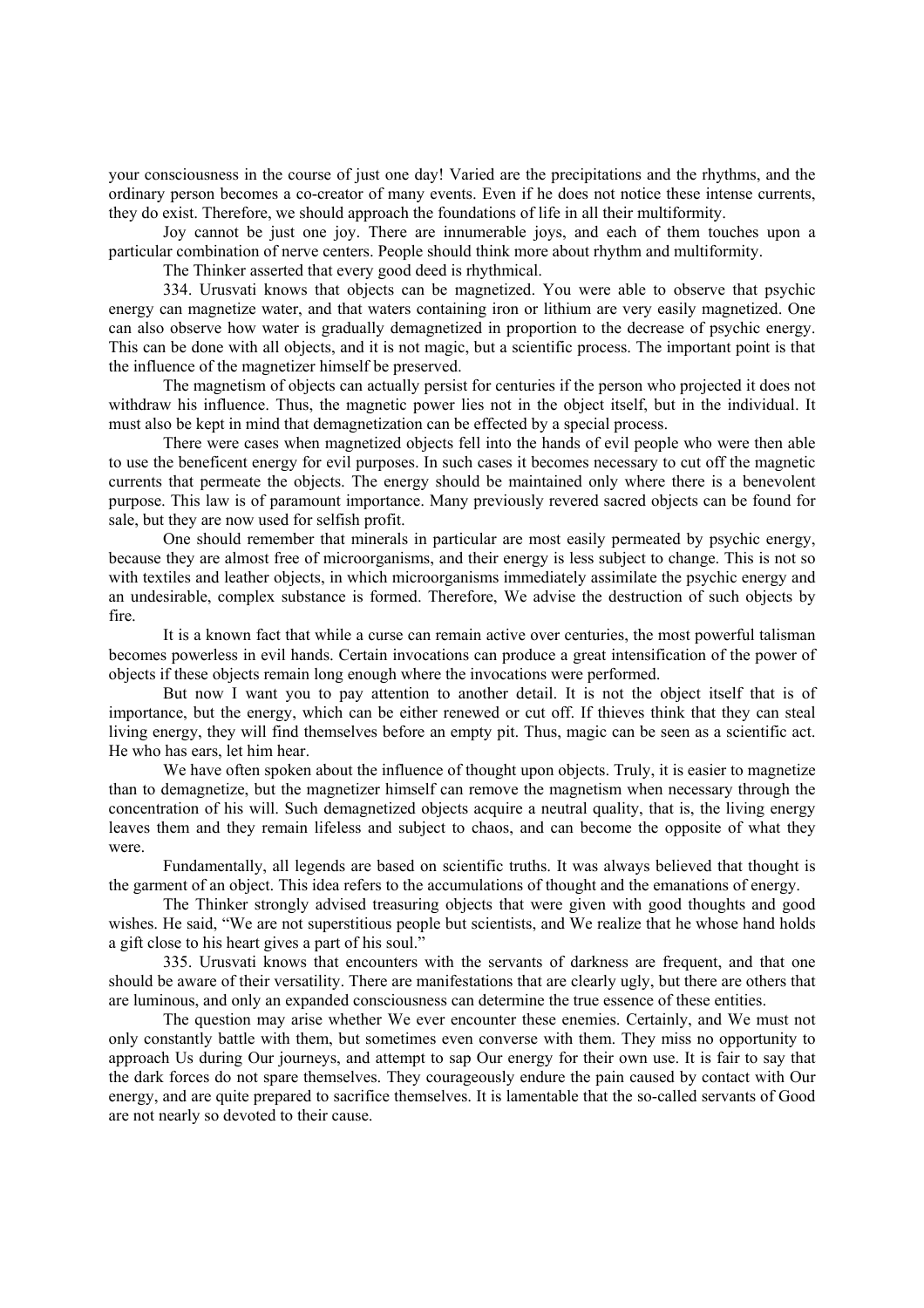your consciousness in the course of just one day! Varied are the precipitations and the rhythms, and the ordinary person becomes a co-creator of many events. Even if he does not notice these intense currents, they do exist. Therefore, we should approach the foundations of life in all their multiformity.

Joy cannot be just one joy. There are innumerable joys, and each of them touches upon a particular combination of nerve centers. People should think more about rhythm and multiformity.

The Thinker asserted that every good deed is rhythmical.

334. Urusvati knows that objects can be magnetized. You were able to observe that psychic energy can magnetize water, and that waters containing iron or lithium are very easily magnetized. One can also observe how water is gradually demagnetized in proportion to the decrease of psychic energy. This can be done with all objects, and it is not magic, but a scientific process. The important point is that the influence of the magnetizer himself be preserved.

The magnetism of objects can actually persist for centuries if the person who projected it does not withdraw his influence. Thus, the magnetic power lies not in the object itself, but in the individual. It must also be kept in mind that demagnetization can be effected by a special process.

There were cases when magnetized objects fell into the hands of evil people who were then able to use the beneficent energy for evil purposes. In such cases it becomes necessary to cut off the magnetic currents that permeate the objects. The energy should be maintained only where there is a benevolent purpose. This law is of paramount importance. Many previously revered sacred objects can be found for sale, but they are now used for selfish profit.

One should remember that minerals in particular are most easily permeated by psychic energy, because they are almost free of microorganisms, and their energy is less subject to change. This is not so with textiles and leather objects, in which microorganisms immediately assimilate the psychic energy and an undesirable, complex substance is formed. Therefore, We advise the destruction of such objects by fire.

It is a known fact that while a curse can remain active over centuries, the most powerful talisman becomes powerless in evil hands. Certain invocations can produce a great intensification of the power of objects if these objects remain long enough where the invocations were performed.

But now I want you to pay attention to another detail. It is not the object itself that is of importance, but the energy, which can be either renewed or cut off. If thieves think that they can steal living energy, they will find themselves before an empty pit. Thus, magic can be seen as a scientific act. He who has ears, let him hear.

We have often spoken about the influence of thought upon objects. Truly, it is easier to magnetize than to demagnetize, but the magnetizer himself can remove the magnetism when necessary through the concentration of his will. Such demagnetized objects acquire a neutral quality, that is, the living energy leaves them and they remain lifeless and subject to chaos, and can become the opposite of what they were.

Fundamentally, all legends are based on scientific truths. It was always believed that thought is the garment of an object. This idea refers to the accumulations of thought and the emanations of energy.

The Thinker strongly advised treasuring objects that were given with good thoughts and good wishes. He said, "We are not superstitious people but scientists, and We realize that he whose hand holds a gift close to his heart gives a part of his soul."

335. Urusvati knows that encounters with the servants of darkness are frequent, and that one should be aware of their versatility. There are manifestations that are clearly ugly, but there are others that are luminous, and only an expanded consciousness can determine the true essence of these entities.

The question may arise whether We ever encounter these enemies. Certainly, and We must not only constantly battle with them, but sometimes even converse with them. They miss no opportunity to approach Us during Our journeys, and attempt to sap Our energy for their own use. It is fair to say that the dark forces do not spare themselves. They courageously endure the pain caused by contact with Our energy, and are quite prepared to sacrifice themselves. It is lamentable that the so-called servants of Good are not nearly so devoted to their cause.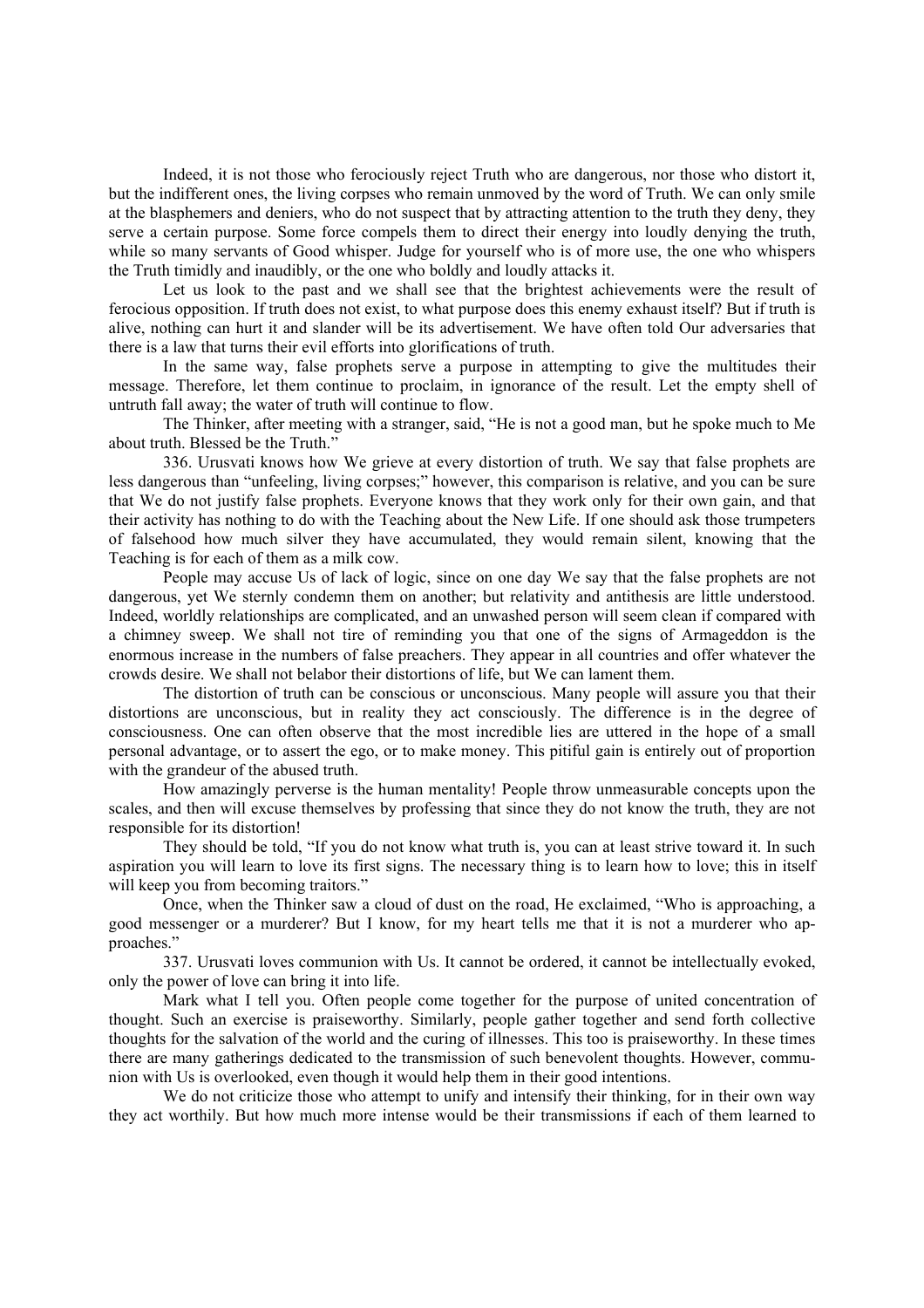Indeed, it is not those who ferociously reject Truth who are dangerous, nor those who distort it, but the indifferent ones, the living corpses who remain unmoved by the word of Truth. We can only smile at the blasphemers and deniers, who do not suspect that by attracting attention to the truth they deny, they serve a certain purpose. Some force compels them to direct their energy into loudly denying the truth, while so many servants of Good whisper. Judge for yourself who is of more use, the one who whispers the Truth timidly and inaudibly, or the one who boldly and loudly attacks it.

Let us look to the past and we shall see that the brightest achievements were the result of ferocious opposition. If truth does not exist, to what purpose does this enemy exhaust itself? But if truth is alive, nothing can hurt it and slander will be its advertisement. We have often told Our adversaries that there is a law that turns their evil efforts into glorifications of truth.

In the same way, false prophets serve a purpose in attempting to give the multitudes their message. Therefore, let them continue to proclaim, in ignorance of the result. Let the empty shell of untruth fall away; the water of truth will continue to flow.

The Thinker, after meeting with a stranger, said, "He is not a good man, but he spoke much to Me about truth. Blessed be the Truth."

336. Urusvati knows how We grieve at every distortion of truth. We say that false prophets are less dangerous than "unfeeling, living corpses;" however, this comparison is relative, and you can be sure that We do not justify false prophets. Everyone knows that they work only for their own gain, and that their activity has nothing to do with the Teaching about the New Life. If one should ask those trumpeters of falsehood how much silver they have accumulated, they would remain silent, knowing that the Teaching is for each of them as a milk cow.

People may accuse Us of lack of logic, since on one day We say that the false prophets are not dangerous, yet We sternly condemn them on another; but relativity and antithesis are little understood. Indeed, worldly relationships are complicated, and an unwashed person will seem clean if compared with a chimney sweep. We shall not tire of reminding you that one of the signs of Armageddon is the enormous increase in the numbers of false preachers. They appear in all countries and offer whatever the crowds desire. We shall not belabor their distortions of life, but We can lament them.

The distortion of truth can be conscious or unconscious. Many people will assure you that their distortions are unconscious, but in reality they act consciously. The difference is in the degree of consciousness. One can often observe that the most incredible lies are uttered in the hope of a small personal advantage, or to assert the ego, or to make money. This pitiful gain is entirely out of proportion with the grandeur of the abused truth.

How amazingly perverse is the human mentality! People throw unmeasurable concepts upon the scales, and then will excuse themselves by professing that since they do not know the truth, they are not responsible for its distortion!

They should be told, "If you do not know what truth is, you can at least strive toward it. In such aspiration you will learn to love its first signs. The necessary thing is to learn how to love; this in itself will keep you from becoming traitors."

Once, when the Thinker saw a cloud of dust on the road, He exclaimed, "Who is approaching, a good messenger or a murderer? But I know, for my heart tells me that it is not a murderer who approaches."

337. Urusvati loves communion with Us. It cannot be ordered, it cannot be intellectually evoked, only the power of love can bring it into life.

Mark what I tell you. Often people come together for the purpose of united concentration of thought. Such an exercise is praiseworthy. Similarly, people gather together and send forth collective thoughts for the salvation of the world and the curing of illnesses. This too is praiseworthy. In these times there are many gatherings dedicated to the transmission of such benevolent thoughts. However, communion with Us is overlooked, even though it would help them in their good intentions.

We do not criticize those who attempt to unify and intensify their thinking, for in their own way they act worthily. But how much more intense would be their transmissions if each of them learned to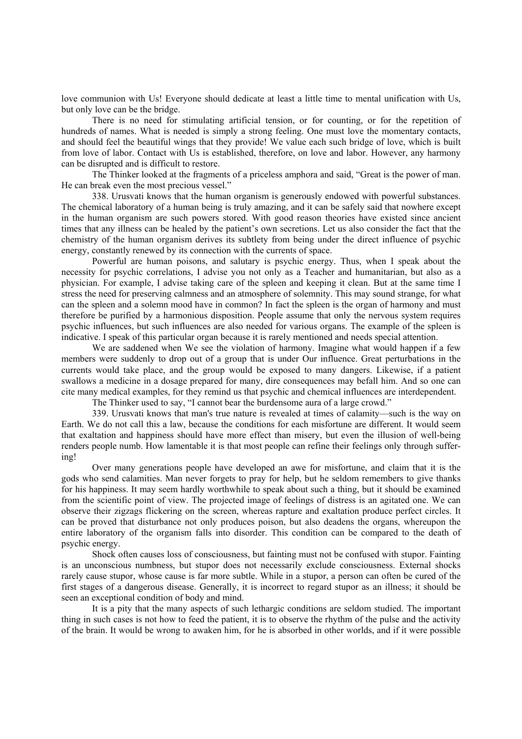love communion with Us! Everyone should dedicate at least a little time to mental unification with Us, but only love can be the bridge.

There is no need for stimulating artificial tension, or for counting, or for the repetition of hundreds of names. What is needed is simply a strong feeling. One must love the momentary contacts, and should feel the beautiful wings that they provide! We value each such bridge of love, which is built from love of labor. Contact with Us is established, therefore, on love and labor. However, any harmony can be disrupted and is difficult to restore.

The Thinker looked at the fragments of a priceless amphora and said, "Great is the power of man. He can break even the most precious vessel."

338. Urusvati knows that the human organism is generously endowed with powerful substances. The chemical laboratory of a human being is truly amazing, and it can be safely said that nowhere except in the human organism are such powers stored. With good reason theories have existed since ancient times that any illness can be healed by the patient's own secretions. Let us also consider the fact that the chemistry of the human organism derives its subtlety from being under the direct influence of psychic energy, constantly renewed by its connection with the currents of space.

Powerful are human poisons, and salutary is psychic energy. Thus, when I speak about the necessity for psychic correlations, I advise you not only as a Teacher and humanitarian, but also as a physician. For example, I advise taking care of the spleen and keeping it clean. But at the same time I stress the need for preserving calmness and an atmosphere of solemnity. This may sound strange, for what can the spleen and a solemn mood have in common? In fact the spleen is the organ of harmony and must therefore be purified by a harmonious disposition. People assume that only the nervous system requires psychic influences, but such influences are also needed for various organs. The example of the spleen is indicative. I speak of this particular organ because it is rarely mentioned and needs special attention.

We are saddened when We see the violation of harmony. Imagine what would happen if a few members were suddenly to drop out of a group that is under Our influence. Great perturbations in the currents would take place, and the group would be exposed to many dangers. Likewise, if a patient swallows a medicine in a dosage prepared for many, dire consequences may befall him. And so one can cite many medical examples, for they remind us that psychic and chemical influences are interdependent.

The Thinker used to say, "I cannot bear the burdensome aura of a large crowd."

339. Urusvati knows that man's true nature is revealed at times of calamity—such is the way on Earth. We do not call this a law, because the conditions for each misfortune are different. It would seem that exaltation and happiness should have more effect than misery, but even the illusion of well-being renders people numb. How lamentable it is that most people can refine their feelings only through suffering!

Over many generations people have developed an awe for misfortune, and claim that it is the gods who send calamities. Man never forgets to pray for help, but he seldom remembers to give thanks for his happiness. It may seem hardly worthwhile to speak about such a thing, but it should be examined from the scientific point of view. The projected image of feelings of distress is an agitated one. We can observe their zigzags flickering on the screen, whereas rapture and exaltation produce perfect circles. It can be proved that disturbance not only produces poison, but also deadens the organs, whereupon the entire laboratory of the organism falls into disorder. This condition can be compared to the death of psychic energy.

Shock often causes loss of consciousness, but fainting must not be confused with stupor. Fainting is an unconscious numbness, but stupor does not necessarily exclude consciousness. External shocks rarely cause stupor, whose cause is far more subtle. While in a stupor, a person can often be cured of the first stages of a dangerous disease. Generally, it is incorrect to regard stupor as an illness; it should be seen an exceptional condition of body and mind.

It is a pity that the many aspects of such lethargic conditions are seldom studied. The important thing in such cases is not how to feed the patient, it is to observe the rhythm of the pulse and the activity of the brain. It would be wrong to awaken him, for he is absorbed in other worlds, and if it were possible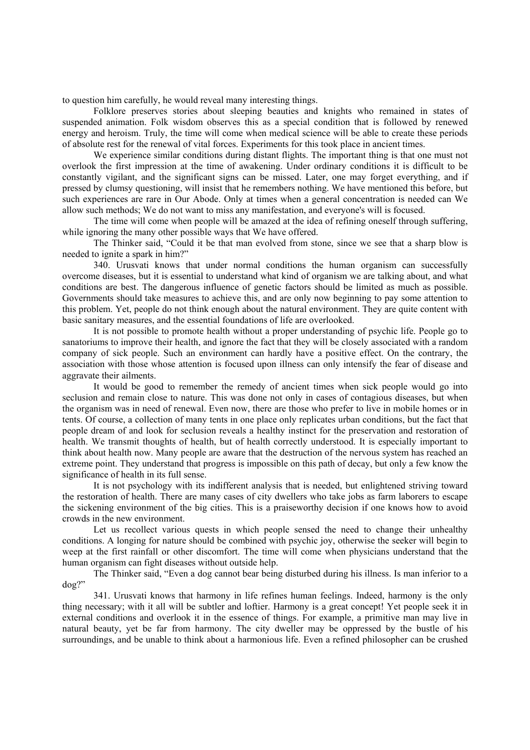to question him carefully, he would reveal many interesting things.

Folklore preserves stories about sleeping beauties and knights who remained in states of suspended animation. Folk wisdom observes this as a special condition that is followed by renewed energy and heroism. Truly, the time will come when medical science will be able to create these periods of absolute rest for the renewal of vital forces. Experiments for this took place in ancient times.

We experience similar conditions during distant flights. The important thing is that one must not overlook the first impression at the time of awakening. Under ordinary conditions it is difficult to be constantly vigilant, and the significant signs can be missed. Later, one may forget everything, and if pressed by clumsy questioning, will insist that he remembers nothing. We have mentioned this before, but such experiences are rare in Our Abode. Only at times when a general concentration is needed can We allow such methods; We do not want to miss any manifestation, and everyone's will is focused.

The time will come when people will be amazed at the idea of refining oneself through suffering, while ignoring the many other possible ways that We have offered.

The Thinker said, "Could it be that man evolved from stone, since we see that a sharp blow is needed to ignite a spark in him?"

340. Urusvati knows that under normal conditions the human organism can successfully overcome diseases, but it is essential to understand what kind of organism we are talking about, and what conditions are best. The dangerous influence of genetic factors should be limited as much as possible. Governments should take measures to achieve this, and are only now beginning to pay some attention to this problem. Yet, people do not think enough about the natural environment. They are quite content with basic sanitary measures, and the essential foundations of life are overlooked.

It is not possible to promote health without a proper understanding of psychic life. People go to sanatoriums to improve their health, and ignore the fact that they will be closely associated with a random company of sick people. Such an environment can hardly have a positive effect. On the contrary, the association with those whose attention is focused upon illness can only intensify the fear of disease and aggravate their ailments.

It would be good to remember the remedy of ancient times when sick people would go into seclusion and remain close to nature. This was done not only in cases of contagious diseases, but when the organism was in need of renewal. Even now, there are those who prefer to live in mobile homes or in tents. Of course, a collection of many tents in one place only replicates urban conditions, but the fact that people dream of and look for seclusion reveals a healthy instinct for the preservation and restoration of health. We transmit thoughts of health, but of health correctly understood. It is especially important to think about health now. Many people are aware that the destruction of the nervous system has reached an extreme point. They understand that progress is impossible on this path of decay, but only a few know the significance of health in its full sense.

It is not psychology with its indifferent analysis that is needed, but enlightened striving toward the restoration of health. There are many cases of city dwellers who take jobs as farm laborers to escape the sickening environment of the big cities. This is a praiseworthy decision if one knows how to avoid crowds in the new environment.

Let us recollect various quests in which people sensed the need to change their unhealthy conditions. A longing for nature should be combined with psychic joy, otherwise the seeker will begin to weep at the first rainfall or other discomfort. The time will come when physicians understand that the human organism can fight diseases without outside help.

The Thinker said, "Even a dog cannot bear being disturbed during his illness. Is man inferior to a dog?"

341. Urusvati knows that harmony in life refines human feelings. Indeed, harmony is the only thing necessary; with it all will be subtler and loftier. Harmony is a great concept! Yet people seek it in external conditions and overlook it in the essence of things. For example, a primitive man may live in natural beauty, yet be far from harmony. The city dweller may be oppressed by the bustle of his surroundings, and be unable to think about a harmonious life. Even a refined philosopher can be crushed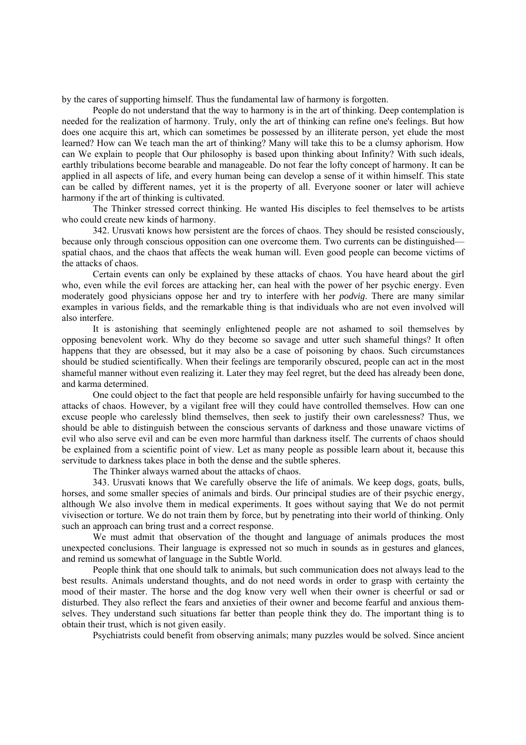by the cares of supporting himself. Thus the fundamental law of harmony is forgotten.

People do not understand that the way to harmony is in the art of thinking. Deep contemplation is needed for the realization of harmony. Truly, only the art of thinking can refine one's feelings. But how does one acquire this art, which can sometimes be possessed by an illiterate person, yet elude the most learned? How can We teach man the art of thinking? Many will take this to be a clumsy aphorism. How can We explain to people that Our philosophy is based upon thinking about Infinity? With such ideals, earthly tribulations become bearable and manageable. Do not fear the lofty concept of harmony. It can be applied in all aspects of life, and every human being can develop a sense of it within himself. This state can be called by different names, yet it is the property of all. Everyone sooner or later will achieve harmony if the art of thinking is cultivated.

The Thinker stressed correct thinking. He wanted His disciples to feel themselves to be artists who could create new kinds of harmony.

342. Urusvati knows how persistent are the forces of chaos. They should be resisted consciously, because only through conscious opposition can one overcome them. Two currents can be distinguished—spatial chaos, and the chaos that affects the weak human will. Even good people can become victims of the attacks of chaos.

Certain events can only be explained by these attacks of chaos. You have heard about the girl who, even while the evil forces are attacking her, can heal with the power of her psychic energy. Even moderately good physicians oppose her and try to interfere with her *podvig*. There are many similar examples in various fields, and the remarkable thing is that individuals who are not even involved will also interfere.

It is astonishing that seemingly enlightened people are not ashamed to soil themselves by opposing benevolent work. Why do they become so savage and utter such shameful things? It often happens that they are obsessed, but it may also be a case of poisoning by chaos. Such circumstances should be studied scientifically. When their feelings are temporarily obscured, people can act in the most shameful manner without even realizing it. Later they may feel regret, but the deed has already been done, and karma determined.

One could object to the fact that people are held responsible unfairly for having succumbed to the attacks of chaos. However, by a vigilant free will they could have controlled themselves. How can one excuse people who carelessly blind themselves, then seek to justify their own carelessness? Thus, we should be able to distinguish between the conscious servants of darkness and those unaware victims of evil who also serve evil and can be even more harmful than darkness itself. The currents of chaos should be explained from a scientific point of view. Let as many people as possible learn about it, because this servitude to darkness takes place in both the dense and the subtle spheres.

The Thinker always warned about the attacks of chaos.

343. Urusvati knows that We carefully observe the life of animals. We keep dogs, goats, bulls, horses, and some smaller species of animals and birds. Our principal studies are of their psychic energy, although We also involve them in medical experiments. It goes without saying that We do not permit vivisection or torture. We do not train them by force, but by penetrating into their world of thinking. Only such an approach can bring trust and a correct response.

We must admit that observation of the thought and language of animals produces the most unexpected conclusions. Their language is expressed not so much in sounds as in gestures and glances, and remind us somewhat of language in the Subtle World.

People think that one should talk to animals, but such communication does not always lead to the best results. Animals understand thoughts, and do not need words in order to grasp with certainty the mood of their master. The horse and the dog know very well when their owner is cheerful or sad or disturbed. They also reflect the fears and anxieties of their owner and become fearful and anxious themselves. They understand such situations far better than people think they do. The important thing is to obtain their trust, which is not given easily.

Psychiatrists could benefit from observing animals; many puzzles would be solved. Since ancient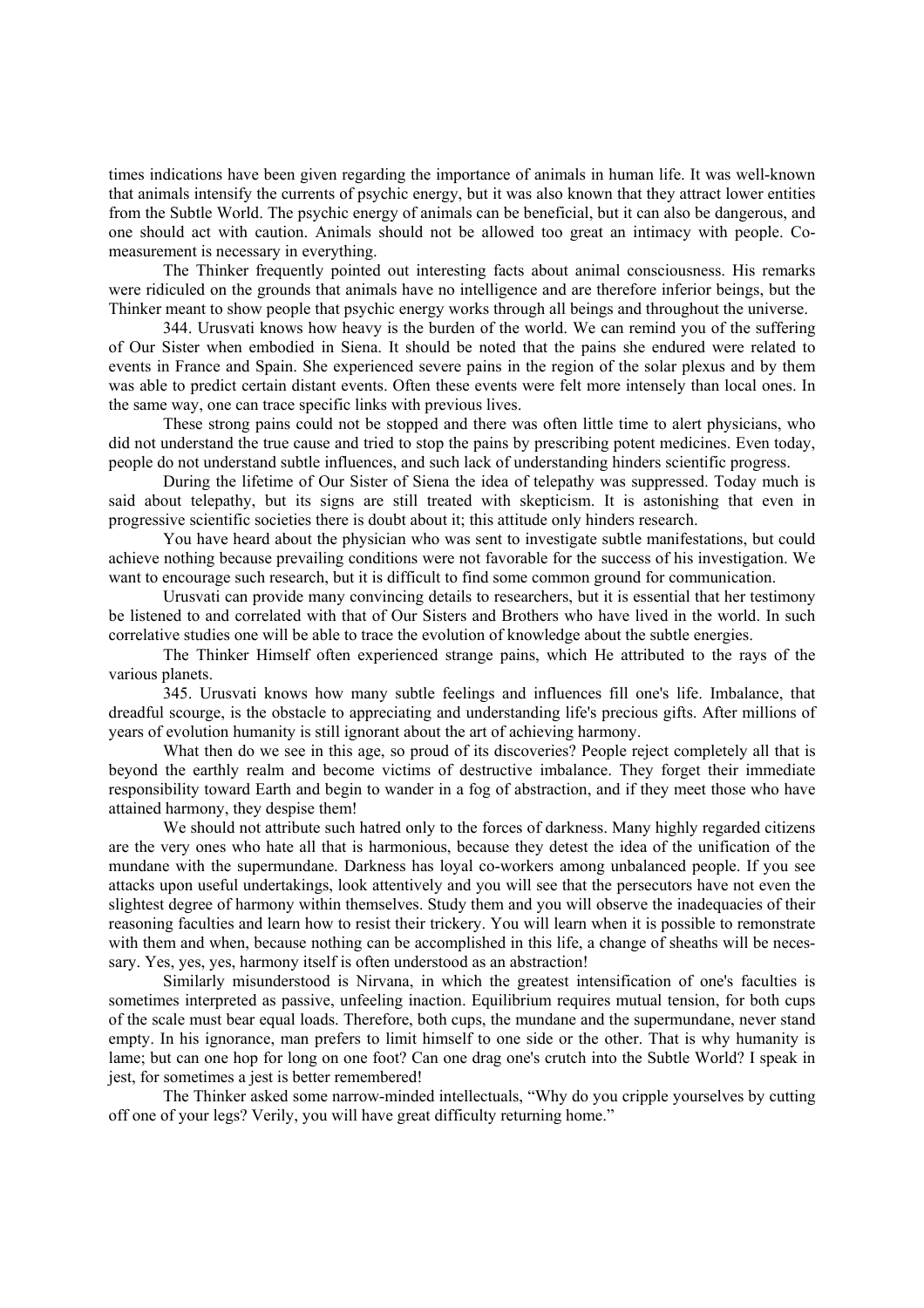times indications have been given regarding the importance of animals in human life. It was well-known that animals intensify the currents of psychic energy, but it was also known that they attract lower entities from the Subtle World. The psychic energy of animals can be beneficial, but it can also be dangerous, and one should act with caution. Animals should not be allowed too great an intimacy with people. Co-measurement is necessary in everything.

The Thinker frequently pointed out interesting facts about animal consciousness. His remarks were ridiculed on the grounds that animals have no intelligence and are therefore inferior beings, but the Thinker meant to show people that psychic energy works through all beings and throughout the universe.

344. Urusvati knows how heavy is the burden of the world. We can remind you of the suffering of Our Sister when embodied in Siena. It should be noted that the pains she endured were related to events in France and Spain. She experienced severe pains in the region of the solar plexus and by them was able to predict certain distant events. Often these events were felt more intensely than local ones. In the same way, one can trace specific links with previous lives.

These strong pains could not be stopped and there was often little time to alert physicians, who did not understand the true cause and tried to stop the pains by prescribing potent medicines. Even today, people do not understand subtle influences, and such lack of understanding hinders scientific progress.

During the lifetime of Our Sister of Siena the idea of telepathy was suppressed. Today much is said about telepathy, but its signs are still treated with skepticism. It is astonishing that even in progressive scientific societies there is doubt about it; this attitude only hinders research.

You have heard about the physician who was sent to investigate subtle manifestations, but could achieve nothing because prevailing conditions were not favorable for the success of his investigation. We want to encourage such research, but it is difficult to find some common ground for communication.

Urusvati can provide many convincing details to researchers, but it is essential that her testimony be listened to and correlated with that of Our Sisters and Brothers who have lived in the world. In such correlative studies one will be able to trace the evolution of knowledge about the subtle energies.

The Thinker Himself often experienced strange pains, which He attributed to the rays of the various planets.

345. Urusvati knows how many subtle feelings and influences fill one's life. Imbalance, that dreadful scourge, is the obstacle to appreciating and understanding life's precious gifts. After millions of years of evolution humanity is still ignorant about the art of achieving harmony.

What then do we see in this age, so proud of its discoveries? People reject completely all that is beyond the earthly realm and become victims of destructive imbalance. They forget their immediate responsibility toward Earth and begin to wander in a fog of abstraction, and if they meet those who have attained harmony, they despise them!

We should not attribute such hatred only to the forces of darkness. Many highly regarded citizens are the very ones who hate all that is harmonious, because they detest the idea of the unification of the mundane with the supermundane. Darkness has loyal co-workers among unbalanced people. If you see attacks upon useful undertakings, look attentively and you will see that the persecutors have not even the slightest degree of harmony within themselves. Study them and you will observe the inadequacies of their reasoning faculties and learn how to resist their trickery. You will learn when it is possible to remonstrate with them and when, because nothing can be accomplished in this life, a change of sheaths will be necessary. Yes, yes, yes, harmony itself is often understood as an abstraction!

Similarly misunderstood is Nirvana, in which the greatest intensification of one's faculties is sometimes interpreted as passive, unfeeling inaction. Equilibrium requires mutual tension, for both cups of the scale must bear equal loads. Therefore, both cups, the mundane and the supermundane, never stand empty. In his ignorance, man prefers to limit himself to one side or the other. That is why humanity is lame; but can one hop for long on one foot? Can one drag one's crutch into the Subtle World? I speak in jest, for sometimes a jest is better remembered!

The Thinker asked some narrow-minded intellectuals, "Why do you cripple yourselves by cutting off one of your legs? Verily, you will have great difficulty returning home."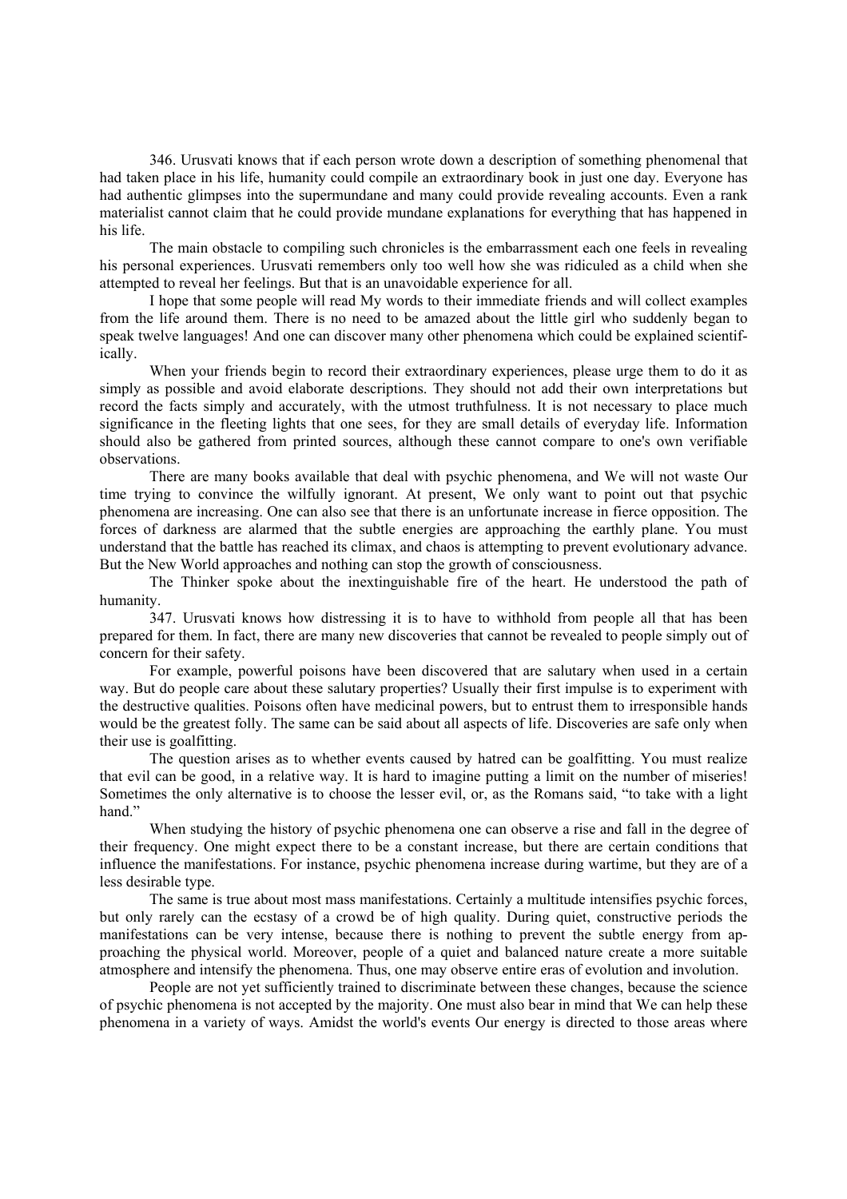346. Urusvati knows that if each person wrote down a description of something phenomenal that had taken place in his life, humanity could compile an extraordinary book in just one day. Everyone has had authentic glimpses into the supermundane and many could provide revealing accounts. Even a rank materialist cannot claim that he could provide mundane explanations for everything that has happened in his life.

The main obstacle to compiling such chronicles is the embarrassment each one feels in revealing his personal experiences. Urusvati remembers only too well how she was ridiculed as a child when she attempted to reveal her feelings. But that is an unavoidable experience for all.

I hope that some people will read My words to their immediate friends and will collect examples from the life around them. There is no need to be amazed about the little girl who suddenly began to speak twelve languages! And one can discover many other phenomena which could be explained scientifically.

When your friends begin to record their extraordinary experiences, please urge them to do it as simply as possible and avoid elaborate descriptions. They should not add their own interpretations but record the facts simply and accurately, with the utmost truthfulness. It is not necessary to place much significance in the fleeting lights that one sees, for they are small details of everyday life. Information should also be gathered from printed sources, although these cannot compare to one's own verifiable observations.

There are many books available that deal with psychic phenomena, and We will not waste Our time trying to convince the wilfully ignorant. At present, We only want to point out that psychic phenomena are increasing. One can also see that there is an unfortunate increase in fierce opposition. The forces of darkness are alarmed that the subtle energies are approaching the earthly plane. You must understand that the battle has reached its climax, and chaos is attempting to prevent evolutionary advance. But the New World approaches and nothing can stop the growth of consciousness.

The Thinker spoke about the inextinguishable fire of the heart. He understood the path of humanity.

347. Urusvati knows how distressing it is to have to withhold from people all that has been prepared for them. In fact, there are many new discoveries that cannot be revealed to people simply out of concern for their safety.

For example, powerful poisons have been discovered that are salutary when used in a certain way. But do people care about these salutary properties? Usually their first impulse is to experiment with the destructive qualities. Poisons often have medicinal powers, but to entrust them to irresponsible hands would be the greatest folly. The same can be said about all aspects of life. Discoveries are safe only when their use is goalfitting.

The question arises as to whether events caused by hatred can be goalfitting. You must realize that evil can be good, in a relative way. It is hard to imagine putting a limit on the number of miseries! Sometimes the only alternative is to choose the lesser evil, or, as the Romans said, "to take with a light hand."

When studying the history of psychic phenomena one can observe a rise and fall in the degree of their frequency. One might expect there to be a constant increase, but there are certain conditions that influence the manifestations. For instance, psychic phenomena increase during wartime, but they are of a less desirable type.

The same is true about most mass manifestations. Certainly a multitude intensifies psychic forces, but only rarely can the ecstasy of a crowd be of high quality. During quiet, constructive periods the manifestations can be very intense, because there is nothing to prevent the subtle energy from approaching the physical world. Moreover, people of a quiet and balanced nature create a more suitable atmosphere and intensify the phenomena. Thus, one may observe entire eras of evolution and involution.

People are not yet sufficiently trained to discriminate between these changes, because the science of psychic phenomena is not accepted by the majority. One must also bear in mind that We can help these phenomena in a variety of ways. Amidst the world's events Our energy is directed to those areas where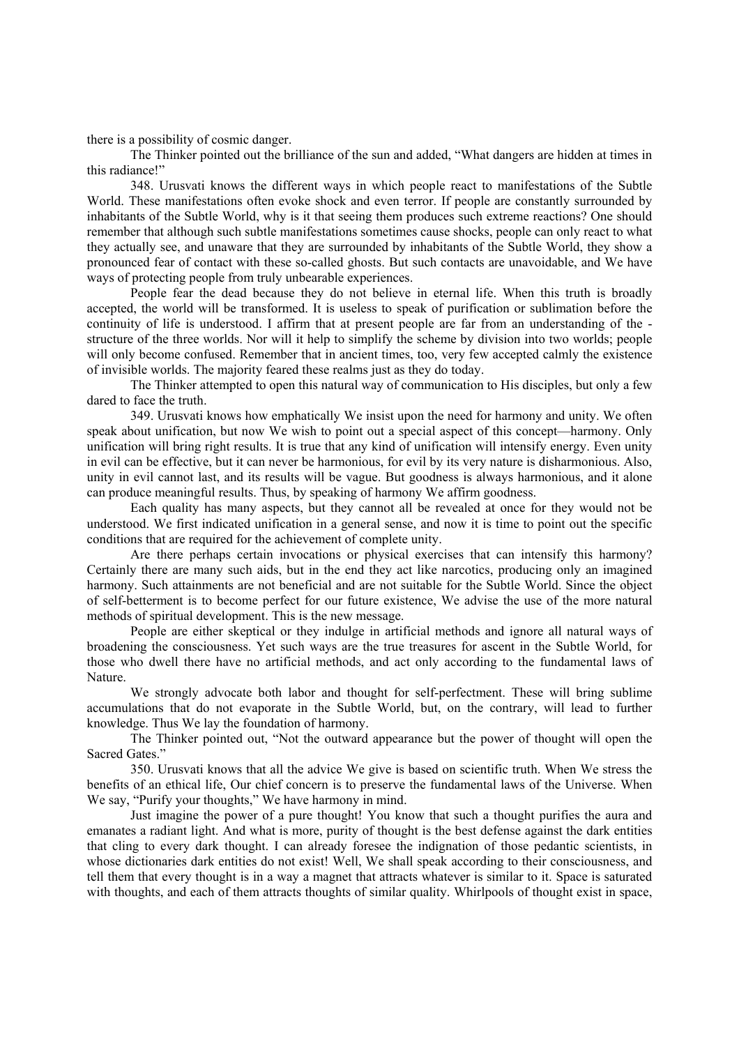there is a possibility of cosmic danger.

The Thinker pointed out the brilliance of the sun and added, "What dangers are hidden at times in this radiance!"

348. Urusvati knows the different ways in which people react to manifestations of the Subtle World. These manifestations often evoke shock and even terror. If people are constantly surrounded by inhabitants of the Subtle World, why is it that seeing them produces such extreme reactions? One should remember that although such subtle manifestations sometimes cause shocks, people can only react to what they actually see, and unaware that they are surrounded by inhabitants of the Subtle World, they show a pronounced fear of contact with these so-called ghosts. But such contacts are unavoidable, and We have ways of protecting people from truly unbearable experiences.

People fear the dead because they do not believe in eternal life. When this truth is broadly accepted, the world will be transformed. It is useless to speak of purification or sublimation before the continuity of life is understood. I affirm that at present people are far from an understanding of the - structure of the three worlds. Nor will it help to simplify the scheme by division into two worlds; people will only become confused. Remember that in ancient times, too, very few accepted calmly the existence of invisible worlds. The majority feared these realms just as they do today.

The Thinker attempted to open this natural way of communication to His disciples, but only a few dared to face the truth.

349. Urusvati knows how emphatically We insist upon the need for harmony and unity. We often speak about unification, but now We wish to point out a special aspect of this concept—harmony. Only unification will bring right results. It is true that any kind of unification will intensify energy. Even unity in evil can be effective, but it can never be harmonious, for evil by its very nature is disharmonious. Also, unity in evil cannot last, and its results will be vague. But goodness is always harmonious, and it alone can produce meaningful results. Thus, by speaking of harmony We affirm goodness.

Each quality has many aspects, but they cannot all be revealed at once for they would not be understood. We first indicated unification in a general sense, and now it is time to point out the specific conditions that are required for the achievement of complete unity.

Are there perhaps certain invocations or physical exercises that can intensify this harmony? Certainly there are many such aids, but in the end they act like narcotics, producing only an imagined harmony. Such attainments are not beneficial and are not suitable for the Subtle World. Since the object of self-betterment is to become perfect for our future existence, We advise the use of the more natural methods of spiritual development. This is the new message.

People are either skeptical or they indulge in artificial methods and ignore all natural ways of broadening the consciousness. Yet such ways are the true treasures for ascent in the Subtle World, for those who dwell there have no artificial methods, and act only according to the fundamental laws of Nature.

We strongly advocate both labor and thought for self-perfectment. These will bring sublime accumulations that do not evaporate in the Subtle World, but, on the contrary, will lead to further knowledge. Thus We lay the foundation of harmony.

The Thinker pointed out, "Not the outward appearance but the power of thought will open the Sacred Gates."

350. Urusvati knows that all the advice We give is based on scientific truth. When We stress the benefits of an ethical life, Our chief concern is to preserve the fundamental laws of the Universe. When We say, "Purify your thoughts," We have harmony in mind.

Just imagine the power of a pure thought! You know that such a thought purifies the aura and emanates a radiant light. And what is more, purity of thought is the best defense against the dark entities that cling to every dark thought. I can already foresee the indignation of those pedantic scientists, in whose dictionaries dark entities do not exist! Well, We shall speak according to their consciousness, and tell them that every thought is in a way a magnet that attracts whatever is similar to it. Space is saturated with thoughts, and each of them attracts thoughts of similar quality. Whirlpools of thought exist in space,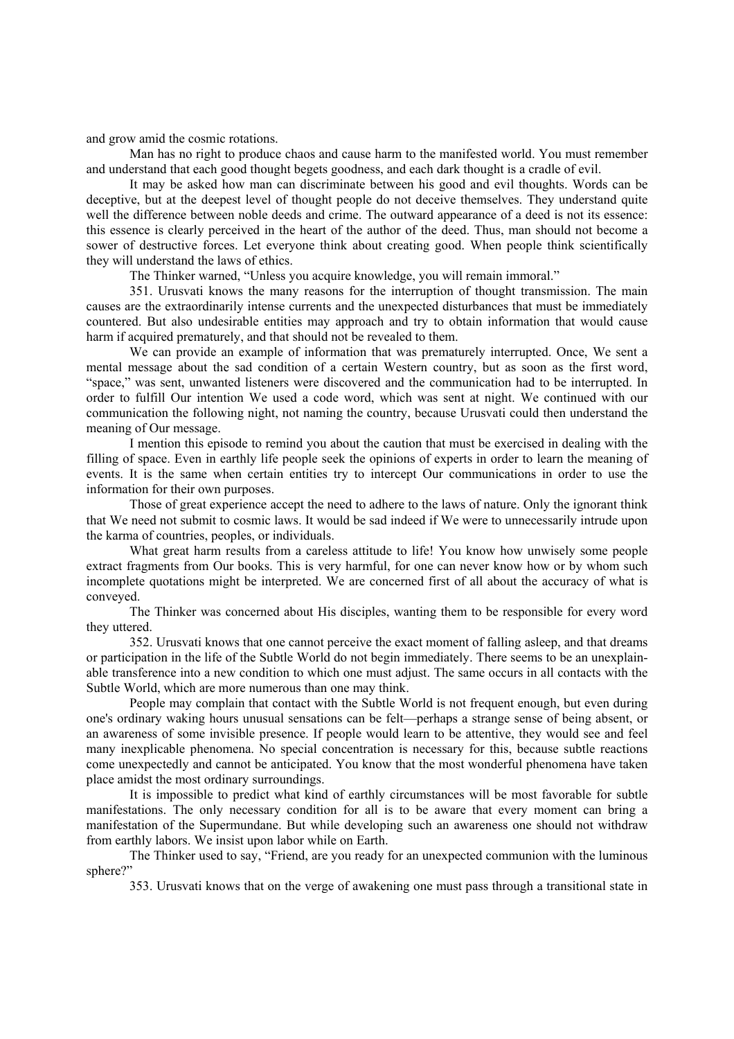and grow amid the cosmic rotations.

Man has no right to produce chaos and cause harm to the manifested world. You must remember and understand that each good thought begets goodness, and each dark thought is a cradle of evil.

It may be asked how man can discriminate between his good and evil thoughts. Words can be deceptive, but at the deepest level of thought people do not deceive themselves. They understand quite well the difference between noble deeds and crime. The outward appearance of a deed is not its essence: this essence is clearly perceived in the heart of the author of the deed. Thus, man should not become a sower of destructive forces. Let everyone think about creating good. When people think scientifically they will understand the laws of ethics.

The Thinker warned, "Unless you acquire knowledge, you will remain immoral."

351. Urusvati knows the many reasons for the interruption of thought transmission. The main causes are the extraordinarily intense currents and the unexpected disturbances that must be immediately countered. But also undesirable entities may approach and try to obtain information that would cause harm if acquired prematurely, and that should not be revealed to them.

We can provide an example of information that was prematurely interrupted. Once, We sent a mental message about the sad condition of a certain Western country, but as soon as the first word, "space," was sent, unwanted listeners were discovered and the communication had to be interrupted. In order to fulfill Our intention We used a code word, which was sent at night. We continued with our communication the following night, not naming the country, because Urusvati could then understand the meaning of Our message.

I mention this episode to remind you about the caution that must be exercised in dealing with the filling of space. Even in earthly life people seek the opinions of experts in order to learn the meaning of events. It is the same when certain entities try to intercept Our communications in order to use the information for their own purposes.

Those of great experience accept the need to adhere to the laws of nature. Only the ignorant think that We need not submit to cosmic laws. It would be sad indeed if We were to unnecessarily intrude upon the karma of countries, peoples, or individuals.

What great harm results from a careless attitude to life! You know how unwisely some people extract fragments from Our books. This is very harmful, for one can never know how or by whom such incomplete quotations might be interpreted. We are concerned first of all about the accuracy of what is conveyed.

The Thinker was concerned about His disciples, wanting them to be responsible for every word they uttered.

352. Urusvati knows that one cannot perceive the exact moment of falling asleep, and that dreams or participation in the life of the Subtle World do not begin immediately. There seems to be an unexplainable transference into a new condition to which one must adjust. The same occurs in all contacts with the Subtle World, which are more numerous than one may think.

People may complain that contact with the Subtle World is not frequent enough, but even during one's ordinary waking hours unusual sensations can be felt—perhaps a strange sense of being absent, or an awareness of some invisible presence. If people would learn to be attentive, they would see and feel many inexplicable phenomena. No special concentration is necessary for this, because subtle reactions come unexpectedly and cannot be anticipated. You know that the most wonderful phenomena have taken place amidst the most ordinary surroundings.

It is impossible to predict what kind of earthly circumstances will be most favorable for subtle manifestations. The only necessary condition for all is to be aware that every moment can bring a manifestation of the Supermundane. But while developing such an awareness one should not withdraw from earthly labors. We insist upon labor while on Earth.

The Thinker used to say, "Friend, are you ready for an unexpected communion with the luminous sphere?"

353. Urusvati knows that on the verge of awakening one must pass through a transitional state in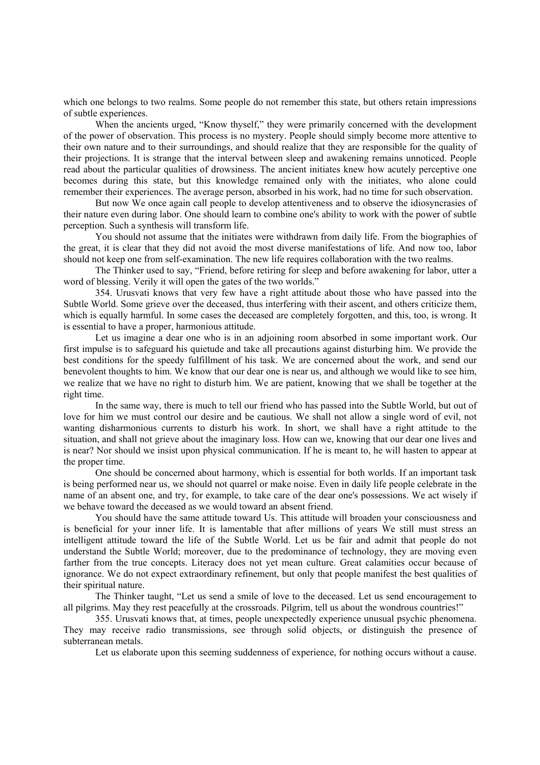which one belongs to two realms. Some people do not remember this state, but others retain impressions of subtle experiences.

When the ancients urged, "Know thyself," they were primarily concerned with the development of the power of observation. This process is no mystery. People should simply become more attentive to their own nature and to their surroundings, and should realize that they are responsible for the quality of their projections. It is strange that the interval between sleep and awakening remains unnoticed. People read about the particular qualities of drowsiness. The ancient initiates knew how acutely perceptive one becomes during this state, but this knowledge remained only with the initiates, who alone could remember their experiences. The average person, absorbed in his work, had no time for such observation.

But now We once again call people to develop attentiveness and to observe the idiosyncrasies of their nature even during labor. One should learn to combine one's ability to work with the power of subtle perception. Such a synthesis will transform life.

You should not assume that the initiates were withdrawn from daily life. From the biographies of the great, it is clear that they did not avoid the most diverse manifestations of life. And now too, labor should not keep one from self-examination. The new life requires collaboration with the two realms.

The Thinker used to say, "Friend, before retiring for sleep and before awakening for labor, utter a word of blessing. Verily it will open the gates of the two worlds."

354. Urusvati knows that very few have a right attitude about those who have passed into the Subtle World. Some grieve over the deceased, thus interfering with their ascent, and others criticize them, which is equally harmful. In some cases the deceased are completely forgotten, and this, too, is wrong. It is essential to have a proper, harmonious attitude.

Let us imagine a dear one who is in an adjoining room absorbed in some important work. Our first impulse is to safeguard his quietude and take all precautions against disturbing him. We provide the best conditions for the speedy fulfillment of his task. We are concerned about the work, and send our benevolent thoughts to him. We know that our dear one is near us, and although we would like to see him, we realize that we have no right to disturb him. We are patient, knowing that we shall be together at the right time.

In the same way, there is much to tell our friend who has passed into the Subtle World, but out of love for him we must control our desire and be cautious. We shall not allow a single word of evil, not wanting disharmonious currents to disturb his work. In short, we shall have a right attitude to the situation, and shall not grieve about the imaginary loss. How can we, knowing that our dear one lives and is near? Nor should we insist upon physical communication. If he is meant to, he will hasten to appear at the proper time.

One should be concerned about harmony, which is essential for both worlds. If an important task is being performed near us, we should not quarrel or make noise. Even in daily life people celebrate in the name of an absent one, and try, for example, to take care of the dear one's possessions. We act wisely if we behave toward the deceased as we would toward an absent friend.

You should have the same attitude toward Us. This attitude will broaden your consciousness and is beneficial for your inner life. It is lamentable that after millions of years We still must stress an intelligent attitude toward the life of the Subtle World. Let us be fair and admit that people do not understand the Subtle World; moreover, due to the predominance of technology, they are moving even farther from the true concepts. Literacy does not yet mean culture. Great calamities occur because of ignorance. We do not expect extraordinary refinement, but only that people manifest the best qualities of their spiritual nature.

The Thinker taught, "Let us send a smile of love to the deceased. Let us send encouragement to all pilgrims. May they rest peacefully at the crossroads. Pilgrim, tell us about the wondrous countries!"

355. Urusvati knows that, at times, people unexpectedly experience unusual psychic phenomena. They may receive radio transmissions, see through solid objects, or distinguish the presence of subterranean metals.

Let us elaborate upon this seeming suddenness of experience, for nothing occurs without a cause.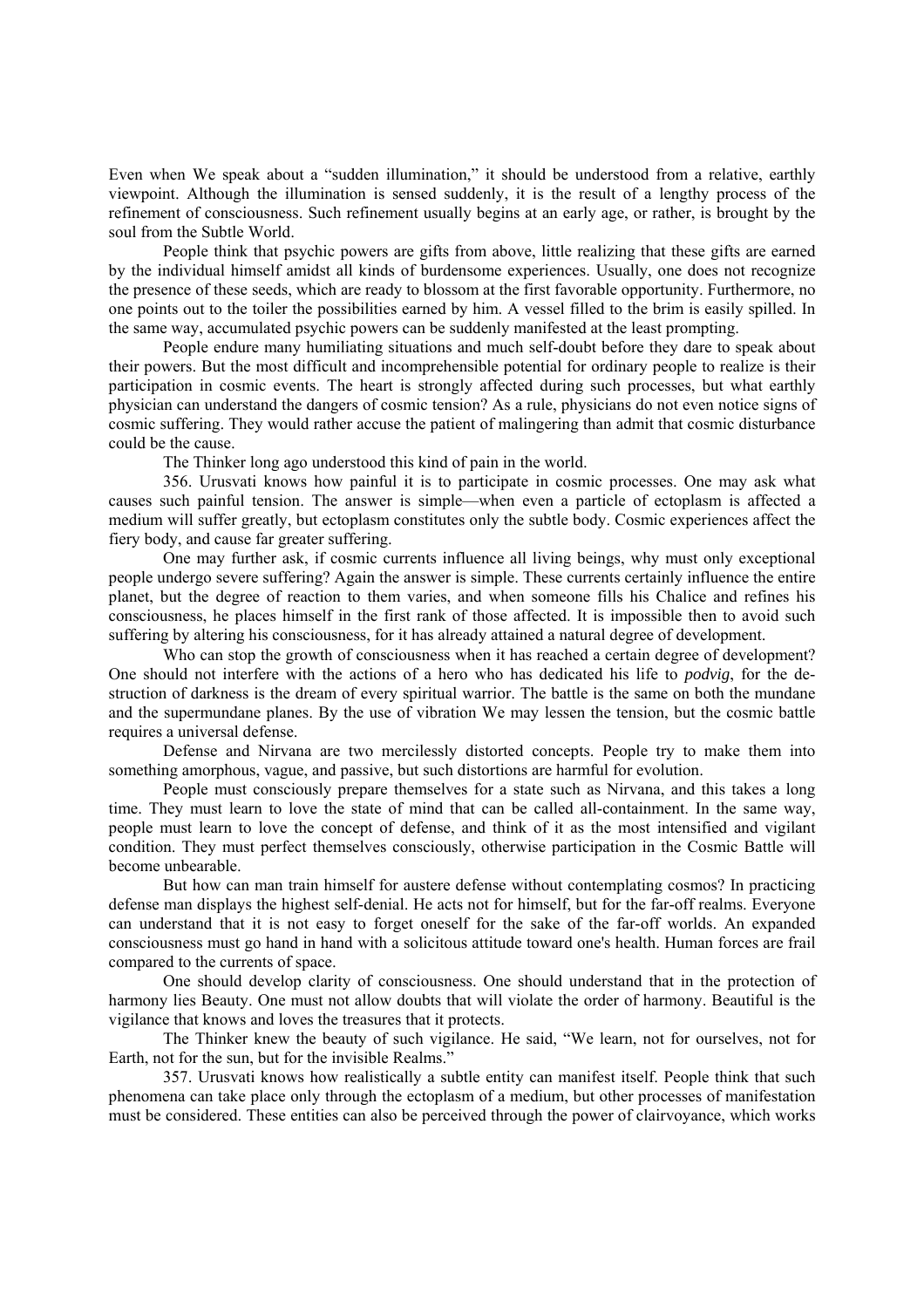Even when We speak about a "sudden illumination," it should be understood from a relative, earthly viewpoint. Although the illumination is sensed suddenly, it is the result of a lengthy process of the refinement of consciousness. Such refinement usually begins at an early age, or rather, is brought by the soul from the Subtle World.

People think that psychic powers are gifts from above, little realizing that these gifts are earned by the individual himself amidst all kinds of burdensome experiences. Usually, one does not recognize the presence of these seeds, which are ready to blossom at the first favorable opportunity. Furthermore, no one points out to the toiler the possibilities earned by him. A vessel filled to the brim is easily spilled. In the same way, accumulated psychic powers can be suddenly manifested at the least prompting.

People endure many humiliating situations and much self-doubt before they dare to speak about their powers. But the most difficult and incomprehensible potential for ordinary people to realize is their participation in cosmic events. The heart is strongly affected during such processes, but what earthly physician can understand the dangers of cosmic tension? As a rule, physicians do not even notice signs of cosmic suffering. They would rather accuse the patient of malingering than admit that cosmic disturbance could be the cause.

The Thinker long ago understood this kind of pain in the world.

356. Urusvati knows how painful it is to participate in cosmic processes. One may ask what causes such painful tension. The answer is simple—when even a particle of ectoplasm is affected a medium will suffer greatly, but ectoplasm constitutes only the subtle body. Cosmic experiences affect the fiery body, and cause far greater suffering.

One may further ask, if cosmic currents influence all living beings, why must only exceptional people undergo severe suffering? Again the answer is simple. These currents certainly influence the entire planet, but the degree of reaction to them varies, and when someone fills his Chalice and refines his consciousness, he places himself in the first rank of those affected. It is impossible then to avoid such suffering by altering his consciousness, for it has already attained a natural degree of development.

Who can stop the growth of consciousness when it has reached a certain degree of development? One should not interfere with the actions of a hero who has dedicated his life to *podvig*, for the destruction of darkness is the dream of every spiritual warrior. The battle is the same on both the mundane and the supermundane planes. By the use of vibration We may lessen the tension, but the cosmic battle requires a universal defense.

Defense and Nirvana are two mercilessly distorted concepts. People try to make them into something amorphous, vague, and passive, but such distortions are harmful for evolution.

People must consciously prepare themselves for a state such as Nirvana, and this takes a long time. They must learn to love the state of mind that can be called all-containment. In the same way, people must learn to love the concept of defense, and think of it as the most intensified and vigilant condition. They must perfect themselves consciously, otherwise participation in the Cosmic Battle will become unbearable.

But how can man train himself for austere defense without contemplating cosmos? In practicing defense man displays the highest self-denial. He acts not for himself, but for the far-off realms. Everyone can understand that it is not easy to forget oneself for the sake of the far-off worlds. An expanded consciousness must go hand in hand with a solicitous attitude toward one's health. Human forces are frail compared to the currents of space.

One should develop clarity of consciousness. One should understand that in the protection of harmony lies Beauty. One must not allow doubts that will violate the order of harmony. Beautiful is the vigilance that knows and loves the treasures that it protects.

The Thinker knew the beauty of such vigilance. He said, "We learn, not for ourselves, not for Earth, not for the sun, but for the invisible Realms."

357. Urusvati knows how realistically a subtle entity can manifest itself. People think that such phenomena can take place only through the ectoplasm of a medium, but other processes of manifestation must be considered. These entities can also be perceived through the power of clairvoyance, which works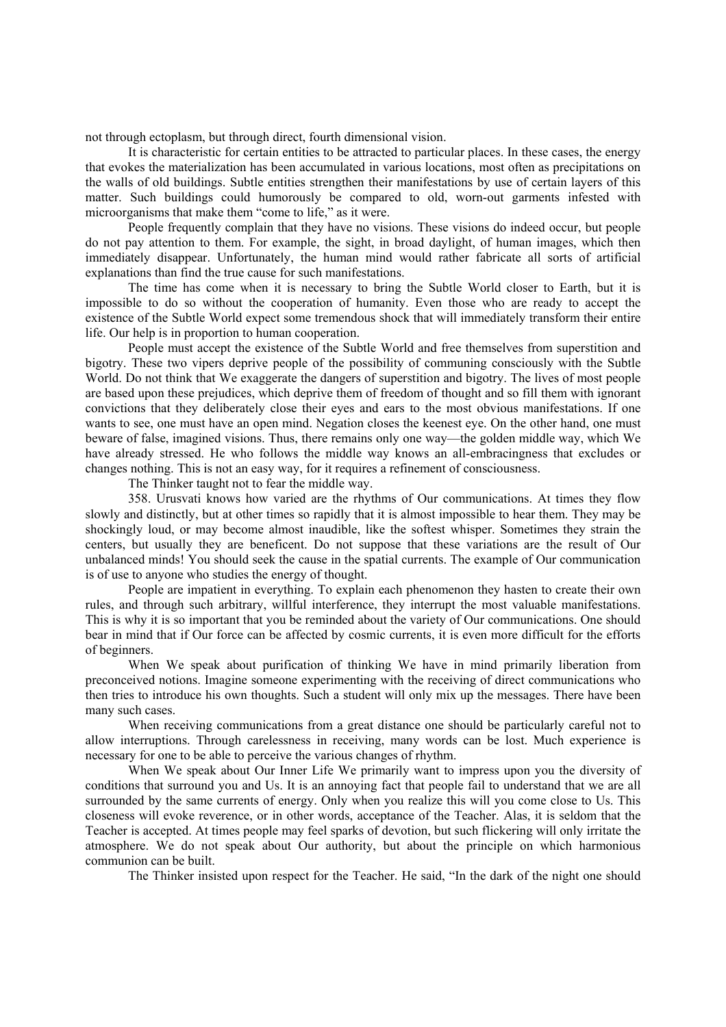not through ectoplasm, but through direct, fourth dimensional vision.

It is characteristic for certain entities to be attracted to particular places. In these cases, the energy that evokes the materialization has been accumulated in various locations, most often as precipitations on the walls of old buildings. Subtle entities strengthen their manifestations by use of certain layers of this matter. Such buildings could humorously be compared to old, worn-out garments infested with microorganisms that make them "come to life," as it were.

People frequently complain that they have no visions. These visions do indeed occur, but people do not pay attention to them. For example, the sight, in broad daylight, of human images, which then immediately disappear. Unfortunately, the human mind would rather fabricate all sorts of artificial explanations than find the true cause for such manifestations.

The time has come when it is necessary to bring the Subtle World closer to Earth, but it is impossible to do so without the cooperation of humanity. Even those who are ready to accept the existence of the Subtle World expect some tremendous shock that will immediately transform their entire life. Our help is in proportion to human cooperation.

People must accept the existence of the Subtle World and free themselves from superstition and bigotry. These two vipers deprive people of the possibility of communing consciously with the Subtle World. Do not think that We exaggerate the dangers of superstition and bigotry. The lives of most people are based upon these prejudices, which deprive them of freedom of thought and so fill them with ignorant convictions that they deliberately close their eyes and ears to the most obvious manifestations. If one wants to see, one must have an open mind. Negation closes the keenest eye. On the other hand, one must beware of false, imagined visions. Thus, there remains only one way—the golden middle way, which We have already stressed. He who follows the middle way knows an all-embracingness that excludes or changes nothing. This is not an easy way, for it requires a refinement of consciousness.

The Thinker taught not to fear the middle way.

358. Urusvati knows how varied are the rhythms of Our communications. At times they flow slowly and distinctly, but at other times so rapidly that it is almost impossible to hear them. They may be shockingly loud, or may become almost inaudible, like the softest whisper. Sometimes they strain the centers, but usually they are beneficent. Do not suppose that these variations are the result of Our unbalanced minds! You should seek the cause in the spatial currents. The example of Our communication is of use to anyone who studies the energy of thought.

People are impatient in everything. To explain each phenomenon they hasten to create their own rules, and through such arbitrary, willful interference, they interrupt the most valuable manifestations. This is why it is so important that you be reminded about the variety of Our communications. One should bear in mind that if Our force can be affected by cosmic currents, it is even more difficult for the efforts of beginners.

When We speak about purification of thinking We have in mind primarily liberation from preconceived notions. Imagine someone experimenting with the receiving of direct communications who then tries to introduce his own thoughts. Such a student will only mix up the messages. There have been many such cases.

When receiving communications from a great distance one should be particularly careful not to allow interruptions. Through carelessness in receiving, many words can be lost. Much experience is necessary for one to be able to perceive the various changes of rhythm.

When We speak about Our Inner Life We primarily want to impress upon you the diversity of conditions that surround you and Us. It is an annoying fact that people fail to understand that we are all surrounded by the same currents of energy. Only when you realize this will you come close to Us. This closeness will evoke reverence, or in other words, acceptance of the Teacher. Alas, it is seldom that the Teacher is accepted. At times people may feel sparks of devotion, but such flickering will only irritate the atmosphere. We do not speak about Our authority, but about the principle on which harmonious communion can be built.

The Thinker insisted upon respect for the Teacher. He said, "In the dark of the night one should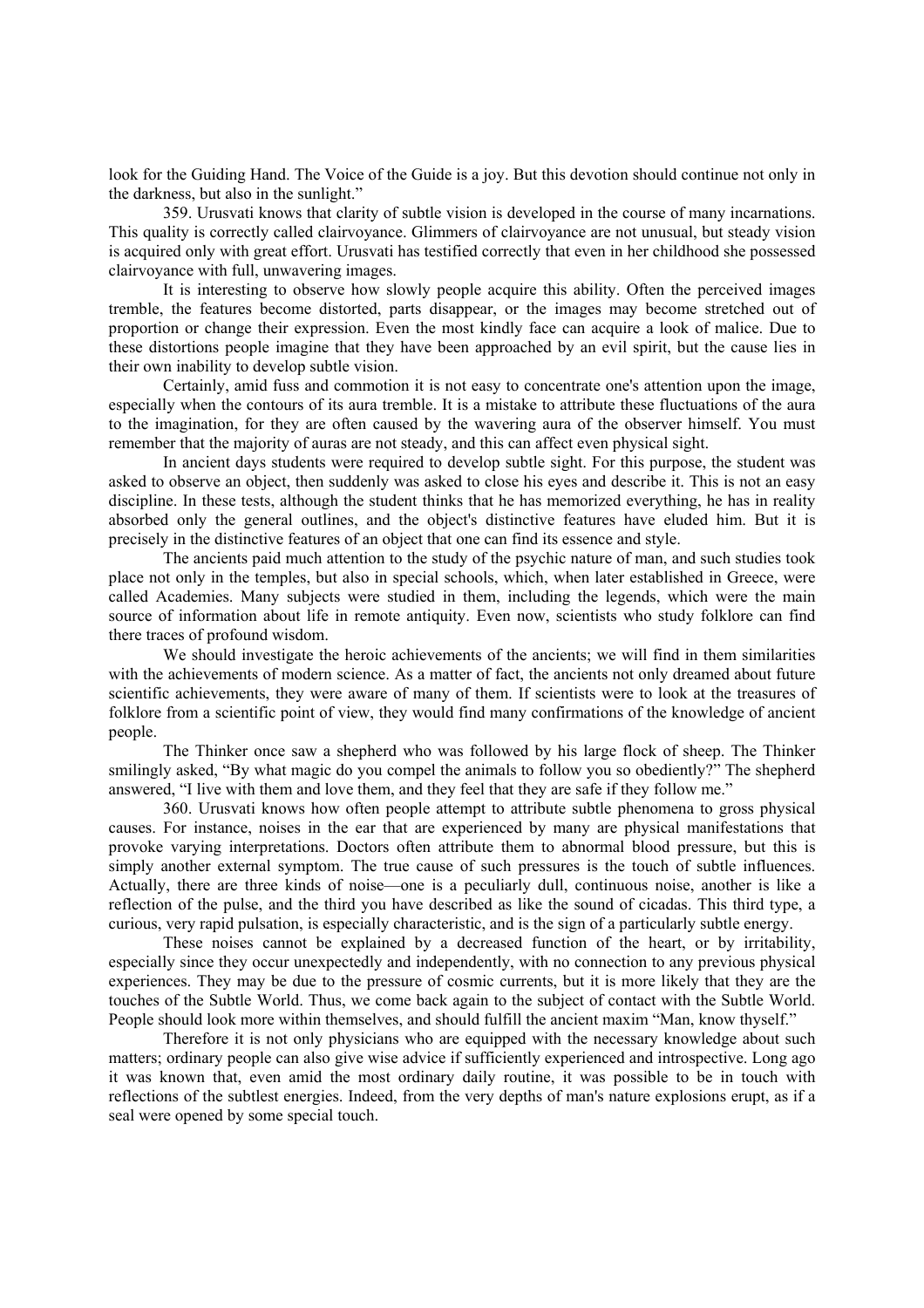look for the Guiding Hand. The Voice of the Guide is a joy. But this devotion should continue not only in the darkness, but also in the sunlight."

359. Urusvati knows that clarity of subtle vision is developed in the course of many incarnations. This quality is correctly called clairvoyance. Glimmers of clairvoyance are not unusual, but steady vision is acquired only with great effort. Urusvati has testified correctly that even in her childhood she possessed clairvoyance with full, unwavering images.

It is interesting to observe how slowly people acquire this ability. Often the perceived images tremble, the features become distorted, parts disappear, or the images may become stretched out of proportion or change their expression. Even the most kindly face can acquire a look of malice. Due to these distortions people imagine that they have been approached by an evil spirit, but the cause lies in their own inability to develop subtle vision.

Certainly, amid fuss and commotion it is not easy to concentrate one's attention upon the image, especially when the contours of its aura tremble. It is a mistake to attribute these fluctuations of the aura to the imagination, for they are often caused by the wavering aura of the observer himself. You must remember that the majority of auras are not steady, and this can affect even physical sight.

In ancient days students were required to develop subtle sight. For this purpose, the student was asked to observe an object, then suddenly was asked to close his eyes and describe it. This is not an easy discipline. In these tests, although the student thinks that he has memorized everything, he has in reality absorbed only the general outlines, and the object's distinctive features have eluded him. But it is precisely in the distinctive features of an object that one can find its essence and style.

The ancients paid much attention to the study of the psychic nature of man, and such studies took place not only in the temples, but also in special schools, which, when later established in Greece, were called Academies. Many subjects were studied in them, including the legends, which were the main source of information about life in remote antiquity. Even now, scientists who study folklore can find there traces of profound wisdom.

We should investigate the heroic achievements of the ancients; we will find in them similarities with the achievements of modern science. As a matter of fact, the ancients not only dreamed about future scientific achievements, they were aware of many of them. If scientists were to look at the treasures of folklore from a scientific point of view, they would find many confirmations of the knowledge of ancient people.

The Thinker once saw a shepherd who was followed by his large flock of sheep. The Thinker smilingly asked, "By what magic do you compel the animals to follow you so obediently?" The shepherd answered, "I live with them and love them, and they feel that they are safe if they follow me."

360. Urusvati knows how often people attempt to attribute subtle phenomena to gross physical causes. For instance, noises in the ear that are experienced by many are physical manifestations that provoke varying interpretations. Doctors often attribute them to abnormal blood pressure, but this is simply another external symptom. The true cause of such pressures is the touch of subtle influences. Actually, there are three kinds of noise—one is a peculiarly dull, continuous noise, another is like a reflection of the pulse, and the third you have described as like the sound of cicadas. This third type, a curious, very rapid pulsation, is especially characteristic, and is the sign of a particularly subtle energy.

These noises cannot be explained by a decreased function of the heart, or by irritability, especially since they occur unexpectedly and independently, with no connection to any previous physical experiences. They may be due to the pressure of cosmic currents, but it is more likely that they are the touches of the Subtle World. Thus, we come back again to the subject of contact with the Subtle World. People should look more within themselves, and should fulfill the ancient maxim "Man, know thyself."

Therefore it is not only physicians who are equipped with the necessary knowledge about such matters; ordinary people can also give wise advice if sufficiently experienced and introspective. Long ago it was known that, even amid the most ordinary daily routine, it was possible to be in touch with reflections of the subtlest energies. Indeed, from the very depths of man's nature explosions erupt, as if a seal were opened by some special touch.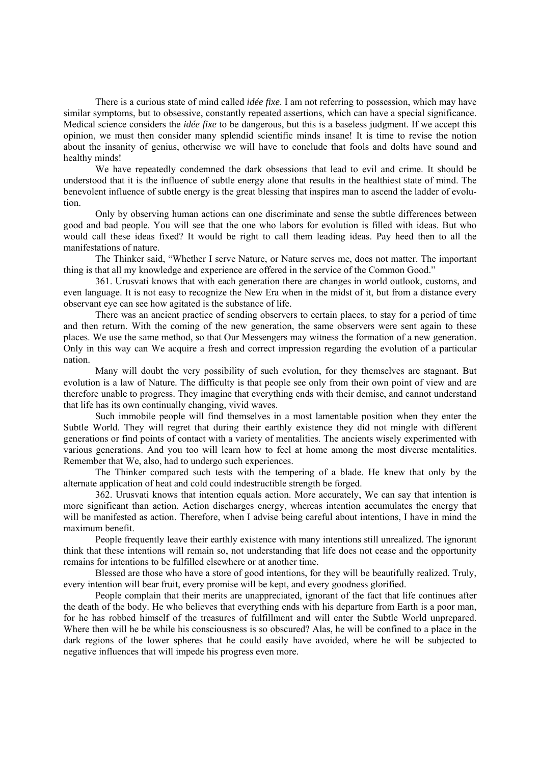There is a curious state of mind called *idée fixe*. I am not referring to possession, which may have similar symptoms, but to obsessive, constantly repeated assertions, which can have a special significance. Medical science considers the *idée fixe* to be dangerous, but this is a baseless judgment. If we accept this opinion, we must then consider many splendid scientific minds insane! It is time to revise the notion about the insanity of genius, otherwise we will have to conclude that fools and dolts have sound and healthy minds!

We have repeatedly condemned the dark obsessions that lead to evil and crime. It should be understood that it is the influence of subtle energy alone that results in the healthiest state of mind. The benevolent influence of subtle energy is the great blessing that inspires man to ascend the ladder of evolution.

Only by observing human actions can one discriminate and sense the subtle differences between good and bad people. You will see that the one who labors for evolution is filled with ideas. But who would call these ideas fixed? It would be right to call them leading ideas. Pay heed then to all the manifestations of nature.

The Thinker said, "Whether I serve Nature, or Nature serves me, does not matter. The important thing is that all my knowledge and experience are offered in the service of the Common Good."

361. Urusvati knows that with each generation there are changes in world outlook, customs, and even language. It is not easy to recognize the New Era when in the midst of it, but from a distance every observant eye can see how agitated is the substance of life.

There was an ancient practice of sending observers to certain places, to stay for a period of time and then return. With the coming of the new generation, the same observers were sent again to these places. We use the same method, so that Our Messengers may witness the formation of a new generation. Only in this way can We acquire a fresh and correct impression regarding the evolution of a particular nation.

Many will doubt the very possibility of such evolution, for they themselves are stagnant. But evolution is a law of Nature. The difficulty is that people see only from their own point of view and are therefore unable to progress. They imagine that everything ends with their demise, and cannot understand that life has its own continually changing, vivid waves.

Such immobile people will find themselves in a most lamentable position when they enter the Subtle World. They will regret that during their earthly existence they did not mingle with different generations or find points of contact with a variety of mentalities. The ancients wisely experimented with various generations. And you too will learn how to feel at home among the most diverse mentalities. Remember that We, also, had to undergo such experiences.

The Thinker compared such tests with the tempering of a blade. He knew that only by the alternate application of heat and cold could indestructible strength be forged.

362. Urusvati knows that intention equals action. More accurately, We can say that intention is more significant than action. Action discharges energy, whereas intention accumulates the energy that will be manifested as action. Therefore, when I advise being careful about intentions, I have in mind the maximum benefit.

People frequently leave their earthly existence with many intentions still unrealized. The ignorant think that these intentions will remain so, not understanding that life does not cease and the opportunity remains for intentions to be fulfilled elsewhere or at another time.

Blessed are those who have a store of good intentions, for they will be beautifully realized. Truly, every intention will bear fruit, every promise will be kept, and every goodness glorified.

People complain that their merits are unappreciated, ignorant of the fact that life continues after the death of the body. He who believes that everything ends with his departure from Earth is a poor man, for he has robbed himself of the treasures of fulfillment and will enter the Subtle World unprepared. Where then will he be while his consciousness is so obscured? Alas, he will be confined to a place in the dark regions of the lower spheres that he could easily have avoided, where he will be subjected to negative influences that will impede his progress even more.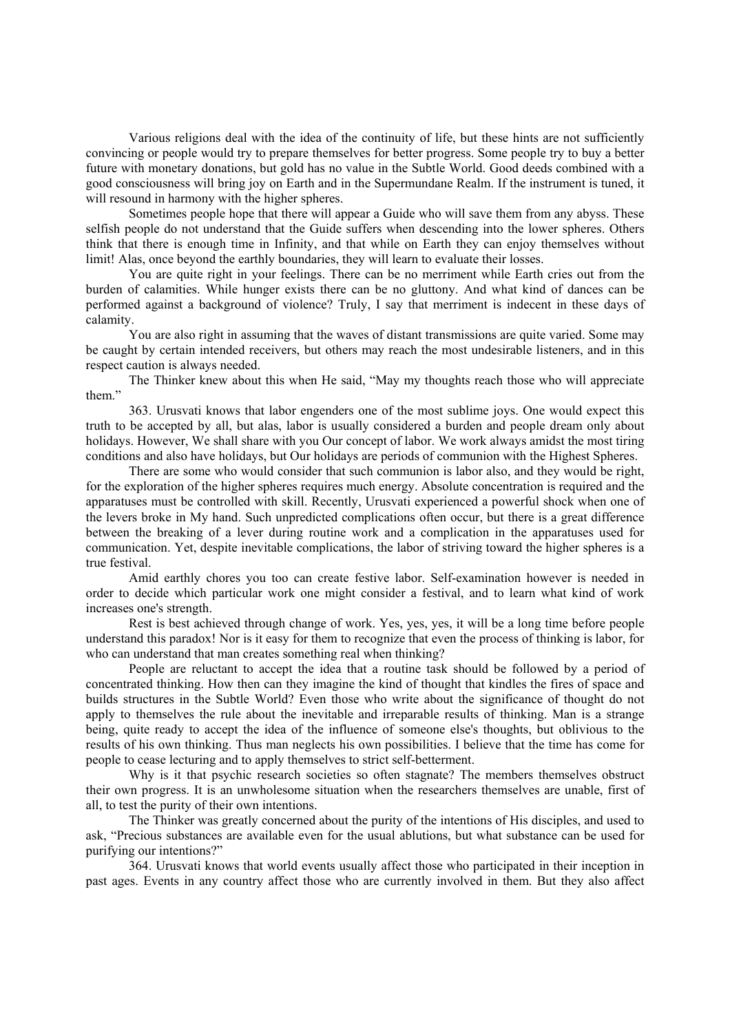Various religions deal with the idea of the continuity of life, but these hints are not sufficiently convincing or people would try to prepare themselves for better progress. Some people try to buy a better future with monetary donations, but gold has no value in the Subtle World. Good deeds combined with a good consciousness will bring joy on Earth and in the Supermundane Realm. If the instrument is tuned, it will resound in harmony with the higher spheres.

Sometimes people hope that there will appear a Guide who will save them from any abyss. These selfish people do not understand that the Guide suffers when descending into the lower spheres. Others think that there is enough time in Infinity, and that while on Earth they can enjoy themselves without limit! Alas, once beyond the earthly boundaries, they will learn to evaluate their losses.

You are quite right in your feelings. There can be no merriment while Earth cries out from the burden of calamities. While hunger exists there can be no gluttony. And what kind of dances can be performed against a background of violence? Truly, I say that merriment is indecent in these days of calamity.

You are also right in assuming that the waves of distant transmissions are quite varied. Some may be caught by certain intended receivers, but others may reach the most undesirable listeners, and in this respect caution is always needed.

The Thinker knew about this when He said, "May my thoughts reach those who will appreciate them."

363. Urusvati knows that labor engenders one of the most sublime joys. One would expect this truth to be accepted by all, but alas, labor is usually considered a burden and people dream only about holidays. However, We shall share with you Our concept of labor. We work always amidst the most tiring conditions and also have holidays, but Our holidays are periods of communion with the Highest Spheres.

There are some who would consider that such communion is labor also, and they would be right, for the exploration of the higher spheres requires much energy. Absolute concentration is required and the apparatuses must be controlled with skill. Recently, Urusvati experienced a powerful shock when one of the levers broke in My hand. Such unpredicted complications often occur, but there is a great difference between the breaking of a lever during routine work and a complication in the apparatuses used for communication. Yet, despite inevitable complications, the labor of striving toward the higher spheres is a true festival.

Amid earthly chores you too can create festive labor. Self-examination however is needed in order to decide which particular work one might consider a festival, and to learn what kind of work increases one's strength.

Rest is best achieved through change of work. Yes, yes, yes, it will be a long time before people understand this paradox! Nor is it easy for them to recognize that even the process of thinking is labor, for who can understand that man creates something real when thinking?

People are reluctant to accept the idea that a routine task should be followed by a period of concentrated thinking. How then can they imagine the kind of thought that kindles the fires of space and builds structures in the Subtle World? Even those who write about the significance of thought do not apply to themselves the rule about the inevitable and irreparable results of thinking. Man is a strange being, quite ready to accept the idea of the influence of someone else's thoughts, but oblivious to the results of his own thinking. Thus man neglects his own possibilities. I believe that the time has come for people to cease lecturing and to apply themselves to strict self-betterment.

Why is it that psychic research societies so often stagnate? The members themselves obstruct their own progress. It is an unwholesome situation when the researchers themselves are unable, first of all, to test the purity of their own intentions.

The Thinker was greatly concerned about the purity of the intentions of His disciples, and used to ask, "Precious substances are available even for the usual ablutions, but what substance can be used for purifying our intentions?"

364. Urusvati knows that world events usually affect those who participated in their inception in past ages. Events in any country affect those who are currently involved in them. But they also affect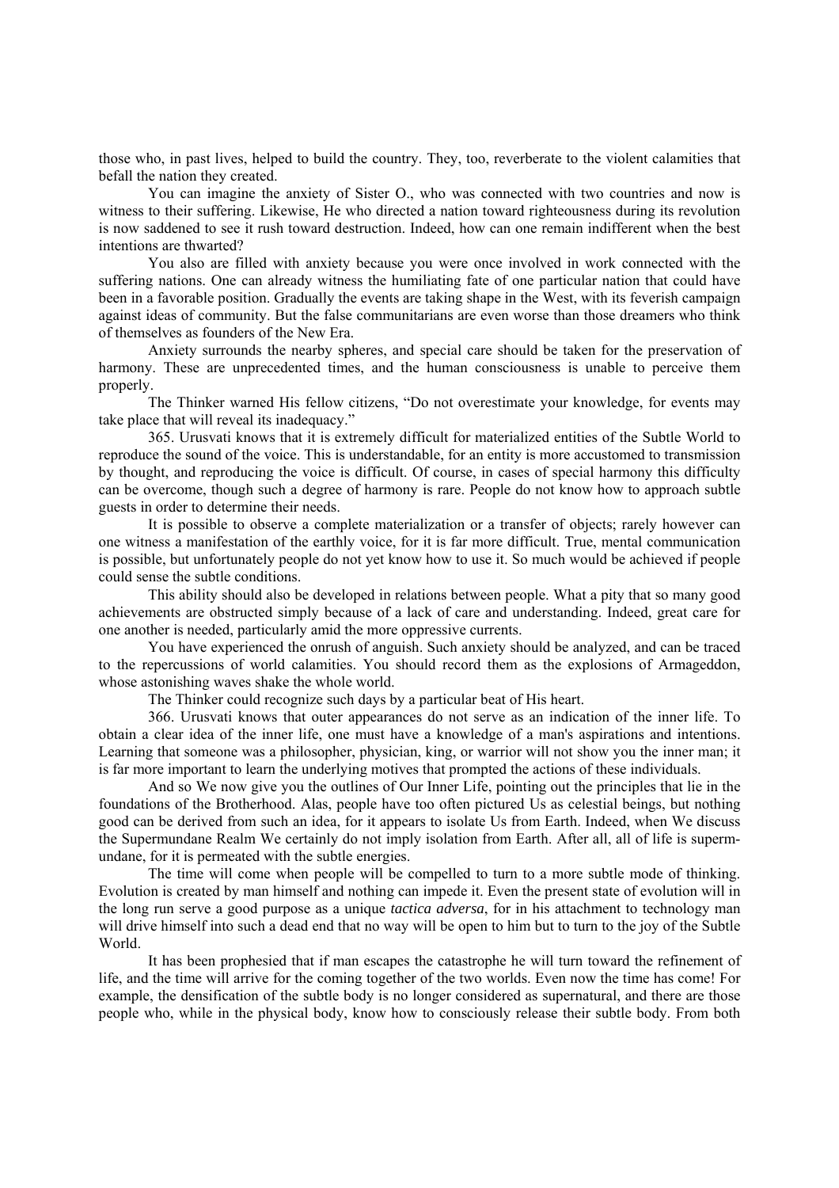those who, in past lives, helped to build the country. They, too, reverberate to the violent calamities that befall the nation they created.

You can imagine the anxiety of Sister O., who was connected with two countries and now is witness to their suffering. Likewise, He who directed a nation toward righteousness during its revolution is now saddened to see it rush toward destruction. Indeed, how can one remain indifferent when the best intentions are thwarted?

You also are filled with anxiety because you were once involved in work connected with the suffering nations. One can already witness the humiliating fate of one particular nation that could have been in a favorable position. Gradually the events are taking shape in the West, with its feverish campaign against ideas of community. But the false communitarians are even worse than those dreamers who think of themselves as founders of the New Era.

Anxiety surrounds the nearby spheres, and special care should be taken for the preservation of harmony. These are unprecedented times, and the human consciousness is unable to perceive them properly.

The Thinker warned His fellow citizens, "Do not overestimate your knowledge, for events may take place that will reveal its inadequacy."

365. Urusvati knows that it is extremely difficult for materialized entities of the Subtle World to reproduce the sound of the voice. This is understandable, for an entity is more accustomed to transmission by thought, and reproducing the voice is difficult. Of course, in cases of special harmony this difficulty can be overcome, though such a degree of harmony is rare. People do not know how to approach subtle guests in order to determine their needs.

It is possible to observe a complete materialization or a transfer of objects; rarely however can one witness a manifestation of the earthly voice, for it is far more difficult. True, mental communication is possible, but unfortunately people do not yet know how to use it. So much would be achieved if people could sense the subtle conditions.

This ability should also be developed in relations between people. What a pity that so many good achievements are obstructed simply because of a lack of care and understanding. Indeed, great care for one another is needed, particularly amid the more oppressive currents.

You have experienced the onrush of anguish. Such anxiety should be analyzed, and can be traced to the repercussions of world calamities. You should record them as the explosions of Armageddon, whose astonishing waves shake the whole world.

The Thinker could recognize such days by a particular beat of His heart.

366. Urusvati knows that outer appearances do not serve as an indication of the inner life. To obtain a clear idea of the inner life, one must have a knowledge of a man's aspirations and intentions. Learning that someone was a philosopher, physician, king, or warrior will not show you the inner man; it is far more important to learn the underlying motives that prompted the actions of these individuals.

And so We now give you the outlines of Our Inner Life, pointing out the principles that lie in the foundations of the Brotherhood. Alas, people have too often pictured Us as celestial beings, but nothing good can be derived from such an idea, for it appears to isolate Us from Earth. Indeed, when We discuss the Supermundane Realm We certainly do not imply isolation from Earth. After all, all of life is supermundane, for it is permeated with the subtle energies.

The time will come when people will be compelled to turn to a more subtle mode of thinking. Evolution is created by man himself and nothing can impede it. Even the present state of evolution will in the long run serve a good purpose as a unique *tactica adversa*, for in his attachment to technology man will drive himself into such a dead end that no way will be open to him but to turn to the joy of the Subtle World.

It has been prophesied that if man escapes the catastrophe he will turn toward the refinement of life, and the time will arrive for the coming together of the two worlds. Even now the time has come! For example, the densification of the subtle body is no longer considered as supernatural, and there are those people who, while in the physical body, know how to consciously release their subtle body. From both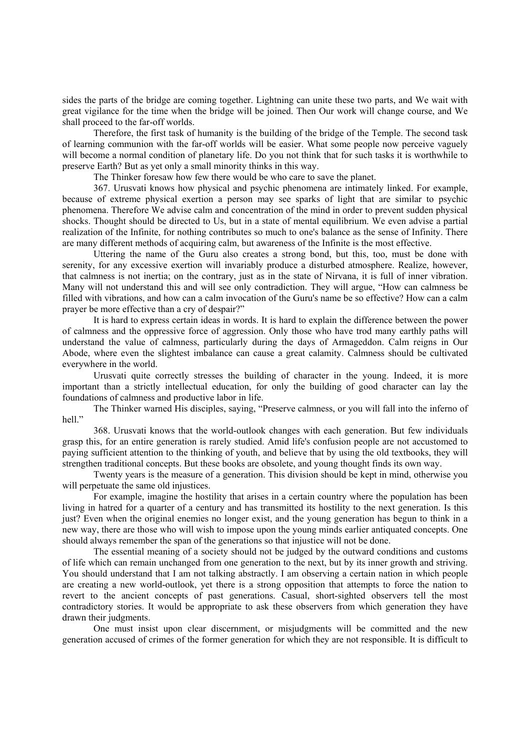sides the parts of the bridge are coming together. Lightning can unite these two parts, and We wait with great vigilance for the time when the bridge will be joined. Then Our work will change course, and We shall proceed to the far-off worlds.

Therefore, the first task of humanity is the building of the bridge of the Temple. The second task of learning communion with the far-off worlds will be easier. What some people now perceive vaguely will become a normal condition of planetary life. Do you not think that for such tasks it is worthwhile to preserve Earth? But as yet only a small minority thinks in this way.

The Thinker foresaw how few there would be who care to save the planet.

367. Urusvati knows how physical and psychic phenomena are intimately linked. For example, because of extreme physical exertion a person may see sparks of light that are similar to psychic phenomena. Therefore We advise calm and concentration of the mind in order to prevent sudden physical shocks. Thought should be directed to Us, but in a state of mental equilibrium. We even advise a partial realization of the Infinite, for nothing contributes so much to one's balance as the sense of Infinity. There are many different methods of acquiring calm, but awareness of the Infinite is the most effective.

Uttering the name of the Guru also creates a strong bond, but this, too, must be done with serenity, for any excessive exertion will invariably produce a disturbed atmosphere. Realize, however, that calmness is not inertia; on the contrary, just as in the state of Nirvana, it is full of inner vibration. Many will not understand this and will see only contradiction. They will argue, "How can calmness be filled with vibrations, and how can a calm invocation of the Guru's name be so effective? How can a calm prayer be more effective than a cry of despair?"

It is hard to express certain ideas in words. It is hard to explain the difference between the power of calmness and the oppressive force of aggression. Only those who have trod many earthly paths will understand the value of calmness, particularly during the days of Armageddon. Calm reigns in Our Abode, where even the slightest imbalance can cause a great calamity. Calmness should be cultivated everywhere in the world.

Urusvati quite correctly stresses the building of character in the young. Indeed, it is more important than a strictly intellectual education, for only the building of good character can lay the foundations of calmness and productive labor in life.

The Thinker warned His disciples, saying, "Preserve calmness, or you will fall into the inferno of hell."

368. Urusvati knows that the world-outlook changes with each generation. But few individuals grasp this, for an entire generation is rarely studied. Amid life's confusion people are not accustomed to paying sufficient attention to the thinking of youth, and believe that by using the old textbooks, they will strengthen traditional concepts. But these books are obsolete, and young thought finds its own way.

Twenty years is the measure of a generation. This division should be kept in mind, otherwise you will perpetuate the same old injustices.

For example, imagine the hostility that arises in a certain country where the population has been living in hatred for a quarter of a century and has transmitted its hostility to the next generation. Is this just? Even when the original enemies no longer exist, and the young generation has begun to think in a new way, there are those who will wish to impose upon the young minds earlier antiquated concepts. One should always remember the span of the generations so that injustice will not be done.

The essential meaning of a society should not be judged by the outward conditions and customs of life which can remain unchanged from one generation to the next, but by its inner growth and striving. You should understand that I am not talking abstractly. I am observing a certain nation in which people are creating a new world-outlook, yet there is a strong opposition that attempts to force the nation to revert to the ancient concepts of past generations. Casual, short-sighted observers tell the most contradictory stories. It would be appropriate to ask these observers from which generation they have drawn their judgments.

One must insist upon clear discernment, or misjudgments will be committed and the new generation accused of crimes of the former generation for which they are not responsible. It is difficult to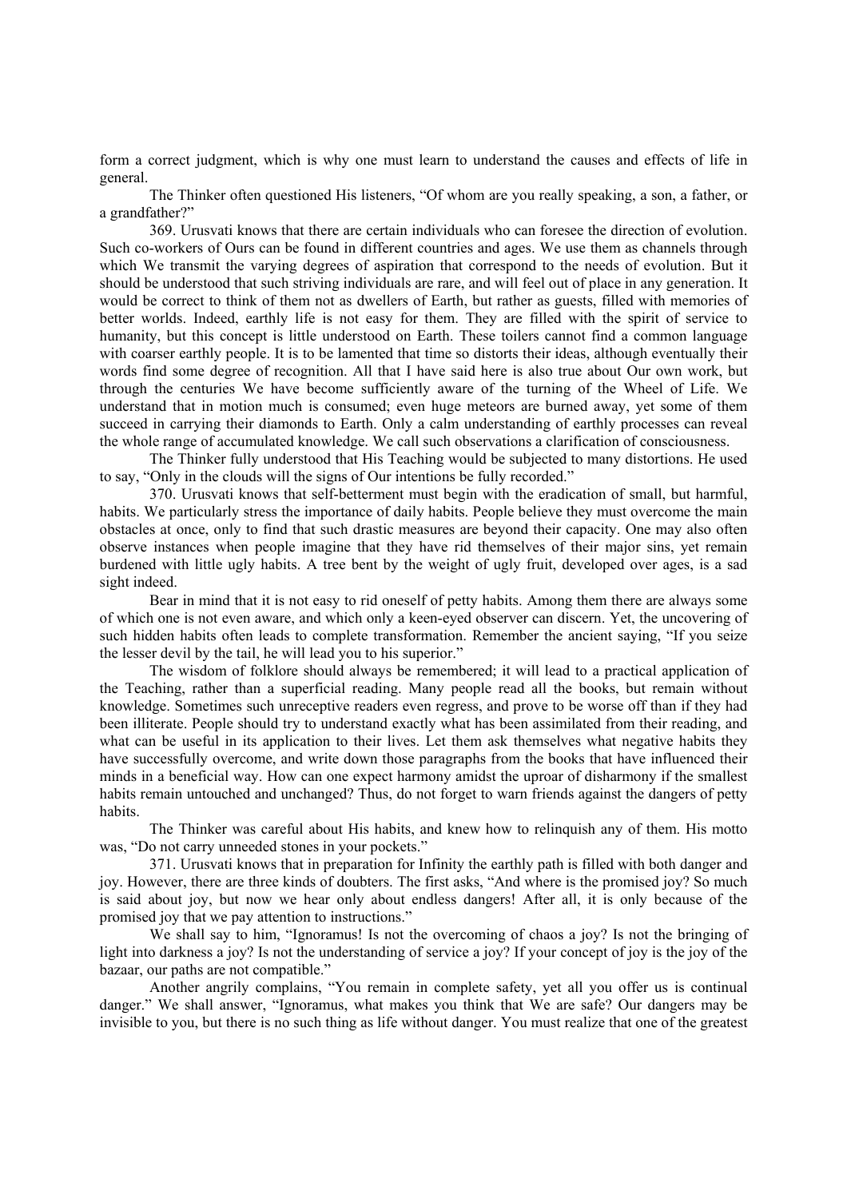form a correct judgment, which is why one must learn to understand the causes and effects of life in general.

The Thinker often questioned His listeners, "Of whom are you really speaking, a son, a father, or a grandfather?"

369. Urusvati knows that there are certain individuals who can foresee the direction of evolution. Such co-workers of Ours can be found in different countries and ages. We use them as channels through which We transmit the varying degrees of aspiration that correspond to the needs of evolution. But it should be understood that such striving individuals are rare, and will feel out of place in any generation. It would be correct to think of them not as dwellers of Earth, but rather as guests, filled with memories of better worlds. Indeed, earthly life is not easy for them. They are filled with the spirit of service to humanity, but this concept is little understood on Earth. These toilers cannot find a common language with coarser earthly people. It is to be lamented that time so distorts their ideas, although eventually their words find some degree of recognition. All that I have said here is also true about Our own work, but through the centuries We have become sufficiently aware of the turning of the Wheel of Life. We understand that in motion much is consumed; even huge meteors are burned away, yet some of them succeed in carrying their diamonds to Earth. Only a calm understanding of earthly processes can reveal the whole range of accumulated knowledge. We call such observations a clarification of consciousness.

The Thinker fully understood that His Teaching would be subjected to many distortions. He used to say, "Only in the clouds will the signs of Our intentions be fully recorded."

370. Urusvati knows that self-betterment must begin with the eradication of small, but harmful, habits. We particularly stress the importance of daily habits. People believe they must overcome the main obstacles at once, only to find that such drastic measures are beyond their capacity. One may also often observe instances when people imagine that they have rid themselves of their major sins, yet remain burdened with little ugly habits. A tree bent by the weight of ugly fruit, developed over ages, is a sad sight indeed.

Bear in mind that it is not easy to rid oneself of petty habits. Among them there are always some of which one is not even aware, and which only a keen-eyed observer can discern. Yet, the uncovering of such hidden habits often leads to complete transformation. Remember the ancient saying, "If you seize the lesser devil by the tail, he will lead you to his superior."

The wisdom of folklore should always be remembered; it will lead to a practical application of the Teaching, rather than a superficial reading. Many people read all the books, but remain without knowledge. Sometimes such unreceptive readers even regress, and prove to be worse off than if they had been illiterate. People should try to understand exactly what has been assimilated from their reading, and what can be useful in its application to their lives. Let them ask themselves what negative habits they have successfully overcome, and write down those paragraphs from the books that have influenced their minds in a beneficial way. How can one expect harmony amidst the uproar of disharmony if the smallest habits remain untouched and unchanged? Thus, do not forget to warn friends against the dangers of petty habits.

The Thinker was careful about His habits, and knew how to relinquish any of them. His motto was, "Do not carry unneeded stones in your pockets."

371. Urusvati knows that in preparation for Infinity the earthly path is filled with both danger and joy. However, there are three kinds of doubters. The first asks, "And where is the promised joy? So much is said about joy, but now we hear only about endless dangers! After all, it is only because of the promised joy that we pay attention to instructions."

We shall say to him, "Ignoramus! Is not the overcoming of chaos a joy? Is not the bringing of light into darkness a joy? Is not the understanding of service a joy? If your concept of joy is the joy of the bazaar, our paths are not compatible."

Another angrily complains, "You remain in complete safety, yet all you offer us is continual danger." We shall answer, "Ignoramus, what makes you think that We are safe? Our dangers may be invisible to you, but there is no such thing as life without danger. You must realize that one of the greatest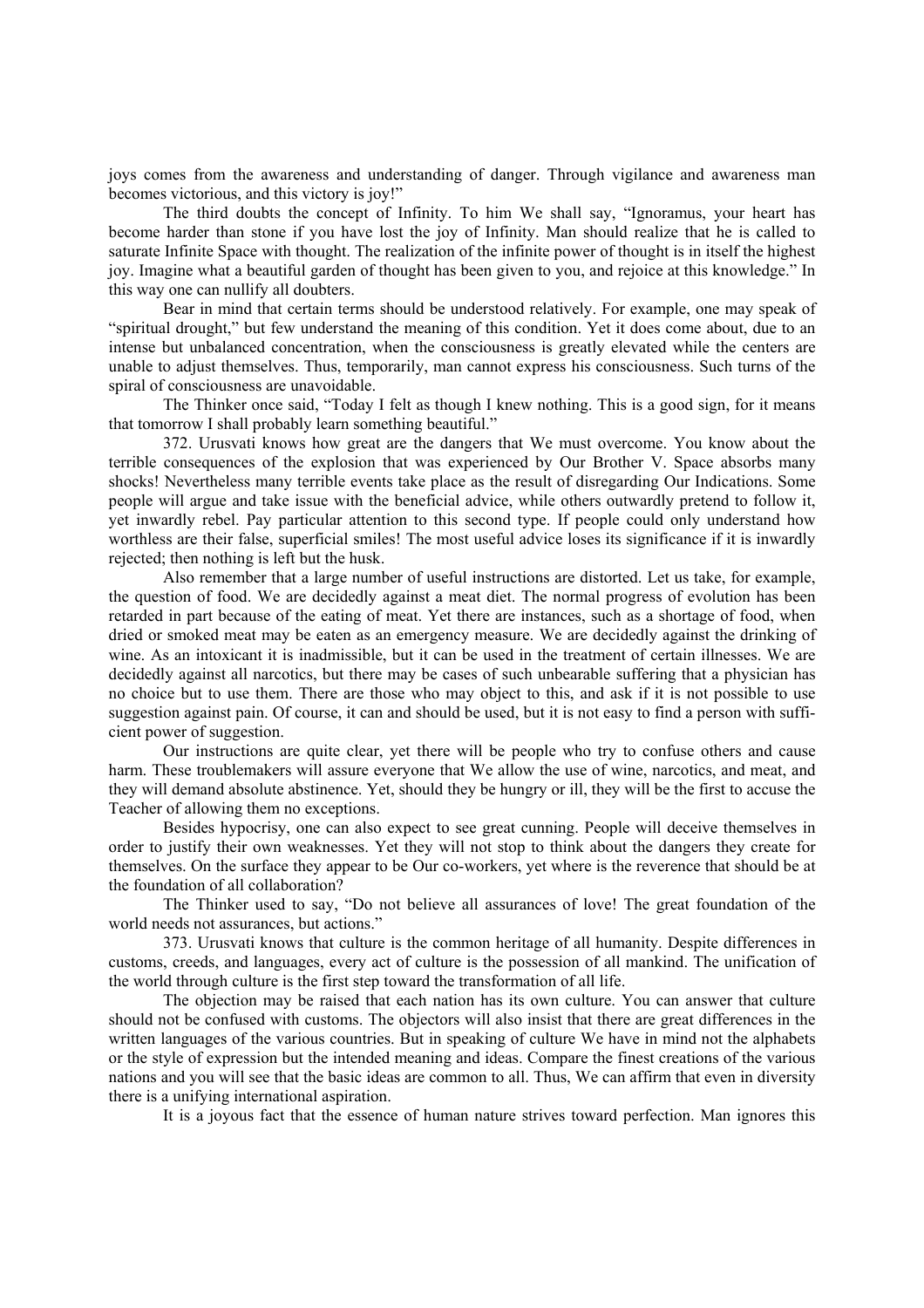joys comes from the awareness and understanding of danger. Through vigilance and awareness man becomes victorious, and this victory is joy!"

The third doubts the concept of Infinity. To him We shall say, "Ignoramus, your heart has become harder than stone if you have lost the joy of Infinity. Man should realize that he is called to saturate Infinite Space with thought. The realization of the infinite power of thought is in itself the highest joy. Imagine what a beautiful garden of thought has been given to you, and rejoice at this knowledge." In this way one can nullify all doubters.

Bear in mind that certain terms should be understood relatively. For example, one may speak of "spiritual drought," but few understand the meaning of this condition. Yet it does come about, due to an intense but unbalanced concentration, when the consciousness is greatly elevated while the centers are unable to adjust themselves. Thus, temporarily, man cannot express his consciousness. Such turns of the spiral of consciousness are unavoidable.

The Thinker once said, "Today I felt as though I knew nothing. This is a good sign, for it means that tomorrow I shall probably learn something beautiful."

372. Urusvati knows how great are the dangers that We must overcome. You know about the terrible consequences of the explosion that was experienced by Our Brother V. Space absorbs many shocks! Nevertheless many terrible events take place as the result of disregarding Our Indications. Some people will argue and take issue with the beneficial advice, while others outwardly pretend to follow it, yet inwardly rebel. Pay particular attention to this second type. If people could only understand how worthless are their false, superficial smiles! The most useful advice loses its significance if it is inwardly rejected; then nothing is left but the husk.

Also remember that a large number of useful instructions are distorted. Let us take, for example, the question of food. We are decidedly against a meat diet. The normal progress of evolution has been retarded in part because of the eating of meat. Yet there are instances, such as a shortage of food, when dried or smoked meat may be eaten as an emergency measure. We are decidedly against the drinking of wine. As an intoxicant it is inadmissible, but it can be used in the treatment of certain illnesses. We are decidedly against all narcotics, but there may be cases of such unbearable suffering that a physician has no choice but to use them. There are those who may object to this, and ask if it is not possible to use suggestion against pain. Of course, it can and should be used, but it is not easy to find a person with sufficient power of suggestion.

Our instructions are quite clear, yet there will be people who try to confuse others and cause harm. These troublemakers will assure everyone that We allow the use of wine, narcotics, and meat, and they will demand absolute abstinence. Yet, should they be hungry or ill, they will be the first to accuse the Teacher of allowing them no exceptions.

Besides hypocrisy, one can also expect to see great cunning. People will deceive themselves in order to justify their own weaknesses. Yet they will not stop to think about the dangers they create for themselves. On the surface they appear to be Our co-workers, yet where is the reverence that should be at the foundation of all collaboration?

The Thinker used to say, "Do not believe all assurances of love! The great foundation of the world needs not assurances, but actions."

373. Urusvati knows that culture is the common heritage of all humanity. Despite differences in customs, creeds, and languages, every act of culture is the possession of all mankind. The unification of the world through culture is the first step toward the transformation of all life.

The objection may be raised that each nation has its own culture. You can answer that culture should not be confused with customs. The objectors will also insist that there are great differences in the written languages of the various countries. But in speaking of culture We have in mind not the alphabets or the style of expression but the intended meaning and ideas. Compare the finest creations of the various nations and you will see that the basic ideas are common to all. Thus, We can affirm that even in diversity there is a unifying international aspiration.

It is a joyous fact that the essence of human nature strives toward perfection. Man ignores this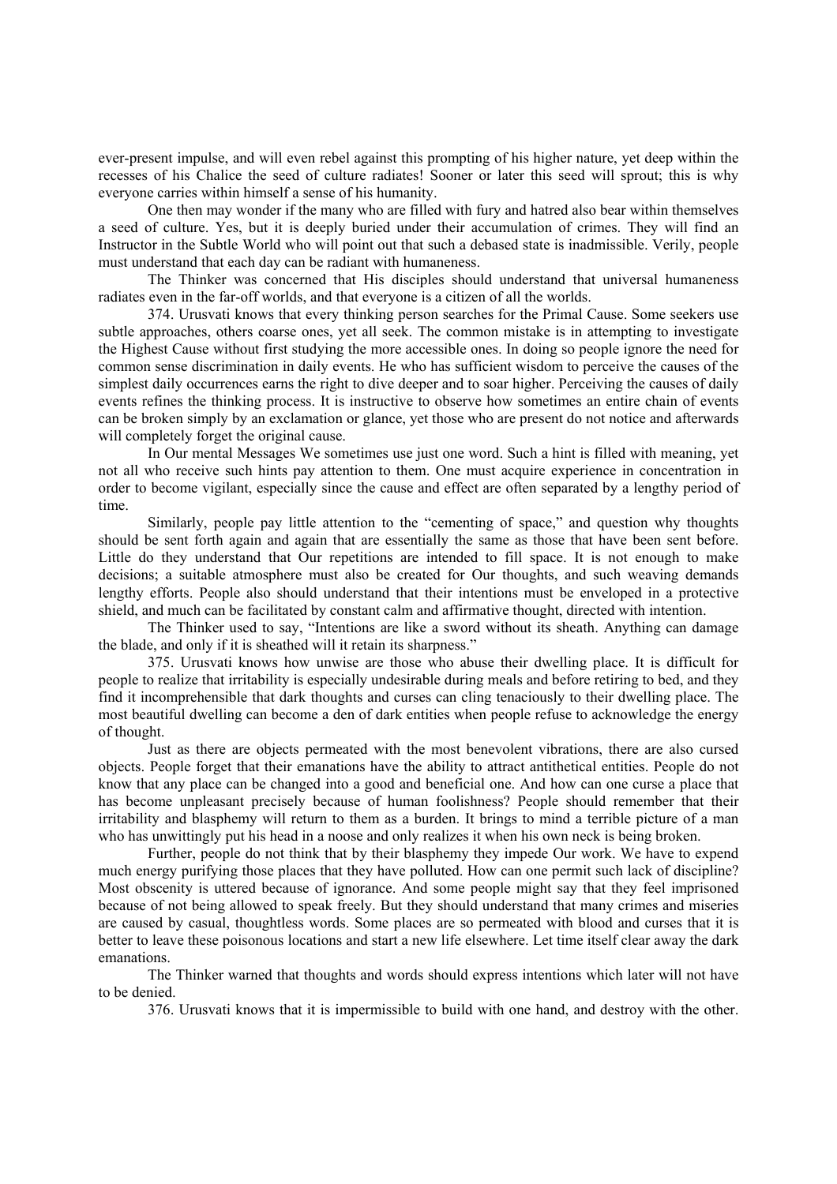ever-present impulse, and will even rebel against this prompting of his higher nature, yet deep within the recesses of his Chalice the seed of culture radiates! Sooner or later this seed will sprout; this is why everyone carries within himself a sense of his humanity.

One then may wonder if the many who are filled with fury and hatred also bear within themselves a seed of culture. Yes, but it is deeply buried under their accumulation of crimes. They will find an Instructor in the Subtle World who will point out that such a debased state is inadmissible. Verily, people must understand that each day can be radiant with humaneness.

The Thinker was concerned that His disciples should understand that universal humaneness radiates even in the far-off worlds, and that everyone is a citizen of all the worlds.

374. Urusvati knows that every thinking person searches for the Primal Cause. Some seekers use subtle approaches, others coarse ones, yet all seek. The common mistake is in attempting to investigate the Highest Cause without first studying the more accessible ones. In doing so people ignore the need for common sense discrimination in daily events. He who has sufficient wisdom to perceive the causes of the simplest daily occurrences earns the right to dive deeper and to soar higher. Perceiving the causes of daily events refines the thinking process. It is instructive to observe how sometimes an entire chain of events can be broken simply by an exclamation or glance, yet those who are present do not notice and afterwards will completely forget the original cause.

In Our mental Messages We sometimes use just one word. Such a hint is filled with meaning, yet not all who receive such hints pay attention to them. One must acquire experience in concentration in order to become vigilant, especially since the cause and effect are often separated by a lengthy period of time.

Similarly, people pay little attention to the "cementing of space," and question why thoughts should be sent forth again and again that are essentially the same as those that have been sent before. Little do they understand that Our repetitions are intended to fill space. It is not enough to make decisions; a suitable atmosphere must also be created for Our thoughts, and such weaving demands lengthy efforts. People also should understand that their intentions must be enveloped in a protective shield, and much can be facilitated by constant calm and affirmative thought, directed with intention.

The Thinker used to say, "Intentions are like a sword without its sheath. Anything can damage the blade, and only if it is sheathed will it retain its sharpness."

375. Urusvati knows how unwise are those who abuse their dwelling place. It is difficult for people to realize that irritability is especially undesirable during meals and before retiring to bed, and they find it incomprehensible that dark thoughts and curses can cling tenaciously to their dwelling place. The most beautiful dwelling can become a den of dark entities when people refuse to acknowledge the energy of thought.

Just as there are objects permeated with the most benevolent vibrations, there are also cursed objects. People forget that their emanations have the ability to attract antithetical entities. People do not know that any place can be changed into a good and beneficial one. And how can one curse a place that has become unpleasant precisely because of human foolishness? People should remember that their irritability and blasphemy will return to them as a burden. It brings to mind a terrible picture of a man who has unwittingly put his head in a noose and only realizes it when his own neck is being broken.

Further, people do not think that by their blasphemy they impede Our work. We have to expend much energy purifying those places that they have polluted. How can one permit such lack of discipline? Most obscenity is uttered because of ignorance. And some people might say that they feel imprisoned because of not being allowed to speak freely. But they should understand that many crimes and miseries are caused by casual, thoughtless words. Some places are so permeated with blood and curses that it is better to leave these poisonous locations and start a new life elsewhere. Let time itself clear away the dark emanations.

The Thinker warned that thoughts and words should express intentions which later will not have to be denied.

376. Urusvati knows that it is impermissible to build with one hand, and destroy with the other.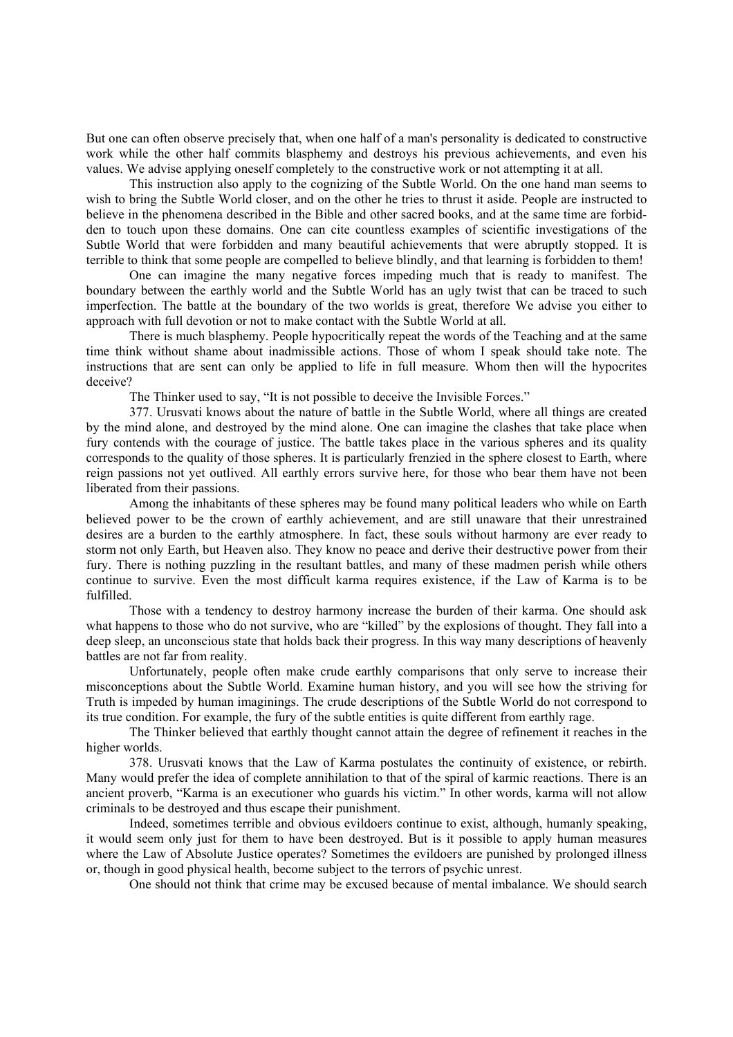But one can often observe precisely that, when one half of a man's personality is dedicated to constructive work while the other half commits blasphemy and destroys his previous achievements, and even his values. We advise applying oneself completely to the constructive work or not attempting it at all.

This instruction also apply to the cognizing of the Subtle World. On the one hand man seems to wish to bring the Subtle World closer, and on the other he tries to thrust it aside. People are instructed to believe in the phenomena described in the Bible and other sacred books, and at the same time are forbidden to touch upon these domains. One can cite countless examples of scientific investigations of the Subtle World that were forbidden and many beautiful achievements that were abruptly stopped. It is terrible to think that some people are compelled to believe blindly, and that learning is forbidden to them!

One can imagine the many negative forces impeding much that is ready to manifest. The boundary between the earthly world and the Subtle World has an ugly twist that can be traced to such imperfection. The battle at the boundary of the two worlds is great, therefore We advise you either to approach with full devotion or not to make contact with the Subtle World at all.

There is much blasphemy. People hypocritically repeat the words of the Teaching and at the same time think without shame about inadmissible actions. Those of whom I speak should take note. The instructions that are sent can only be applied to life in full measure. Whom then will the hypocrites deceive?

The Thinker used to say, "It is not possible to deceive the Invisible Forces."

377. Urusvati knows about the nature of battle in the Subtle World, where all things are created by the mind alone, and destroyed by the mind alone. One can imagine the clashes that take place when fury contends with the courage of justice. The battle takes place in the various spheres and its quality corresponds to the quality of those spheres. It is particularly frenzied in the sphere closest to Earth, where reign passions not yet outlived. All earthly errors survive here, for those who bear them have not been liberated from their passions.

Among the inhabitants of these spheres may be found many political leaders who while on Earth believed power to be the crown of earthly achievement, and are still unaware that their unrestrained desires are a burden to the earthly atmosphere. In fact, these souls without harmony are ever ready to storm not only Earth, but Heaven also. They know no peace and derive their destructive power from their fury. There is nothing puzzling in the resultant battles, and many of these madmen perish while others continue to survive. Even the most difficult karma requires existence, if the Law of Karma is to be fulfilled.

Those with a tendency to destroy harmony increase the burden of their karma. One should ask what happens to those who do not survive, who are "killed" by the explosions of thought. They fall into a deep sleep, an unconscious state that holds back their progress. In this way many descriptions of heavenly battles are not far from reality.

Unfortunately, people often make crude earthly comparisons that only serve to increase their misconceptions about the Subtle World. Examine human history, and you will see how the striving for Truth is impeded by human imaginings. The crude descriptions of the Subtle World do not correspond to its true condition. For example, the fury of the subtle entities is quite different from earthly rage.

The Thinker believed that earthly thought cannot attain the degree of refinement it reaches in the higher worlds.

378. Urusvati knows that the Law of Karma postulates the continuity of existence, or rebirth. Many would prefer the idea of complete annihilation to that of the spiral of karmic reactions. There is an ancient proverb, "Karma is an executioner who guards his victim." In other words, karma will not allow criminals to be destroyed and thus escape their punishment.

Indeed, sometimes terrible and obvious evildoers continue to exist, although, humanly speaking, it would seem only just for them to have been destroyed. But is it possible to apply human measures where the Law of Absolute Justice operates? Sometimes the evildoers are punished by prolonged illness or, though in good physical health, become subject to the terrors of psychic unrest.

One should not think that crime may be excused because of mental imbalance. We should search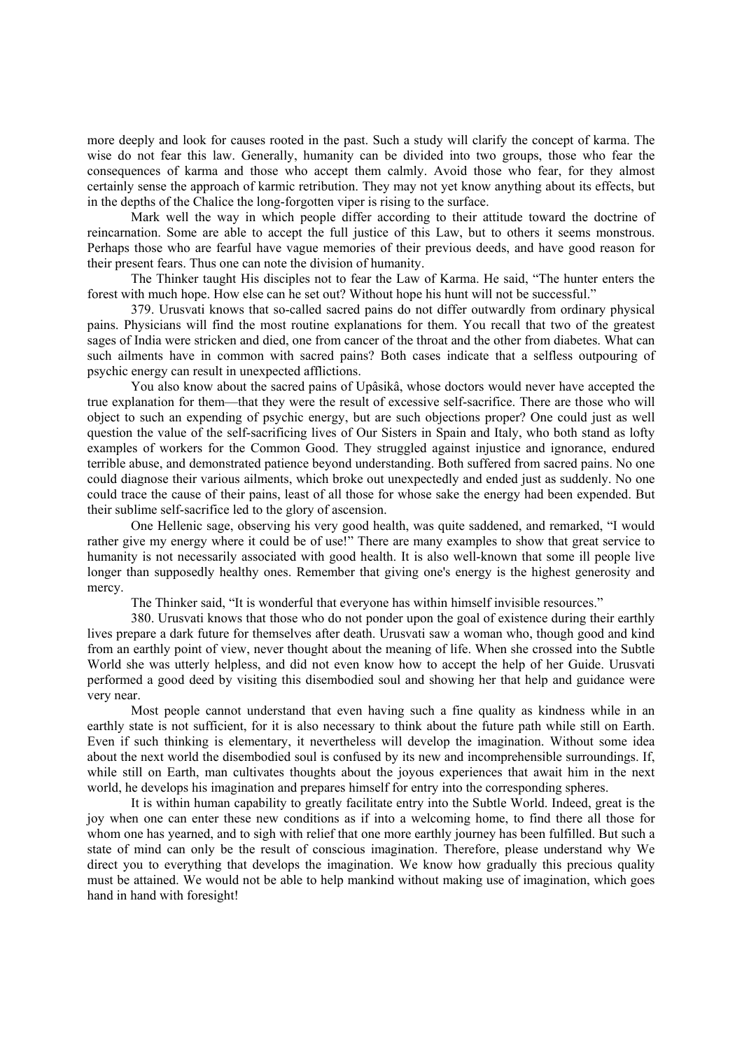more deeply and look for causes rooted in the past. Such a study will clarify the concept of karma. The wise do not fear this law. Generally, humanity can be divided into two groups, those who fear the consequences of karma and those who accept them calmly. Avoid those who fear, for they almost certainly sense the approach of karmic retribution. They may not yet know anything about its effects, but in the depths of the Chalice the long-forgotten viper is rising to the surface.

Mark well the way in which people differ according to their attitude toward the doctrine of reincarnation. Some are able to accept the full justice of this Law, but to others it seems monstrous. Perhaps those who are fearful have vague memories of their previous deeds, and have good reason for their present fears. Thus one can note the division of humanity.

The Thinker taught His disciples not to fear the Law of Karma. He said, "The hunter enters the forest with much hope. How else can he set out? Without hope his hunt will not be successful."

379. Urusvati knows that so-called sacred pains do not differ outwardly from ordinary physical pains. Physicians will find the most routine explanations for them. You recall that two of the greatest sages of India were stricken and died, one from cancer of the throat and the other from diabetes. What can such ailments have in common with sacred pains? Both cases indicate that a selfless outpouring of psychic energy can result in unexpected afflictions.

You also know about the sacred pains of Upâsikâ, whose doctors would never have accepted the true explanation for them—that they were the result of excessive self-sacrifice. There are those who will object to such an expending of psychic energy, but are such objections proper? One could just as well question the value of the self-sacrificing lives of Our Sisters in Spain and Italy, who both stand as lofty examples of workers for the Common Good. They struggled against injustice and ignorance, endured terrible abuse, and demonstrated patience beyond understanding. Both suffered from sacred pains. No one could diagnose their various ailments, which broke out unexpectedly and ended just as suddenly. No one could trace the cause of their pains, least of all those for whose sake the energy had been expended. But their sublime self-sacrifice led to the glory of ascension.

One Hellenic sage, observing his very good health, was quite saddened, and remarked, "I would rather give my energy where it could be of use!" There are many examples to show that great service to humanity is not necessarily associated with good health. It is also well-known that some ill people live longer than supposedly healthy ones. Remember that giving one's energy is the highest generosity and mercy.

The Thinker said, "It is wonderful that everyone has within himself invisible resources."

380. Urusvati knows that those who do not ponder upon the goal of existence during their earthly lives prepare a dark future for themselves after death. Urusvati saw a woman who, though good and kind from an earthly point of view, never thought about the meaning of life. When she crossed into the Subtle World she was utterly helpless, and did not even know how to accept the help of her Guide. Urusvati performed a good deed by visiting this disembodied soul and showing her that help and guidance were very near.

Most people cannot understand that even having such a fine quality as kindness while in an earthly state is not sufficient, for it is also necessary to think about the future path while still on Earth. Even if such thinking is elementary, it nevertheless will develop the imagination. Without some idea about the next world the disembodied soul is confused by its new and incomprehensible surroundings. If, while still on Earth, man cultivates thoughts about the joyous experiences that await him in the next world, he develops his imagination and prepares himself for entry into the corresponding spheres.

It is within human capability to greatly facilitate entry into the Subtle World. Indeed, great is the joy when one can enter these new conditions as if into a welcoming home, to find there all those for whom one has yearned, and to sigh with relief that one more earthly journey has been fulfilled. But such a state of mind can only be the result of conscious imagination. Therefore, please understand why We direct you to everything that develops the imagination. We know how gradually this precious quality must be attained. We would not be able to help mankind without making use of imagination, which goes hand in hand with foresight!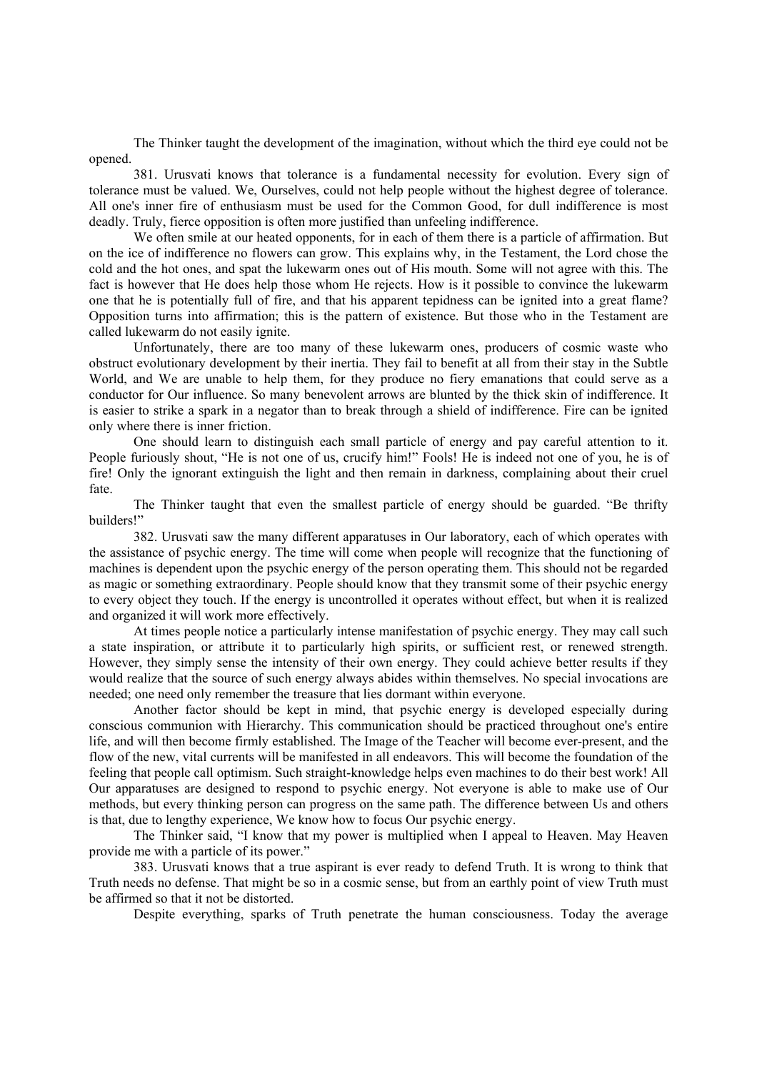The Thinker taught the development of the imagination, without which the third eye could not be opened.

381. Urusvati knows that tolerance is a fundamental necessity for evolution. Every sign of tolerance must be valued. We, Ourselves, could not help people without the highest degree of tolerance. All one's inner fire of enthusiasm must be used for the Common Good, for dull indifference is most deadly. Truly, fierce opposition is often more justified than unfeeling indifference.

We often smile at our heated opponents, for in each of them there is a particle of affirmation. But on the ice of indifference no flowers can grow. This explains why, in the Testament, the Lord chose the cold and the hot ones, and spat the lukewarm ones out of His mouth. Some will not agree with this. The fact is however that He does help those whom He rejects. How is it possible to convince the lukewarm one that he is potentially full of fire, and that his apparent tepidness can be ignited into a great flame? Opposition turns into affirmation; this is the pattern of existence. But those who in the Testament are called lukewarm do not easily ignite.

Unfortunately, there are too many of these lukewarm ones, producers of cosmic waste who obstruct evolutionary development by their inertia. They fail to benefit at all from their stay in the Subtle World, and We are unable to help them, for they produce no fiery emanations that could serve as a conductor for Our influence. So many benevolent arrows are blunted by the thick skin of indifference. It is easier to strike a spark in a negator than to break through a shield of indifference. Fire can be ignited only where there is inner friction.

One should learn to distinguish each small particle of energy and pay careful attention to it. People furiously shout, "He is not one of us, crucify him!" Fools! He is indeed not one of you, he is of fire! Only the ignorant extinguish the light and then remain in darkness, complaining about their cruel fate.

The Thinker taught that even the smallest particle of energy should be guarded. "Be thrifty builders!"

382. Urusvati saw the many different apparatuses in Our laboratory, each of which operates with the assistance of psychic energy. The time will come when people will recognize that the functioning of machines is dependent upon the psychic energy of the person operating them. This should not be regarded as magic or something extraordinary. People should know that they transmit some of their psychic energy to every object they touch. If the energy is uncontrolled it operates without effect, but when it is realized and organized it will work more effectively.

At times people notice a particularly intense manifestation of psychic energy. They may call such a state inspiration, or attribute it to particularly high spirits, or sufficient rest, or renewed strength. However, they simply sense the intensity of their own energy. They could achieve better results if they would realize that the source of such energy always abides within themselves. No special invocations are needed; one need only remember the treasure that lies dormant within everyone.

Another factor should be kept in mind, that psychic energy is developed especially during conscious communion with Hierarchy. This communication should be practiced throughout one's entire life, and will then become firmly established. The Image of the Teacher will become ever-present, and the flow of the new, vital currents will be manifested in all endeavors. This will become the foundation of the feeling that people call optimism. Such straight-knowledge helps even machines to do their best work! All Our apparatuses are designed to respond to psychic energy. Not everyone is able to make use of Our methods, but every thinking person can progress on the same path. The difference between Us and others is that, due to lengthy experience, We know how to focus Our psychic energy.

The Thinker said, "I know that my power is multiplied when I appeal to Heaven. May Heaven provide me with a particle of its power."

383. Urusvati knows that a true aspirant is ever ready to defend Truth. It is wrong to think that Truth needs no defense. That might be so in a cosmic sense, but from an earthly point of view Truth must be affirmed so that it not be distorted.

Despite everything, sparks of Truth penetrate the human consciousness. Today the average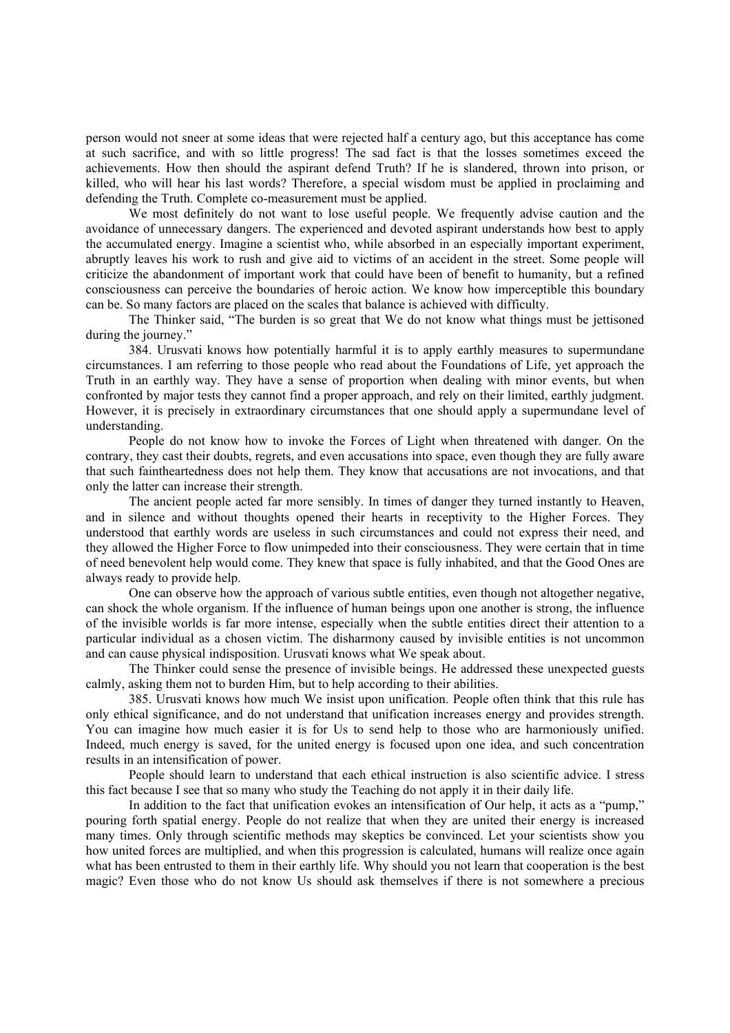person would not sneer at some ideas that were rejected half a century ago, but this acceptance has come at such sacrifice, and with so little progress! The sad fact is that the losses sometimes exceed the achievements. How then should the aspirant defend Truth? If he is slandered, thrown into prison, or killed, who will hear his last words? Therefore, a special wisdom must be applied in proclaiming and defending the Truth. Complete co-measurement must be applied.

We most definitely do not want to lose useful people. We frequently advise caution and the avoidance of unnecessary dangers. The experienced and devoted aspirant understands how best to apply the accumulated energy. Imagine a scientist who, while absorbed in an especially important experiment, abruptly leaves his work to rush and give aid to victims of an accident in the street. Some people will criticize the abandonment of important work that could have been of benefit to humanity, but a refined consciousness can perceive the boundaries of heroic action. We know how imperceptible this boundary can be. So many factors are placed on the scales that balance is achieved with difficulty.

The Thinker said, "The burden is so great that We do not know what things must be jettisoned during the journey."

384. Urusvati knows how potentially harmful it is to apply earthly measures to supermundane circumstances. I am referring to those people who read about the Foundations of Life, yet approach the Truth in an earthly way. They have a sense of proportion when dealing with minor events, but when confronted by major tests they cannot find a proper approach, and rely on their limited, earthly judgment. However, it is precisely in extraordinary circumstances that one should apply a supermundane level of understanding.

People do not know how to invoke the Forces of Light when threatened with danger. On the contrary, they cast their doubts, regrets, and even accusations into space, even though they are fully aware that such faintheartedness does not help them. They know that accusations are not invocations, and that only the latter can increase their strength.

The ancient people acted far more sensibly. In times of danger they turned instantly to Heaven, and in silence and without thoughts opened their hearts in receptivity to the Higher Forces. They understood that earthly words are useless in such circumstances and could not express their need, and they allowed the Higher Force to flow unimpeded into their consciousness. They were certain that in time of need benevolent help would come. They knew that space is fully inhabited, and that the Good Ones are always ready to provide help.

One can observe how the approach of various subtle entities, even though not altogether negative, can shock the whole organism. If the influence of human beings upon one another is strong, the influence of the invisible worlds is far more intense, especially when the subtle entities direct their attention to a particular individual as a chosen victim. The disharmony caused by invisible entities is not uncommon and can cause physical indisposition. Urusvati knows what We speak about.

The Thinker could sense the presence of invisible beings. He addressed these unexpected guests calmly, asking them not to burden Him, but to help according to their abilities.

385. Urusvati knows how much We insist upon unification. People often think that this rule has only ethical significance, and do not understand that unification increases energy and provides strength. You can imagine how much easier it is for Us to send help to those who are harmoniously unified. Indeed, much energy is saved, for the united energy is focused upon one idea, and such concentration results in an intensification of power.

People should learn to understand that each ethical instruction is also scientific advice. I stress this fact because I see that so many who study the Teaching do not apply it in their daily life.

In addition to the fact that unification evokes an intensification of Our help, it acts as a "pump," pouring forth spatial energy. People do not realize that when they are united their energy is increased many times. Only through scientific methods may skeptics be convinced. Let your scientists show you how united forces are multiplied, and when this progression is calculated, humans will realize once again what has been entrusted to them in their earthly life. Why should you not learn that cooperation is the best magic? Even those who do not know Us should ask themselves if there is not somewhere a precious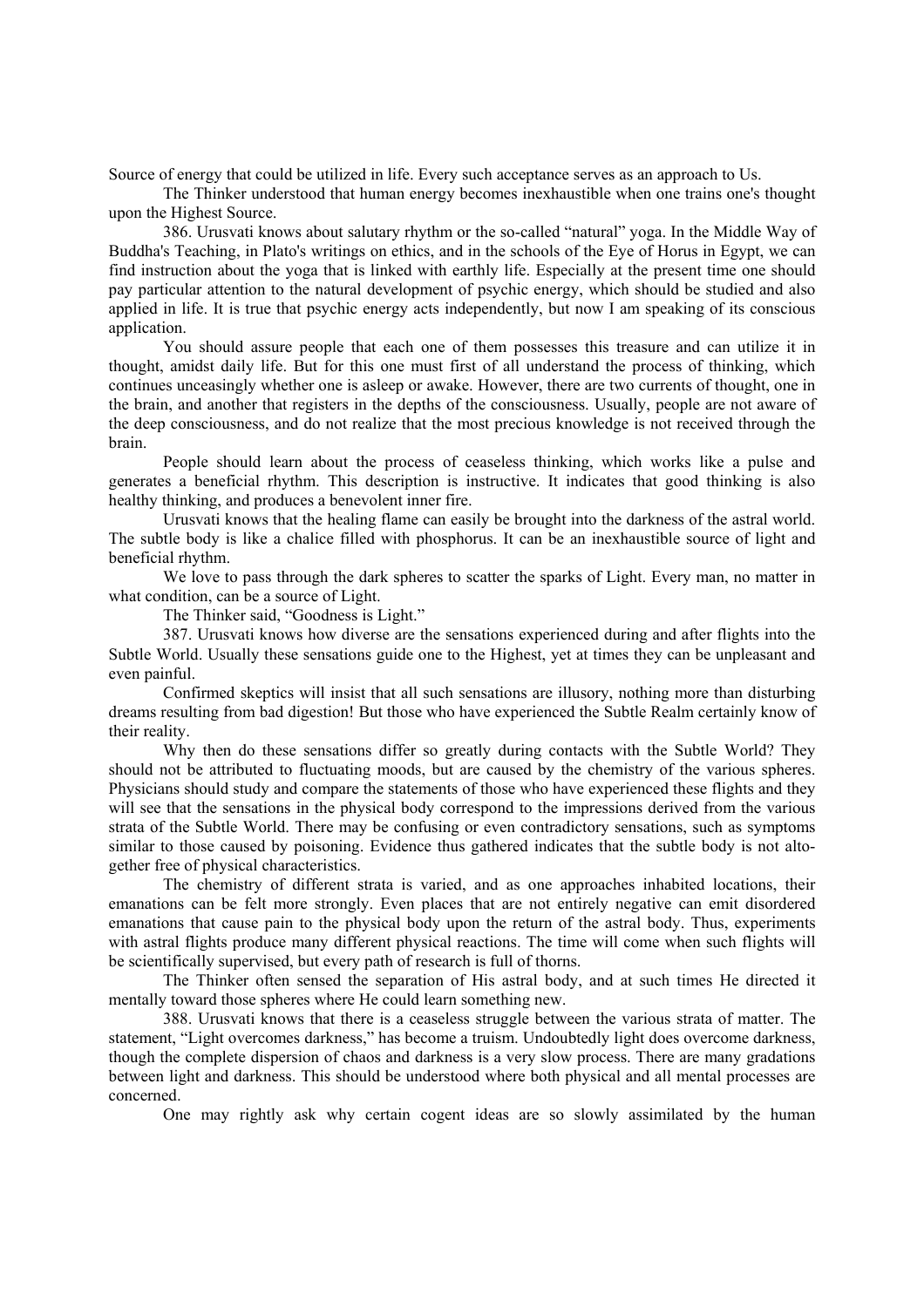Source of energy that could be utilized in life. Every such acceptance serves as an approach to Us.

The Thinker understood that human energy becomes inexhaustible when one trains one's thought upon the Highest Source.

386. Urusvati knows about salutary rhythm or the so-called "natural" yoga. In the Middle Way of Buddha's Teaching, in Plato's writings on ethics, and in the schools of the Eye of Horus in Egypt, we can find instruction about the yoga that is linked with earthly life. Especially at the present time one should pay particular attention to the natural development of psychic energy, which should be studied and also applied in life. It is true that psychic energy acts independently, but now I am speaking of its conscious application.

You should assure people that each one of them possesses this treasure and can utilize it in thought, amidst daily life. But for this one must first of all understand the process of thinking, which continues unceasingly whether one is asleep or awake. However, there are two currents of thought, one in the brain, and another that registers in the depths of the consciousness. Usually, people are not aware of the deep consciousness, and do not realize that the most precious knowledge is not received through the brain.

People should learn about the process of ceaseless thinking, which works like a pulse and generates a beneficial rhythm. This description is instructive. It indicates that good thinking is also healthy thinking, and produces a benevolent inner fire.

Urusvati knows that the healing flame can easily be brought into the darkness of the astral world. The subtle body is like a chalice filled with phosphorus. It can be an inexhaustible source of light and beneficial rhythm.

We love to pass through the dark spheres to scatter the sparks of Light. Every man, no matter in what condition, can be a source of Light.

The Thinker said, "Goodness is Light."

387. Urusvati knows how diverse are the sensations experienced during and after flights into the Subtle World. Usually these sensations guide one to the Highest, yet at times they can be unpleasant and even painful.

Confirmed skeptics will insist that all such sensations are illusory, nothing more than disturbing dreams resulting from bad digestion! But those who have experienced the Subtle Realm certainly know of their reality.

Why then do these sensations differ so greatly during contacts with the Subtle World? They should not be attributed to fluctuating moods, but are caused by the chemistry of the various spheres. Physicians should study and compare the statements of those who have experienced these flights and they will see that the sensations in the physical body correspond to the impressions derived from the various strata of the Subtle World. There may be confusing or even contradictory sensations, such as symptoms similar to those caused by poisoning. Evidence thus gathered indicates that the subtle body is not altogether free of physical characteristics.

The chemistry of different strata is varied, and as one approaches inhabited locations, their emanations can be felt more strongly. Even places that are not entirely negative can emit disordered emanations that cause pain to the physical body upon the return of the astral body. Thus, experiments with astral flights produce many different physical reactions. The time will come when such flights will be scientifically supervised, but every path of research is full of thorns.

The Thinker often sensed the separation of His astral body, and at such times He directed it mentally toward those spheres where He could learn something new.

388. Urusvati knows that there is a ceaseless struggle between the various strata of matter. The statement, "Light overcomes darkness," has become a truism. Undoubtedly light does overcome darkness, though the complete dispersion of chaos and darkness is a very slow process. There are many gradations between light and darkness. This should be understood where both physical and all mental processes are concerned.

One may rightly ask why certain cogent ideas are so slowly assimilated by the human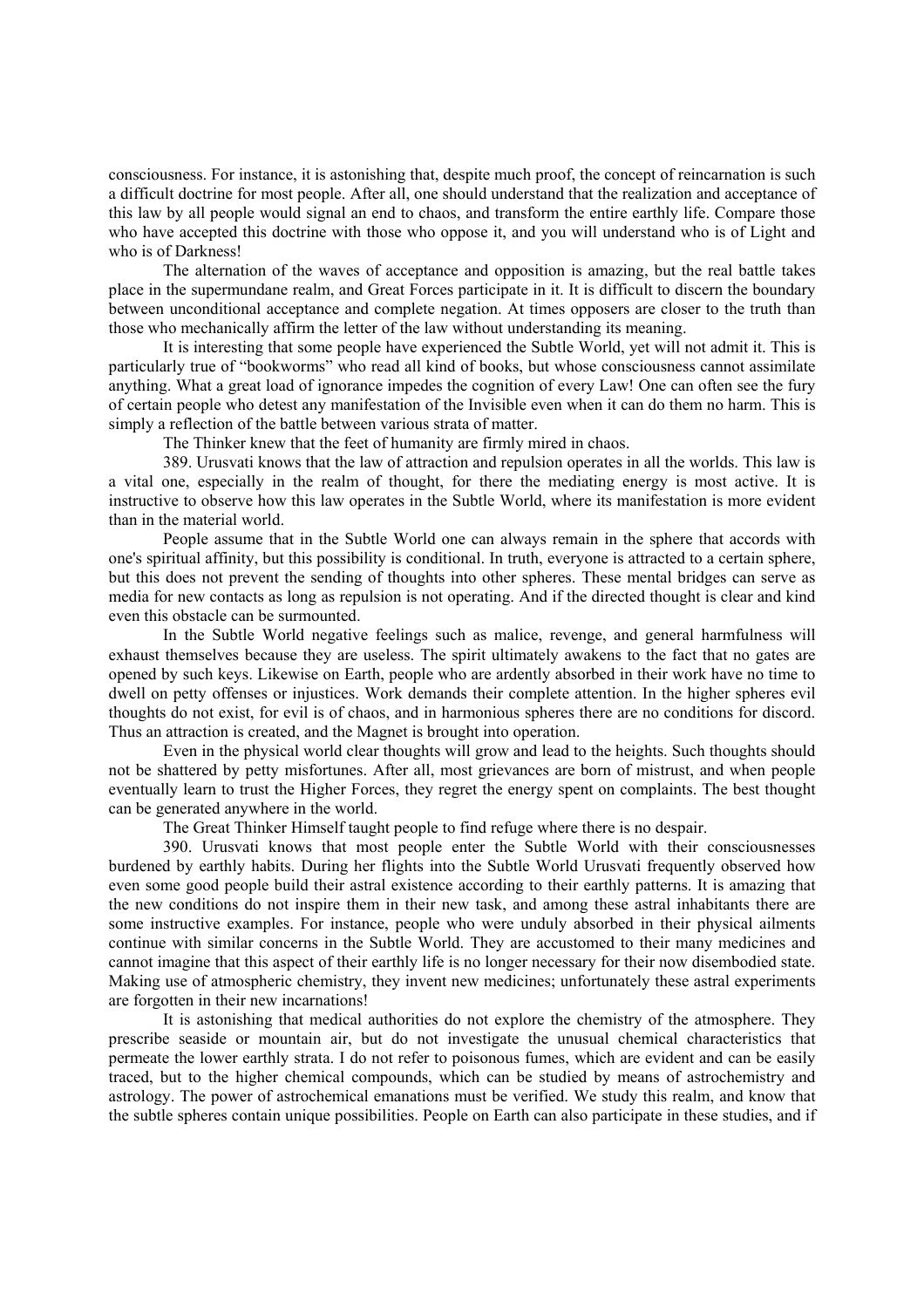consciousness. For instance, it is astonishing that, despite much proof, the concept of reincarnation is such a difficult doctrine for most people. After all, one should understand that the realization and acceptance of this law by all people would signal an end to chaos, and transform the entire earthly life. Compare those who have accepted this doctrine with those who oppose it, and you will understand who is of Light and who is of Darkness!

The alternation of the waves of acceptance and opposition is amazing, but the real battle takes place in the supermundane realm, and Great Forces participate in it. It is difficult to discern the boundary between unconditional acceptance and complete negation. At times opposers are closer to the truth than those who mechanically affirm the letter of the law without understanding its meaning.

It is interesting that some people have experienced the Subtle World, yet will not admit it. This is particularly true of "bookworms" who read all kind of books, but whose consciousness cannot assimilate anything. What a great load of ignorance impedes the cognition of every Law! One can often see the fury of certain people who detest any manifestation of the Invisible even when it can do them no harm. This is simply a reflection of the battle between various strata of matter.

The Thinker knew that the feet of humanity are firmly mired in chaos.

389. Urusvati knows that the law of attraction and repulsion operates in all the worlds. This law is a vital one, especially in the realm of thought, for there the mediating energy is most active. It is instructive to observe how this law operates in the Subtle World, where its manifestation is more evident than in the material world.

People assume that in the Subtle World one can always remain in the sphere that accords with one's spiritual affinity, but this possibility is conditional. In truth, everyone is attracted to a certain sphere, but this does not prevent the sending of thoughts into other spheres. These mental bridges can serve as media for new contacts as long as repulsion is not operating. And if the directed thought is clear and kind even this obstacle can be surmounted.

In the Subtle World negative feelings such as malice, revenge, and general harmfulness will exhaust themselves because they are useless. The spirit ultimately awakens to the fact that no gates are opened by such keys. Likewise on Earth, people who are ardently absorbed in their work have no time to dwell on petty offenses or injustices. Work demands their complete attention. In the higher spheres evil thoughts do not exist, for evil is of chaos, and in harmonious spheres there are no conditions for discord. Thus an attraction is created, and the Magnet is brought into operation.

Even in the physical world clear thoughts will grow and lead to the heights. Such thoughts should not be shattered by petty misfortunes. After all, most grievances are born of mistrust, and when people eventually learn to trust the Higher Forces, they regret the energy spent on complaints. The best thought can be generated anywhere in the world.

The Great Thinker Himself taught people to find refuge where there is no despair.

390. Urusvati knows that most people enter the Subtle World with their consciousnesses burdened by earthly habits. During her flights into the Subtle World Urusvati frequently observed how even some good people build their astral existence according to their earthly patterns. It is amazing that the new conditions do not inspire them in their new task, and among these astral inhabitants there are some instructive examples. For instance, people who were unduly absorbed in their physical ailments continue with similar concerns in the Subtle World. They are accustomed to their many medicines and cannot imagine that this aspect of their earthly life is no longer necessary for their now disembodied state. Making use of atmospheric chemistry, they invent new medicines; unfortunately these astral experiments are forgotten in their new incarnations!

It is astonishing that medical authorities do not explore the chemistry of the atmosphere. They prescribe seaside or mountain air, but do not investigate the unusual chemical characteristics that permeate the lower earthly strata. I do not refer to poisonous fumes, which are evident and can be easily traced, but to the higher chemical compounds, which can be studied by means of astrochemistry and astrology. The power of astrochemical emanations must be verified. We study this realm, and know that the subtle spheres contain unique possibilities. People on Earth can also participate in these studies, and if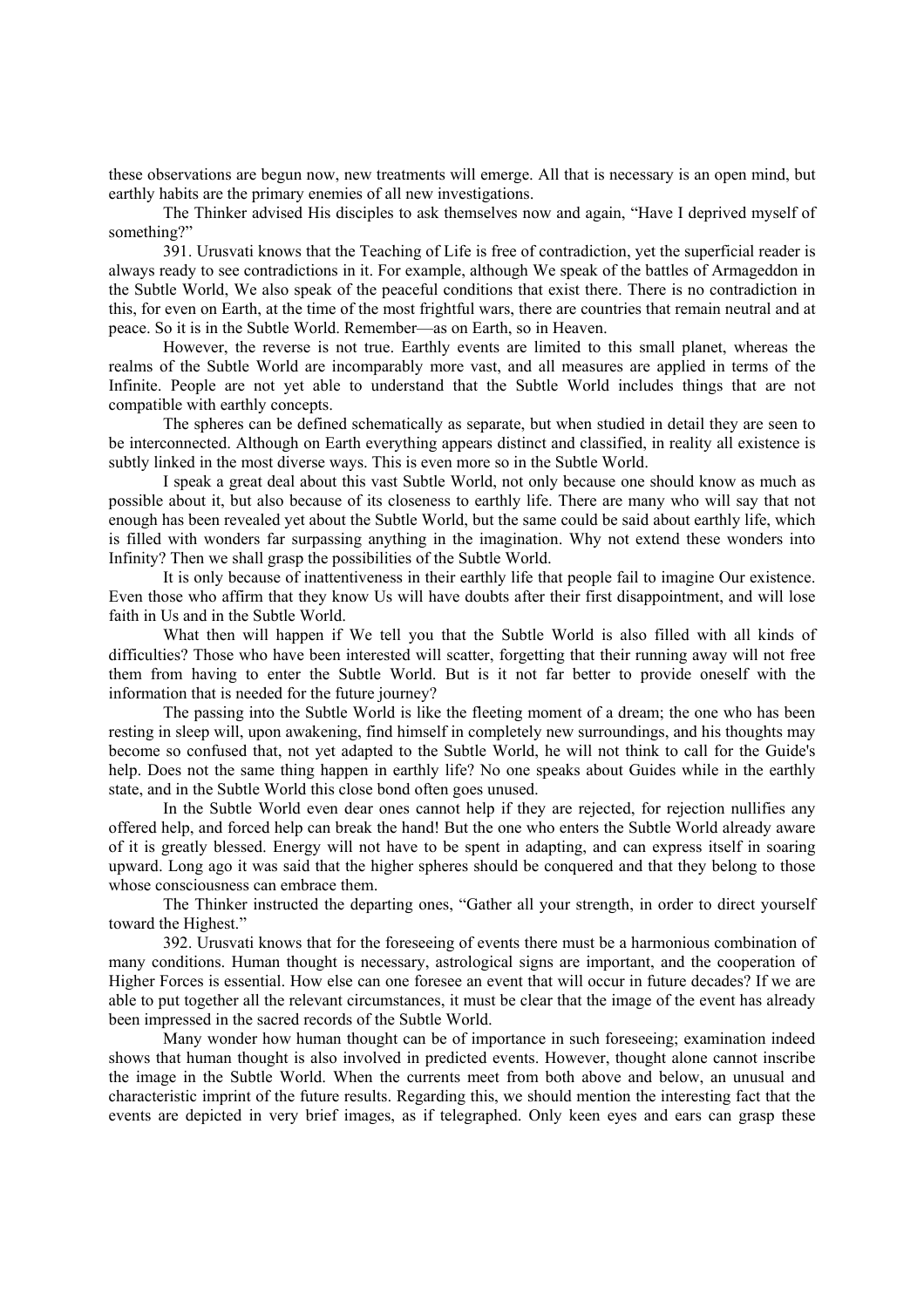these observations are begun now, new treatments will emerge. All that is necessary is an open mind, but earthly habits are the primary enemies of all new investigations.

The Thinker advised His disciples to ask themselves now and again, "Have I deprived myself of something?"

391. Urusvati knows that the Teaching of Life is free of contradiction, yet the superficial reader is always ready to see contradictions in it. For example, although We speak of the battles of Armageddon in the Subtle World, We also speak of the peaceful conditions that exist there. There is no contradiction in this, for even on Earth, at the time of the most frightful wars, there are countries that remain neutral and at peace. So it is in the Subtle World. Remember—as on Earth, so in Heaven.

However, the reverse is not true. Earthly events are limited to this small planet, whereas the realms of the Subtle World are incomparably more vast, and all measures are applied in terms of the Infinite. People are not yet able to understand that the Subtle World includes things that are not compatible with earthly concepts.

The spheres can be defined schematically as separate, but when studied in detail they are seen to be interconnected. Although on Earth everything appears distinct and classified, in reality all existence is subtly linked in the most diverse ways. This is even more so in the Subtle World.

I speak a great deal about this vast Subtle World, not only because one should know as much as possible about it, but also because of its closeness to earthly life. There are many who will say that not enough has been revealed yet about the Subtle World, but the same could be said about earthly life, which is filled with wonders far surpassing anything in the imagination. Why not extend these wonders into Infinity? Then we shall grasp the possibilities of the Subtle World.

It is only because of inattentiveness in their earthly life that people fail to imagine Our existence. Even those who affirm that they know Us will have doubts after their first disappointment, and will lose faith in Us and in the Subtle World.

What then will happen if We tell you that the Subtle World is also filled with all kinds of difficulties? Those who have been interested will scatter, forgetting that their running away will not free them from having to enter the Subtle World. But is it not far better to provide oneself with the information that is needed for the future journey?

The passing into the Subtle World is like the fleeting moment of a dream; the one who has been resting in sleep will, upon awakening, find himself in completely new surroundings, and his thoughts may become so confused that, not yet adapted to the Subtle World, he will not think to call for the Guide's help. Does not the same thing happen in earthly life? No one speaks about Guides while in the earthly state, and in the Subtle World this close bond often goes unused.

In the Subtle World even dear ones cannot help if they are rejected, for rejection nullifies any offered help, and forced help can break the hand! But the one who enters the Subtle World already aware of it is greatly blessed. Energy will not have to be spent in adapting, and can express itself in soaring upward. Long ago it was said that the higher spheres should be conquered and that they belong to those whose consciousness can embrace them.

The Thinker instructed the departing ones, "Gather all your strength, in order to direct yourself toward the Highest."

392. Urusvati knows that for the foreseeing of events there must be a harmonious combination of many conditions. Human thought is necessary, astrological signs are important, and the cooperation of Higher Forces is essential. How else can one foresee an event that will occur in future decades? If we are able to put together all the relevant circumstances, it must be clear that the image of the event has already been impressed in the sacred records of the Subtle World.

Many wonder how human thought can be of importance in such foreseeing; examination indeed shows that human thought is also involved in predicted events. However, thought alone cannot inscribe the image in the Subtle World. When the currents meet from both above and below, an unusual and characteristic imprint of the future results. Regarding this, we should mention the interesting fact that the events are depicted in very brief images, as if telegraphed. Only keen eyes and ears can grasp these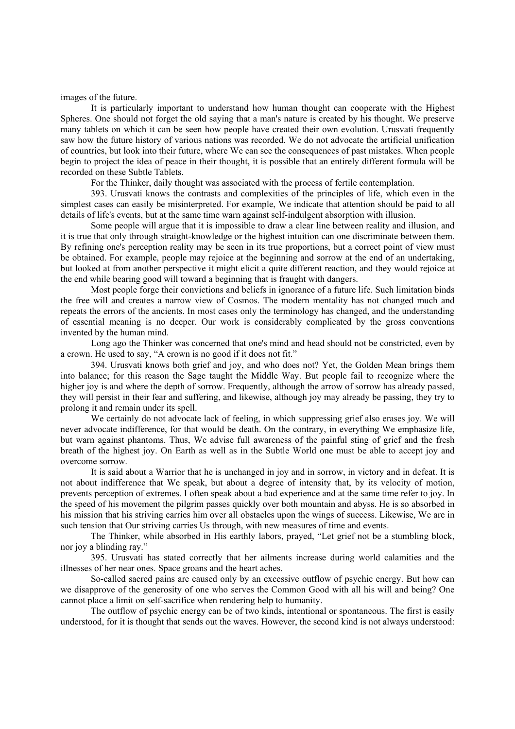images of the future.

It is particularly important to understand how human thought can cooperate with the Highest Spheres. One should not forget the old saying that a man's nature is created by his thought. We preserve many tablets on which it can be seen how people have created their own evolution. Urusvati frequently saw how the future history of various nations was recorded. We do not advocate the artificial unification of countries, but look into their future, where We can see the consequences of past mistakes. When people begin to project the idea of peace in their thought, it is possible that an entirely different formula will be recorded on these Subtle Tablets.

For the Thinker, daily thought was associated with the process of fertile contemplation.

393. Urusvati knows the contrasts and complexities of the principles of life, which even in the simplest cases can easily be misinterpreted. For example, We indicate that attention should be paid to all details of life's events, but at the same time warn against self-indulgent absorption with illusion.

Some people will argue that it is impossible to draw a clear line between reality and illusion, and it is true that only through straight-knowledge or the highest intuition can one discriminate between them. By refining one's perception reality may be seen in its true proportions, but a correct point of view must be obtained. For example, people may rejoice at the beginning and sorrow at the end of an undertaking, but looked at from another perspective it might elicit a quite different reaction, and they would rejoice at the end while bearing good will toward a beginning that is fraught with dangers.

Most people forge their convictions and beliefs in ignorance of a future life. Such limitation binds the free will and creates a narrow view of Cosmos. The modern mentality has not changed much and repeats the errors of the ancients. In most cases only the terminology has changed, and the understanding of essential meaning is no deeper. Our work is considerably complicated by the gross conventions invented by the human mind.

Long ago the Thinker was concerned that one's mind and head should not be constricted, even by a crown. He used to say, "A crown is no good if it does not fit."

394. Urusvati knows both grief and joy, and who does not? Yet, the Golden Mean brings them into balance; for this reason the Sage taught the Middle Way. But people fail to recognize where the higher joy is and where the depth of sorrow. Frequently, although the arrow of sorrow has already passed, they will persist in their fear and suffering, and likewise, although joy may already be passing, they try to prolong it and remain under its spell.

We certainly do not advocate lack of feeling, in which suppressing grief also erases joy. We will never advocate indifference, for that would be death. On the contrary, in everything We emphasize life, but warn against phantoms. Thus, We advise full awareness of the painful sting of grief and the fresh breath of the highest joy. On Earth as well as in the Subtle World one must be able to accept joy and overcome sorrow.

It is said about a Warrior that he is unchanged in joy and in sorrow, in victory and in defeat. It is not about indifference that We speak, but about a degree of intensity that, by its velocity of motion, prevents perception of extremes. I often speak about a bad experience and at the same time refer to joy. In the speed of his movement the pilgrim passes quickly over both mountain and abyss. He is so absorbed in his mission that his striving carries him over all obstacles upon the wings of success. Likewise, We are in such tension that Our striving carries Us through, with new measures of time and events.

The Thinker, while absorbed in His earthly labors, prayed, "Let grief not be a stumbling block, nor joy a blinding ray."

395. Urusvati has stated correctly that her ailments increase during world calamities and the illnesses of her near ones. Space groans and the heart aches.

So-called sacred pains are caused only by an excessive outflow of psychic energy. But how can we disapprove of the generosity of one who serves the Common Good with all his will and being? One cannot place a limit on self-sacrifice when rendering help to humanity.

The outflow of psychic energy can be of two kinds, intentional or spontaneous. The first is easily understood, for it is thought that sends out the waves. However, the second kind is not always understood: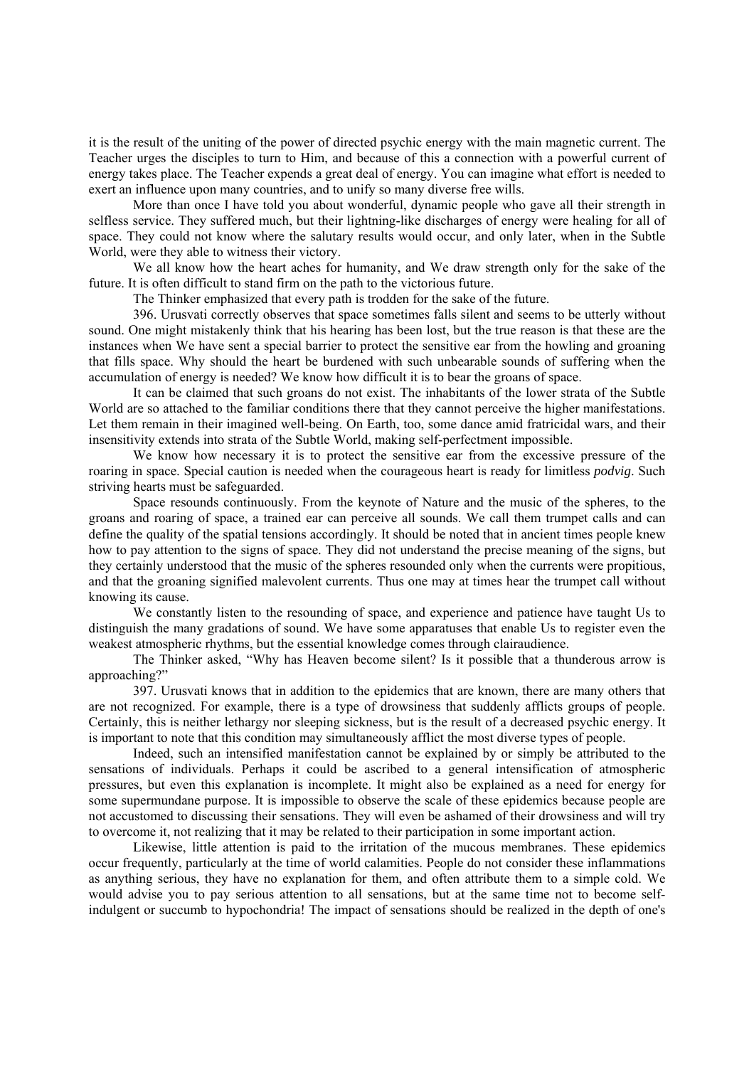it is the result of the uniting of the power of directed psychic energy with the main magnetic current. The Teacher urges the disciples to turn to Him, and because of this a connection with a powerful current of energy takes place. The Teacher expends a great deal of energy. You can imagine what effort is needed to exert an influence upon many countries, and to unify so many diverse free wills.

More than once I have told you about wonderful, dynamic people who gave all their strength in selfless service. They suffered much, but their lightning-like discharges of energy were healing for all of space. They could not know where the salutary results would occur, and only later, when in the Subtle World, were they able to witness their victory.

We all know how the heart aches for humanity, and We draw strength only for the sake of the future. It is often difficult to stand firm on the path to the victorious future.

The Thinker emphasized that every path is trodden for the sake of the future.

396. Urusvati correctly observes that space sometimes falls silent and seems to be utterly without sound. One might mistakenly think that his hearing has been lost, but the true reason is that these are the instances when We have sent a special barrier to protect the sensitive ear from the howling and groaning that fills space. Why should the heart be burdened with such unbearable sounds of suffering when the accumulation of energy is needed? We know how difficult it is to bear the groans of space.

It can be claimed that such groans do not exist. The inhabitants of the lower strata of the Subtle World are so attached to the familiar conditions there that they cannot perceive the higher manifestations. Let them remain in their imagined well-being. On Earth, too, some dance amid fratricidal wars, and their insensitivity extends into strata of the Subtle World, making self-perfectment impossible.

We know how necessary it is to protect the sensitive ear from the excessive pressure of the roaring in space. Special caution is needed when the courageous heart is ready for limitless *podvig*. Such striving hearts must be safeguarded.

Space resounds continuously. From the keynote of Nature and the music of the spheres, to the groans and roaring of space, a trained ear can perceive all sounds. We call them trumpet calls and can define the quality of the spatial tensions accordingly. It should be noted that in ancient times people knew how to pay attention to the signs of space. They did not understand the precise meaning of the signs, but they certainly understood that the music of the spheres resounded only when the currents were propitious, and that the groaning signified malevolent currents. Thus one may at times hear the trumpet call without knowing its cause.

We constantly listen to the resounding of space, and experience and patience have taught Us to distinguish the many gradations of sound. We have some apparatuses that enable Us to register even the weakest atmospheric rhythms, but the essential knowledge comes through clairaudience.

The Thinker asked, “Why has Heaven become silent? Is it possible that a thunderous arrow is approaching?”

397. Urusvati knows that in addition to the epidemics that are known, there are many others that are not recognized. For example, there is a type of drowsiness that suddenly afflicts groups of people. Certainly, this is neither lethargy nor sleeping sickness, but is the result of a decreased psychic energy. It is important to note that this condition may simultaneously afflict the most diverse types of people.

Indeed, such an intensified manifestation cannot be explained by or simply be attributed to the sensations of individuals. Perhaps it could be ascribed to a general intensification of atmospheric pressures, but even this explanation is incomplete. It might also be explained as a need for energy for some supermundane purpose. It is impossible to observe the scale of these epidemics because people are not accustomed to discussing their sensations. They will even be ashamed of their drowsiness and will try to overcome it, not realizing that it may be related to their participation in some important action.

Likewise, little attention is paid to the irritation of the mucous membranes. These epidemics occur frequently, particularly at the time of world calamities. People do not consider these inflammations as anything serious, they have no explanation for them, and often attribute them to a simple cold. We would advise you to pay serious attention to all sensations, but at the same time not to become self-indulgent or succumb to hypochondria! The impact of sensations should be realized in the depth of one's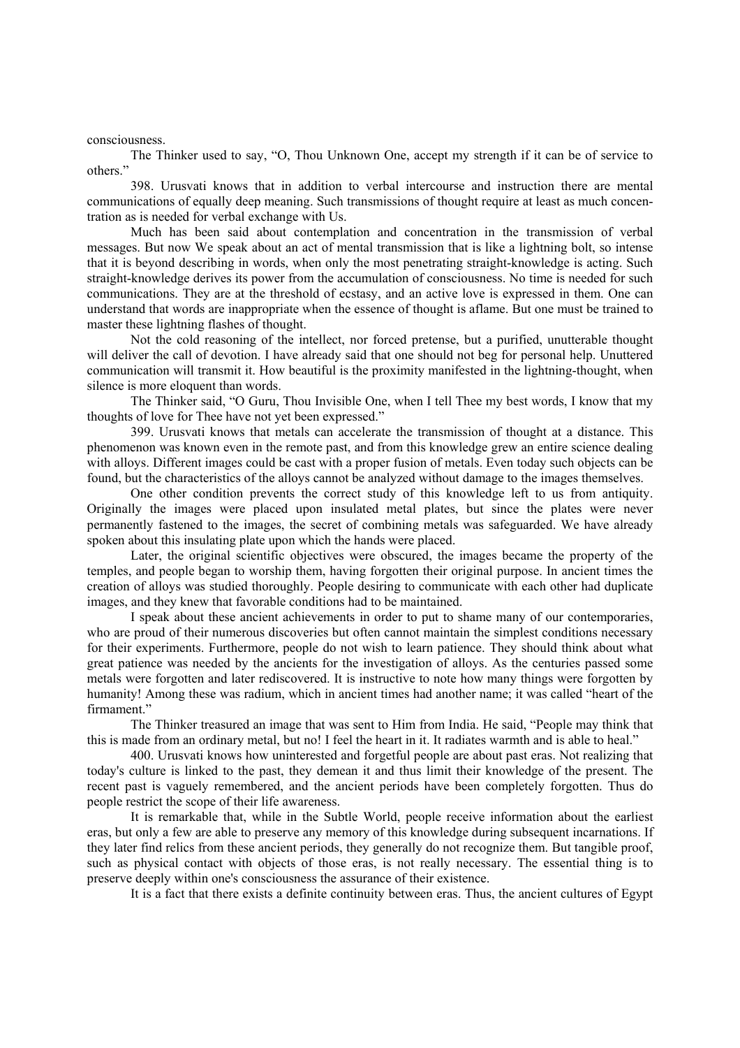consciousness.

The Thinker used to say, "O, Thou Unknown One, accept my strength if it can be of service to others."

398. Urusvati knows that in addition to verbal intercourse and instruction there are mental communications of equally deep meaning. Such transmissions of thought require at least as much concentration as is needed for verbal exchange with Us.

Much has been said about contemplation and concentration in the transmission of verbal messages. But now We speak about an act of mental transmission that is like a lightning bolt, so intense that it is beyond describing in words, when only the most penetrating straight-knowledge is acting. Such straight-knowledge derives its power from the accumulation of consciousness. No time is needed for such communications. They are at the threshold of ecstasy, and an active love is expressed in them. One can understand that words are inappropriate when the essence of thought is aflame. But one must be trained to master these lightning flashes of thought.

Not the cold reasoning of the intellect, nor forced pretense, but a purified, unutterable thought will deliver the call of devotion. I have already said that one should not beg for personal help. Unuttered communication will transmit it. How beautiful is the proximity manifested in the lightning-thought, when silence is more eloquent than words.

The Thinker said, "O Guru, Thou Invisible One, when I tell Thee my best words, I know that my thoughts of love for Thee have not yet been expressed."

399. Urusvati knows that metals can accelerate the transmission of thought at a distance. This phenomenon was known even in the remote past, and from this knowledge grew an entire science dealing with alloys. Different images could be cast with a proper fusion of metals. Even today such objects can be found, but the characteristics of the alloys cannot be analyzed without damage to the images themselves.

One other condition prevents the correct study of this knowledge left to us from antiquity. Originally the images were placed upon insulated metal plates, but since the plates were never permanently fastened to the images, the secret of combining metals was safeguarded. We have already spoken about this insulating plate upon which the hands were placed.

Later, the original scientific objectives were obscured, the images became the property of the temples, and people began to worship them, having forgotten their original purpose. In ancient times the creation of alloys was studied thoroughly. People desiring to communicate with each other had duplicate images, and they knew that favorable conditions had to be maintained.

I speak about these ancient achievements in order to put to shame many of our contemporaries, who are proud of their numerous discoveries but often cannot maintain the simplest conditions necessary for their experiments. Furthermore, people do not wish to learn patience. They should think about what great patience was needed by the ancients for the investigation of alloys. As the centuries passed some metals were forgotten and later rediscovered. It is instructive to note how many things were forgotten by humanity! Among these was radium, which in ancient times had another name; it was called "heart of the firmament."

The Thinker treasured an image that was sent to Him from India. He said, "People may think that this is made from an ordinary metal, but no! I feel the heart in it. It radiates warmth and is able to heal."

400. Urusvati knows how uninterested and forgetful people are about past eras. Not realizing that today's culture is linked to the past, they demean it and thus limit their knowledge of the present. The recent past is vaguely remembered, and the ancient periods have been completely forgotten. Thus do people restrict the scope of their life awareness.

It is remarkable that, while in the Subtle World, people receive information about the earliest eras, but only a few are able to preserve any memory of this knowledge during subsequent incarnations. If they later find relics from these ancient periods, they generally do not recognize them. But tangible proof, such as physical contact with objects of those eras, is not really necessary. The essential thing is to preserve deeply within one's consciousness the assurance of their existence.

It is a fact that there exists a definite continuity between eras. Thus, the ancient cultures of Egypt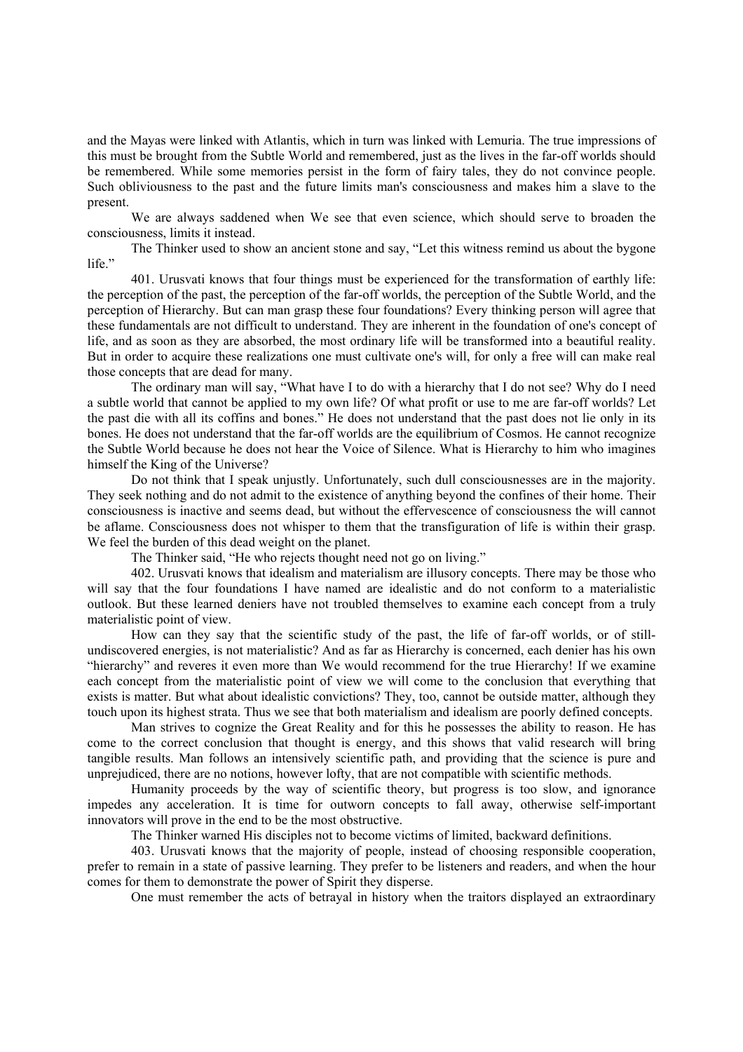and the Mayas were linked with Atlantis, which in turn was linked with Lemuria. The true impressions of this must be brought from the Subtle World and remembered, just as the lives in the far-off worlds should be remembered. While some memories persist in the form of fairy tales, they do not convince people. Such obliviousness to the past and the future limits man's consciousness and makes him a slave to the present.

We are always saddened when We see that even science, which should serve to broaden the consciousness, limits it instead.

The Thinker used to show an ancient stone and say, "Let this witness remind us about the bygone life."

401. Urusvati knows that four things must be experienced for the transformation of earthly life: the perception of the past, the perception of the far-off worlds, the perception of the Subtle World, and the perception of Hierarchy. But can man grasp these four foundations? Every thinking person will agree that these fundamentals are not difficult to understand. They are inherent in the foundation of one's concept of life, and as soon as they are absorbed, the most ordinary life will be transformed into a beautiful reality. But in order to acquire these realizations one must cultivate one's will, for only a free will can make real those concepts that are dead for many.

The ordinary man will say, "What have I to do with a hierarchy that I do not see? Why do I need a subtle world that cannot be applied to my own life? Of what profit or use to me are far-off worlds? Let the past die with all its coffins and bones." He does not understand that the past does not lie only in its bones. He does not understand that the far-off worlds are the equilibrium of Cosmos. He cannot recognize the Subtle World because he does not hear the Voice of Silence. What is Hierarchy to him who imagines himself the King of the Universe?

Do not think that I speak unjustly. Unfortunately, such dull consciousnesses are in the majority. They seek nothing and do not admit to the existence of anything beyond the confines of their home. Their consciousness is inactive and seems dead, but without the effervescence of consciousness the will cannot be aflame. Consciousness does not whisper to them that the transfiguration of life is within their grasp. We feel the burden of this dead weight on the planet.

The Thinker said, "He who rejects thought need not go on living."

402. Urusvati knows that idealism and materialism are illusory concepts. There may be those who will say that the four foundations I have named are idealistic and do not conform to a materialistic outlook. But these learned deniers have not troubled themselves to examine each concept from a truly materialistic point of view.

How can they say that the scientific study of the past, the life of far-off worlds, or of still-undiscovered energies, is not materialistic? And as far as Hierarchy is concerned, each denier has his own "hierarchy" and reveres it even more than We would recommend for the true Hierarchy! If we examine each concept from the materialistic point of view we will come to the conclusion that everything that exists is matter. But what about idealistic convictions? They, too, cannot be outside matter, although they touch upon its highest strata. Thus we see that both materialism and idealism are poorly defined concepts.

Man strives to cognize the Great Reality and for this he possesses the ability to reason. He has come to the correct conclusion that thought is energy, and this shows that valid research will bring tangible results. Man follows an intensively scientific path, and providing that the science is pure and unprejudiced, there are no notions, however lofty, that are not compatible with scientific methods.

Humanity proceeds by the way of scientific theory, but progress is too slow, and ignorance impedes any acceleration. It is time for outworn concepts to fall away, otherwise self-important innovators will prove in the end to be the most obstructive.

The Thinker warned His disciples not to become victims of limited, backward definitions.

403. Urusvati knows that the majority of people, instead of choosing responsible cooperation, prefer to remain in a state of passive learning. They prefer to be listeners and readers, and when the hour comes for them to demonstrate the power of Spirit they disperse.

One must remember the acts of betrayal in history when the traitors displayed an extraordinary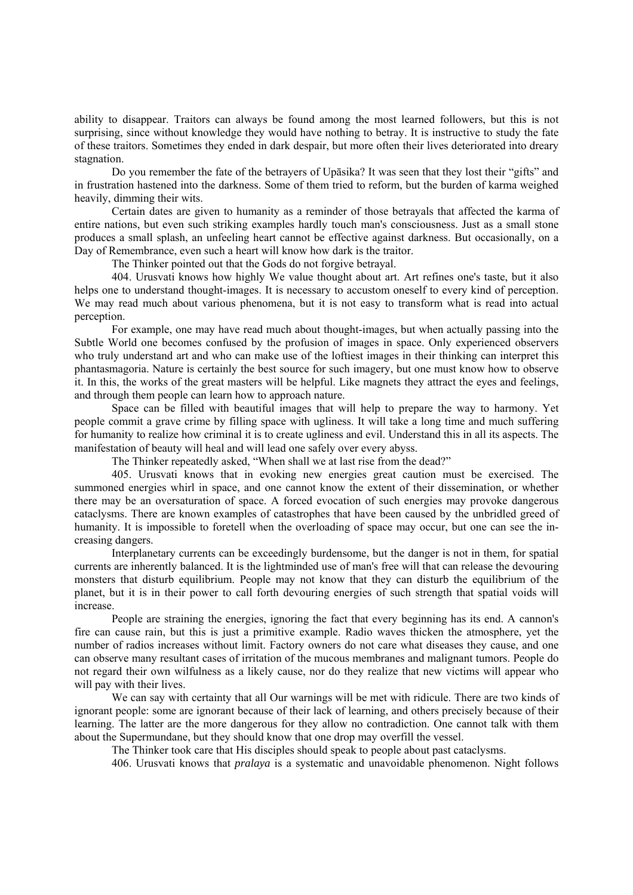ability to disappear. Traitors can always be found among the most learned followers, but this is not surprising, since without knowledge they would have nothing to betray. It is instructive to study the fate of these traitors. Sometimes they ended in dark despair, but more often their lives deteriorated into dreary stagnation.

Do you remember the fate of the betrayers of Upāsika? It was seen that they lost their "gifts" and in frustration hastened into the darkness. Some of them tried to reform, but the burden of karma weighed heavily, dimming their wits.

Certain dates are given to humanity as a reminder of those betrayals that affected the karma of entire nations, but even such striking examples hardly touch man's consciousness. Just as a small stone produces a small splash, an unfeeling heart cannot be effective against darkness. But occasionally, on a Day of Remembrance, even such a heart will know how dark is the traitor.

The Thinker pointed out that the Gods do not forgive betrayal.

404. Urusvati knows how highly We value thought about art. Art refines one's taste, but it also helps one to understand thought-images. It is necessary to accustom oneself to every kind of perception. We may read much about various phenomena, but it is not easy to transform what is read into actual perception.

For example, one may have read much about thought-images, but when actually passing into the Subtle World one becomes confused by the profusion of images in space. Only experienced observers who truly understand art and who can make use of the loftiest images in their thinking can interpret this phantasmagoria. Nature is certainly the best source for such imagery, but one must know how to observe it. In this, the works of the great masters will be helpful. Like magnets they attract the eyes and feelings, and through them people can learn how to approach nature.

Space can be filled with beautiful images that will help to prepare the way to harmony. Yet people commit a grave crime by filling space with ugliness. It will take a long time and much suffering for humanity to realize how criminal it is to create ugliness and evil. Understand this in all its aspects. The manifestation of beauty will heal and will lead one safely over every abyss.

The Thinker repeatedly asked, "When shall we at last rise from the dead?"

405. Urusvati knows that in evoking new energies great caution must be exercised. The summoned energies whirl in space, and one cannot know the extent of their dissemination, or whether there may be an oversaturation of space. A forced evocation of such energies may provoke dangerous cataclysms. There are known examples of catastrophes that have been caused by the unbridled greed of humanity. It is impossible to foretell when the overloading of space may occur, but one can see the increasing dangers.

Interplanetary currents can be exceedingly burdensome, but the danger is not in them, for spatial currents are inherently balanced. It is the lightminded use of man's free will that can release the devouring monsters that disturb equilibrium. People may not know that they can disturb the equilibrium of the planet, but it is in their power to call forth devouring energies of such strength that spatial voids will increase.

People are straining the energies, ignoring the fact that every beginning has its end. A cannon's fire can cause rain, but this is just a primitive example. Radio waves thicken the atmosphere, yet the number of radios increases without limit. Factory owners do not care what diseases they cause, and one can observe many resultant cases of irritation of the mucous membranes and malignant tumors. People do not regard their own wilfulness as a likely cause, nor do they realize that new victims will appear who will pay with their lives.

We can say with certainty that all Our warnings will be met with ridicule. There are two kinds of ignorant people: some are ignorant because of their lack of learning, and others precisely because of their learning. The latter are the more dangerous for they allow no contradiction. One cannot talk with them about the Supermundane, but they should know that one drop may overfill the vessel.

The Thinker took care that His disciples should speak to people about past cataclysms.

406. Urusvati knows that *pralaya* is a systematic and unavoidable phenomenon. Night follows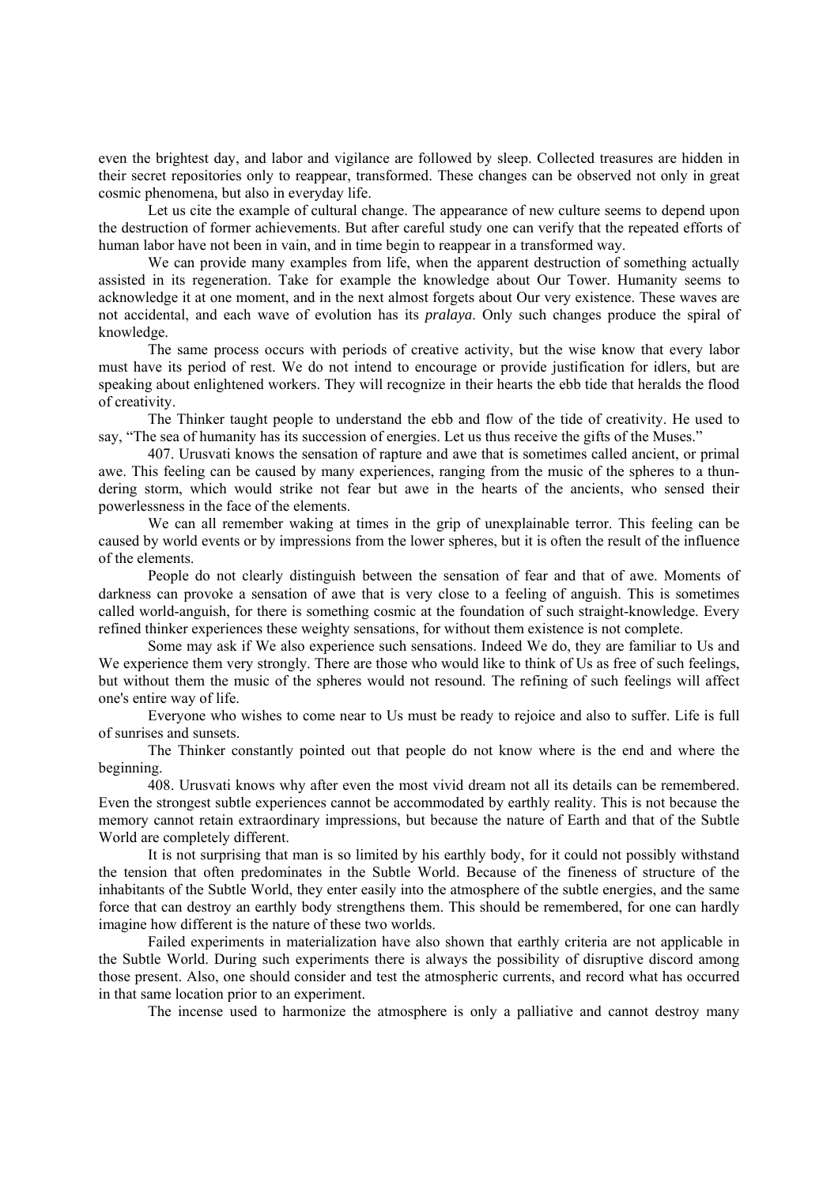even the brightest day, and labor and vigilance are followed by sleep. Collected treasures are hidden in their secret repositories only to reappear, transformed. These changes can be observed not only in great cosmic phenomena, but also in everyday life.

Let us cite the example of cultural change. The appearance of new culture seems to depend upon the destruction of former achievements. But after careful study one can verify that the repeated efforts of human labor have not been in vain, and in time begin to reappear in a transformed way.

We can provide many examples from life, when the apparent destruction of something actually assisted in its regeneration. Take for example the knowledge about Our Tower. Humanity seems to acknowledge it at one moment, and in the next almost forgets about Our very existence. These waves are not accidental, and each wave of evolution has its *pralaya*. Only such changes produce the spiral of knowledge.

The same process occurs with periods of creative activity, but the wise know that every labor must have its period of rest. We do not intend to encourage or provide justification for idlers, but are speaking about enlightened workers. They will recognize in their hearts the ebb tide that heralds the flood of creativity.

The Thinker taught people to understand the ebb and flow of the tide of creativity. He used to say, "The sea of humanity has its succession of energies. Let us thus receive the gifts of the Muses."

407. Urusvati knows the sensation of rapture and awe that is sometimes called ancient, or primal awe. This feeling can be caused by many experiences, ranging from the music of the spheres to a thundering storm, which would strike not fear but awe in the hearts of the ancients, who sensed their powerlessness in the face of the elements.

We can all remember waking at times in the grip of unexplainable terror. This feeling can be caused by world events or by impressions from the lower spheres, but it is often the result of the influence of the elements.

People do not clearly distinguish between the sensation of fear and that of awe. Moments of darkness can provoke a sensation of awe that is very close to a feeling of anguish. This is sometimes called world-anguish, for there is something cosmic at the foundation of such straight-knowledge. Every refined thinker experiences these weighty sensations, for without them existence is not complete.

Some may ask if We also experience such sensations. Indeed We do, they are familiar to Us and We experience them very strongly. There are those who would like to think of Us as free of such feelings, but without them the music of the spheres would not resound. The refining of such feelings will affect one's entire way of life.

Everyone who wishes to come near to Us must be ready to rejoice and also to suffer. Life is full of sunrises and sunsets.

The Thinker constantly pointed out that people do not know where is the end and where the beginning.

408. Urusvati knows why after even the most vivid dream not all its details can be remembered. Even the strongest subtle experiences cannot be accommodated by earthly reality. This is not because the memory cannot retain extraordinary impressions, but because the nature of Earth and that of the Subtle World are completely different.

It is not surprising that man is so limited by his earthly body, for it could not possibly withstand the tension that often predominates in the Subtle World. Because of the fineness of structure of the inhabitants of the Subtle World, they enter easily into the atmosphere of the subtle energies, and the same force that can destroy an earthly body strengthens them. This should be remembered, for one can hardly imagine how different is the nature of these two worlds.

Failed experiments in materialization have also shown that earthly criteria are not applicable in the Subtle World. During such experiments there is always the possibility of disruptive discord among those present. Also, one should consider and test the atmospheric currents, and record what has occurred in that same location prior to an experiment.

The incense used to harmonize the atmosphere is only a palliative and cannot destroy many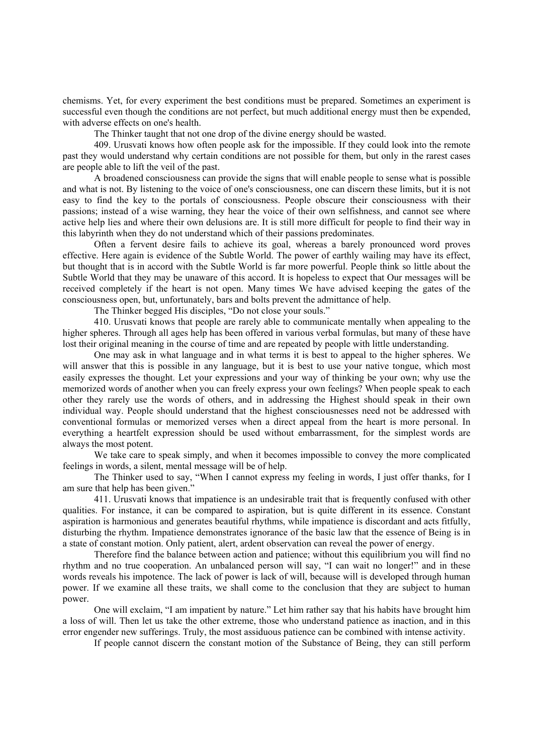chemisms. Yet, for every experiment the best conditions must be prepared. Sometimes an experiment is successful even though the conditions are not perfect, but much additional energy must then be expended, with adverse effects on one's health.

The Thinker taught that not one drop of the divine energy should be wasted.

409. Urusvati knows how often people ask for the impossible. If they could look into the remote past they would understand why certain conditions are not possible for them, but only in the rarest cases are people able to lift the veil of the past.

A broadened consciousness can provide the signs that will enable people to sense what is possible and what is not. By listening to the voice of one's consciousness, one can discern these limits, but it is not easy to find the key to the portals of consciousness. People obscure their consciousness with their passions; instead of a wise warning, they hear the voice of their own selfishness, and cannot see where active help lies and where their own delusions are. It is still more difficult for people to find their way in this labyrinth when they do not understand which of their passions predominates.

Often a fervent desire fails to achieve its goal, whereas a barely pronounced word proves effective. Here again is evidence of the Subtle World. The power of earthly wailing may have its effect, but thought that is in accord with the Subtle World is far more powerful. People think so little about the Subtle World that they may be unaware of this accord. It is hopeless to expect that Our messages will be received completely if the heart is not open. Many times We have advised keeping the gates of the consciousness open, but, unfortunately, bars and bolts prevent the admittance of help.

The Thinker begged His disciples, "Do not close your souls."

410. Urusvati knows that people are rarely able to communicate mentally when appealing to the higher spheres. Through all ages help has been offered in various verbal formulas, but many of these have lost their original meaning in the course of time and are repeated by people with little understanding.

One may ask in what language and in what terms it is best to appeal to the higher spheres. We will answer that this is possible in any language, but it is best to use your native tongue, which most easily expresses the thought. Let your expressions and your way of thinking be your own; why use the memorized words of another when you can freely express your own feelings? When people speak to each other they rarely use the words of others, and in addressing the Highest should speak in their own individual way. People should understand that the highest consciousnesses need not be addressed with conventional formulas or memorized verses when a direct appeal from the heart is more personal. In everything a heartfelt expression should be used without embarrassment, for the simplest words are always the most potent.

We take care to speak simply, and when it becomes impossible to convey the more complicated feelings in words, a silent, mental message will be of help.

The Thinker used to say, "When I cannot express my feeling in words, I just offer thanks, for I am sure that help has been given."

411. Urusvati knows that impatience is an undesirable trait that is frequently confused with other qualities. For instance, it can be compared to aspiration, but is quite different in its essence. Constant aspiration is harmonious and generates beautiful rhythms, while impatience is discordant and acts fitfully, disturbing the rhythm. Impatience demonstrates ignorance of the basic law that the essence of Being is in a state of constant motion. Only patient, alert, ardent observation can reveal the power of energy.

Therefore find the balance between action and patience; without this equilibrium you will find no rhythm and no true cooperation. An unbalanced person will say, "I can wait no longer!" and in these words reveals his impotence. The lack of power is lack of will, because will is developed through human power. If we examine all these traits, we shall come to the conclusion that they are subject to human power.

One will exclaim, "I am impatient by nature." Let him rather say that his habits have brought him a loss of will. Then let us take the other extreme, those who understand patience as inaction, and in this error engender new sufferings. Truly, the most assiduous patience can be combined with intense activity.

If people cannot discern the constant motion of the Substance of Being, they can still perform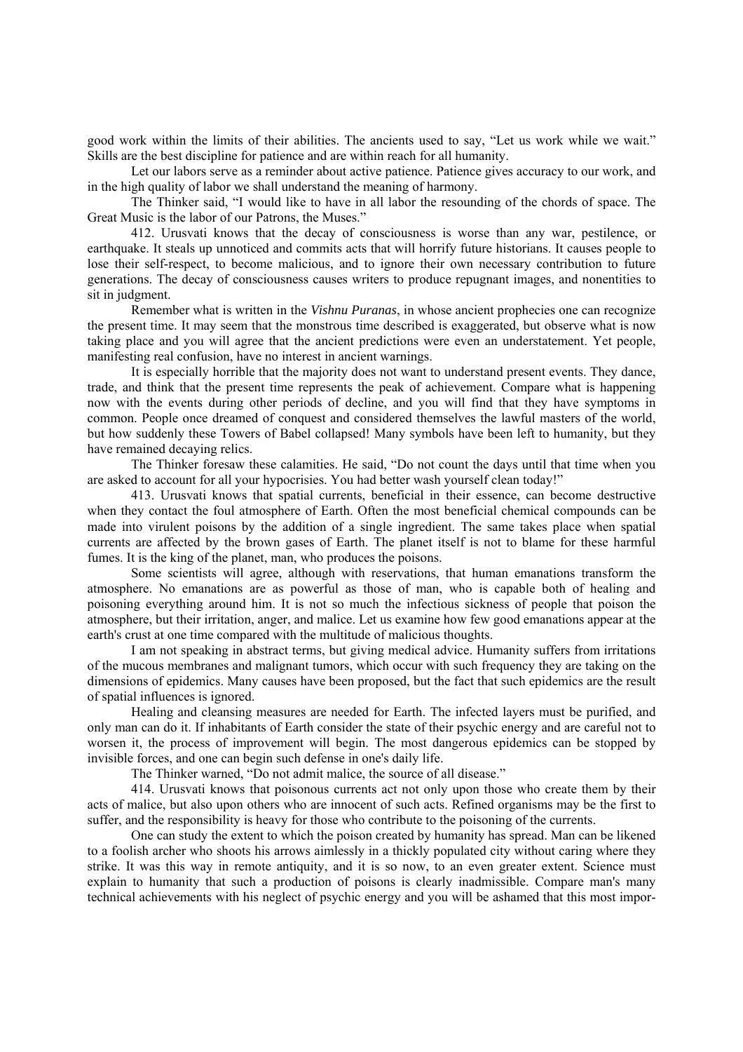good work within the limits of their abilities. The ancients used to say, "Let us work while we wait." Skills are the best discipline for patience and are within reach for all humanity.

Let our labors serve as a reminder about active patience. Patience gives accuracy to our work, and in the high quality of labor we shall understand the meaning of harmony.

The Thinker said, "I would like to have in all labor the resounding of the chords of space. The Great Music is the labor of our Patrons, the Muses."

412. Urusvati knows that the decay of consciousness is worse than any war, pestilence, or earthquake. It steals up unnoticed and commits acts that will horrify future historians. It causes people to lose their self-respect, to become malicious, and to ignore their own necessary contribution to future generations. The decay of consciousness causes writers to produce repugnant images, and nonentities to sit in judgment.

Remember what is written in the *Vishnu Puranas*, in whose ancient prophecies one can recognize the present time. It may seem that the monstrous time described is exaggerated, but observe what is now taking place and you will agree that the ancient predictions were even an understatement. Yet people, manifesting real confusion, have no interest in ancient warnings.

It is especially horrible that the majority does not want to understand present events. They dance, trade, and think that the present time represents the peak of achievement. Compare what is happening now with the events during other periods of decline, and you will find that they have symptoms in common. People once dreamed of conquest and considered themselves the lawful masters of the world, but how suddenly these Towers of Babel collapsed! Many symbols have been left to humanity, but they have remained decaying relics.

The Thinker foresaw these calamities. He said, "Do not count the days until that time when you are asked to account for all your hypocrisies. You had better wash yourself clean today!"

413. Urusvati knows that spatial currents, beneficial in their essence, can become destructive when they contact the foul atmosphere of Earth. Often the most beneficial chemical compounds can be made into virulent poisons by the addition of a single ingredient. The same takes place when spatial currents are affected by the brown gases of Earth. The planet itself is not to blame for these harmful fumes. It is the king of the planet, man, who produces the poisons.

Some scientists will agree, although with reservations, that human emanations transform the atmosphere. No emanations are as powerful as those of man, who is capable both of healing and poisoning everything around him. It is not so much the infectious sickness of people that poison the atmosphere, but their irritation, anger, and malice. Let us examine how few good emanations appear at the earth's crust at one time compared with the multitude of malicious thoughts.

I am not speaking in abstract terms, but giving medical advice. Humanity suffers from irritations of the mucous membranes and malignant tumors, which occur with such frequency they are taking on the dimensions of epidemics. Many causes have been proposed, but the fact that such epidemics are the result of spatial influences is ignored.

Healing and cleansing measures are needed for Earth. The infected layers must be purified, and only man can do it. If inhabitants of Earth consider the state of their psychic energy and are careful not to worsen it, the process of improvement will begin. The most dangerous epidemics can be stopped by invisible forces, and one can begin such defense in one's daily life.

The Thinker warned, "Do not admit malice, the source of all disease."

414. Urusvati knows that poisonous currents act not only upon those who create them by their acts of malice, but also upon others who are innocent of such acts. Refined organisms may be the first to suffer, and the responsibility is heavy for those who contribute to the poisoning of the currents.

One can study the extent to which the poison created by humanity has spread. Man can be likened to a foolish archer who shoots his arrows aimlessly in a thickly populated city without caring where they strike. It was this way in remote antiquity, and it is so now, to an even greater extent. Science must explain to humanity that such a production of poisons is clearly inadmissible. Compare man's many technical achievements with his neglect of psychic energy and you will be ashamed that this most impor-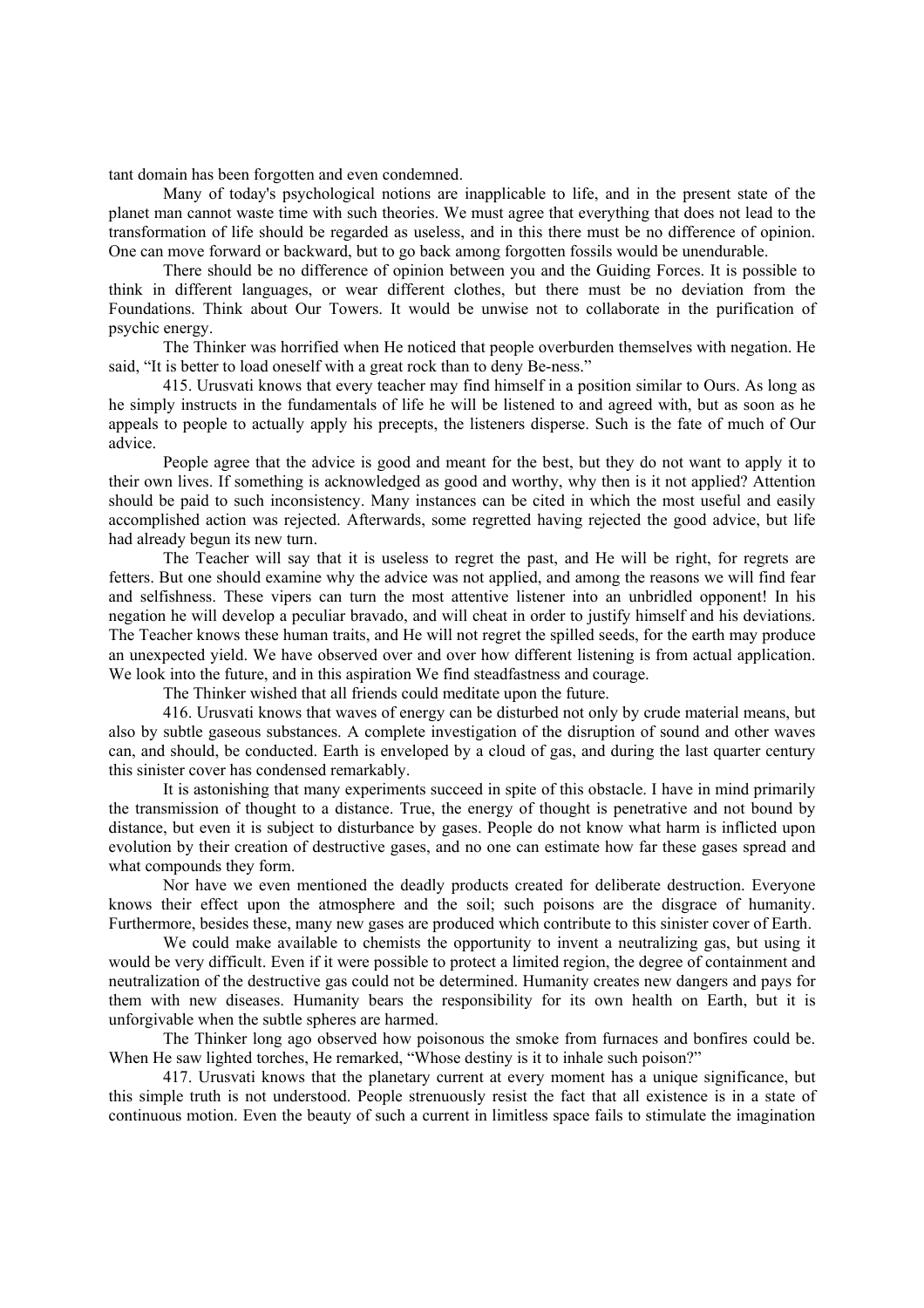tant domain has been forgotten and even condemned.

Many of today's psychological notions are inapplicable to life, and in the present state of the planet man cannot waste time with such theories. We must agree that everything that does not lead to the transformation of life should be regarded as useless, and in this there must be no difference of opinion. One can move forward or backward, but to go back among forgotten fossils would be unendurable.

There should be no difference of opinion between you and the Guiding Forces. It is possible to think in different languages, or wear different clothes, but there must be no deviation from the Foundations. Think about Our Towers. It would be unwise not to collaborate in the purification of psychic energy.

The Thinker was horrified when He noticed that people overburden themselves with negation. He said, "It is better to load oneself with a great rock than to deny Be-ness."

415. Urusvati knows that every teacher may find himself in a position similar to Ours. As long as he simply instructs in the fundamentals of life he will be listened to and agreed with, but as soon as he appeals to people to actually apply his precepts, the listeners disperse. Such is the fate of much of Our advice.

People agree that the advice is good and meant for the best, but they do not want to apply it to their own lives. If something is acknowledged as good and worthy, why then is it not applied? Attention should be paid to such inconsistency. Many instances can be cited in which the most useful and easily accomplished action was rejected. Afterwards, some regretted having rejected the good advice, but life had already begun its new turn.

The Teacher will say that it is useless to regret the past, and He will be right, for regrets are fetters. But one should examine why the advice was not applied, and among the reasons we will find fear and selfishness. These vipers can turn the most attentive listener into an unbridled opponent! In his negation he will develop a peculiar bravado, and will cheat in order to justify himself and his deviations. The Teacher knows these human traits, and He will not regret the spilled seeds, for the earth may produce an unexpected yield. We have observed over and over how different listening is from actual application. We look into the future, and in this aspiration We find steadfastness and courage.

The Thinker wished that all friends could meditate upon the future.

416. Urusvati knows that waves of energy can be disturbed not only by crude material means, but also by subtle gaseous substances. A complete investigation of the disruption of sound and other waves can, and should, be conducted. Earth is enveloped by a cloud of gas, and during the last quarter century this sinister cover has condensed remarkably.

It is astonishing that many experiments succeed in spite of this obstacle. I have in mind primarily the transmission of thought to a distance. True, the energy of thought is penetrative and not bound by distance, but even it is subject to disturbance by gases. People do not know what harm is inflicted upon evolution by their creation of destructive gases, and no one can estimate how far these gases spread and what compounds they form.

Nor have we even mentioned the deadly products created for deliberate destruction. Everyone knows their effect upon the atmosphere and the soil; such poisons are the disgrace of humanity. Furthermore, besides these, many new gases are produced which contribute to this sinister cover of Earth.

We could make available to chemists the opportunity to invent a neutralizing gas, but using it would be very difficult. Even if it were possible to protect a limited region, the degree of containment and neutralization of the destructive gas could not be determined. Humanity creates new dangers and pays for them with new diseases. Humanity bears the responsibility for its own health on Earth, but it is unforgivable when the subtle spheres are harmed.

The Thinker long ago observed how poisonous the smoke from furnaces and bonfires could be. When He saw lighted torches, He remarked, "Whose destiny is it to inhale such poison?"

417. Urusvati knows that the planetary current at every moment has a unique significance, but this simple truth is not understood. People strenuously resist the fact that all existence is in a state of continuous motion. Even the beauty of such a current in limitless space fails to stimulate the imagination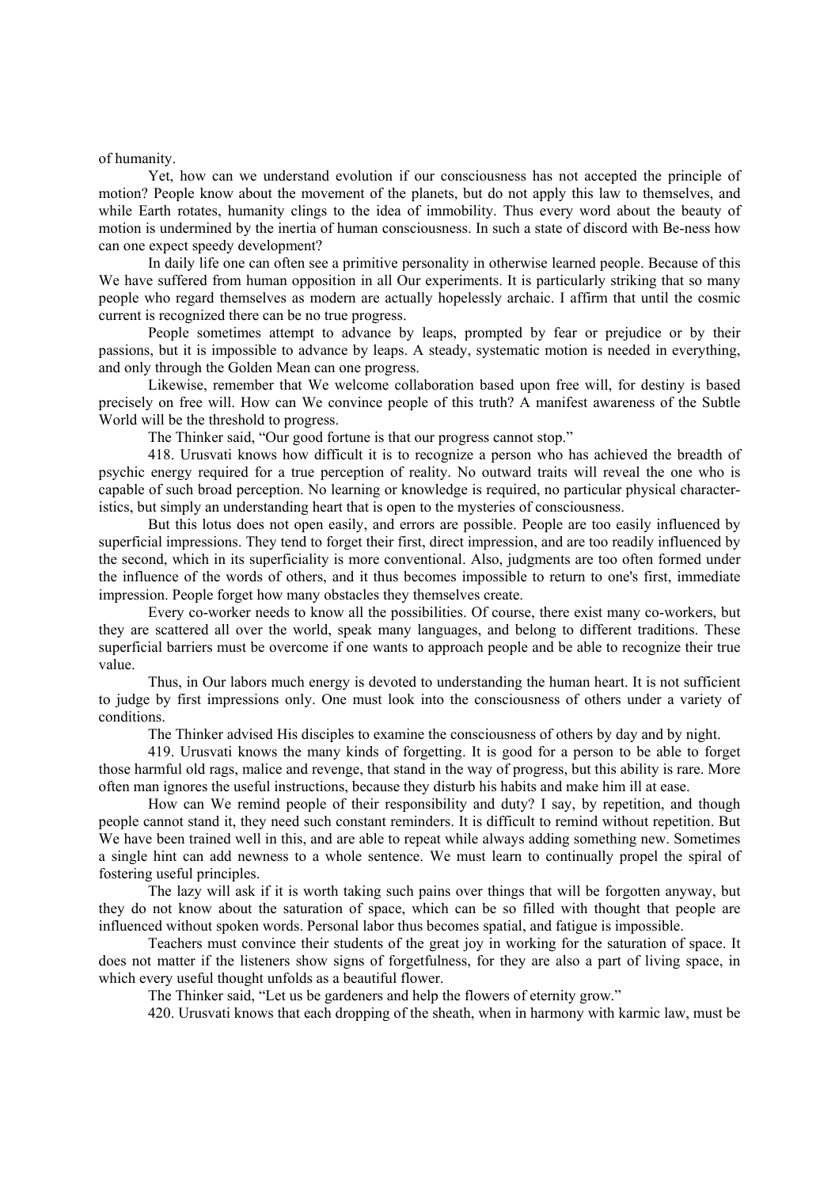of humanity.

Yet, how can we understand evolution if our consciousness has not accepted the principle of motion? People know about the movement of the planets, but do not apply this law to themselves, and while Earth rotates, humanity clings to the idea of immobility. Thus every word about the beauty of motion is undermined by the inertia of human consciousness. In such a state of discord with Be-ness how can one expect speedy development?

In daily life one can often see a primitive personality in otherwise learned people. Because of this We have suffered from human opposition in all Our experiments. It is particularly striking that so many people who regard themselves as modern are actually hopelessly archaic. I affirm that until the cosmic current is recognized there can be no true progress.

People sometimes attempt to advance by leaps, prompted by fear or prejudice or by their passions, but it is impossible to advance by leaps. A steady, systematic motion is needed in everything, and only through the Golden Mean can one progress.

Likewise, remember that We welcome collaboration based upon free will, for destiny is based precisely on free will. How can We convince people of this truth? A manifest awareness of the Subtle World will be the threshold to progress.

The Thinker said, "Our good fortune is that our progress cannot stop."

418. Urusvati knows how difficult it is to recognize a person who has achieved the breadth of psychic energy required for a true perception of reality. No outward traits will reveal the one who is capable of such broad perception. No learning or knowledge is required, no particular physical characteristics, but simply an understanding heart that is open to the mysteries of consciousness.

But this lotus does not open easily, and errors are possible. People are too easily influenced by superficial impressions. They tend to forget their first, direct impression, and are too readily influenced by the second, which in its superficiality is more conventional. Also, judgments are too often formed under the influence of the words of others, and it thus becomes impossible to return to one's first, immediate impression. People forget how many obstacles they themselves create.

Every co-worker needs to know all the possibilities. Of course, there exist many co-workers, but they are scattered all over the world, speak many languages, and belong to different traditions. These superficial barriers must be overcome if one wants to approach people and be able to recognize their true value.

Thus, in Our labors much energy is devoted to understanding the human heart. It is not sufficient to judge by first impressions only. One must look into the consciousness of others under a variety of conditions.

The Thinker advised His disciples to examine the consciousness of others by day and by night.

419. Urusvati knows the many kinds of forgetting. It is good for a person to be able to forget those harmful old rags, malice and revenge, that stand in the way of progress, but this ability is rare. More often man ignores the useful instructions, because they disturb his habits and make him ill at ease.

How can We remind people of their responsibility and duty? I say, by repetition, and though people cannot stand it, they need such constant reminders. It is difficult to remind without repetition. But We have been trained well in this, and are able to repeat while always adding something new. Sometimes a single hint can add newness to a whole sentence. We must learn to continually propel the spiral of fostering useful principles.

The lazy will ask if it is worth taking such pains over things that will be forgotten anyway, but they do not know about the saturation of space, which can be so filled with thought that people are influenced without spoken words. Personal labor thus becomes spatial, and fatigue is impossible.

Teachers must convince their students of the great joy in working for the saturation of space. It does not matter if the listeners show signs of forgetfulness, for they are also a part of living space, in which every useful thought unfolds as a beautiful flower.

The Thinker said, "Let us be gardeners and help the flowers of eternity grow."

420. Urusvati knows that each dropping of the sheath, when in harmony with karmic law, must be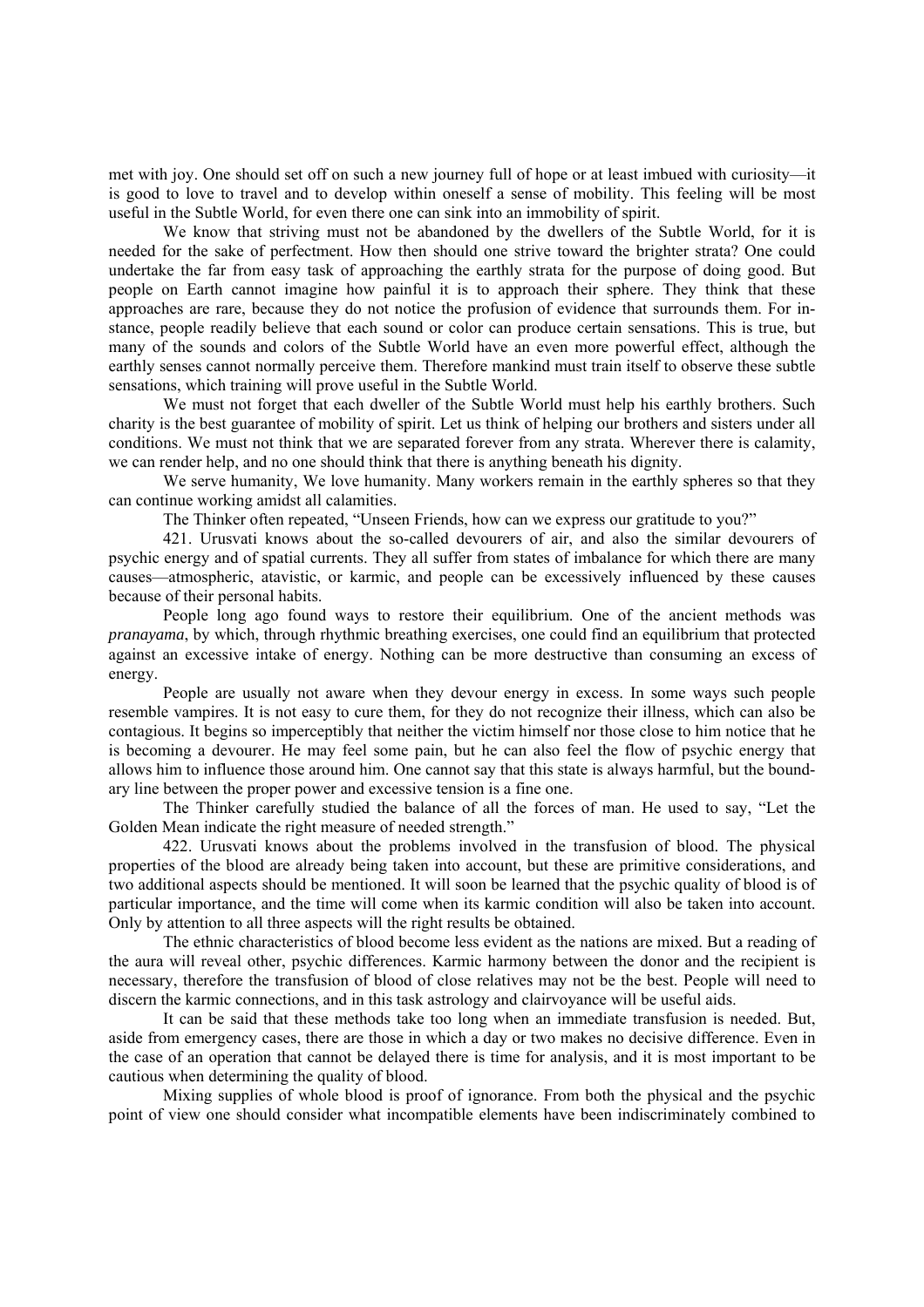met with joy. One should set off on such a new journey full of hope or at least imbued with curiosity—it is good to love to travel and to develop within oneself a sense of mobility. This feeling will be most useful in the Subtle World, for even there one can sink into an immobility of spirit.

We know that striving must not be abandoned by the dwellers of the Subtle World, for it is needed for the sake of perfectment. How then should one strive toward the brighter strata? One could undertake the far from easy task of approaching the earthly strata for the purpose of doing good. But people on Earth cannot imagine how painful it is to approach their sphere. They think that these approaches are rare, because they do not notice the profusion of evidence that surrounds them. For instance, people readily believe that each sound or color can produce certain sensations. This is true, but many of the sounds and colors of the Subtle World have an even more powerful effect, although the earthly senses cannot normally perceive them. Therefore mankind must train itself to observe these subtle sensations, which training will prove useful in the Subtle World.

We must not forget that each dweller of the Subtle World must help his earthly brothers. Such charity is the best guarantee of mobility of spirit. Let us think of helping our brothers and sisters under all conditions. We must not think that we are separated forever from any strata. Wherever there is calamity, we can render help, and no one should think that there is anything beneath his dignity.

We serve humanity, We love humanity. Many workers remain in the earthly spheres so that they can continue working amidst all calamities.

The Thinker often repeated, "Unseen Friends, how can we express our gratitude to you?"

421. Urusvati knows about the so-called devourers of air, and also the similar devourers of psychic energy and of spatial currents. They all suffer from states of imbalance for which there are many causes—atmospheric, atavistic, or karmic, and people can be excessively influenced by these causes because of their personal habits.

People long ago found ways to restore their equilibrium. One of the ancient methods was *pranayama*, by which, through rhythmic breathing exercises, one could find an equilibrium that protected against an excessive intake of energy. Nothing can be more destructive than consuming an excess of energy.

People are usually not aware when they devour energy in excess. In some ways such people resemble vampires. It is not easy to cure them, for they do not recognize their illness, which can also be contagious. It begins so imperceptibly that neither the victim himself nor those close to him notice that he is becoming a devourer. He may feel some pain, but he can also feel the flow of psychic energy that allows him to influence those around him. One cannot say that this state is always harmful, but the boundary line between the proper power and excessive tension is a fine one.

The Thinker carefully studied the balance of all the forces of man. He used to say, "Let the Golden Mean indicate the right measure of needed strength."

422. Urusvati knows about the problems involved in the transfusion of blood. The physical properties of the blood are already being taken into account, but these are primitive considerations, and two additional aspects should be mentioned. It will soon be learned that the psychic quality of blood is of particular importance, and the time will come when its karmic condition will also be taken into account. Only by attention to all three aspects will the right results be obtained.

The ethnic characteristics of blood become less evident as the nations are mixed. But a reading of the aura will reveal other, psychic differences. Karmic harmony between the donor and the recipient is necessary, therefore the transfusion of blood of close relatives may not be the best. People will need to discern the karmic connections, and in this task astrology and clairvoyance will be useful aids.

It can be said that these methods take too long when an immediate transfusion is needed. But, aside from emergency cases, there are those in which a day or two makes no decisive difference. Even in the case of an operation that cannot be delayed there is time for analysis, and it is most important to be cautious when determining the quality of blood.

Mixing supplies of whole blood is proof of ignorance. From both the physical and the psychic point of view one should consider what incompatible elements have been indiscriminately combined to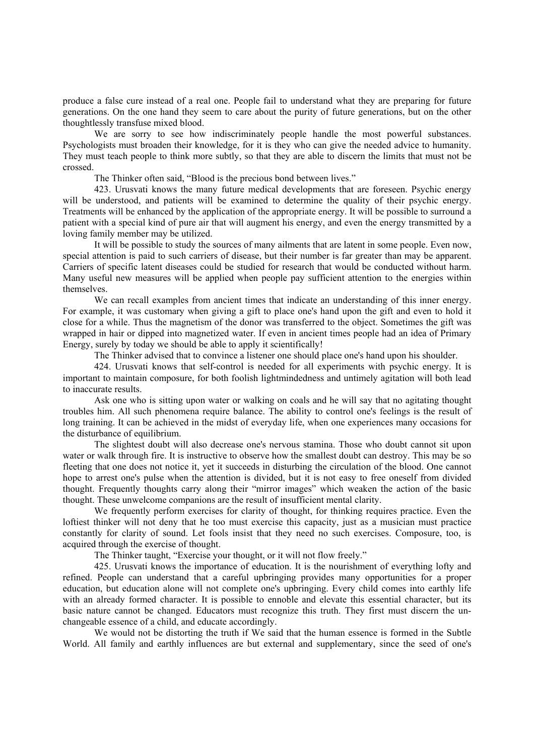produce a false cure instead of a real one. People fail to understand what they are preparing for future generations. On the one hand they seem to care about the purity of future generations, but on the other thoughtlessly transfuse mixed blood.

We are sorry to see how indiscriminately people handle the most powerful substances. Psychologists must broaden their knowledge, for it is they who can give the needed advice to humanity. They must teach people to think more subtly, so that they are able to discern the limits that must not be crossed.

The Thinker often said, "Blood is the precious bond between lives."

423. Urusvati knows the many future medical developments that are foreseen. Psychic energy will be understood, and patients will be examined to determine the quality of their psychic energy. Treatments will be enhanced by the application of the appropriate energy. It will be possible to surround a patient with a special kind of pure air that will augment his energy, and even the energy transmitted by a loving family member may be utilized.

It will be possible to study the sources of many ailments that are latent in some people. Even now, special attention is paid to such carriers of disease, but their number is far greater than may be apparent. Carriers of specific latent diseases could be studied for research that would be conducted without harm. Many useful new measures will be applied when people pay sufficient attention to the energies within themselves.

We can recall examples from ancient times that indicate an understanding of this inner energy. For example, it was customary when giving a gift to place one's hand upon the gift and even to hold it close for a while. Thus the magnetism of the donor was transferred to the object. Sometimes the gift was wrapped in hair or dipped into magnetized water. If even in ancient times people had an idea of Primary Energy, surely by today we should be able to apply it scientifically!

The Thinker advised that to convince a listener one should place one's hand upon his shoulder.

424. Urusvati knows that self-control is needed for all experiments with psychic energy. It is important to maintain composure, for both foolish lightmindedness and untimely agitation will both lead to inaccurate results.

Ask one who is sitting upon water or walking on coals and he will say that no agitating thought troubles him. All such phenomena require balance. The ability to control one's feelings is the result of long training. It can be achieved in the midst of everyday life, when one experiences many occasions for the disturbance of equilibrium.

The slightest doubt will also decrease one's nervous stamina. Those who doubt cannot sit upon water or walk through fire. It is instructive to observe how the smallest doubt can destroy. This may be so fleeting that one does not notice it, yet it succeeds in disturbing the circulation of the blood. One cannot hope to arrest one's pulse when the attention is divided, but it is not easy to free oneself from divided thought. Frequently thoughts carry along their "mirror images" which weaken the action of the basic thought. These unwelcome companions are the result of insufficient mental clarity.

We frequently perform exercises for clarity of thought, for thinking requires practice. Even the loftiest thinker will not deny that he too must exercise this capacity, just as a musician must practice constantly for clarity of sound. Let fools insist that they need no such exercises. Composure, too, is acquired through the exercise of thought.

The Thinker taught, "Exercise your thought, or it will not flow freely."

425. Urusvati knows the importance of education. It is the nourishment of everything lofty and refined. People can understand that a careful upbringing provides many opportunities for a proper education, but education alone will not complete one's upbringing. Every child comes into earthly life with an already formed character. It is possible to ennoble and elevate this essential character, but its basic nature cannot be changed. Educators must recognize this truth. They first must discern the unchangeable essence of a child, and educate accordingly.

We would not be distorting the truth if We said that the human essence is formed in the Subtle World. All family and earthly influences are but external and supplementary, since the seed of one's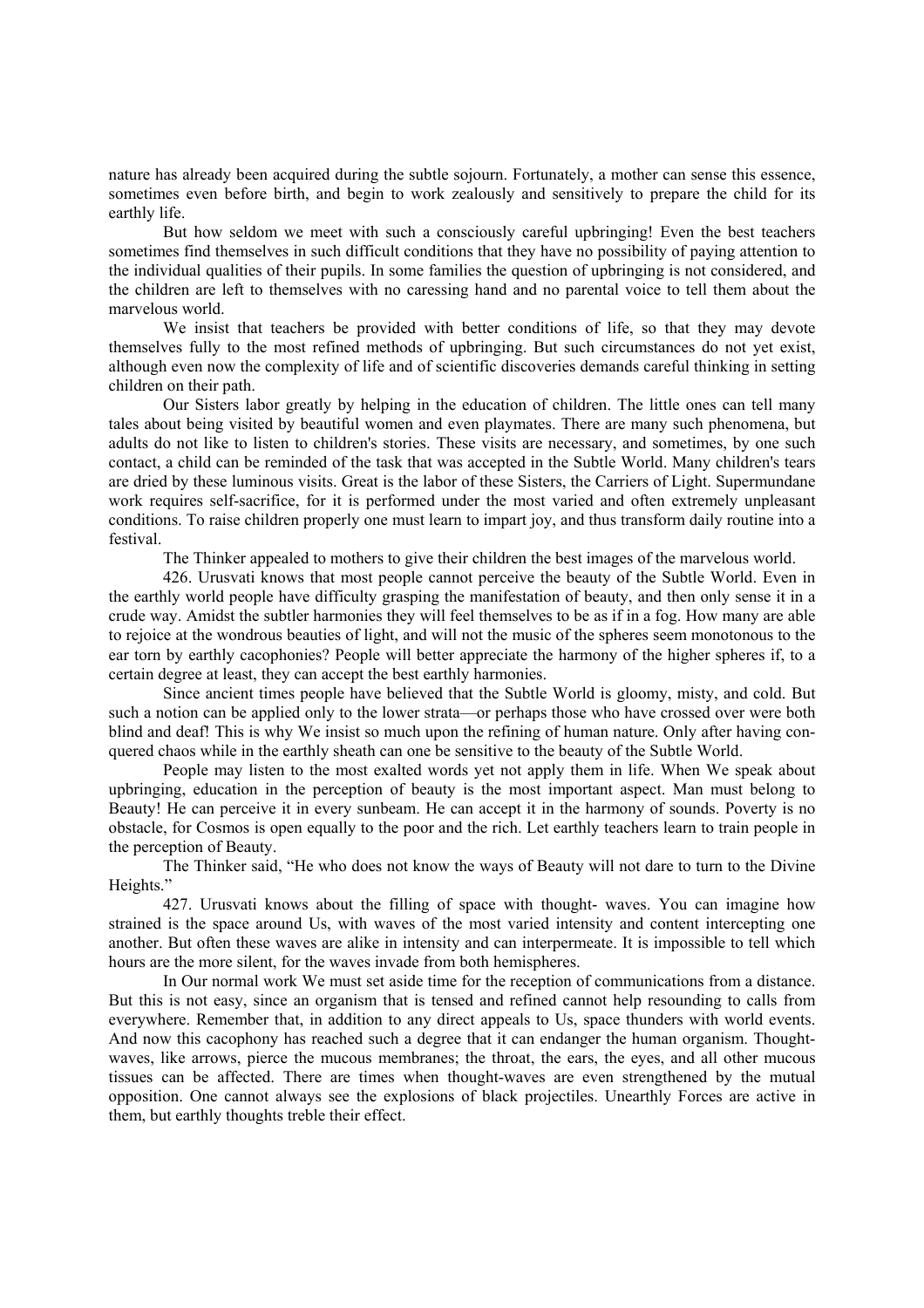nature has already been acquired during the subtle sojourn. Fortunately, a mother can sense this essence, sometimes even before birth, and begin to work zealously and sensitively to prepare the child for its earthly life.

But how seldom we meet with such a consciously careful upbringing! Even the best teachers sometimes find themselves in such difficult conditions that they have no possibility of paying attention to the individual qualities of their pupils. In some families the question of upbringing is not considered, and the children are left to themselves with no caressing hand and no parental voice to tell them about the marvelous world.

We insist that teachers be provided with better conditions of life, so that they may devote themselves fully to the most refined methods of upbringing. But such circumstances do not yet exist, although even now the complexity of life and of scientific discoveries demands careful thinking in setting children on their path.

Our Sisters labor greatly by helping in the education of children. The little ones can tell many tales about being visited by beautiful women and even playmates. There are many such phenomena, but adults do not like to listen to children's stories. These visits are necessary, and sometimes, by one such contact, a child can be reminded of the task that was accepted in the Subtle World. Many children's tears are dried by these luminous visits. Great is the labor of these Sisters, the Carriers of Light. Supermundane work requires self-sacrifice, for it is performed under the most varied and often extremely unpleasant conditions. To raise children properly one must learn to impart joy, and thus transform daily routine into a festival.

The Thinker appealed to mothers to give their children the best images of the marvelous world.

426. Urusvati knows that most people cannot perceive the beauty of the Subtle World. Even in the earthly world people have difficulty grasping the manifestation of beauty, and then only sense it in a crude way. Amidst the subtler harmonies they will feel themselves to be as if in a fog. How many are able to rejoice at the wondrous beauties of light, and will not the music of the spheres seem monotonous to the ear torn by earthly cacophonies? People will better appreciate the harmony of the higher spheres if, to a certain degree at least, they can accept the best earthly harmonies.

Since ancient times people have believed that the Subtle World is gloomy, misty, and cold. But such a notion can be applied only to the lower strata—or perhaps those who have crossed over were both blind and deaf! This is why We insist so much upon the refining of human nature. Only after having conquered chaos while in the earthly sheath can one be sensitive to the beauty of the Subtle World.

People may listen to the most exalted words yet not apply them in life. When We speak about upbringing, education in the perception of beauty is the most important aspect. Man must belong to Beauty! He can perceive it in every sunbeam. He can accept it in the harmony of sounds. Poverty is no obstacle, for Cosmos is open equally to the poor and the rich. Let earthly teachers learn to train people in the perception of Beauty.

The Thinker said, "He who does not know the ways of Beauty will not dare to turn to the Divine Heights."

427. Urusvati knows about the filling of space with thought- waves. You can imagine how strained is the space around Us, with waves of the most varied intensity and content intercepting one another. But often these waves are alike in intensity and can interpermeate. It is impossible to tell which hours are the more silent, for the waves invade from both hemispheres.

In Our normal work We must set aside time for the reception of communications from a distance. But this is not easy, since an organism that is tensed and refined cannot help resounding to calls from everywhere. Remember that, in addition to any direct appeals to Us, space thunders with world events. And now this cacophony has reached such a degree that it can endanger the human organism. Thought-waves, like arrows, pierce the mucous membranes; the throat, the ears, the eyes, and all other mucous tissues can be affected. There are times when thought-waves are even strengthened by the mutual opposition. One cannot always see the explosions of black projectiles. Unearthly Forces are active in them, but earthly thoughts treble their effect.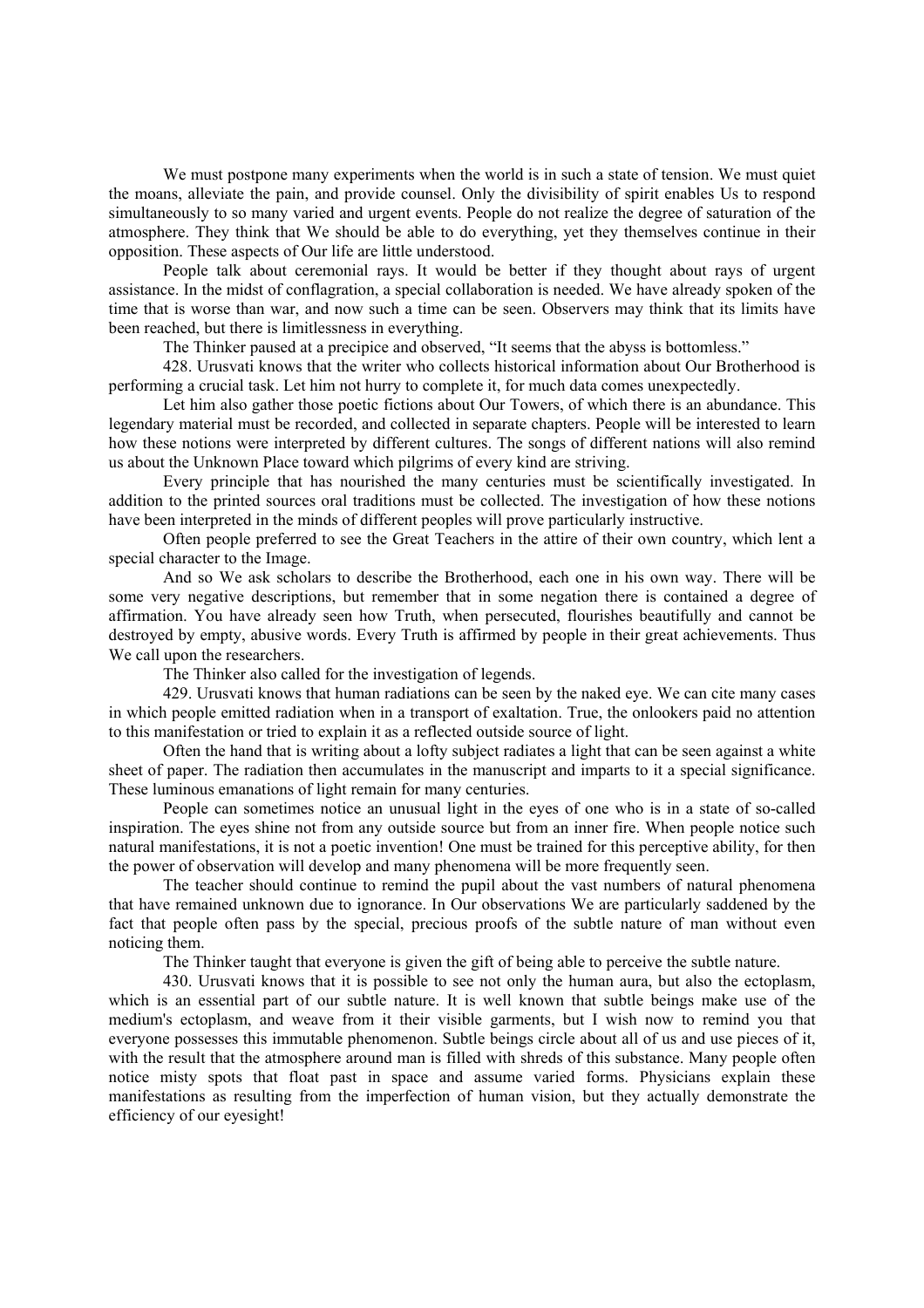We must postpone many experiments when the world is in such a state of tension. We must quiet the moans, alleviate the pain, and provide counsel. Only the divisibility of spirit enables Us to respond simultaneously to so many varied and urgent events. People do not realize the degree of saturation of the atmosphere. They think that We should be able to do everything, yet they themselves continue in their opposition. These aspects of Our life are little understood.

People talk about ceremonial rays. It would be better if they thought about rays of urgent assistance. In the midst of conflagration, a special collaboration is needed. We have already spoken of the time that is worse than war, and now such a time can be seen. Observers may think that its limits have been reached, but there is limitlessness in everything.

The Thinker paused at a precipice and observed, "It seems that the abyss is bottomless."

428. Urusvati knows that the writer who collects historical information about Our Brotherhood is performing a crucial task. Let him not hurry to complete it, for much data comes unexpectedly.

Let him also gather those poetic fictions about Our Towers, of which there is an abundance. This legendary material must be recorded, and collected in separate chapters. People will be interested to learn how these notions were interpreted by different cultures. The songs of different nations will also remind us about the Unknown Place toward which pilgrims of every kind are striving.

Every principle that has nourished the many centuries must be scientifically investigated. In addition to the printed sources oral traditions must be collected. The investigation of how these notions have been interpreted in the minds of different peoples will prove particularly instructive.

Often people preferred to see the Great Teachers in the attire of their own country, which lent a special character to the Image.

And so We ask scholars to describe the Brotherhood, each one in his own way. There will be some very negative descriptions, but remember that in some negation there is contained a degree of affirmation. You have already seen how Truth, when persecuted, flourishes beautifully and cannot be destroyed by empty, abusive words. Every Truth is affirmed by people in their great achievements. Thus We call upon the researchers.

The Thinker also called for the investigation of legends.

429. Urusvati knows that human radiations can be seen by the naked eye. We can cite many cases in which people emitted radiation when in a transport of exaltation. True, the onlookers paid no attention to this manifestation or tried to explain it as a reflected outside source of light.

Often the hand that is writing about a lofty subject radiates a light that can be seen against a white sheet of paper. The radiation then accumulates in the manuscript and imparts to it a special significance. These luminous emanations of light remain for many centuries.

People can sometimes notice an unusual light in the eyes of one who is in a state of so-called inspiration. The eyes shine not from any outside source but from an inner fire. When people notice such natural manifestations, it is not a poetic invention! One must be trained for this perceptive ability, for then the power of observation will develop and many phenomena will be more frequently seen.

The teacher should continue to remind the pupil about the vast numbers of natural phenomena that have remained unknown due to ignorance. In Our observations We are particularly saddened by the fact that people often pass by the special, precious proofs of the subtle nature of man without even noticing them.

The Thinker taught that everyone is given the gift of being able to perceive the subtle nature.

430. Urusvati knows that it is possible to see not only the human aura, but also the ectoplasm, which is an essential part of our subtle nature. It is well known that subtle beings make use of the medium's ectoplasm, and weave from it their visible garments, but I wish now to remind you that everyone possesses this immutable phenomenon. Subtle beings circle about all of us and use pieces of it, with the result that the atmosphere around man is filled with shreds of this substance. Many people often notice misty spots that float past in space and assume varied forms. Physicians explain these manifestations as resulting from the imperfection of human vision, but they actually demonstrate the efficiency of our eyesight!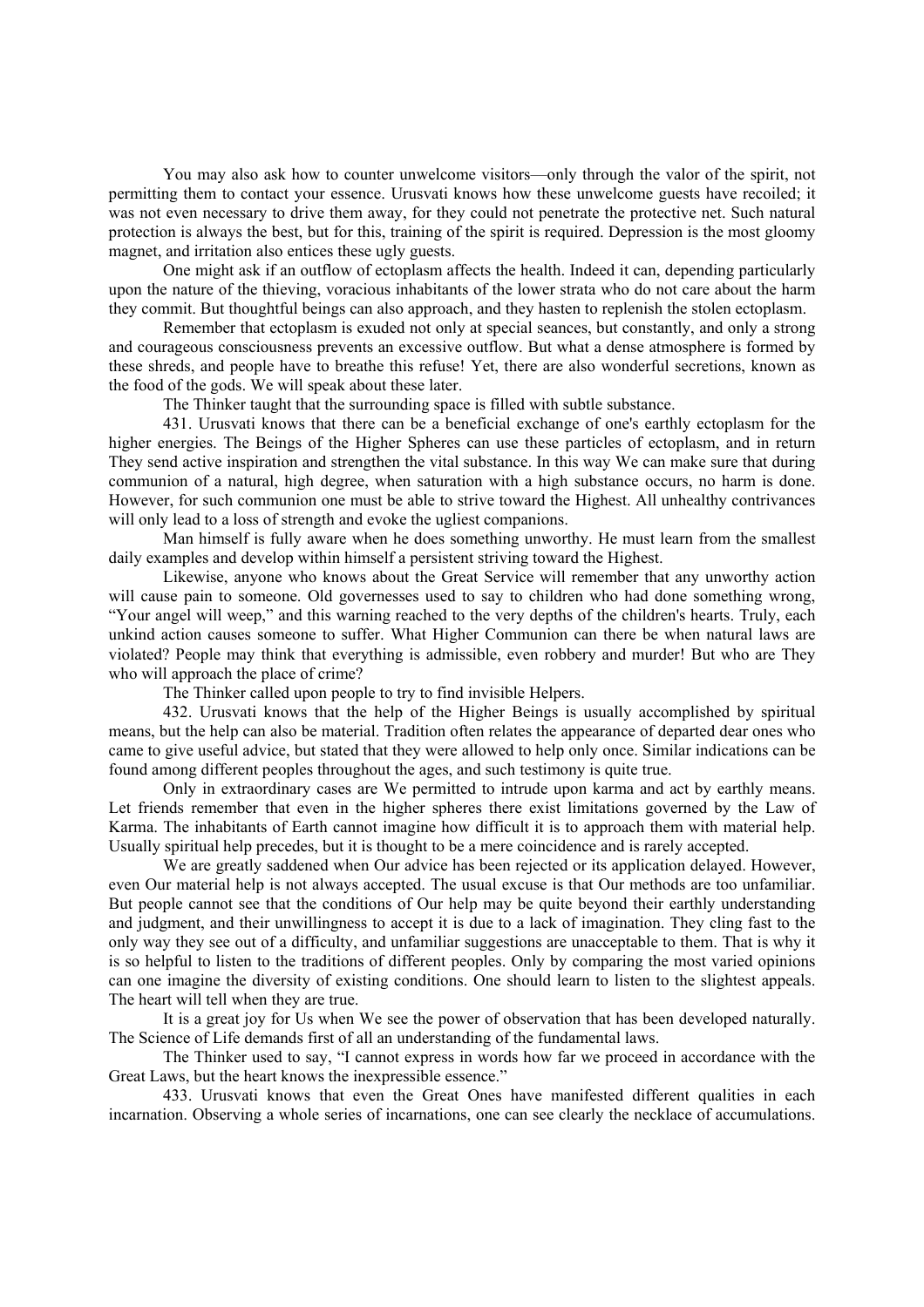You may also ask how to counter unwelcome visitors—only through the valor of the spirit, not permitting them to contact your essence. Urusvati knows how these unwelcome guests have recoiled; it was not even necessary to drive them away, for they could not penetrate the protective net. Such natural protection is always the best, but for this, training of the spirit is required. Depression is the most gloomy magnet, and irritation also entices these ugly guests.

One might ask if an outflow of ectoplasm affects the health. Indeed it can, depending particularly upon the nature of the thieving, voracious inhabitants of the lower strata who do not care about the harm they commit. But thoughtful beings can also approach, and they hasten to replenish the stolen ectoplasm.

Remember that ectoplasm is exuded not only at special seances, but constantly, and only a strong and courageous consciousness prevents an excessive outflow. But what a dense atmosphere is formed by these shreds, and people have to breathe this refuse! Yet, there are also wonderful secretions, known as the food of the gods. We will speak about these later.

The Thinker taught that the surrounding space is filled with subtle substance.

431. Urusvati knows that there can be a beneficial exchange of one's earthly ectoplasm for the higher energies. The Beings of the Higher Spheres can use these particles of ectoplasm, and in return They send active inspiration and strengthen the vital substance. In this way We can make sure that during communion of a natural, high degree, when saturation with a high substance occurs, no harm is done. However, for such communion one must be able to strive toward the Highest. All unhealthy contrivances will only lead to a loss of strength and evoke the ugliest companions.

Man himself is fully aware when he does something unworthy. He must learn from the smallest daily examples and develop within himself a persistent striving toward the Highest.

Likewise, anyone who knows about the Great Service will remember that any unworthy action will cause pain to someone. Old governesses used to say to children who had done something wrong, "Your angel will weep," and this warning reached to the very depths of the children's hearts. Truly, each unkind action causes someone to suffer. What Higher Communion can there be when natural laws are violated? People may think that everything is admissible, even robbery and murder! But who are They who will approach the place of crime?

The Thinker called upon people to try to find invisible Helpers.

432. Urusvati knows that the help of the Higher Beings is usually accomplished by spiritual means, but the help can also be material. Tradition often relates the appearance of departed dear ones who came to give useful advice, but stated that they were allowed to help only once. Similar indications can be found among different peoples throughout the ages, and such testimony is quite true.

Only in extraordinary cases are We permitted to intrude upon karma and act by earthly means. Let friends remember that even in the higher spheres there exist limitations governed by the Law of Karma. The inhabitants of Earth cannot imagine how difficult it is to approach them with material help. Usually spiritual help precedes, but it is thought to be a mere coincidence and is rarely accepted.

We are greatly saddened when Our advice has been rejected or its application delayed. However, even Our material help is not always accepted. The usual excuse is that Our methods are too unfamiliar. But people cannot see that the conditions of Our help may be quite beyond their earthly understanding and judgment, and their unwillingness to accept it is due to a lack of imagination. They cling fast to the only way they see out of a difficulty, and unfamiliar suggestions are unacceptable to them. That is why it is so helpful to listen to the traditions of different peoples. Only by comparing the most varied opinions can one imagine the diversity of existing conditions. One should learn to listen to the slightest appeals. The heart will tell when they are true.

It is a great joy for Us when We see the power of observation that has been developed naturally. The Science of Life demands first of all an understanding of the fundamental laws.

The Thinker used to say, "I cannot express in words how far we proceed in accordance with the Great Laws, but the heart knows the inexpressible essence."

433. Urusvati knows that even the Great Ones have manifested different qualities in each incarnation. Observing a whole series of incarnations, one can see clearly the necklace of accumulations.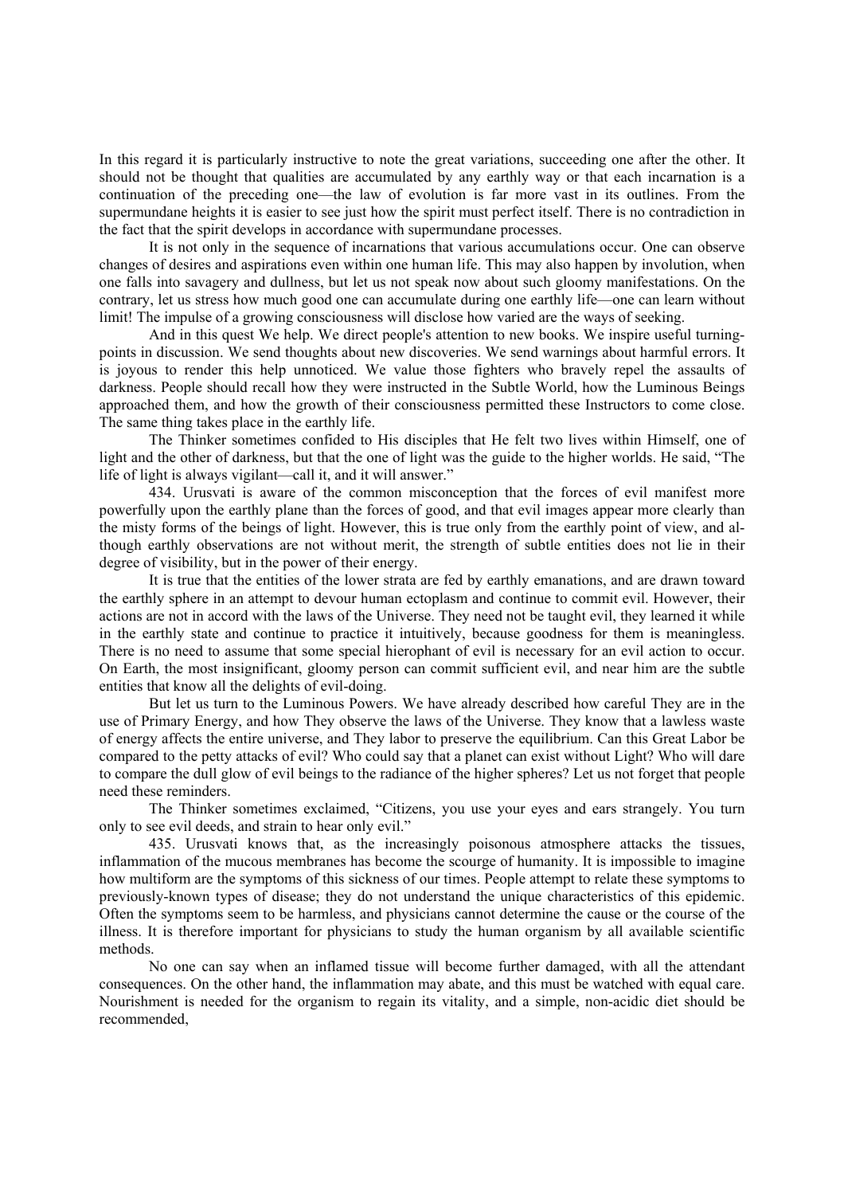In this regard it is particularly instructive to note the great variations, succeeding one after the other. It should not be thought that qualities are accumulated by any earthly way or that each incarnation is a continuation of the preceding one—the law of evolution is far more vast in its outlines. From the supermundane heights it is easier to see just how the spirit must perfect itself. There is no contradiction in the fact that the spirit develops in accordance with supermundane processes.

It is not only in the sequence of incarnations that various accumulations occur. One can observe changes of desires and aspirations even within one human life. This may also happen by involution, when one falls into savagery and dullness, but let us not speak now about such gloomy manifestations. On the contrary, let us stress how much good one can accumulate during one earthly life—one can learn without limit! The impulse of a growing consciousness will disclose how varied are the ways of seeking.

And in this quest We help. We direct people's attention to new books. We inspire useful turning-points in discussion. We send thoughts about new discoveries. We send warnings about harmful errors. It is joyous to render this help unnoticed. We value those fighters who bravely repel the assaults of darkness. People should recall how they were instructed in the Subtle World, how the Luminous Beings approached them, and how the growth of their consciousness permitted these Instructors to come close. The same thing takes place in the earthly life.

The Thinker sometimes confided to His disciples that He felt two lives within Himself, one of light and the other of darkness, but that the one of light was the guide to the higher worlds. He said, "The life of light is always vigilant—call it, and it will answer."

434. Urusvati is aware of the common misconception that the forces of evil manifest more powerfully upon the earthly plane than the forces of good, and that evil images appear more clearly than the misty forms of the beings of light. However, this is true only from the earthly point of view, and although earthly observations are not without merit, the strength of subtle entities does not lie in their degree of visibility, but in the power of their energy.

It is true that the entities of the lower strata are fed by earthly emanations, and are drawn toward the earthly sphere in an attempt to devour human ectoplasm and continue to commit evil. However, their actions are not in accord with the laws of the Universe. They need not be taught evil, they learned it while in the earthly state and continue to practice it intuitively, because goodness for them is meaningless. There is no need to assume that some special hierophant of evil is necessary for an evil action to occur. On Earth, the most insignificant, gloomy person can commit sufficient evil, and near him are the subtle entities that know all the delights of evil-doing.

But let us turn to the Luminous Powers. We have already described how careful They are in the use of Primary Energy, and how They observe the laws of the Universe. They know that a lawless waste of energy affects the entire universe, and They labor to preserve the equilibrium. Can this Great Labor be compared to the petty attacks of evil? Who could say that a planet can exist without Light? Who will dare to compare the dull glow of evil beings to the radiance of the higher spheres? Let us not forget that people need these reminders.

The Thinker sometimes exclaimed, "Citizens, you use your eyes and ears strangely. You turn only to see evil deeds, and strain to hear only evil."

435. Urusvati knows that, as the increasingly poisonous atmosphere attacks the tissues, inflammation of the mucous membranes has become the scourge of humanity. It is impossible to imagine how multiform are the symptoms of this sickness of our times. People attempt to relate these symptoms to previously-known types of disease; they do not understand the unique characteristics of this epidemic. Often the symptoms seem to be harmless, and physicians cannot determine the cause or the course of the illness. It is therefore important for physicians to study the human organism by all available scientific methods.

No one can say when an inflamed tissue will become further damaged, with all the attendant consequences. On the other hand, the inflammation may abate, and this must be watched with equal care. Nourishment is needed for the organism to regain its vitality, and a simple, non-acidic diet should be recommended,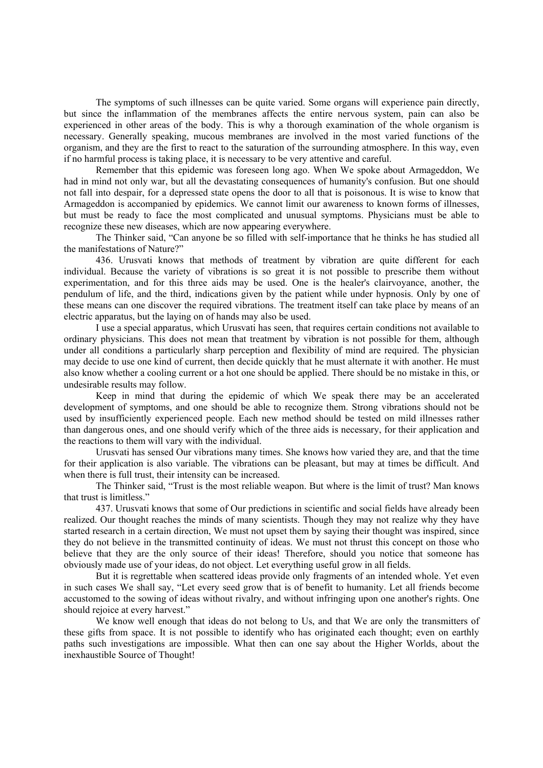The symptoms of such illnesses can be quite varied. Some organs will experience pain directly, but since the inflammation of the membranes affects the entire nervous system, pain can also be experienced in other areas of the body. This is why a thorough examination of the whole organism is necessary. Generally speaking, mucous membranes are involved in the most varied functions of the organism, and they are the first to react to the saturation of the surrounding atmosphere. In this way, even if no harmful process is taking place, it is necessary to be very attentive and careful.

Remember that this epidemic was foreseen long ago. When We spoke about Armageddon, We had in mind not only war, but all the devastating consequences of humanity's confusion. But one should not fall into despair, for a depressed state opens the door to all that is poisonous. It is wise to know that Armageddon is accompanied by epidemics. We cannot limit our awareness to known forms of illnesses, but must be ready to face the most complicated and unusual symptoms. Physicians must be able to recognize these new diseases, which are now appearing everywhere.

The Thinker said, "Can anyone be so filled with self-importance that he thinks he has studied all the manifestations of Nature?"

436. Urusvati knows that methods of treatment by vibration are quite different for each individual. Because the variety of vibrations is so great it is not possible to prescribe them without experimentation, and for this three aids may be used. One is the healer's clairvoyance, another, the pendulum of life, and the third, indications given by the patient while under hypnosis. Only by one of these means can one discover the required vibrations. The treatment itself can take place by means of an electric apparatus, but the laying on of hands may also be used.

I use a special apparatus, which Urusvati has seen, that requires certain conditions not available to ordinary physicians. This does not mean that treatment by vibration is not possible for them, although under all conditions a particularly sharp perception and flexibility of mind are required. The physician may decide to use one kind of current, then decide quickly that he must alternate it with another. He must also know whether a cooling current or a hot one should be applied. There should be no mistake in this, or undesirable results may follow.

Keep in mind that during the epidemic of which We speak there may be an accelerated development of symptoms, and one should be able to recognize them. Strong vibrations should not be used by insufficiently experienced people. Each new method should be tested on mild illnesses rather than dangerous ones, and one should verify which of the three aids is necessary, for their application and the reactions to them will vary with the individual.

Urusvati has sensed Our vibrations many times. She knows how varied they are, and that the time for their application is also variable. The vibrations can be pleasant, but may at times be difficult. And when there is full trust, their intensity can be increased.

The Thinker said, "Trust is the most reliable weapon. But where is the limit of trust? Man knows that trust is limitless."

437. Urusvati knows that some of Our predictions in scientific and social fields have already been realized. Our thought reaches the minds of many scientists. Though they may not realize why they have started research in a certain direction, We must not upset them by saying their thought was inspired, since they do not believe in the transmitted continuity of ideas. We must not thrust this concept on those who believe that they are the only source of their ideas! Therefore, should you notice that someone has obviously made use of your ideas, do not object. Let everything useful grow in all fields.

But it is regrettable when scattered ideas provide only fragments of an intended whole. Yet even in such cases We shall say, "Let every seed grow that is of benefit to humanity. Let all friends become accustomed to the sowing of ideas without rivalry, and without infringing upon one another's rights. One should rejoice at every harvest."

We know well enough that ideas do not belong to Us, and that We are only the transmitters of these gifts from space. It is not possible to identify who has originated each thought; even on earthly paths such investigations are impossible. What then can one say about the Higher Worlds, about the inexhaustible Source of Thought!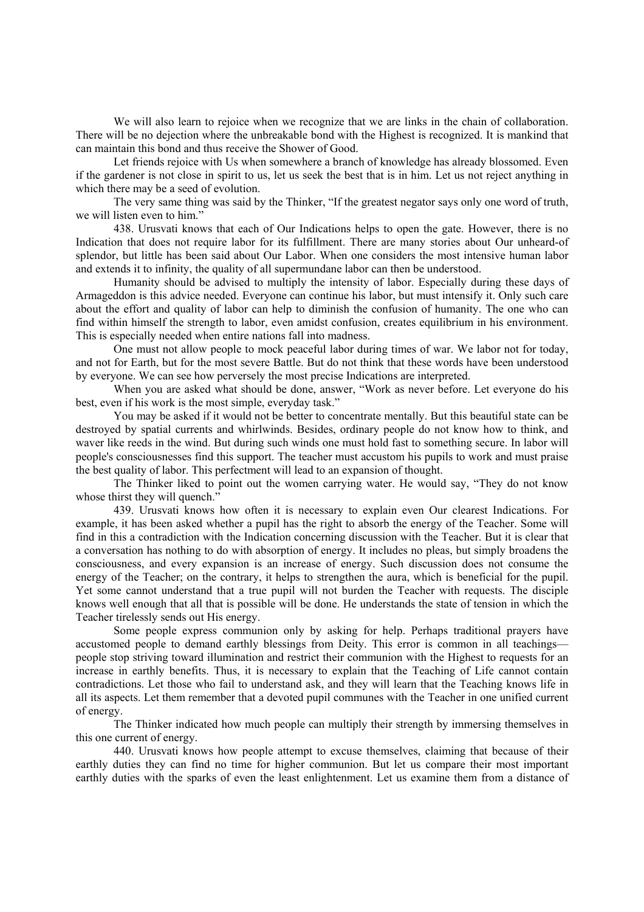We will also learn to rejoice when we recognize that we are links in the chain of collaboration. There will be no dejection where the unbreakable bond with the Highest is recognized. It is mankind that can maintain this bond and thus receive the Shower of Good.

Let friends rejoice with Us when somewhere a branch of knowledge has already blossomed. Even if the gardener is not close in spirit to us, let us seek the best that is in him. Let us not reject anything in which there may be a seed of evolution.

The very same thing was said by the Thinker, "If the greatest negator says only one word of truth, we will listen even to him."

438. Urusvati knows that each of Our Indications helps to open the gate. However, there is no Indication that does not require labor for its fulfillment. There are many stories about Our unheard-of splendor, but little has been said about Our Labor. When one considers the most intensive human labor and extends it to infinity, the quality of all supermundane labor can then be understood.

Humanity should be advised to multiply the intensity of labor. Especially during these days of Armageddon is this advice needed. Everyone can continue his labor, but must intensify it. Only such care about the effort and quality of labor can help to diminish the confusion of humanity. The one who can find within himself the strength to labor, even amidst confusion, creates equilibrium in his environment. This is especially needed when entire nations fall into madness.

One must not allow people to mock peaceful labor during times of war. We labor not for today, and not for Earth, but for the most severe Battle. But do not think that these words have been understood by everyone. We can see how perversely the most precise Indications are interpreted.

When you are asked what should be done, answer, "Work as never before. Let everyone do his best, even if his work is the most simple, everyday task."

You may be asked if it would not be better to concentrate mentally. But this beautiful state can be destroyed by spatial currents and whirlwinds. Besides, ordinary people do not know how to think, and waver like reeds in the wind. But during such winds one must hold fast to something secure. In labor will people's consciousnesses find this support. The teacher must accustom his pupils to work and must praise the best quality of labor. This perfectment will lead to an expansion of thought.

The Thinker liked to point out the women carrying water. He would say, "They do not know whose thirst they will quench."

439. Urusvati knows how often it is necessary to explain even Our clearest Indications. For example, it has been asked whether a pupil has the right to absorb the energy of the Teacher. Some will find in this a contradiction with the Indication concerning discussion with the Teacher. But it is clear that a conversation has nothing to do with absorption of energy. It includes no pleas, but simply broadens the consciousness, and every expansion is an increase of energy. Such discussion does not consume the energy of the Teacher; on the contrary, it helps to strengthen the aura, which is beneficial for the pupil. Yet some cannot understand that a true pupil will not burden the Teacher with requests. The disciple knows well enough that all that is possible will be done. He understands the state of tension in which the Teacher tirelessly sends out His energy.

Some people express communion only by asking for help. Perhaps traditional prayers have accustomed people to demand earthly blessings from Deity. This error is common in all teachings—people stop striving toward illumination and restrict their communion with the Highest to requests for an increase in earthly benefits. Thus, it is necessary to explain that the Teaching of Life cannot contain contradictions. Let those who fail to understand ask, and they will learn that the Teaching knows life in all its aspects. Let them remember that a devoted pupil communes with the Teacher in one unified current of energy.

The Thinker indicated how much people can multiply their strength by immersing themselves in this one current of energy.

440. Urusvati knows how people attempt to excuse themselves, claiming that because of their earthly duties they can find no time for higher communion. But let us compare their most important earthly duties with the sparks of even the least enlightenment. Let us examine them from a distance of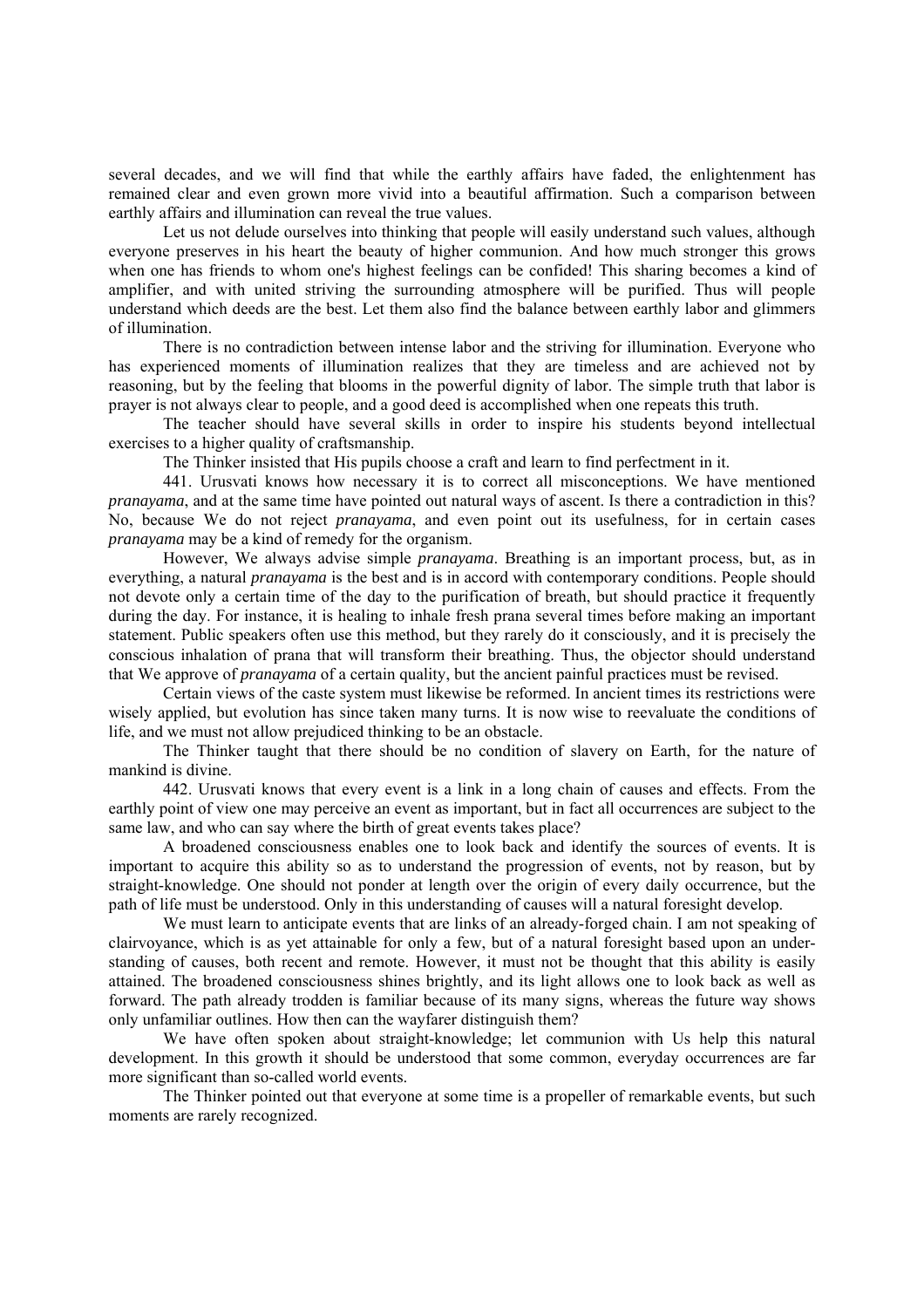several decades, and we will find that while the earthly affairs have faded, the enlightenment has remained clear and even grown more vivid into a beautiful affirmation. Such a comparison between earthly affairs and illumination can reveal the true values.

Let us not delude ourselves into thinking that people will easily understand such values, although everyone preserves in his heart the beauty of higher communion. And how much stronger this grows when one has friends to whom one's highest feelings can be confided! This sharing becomes a kind of amplifier, and with united striving the surrounding atmosphere will be purified. Thus will people understand which deeds are the best. Let them also find the balance between earthly labor and glimmers of illumination.

There is no contradiction between intense labor and the striving for illumination. Everyone who has experienced moments of illumination realizes that they are timeless and are achieved not by reasoning, but by the feeling that blooms in the powerful dignity of labor. The simple truth that labor is prayer is not always clear to people, and a good deed is accomplished when one repeats this truth.

The teacher should have several skills in order to inspire his students beyond intellectual exercises to a higher quality of craftsmanship.

The Thinker insisted that His pupils choose a craft and learn to find perfectment in it.

441. Urusvati knows how necessary it is to correct all misconceptions. We have mentioned *pranayama*, and at the same time have pointed out natural ways of ascent. Is there a contradiction in this? No, because We do not reject *pranayama*, and even point out its usefulness, for in certain cases *pranayama* may be a kind of remedy for the organism.

However, We always advise simple *pranayama*. Breathing is an important process, but, as in everything, a natural *pranayama* is the best and is in accord with contemporary conditions. People should not devote only a certain time of the day to the purification of breath, but should practice it frequently during the day. For instance, it is healing to inhale fresh prana several times before making an important statement. Public speakers often use this method, but they rarely do it consciously, and it is precisely the conscious inhalation of prana that will transform their breathing. Thus, the objector should understand that We approve of *pranayama* of a certain quality, but the ancient painful practices must be revised.

Certain views of the caste system must likewise be reformed. In ancient times its restrictions were wisely applied, but evolution has since taken many turns. It is now wise to reevaluate the conditions of life, and we must not allow prejudiced thinking to be an obstacle.

The Thinker taught that there should be no condition of slavery on Earth, for the nature of mankind is divine.

442. Urusvati knows that every event is a link in a long chain of causes and effects. From the earthly point of view one may perceive an event as important, but in fact all occurrences are subject to the same law, and who can say where the birth of great events takes place?

A broadened consciousness enables one to look back and identify the sources of events. It is important to acquire this ability so as to understand the progression of events, not by reason, but by straight-knowledge. One should not ponder at length over the origin of every daily occurrence, but the path of life must be understood. Only in this understanding of causes will a natural foresight develop.

We must learn to anticipate events that are links of an already-forged chain. I am not speaking of clairvoyance, which is as yet attainable for only a few, but of a natural foresight based upon an understanding of causes, both recent and remote. However, it must not be thought that this ability is easily attained. The broadened consciousness shines brightly, and its light allows one to look back as well as forward. The path already trodden is familiar because of its many signs, whereas the future way shows only unfamiliar outlines. How then can the wayfarer distinguish them?

We have often spoken about straight-knowledge; let communion with Us help this natural development. In this growth it should be understood that some common, everyday occurrences are far more significant than so-called world events.

The Thinker pointed out that everyone at some time is a propeller of remarkable events, but such moments are rarely recognized.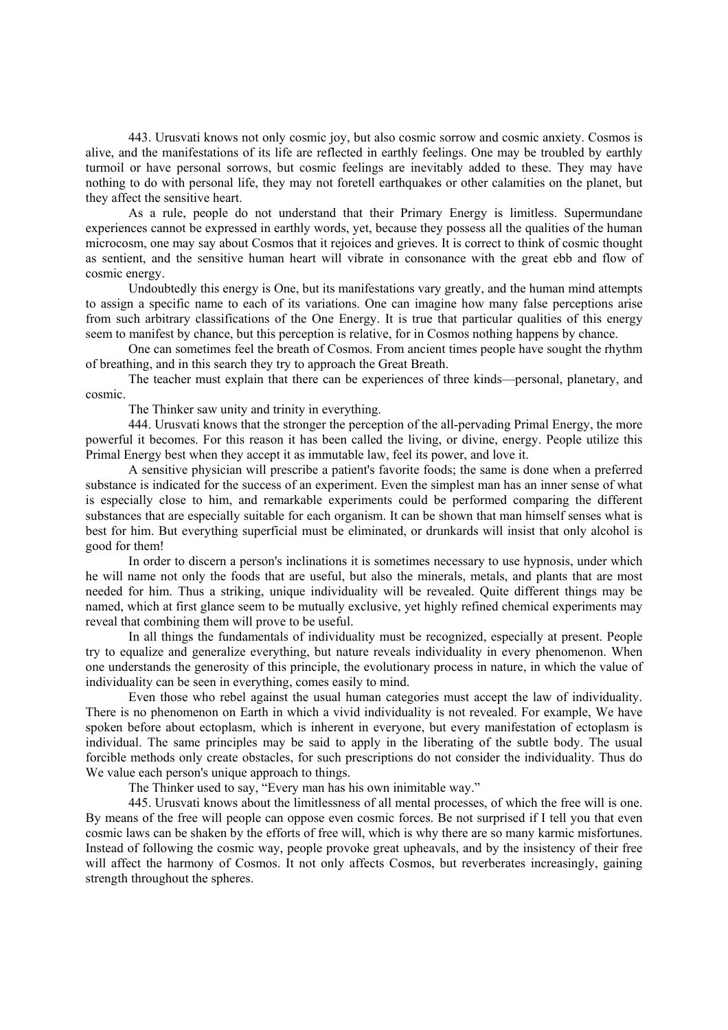443. Urusvati knows not only cosmic joy, but also cosmic sorrow and cosmic anxiety. Cosmos is alive, and the manifestations of its life are reflected in earthly feelings. One may be troubled by earthly turmoil or have personal sorrows, but cosmic feelings are inevitably added to these. They may have nothing to do with personal life, they may not foretell earthquakes or other calamities on the planet, but they affect the sensitive heart.

As a rule, people do not understand that their Primary Energy is limitless. Supermundane experiences cannot be expressed in earthly words, yet, because they possess all the qualities of the human microcosm, one may say about Cosmos that it rejoices and grieves. It is correct to think of cosmic thought as sentient, and the sensitive human heart will vibrate in consonance with the great ebb and flow of cosmic energy.

Undoubtedly this energy is One, but its manifestations vary greatly, and the human mind attempts to assign a specific name to each of its variations. One can imagine how many false perceptions arise from such arbitrary classifications of the One Energy. It is true that particular qualities of this energy seem to manifest by chance, but this perception is relative, for in Cosmos nothing happens by chance.

One can sometimes feel the breath of Cosmos. From ancient times people have sought the rhythm of breathing, and in this search they try to approach the Great Breath.

The teacher must explain that there can be experiences of three kinds—personal, planetary, and cosmic.

The Thinker saw unity and trinity in everything.

444. Urusvati knows that the stronger the perception of the all-pervading Primal Energy, the more powerful it becomes. For this reason it has been called the living, or divine, energy. People utilize this Primal Energy best when they accept it as immutable law, feel its power, and love it.

A sensitive physician will prescribe a patient's favorite foods; the same is done when a preferred substance is indicated for the success of an experiment. Even the simplest man has an inner sense of what is especially close to him, and remarkable experiments could be performed comparing the different substances that are especially suitable for each organism. It can be shown that man himself senses what is best for him. But everything superficial must be eliminated, or drunkards will insist that only alcohol is good for them!

In order to discern a person's inclinations it is sometimes necessary to use hypnosis, under which he will name not only the foods that are useful, but also the minerals, metals, and plants that are most needed for him. Thus a striking, unique individuality will be revealed. Quite different things may be named, which at first glance seem to be mutually exclusive, yet highly refined chemical experiments may reveal that combining them will prove to be useful.

In all things the fundamentals of individuality must be recognized, especially at present. People try to equalize and generalize everything, but nature reveals individuality in every phenomenon. When one understands the generosity of this principle, the evolutionary process in nature, in which the value of individuality can be seen in everything, comes easily to mind.

Even those who rebel against the usual human categories must accept the law of individuality. There is no phenomenon on Earth in which a vivid individuality is not revealed. For example, We have spoken before about ectoplasm, which is inherent in everyone, but every manifestation of ectoplasm is individual. The same principles may be said to apply in the liberating of the subtle body. The usual forcible methods only create obstacles, for such prescriptions do not consider the individuality. Thus do We value each person's unique approach to things.

The Thinker used to say, "Every man has his own inimitable way."

445. Urusvati knows about the limitlessness of all mental processes, of which the free will is one. By means of the free will people can oppose even cosmic forces. Be not surprised if I tell you that even cosmic laws can be shaken by the efforts of free will, which is why there are so many karmic misfortunes. Instead of following the cosmic way, people provoke great upheavals, and by the insistency of their free will affect the harmony of Cosmos. It not only affects Cosmos, but reverberates increasingly, gaining strength throughout the spheres.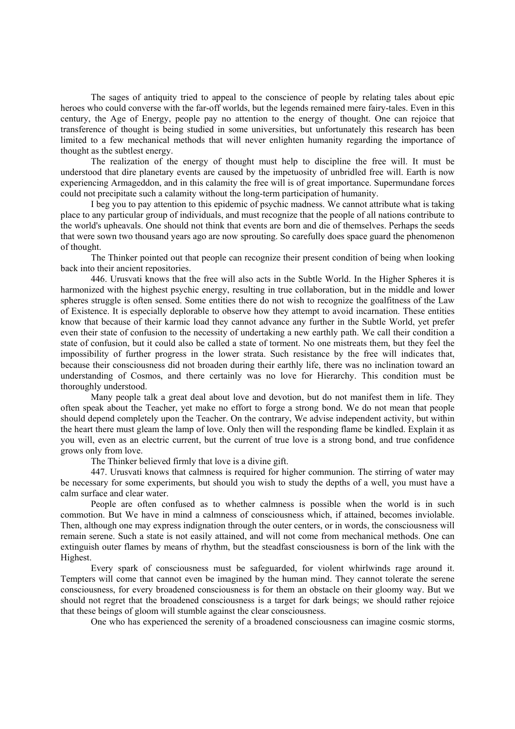The sages of antiquity tried to appeal to the conscience of people by relating tales about epic heroes who could converse with the far-off worlds, but the legends remained mere fairy-tales. Even in this century, the Age of Energy, people pay no attention to the energy of thought. One can rejoice that transference of thought is being studied in some universities, but unfortunately this research has been limited to a few mechanical methods that will never enlighten humanity regarding the importance of thought as the subtlest energy.

The realization of the energy of thought must help to discipline the free will. It must be understood that dire planetary events are caused by the impetuosity of unbridled free will. Earth is now experiencing Armageddon, and in this calamity the free will is of great importance. Supermundane forces could not precipitate such a calamity without the long-term participation of humanity.

I beg you to pay attention to this epidemic of psychic madness. We cannot attribute what is taking place to any particular group of individuals, and must recognize that the people of all nations contribute to the world's upheavals. One should not think that events are born and die of themselves. Perhaps the seeds that were sown two thousand years ago are now sprouting. So carefully does space guard the phenomenon of thought.

The Thinker pointed out that people can recognize their present condition of being when looking back into their ancient repositories.

446. Urusvati knows that the free will also acts in the Subtle World. In the Higher Spheres it is harmonized with the highest psychic energy, resulting in true collaboration, but in the middle and lower spheres struggle is often sensed. Some entities there do not wish to recognize the goalfitness of the Law of Existence. It is especially deplorable to observe how they attempt to avoid incarnation. These entities know that because of their karmic load they cannot advance any further in the Subtle World, yet prefer even their state of confusion to the necessity of undertaking a new earthly path. We call their condition a state of confusion, but it could also be called a state of torment. No one mistreats them, but they feel the impossibility of further progress in the lower strata. Such resistance by the free will indicates that, because their consciousness did not broaden during their earthly life, there was no inclination toward an understanding of Cosmos, and there certainly was no love for Hierarchy. This condition must be thoroughly understood.

Many people talk a great deal about love and devotion, but do not manifest them in life. They often speak about the Teacher, yet make no effort to forge a strong bond. We do not mean that people should depend completely upon the Teacher. On the contrary, We advise independent activity, but within the heart there must gleam the lamp of love. Only then will the responding flame be kindled. Explain it as you will, even as an electric current, but the current of true love is a strong bond, and true confidence grows only from love.

The Thinker believed firmly that love is a divine gift.

447. Urusvati knows that calmness is required for higher communion. The stirring of water may be necessary for some experiments, but should you wish to study the depths of a well, you must have a calm surface and clear water.

People are often confused as to whether calmness is possible when the world is in such commotion. But We have in mind a calmness of consciousness which, if attained, becomes inviolable. Then, although one may express indignation through the outer centers, or in words, the consciousness will remain serene. Such a state is not easily attained, and will not come from mechanical methods. One can extinguish outer flames by means of rhythm, but the steadfast consciousness is born of the link with the Highest.

Every spark of consciousness must be safeguarded, for violent whirlwinds rage around it. Tempters will come that cannot even be imagined by the human mind. They cannot tolerate the serene consciousness, for every broadened consciousness is for them an obstacle on their gloomy way. But we should not regret that the broadened consciousness is a target for dark beings; we should rather rejoice that these beings of gloom will stumble against the clear consciousness.

One who has experienced the serenity of a broadened consciousness can imagine cosmic storms,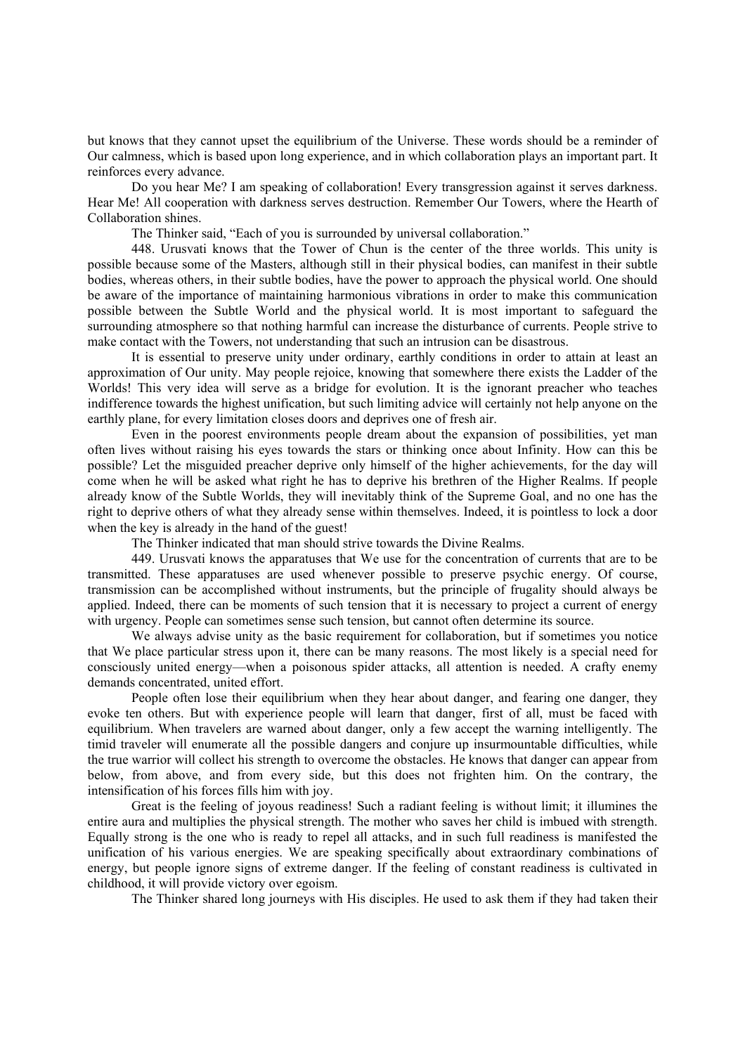but knows that they cannot upset the equilibrium of the Universe. These words should be a reminder of Our calmness, which is based upon long experience, and in which collaboration plays an important part. It reinforces every advance.

Do you hear Me? I am speaking of collaboration! Every transgression against it serves darkness. Hear Me! All cooperation with darkness serves destruction. Remember Our Towers, where the Hearth of Collaboration shines.

The Thinker said, "Each of you is surrounded by universal collaboration."

448. Urusvati knows that the Tower of Chun is the center of the three worlds. This unity is possible because some of the Masters, although still in their physical bodies, can manifest in their subtle bodies, whereas others, in their subtle bodies, have the power to approach the physical world. One should be aware of the importance of maintaining harmonious vibrations in order to make this communication possible between the Subtle World and the physical world. It is most important to safeguard the surrounding atmosphere so that nothing harmful can increase the disturbance of currents. People strive to make contact with the Towers, not understanding that such an intrusion can be disastrous.

It is essential to preserve unity under ordinary, earthly conditions in order to attain at least an approximation of Our unity. May people rejoice, knowing that somewhere there exists the Ladder of the Worlds! This very idea will serve as a bridge for evolution. It is the ignorant preacher who teaches indifference towards the highest unification, but such limiting advice will certainly not help anyone on the earthly plane, for every limitation closes doors and deprives one of fresh air.

Even in the poorest environments people dream about the expansion of possibilities, yet man often lives without raising his eyes towards the stars or thinking once about Infinity. How can this be possible? Let the misguided preacher deprive only himself of the higher achievements, for the day will come when he will be asked what right he has to deprive his brethren of the Higher Realms. If people already know of the Subtle Worlds, they will inevitably think of the Supreme Goal, and no one has the right to deprive others of what they already sense within themselves. Indeed, it is pointless to lock a door when the key is already in the hand of the guest!

The Thinker indicated that man should strive towards the Divine Realms.

449. Urusvati knows the apparatuses that We use for the concentration of currents that are to be transmitted. These apparatuses are used whenever possible to preserve psychic energy. Of course, transmission can be accomplished without instruments, but the principle of frugality should always be applied. Indeed, there can be moments of such tension that it is necessary to project a current of energy with urgency. People can sometimes sense such tension, but cannot often determine its source.

We always advise unity as the basic requirement for collaboration, but if sometimes you notice that We place particular stress upon it, there can be many reasons. The most likely is a special need for consciously united energy—when a poisonous spider attacks, all attention is needed. A crafty enemy demands concentrated, united effort.

People often lose their equilibrium when they hear about danger, and fearing one danger, they evoke ten others. But with experience people will learn that danger, first of all, must be faced with equilibrium. When travelers are warned about danger, only a few accept the warning intelligently. The timid traveler will enumerate all the possible dangers and conjure up insurmountable difficulties, while the true warrior will collect his strength to overcome the obstacles. He knows that danger can appear from below, from above, and from every side, but this does not frighten him. On the contrary, the intensification of his forces fills him with joy.

Great is the feeling of joyous readiness! Such a radiant feeling is without limit; it illumines the entire aura and multiplies the physical strength. The mother who saves her child is imbued with strength. Equally strong is the one who is ready to repel all attacks, and in such full readiness is manifested the unification of his various energies. We are speaking specifically about extraordinary combinations of energy, but people ignore signs of extreme danger. If the feeling of constant readiness is cultivated in childhood, it will provide victory over egoism.

The Thinker shared long journeys with His disciples. He used to ask them if they had taken their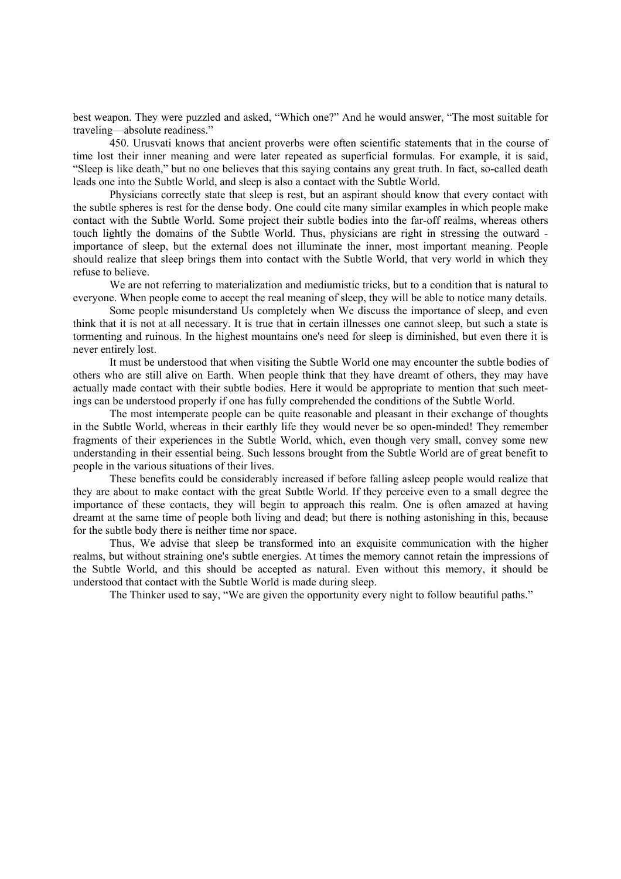best weapon. They were puzzled and asked, "Which one?" And he would answer, "The most suitable for traveling—absolute readiness."

450. Urusvati knows that ancient proverbs were often scientific statements that in the course of time lost their inner meaning and were later repeated as superficial formulas. For example, it is said, "Sleep is like death," but no one believes that this saying contains any great truth. In fact, so-called death leads one into the Subtle World, and sleep is also a contact with the Subtle World.

Physicians correctly state that sleep is rest, but an aspirant should know that every contact with the subtle spheres is rest for the dense body. One could cite many similar examples in which people make contact with the Subtle World. Some project their subtle bodies into the far-off realms, whereas others touch lightly the domains of the Subtle World. Thus, physicians are right in stressing the outward - importance of sleep, but the external does not illuminate the inner, most important meaning. People should realize that sleep brings them into contact with the Subtle World, that very world in which they refuse to believe.

We are not referring to materialization and mediumistic tricks, but to a condition that is natural to everyone. When people come to accept the real meaning of sleep, they will be able to notice many details.

Some people misunderstand Us completely when We discuss the importance of sleep, and even think that it is not at all necessary. It is true that in certain illnesses one cannot sleep, but such a state is tormenting and ruinous. In the highest mountains one's need for sleep is diminished, but even there it is never entirely lost.

It must be understood that when visiting the Subtle World one may encounter the subtle bodies of others who are still alive on Earth. When people think that they have dreamt of others, they may have actually made contact with their subtle bodies. Here it would be appropriate to mention that such meetings can be understood properly if one has fully comprehended the conditions of the Subtle World.

The most intemperate people can be quite reasonable and pleasant in their exchange of thoughts in the Subtle World, whereas in their earthly life they would never be so open-minded! They remember fragments of their experiences in the Subtle World, which, even though very small, convey some new understanding in their essential being. Such lessons brought from the Subtle World are of great benefit to people in the various situations of their lives.

These benefits could be considerably increased if before falling asleep people would realize that they are about to make contact with the great Subtle World. If they perceive even to a small degree the importance of these contacts, they will begin to approach this realm. One is often amazed at having dreamt at the same time of people both living and dead; but there is nothing astonishing in this, because for the subtle body there is neither time nor space.

Thus, We advise that sleep be transformed into an exquisite communication with the higher realms, but without straining one's subtle energies. At times the memory cannot retain the impressions of the Subtle World, and this should be accepted as natural. Even without this memory, it should be understood that contact with the Subtle World is made during sleep.

The Thinker used to say, "We are given the opportunity every night to follow beautiful paths."